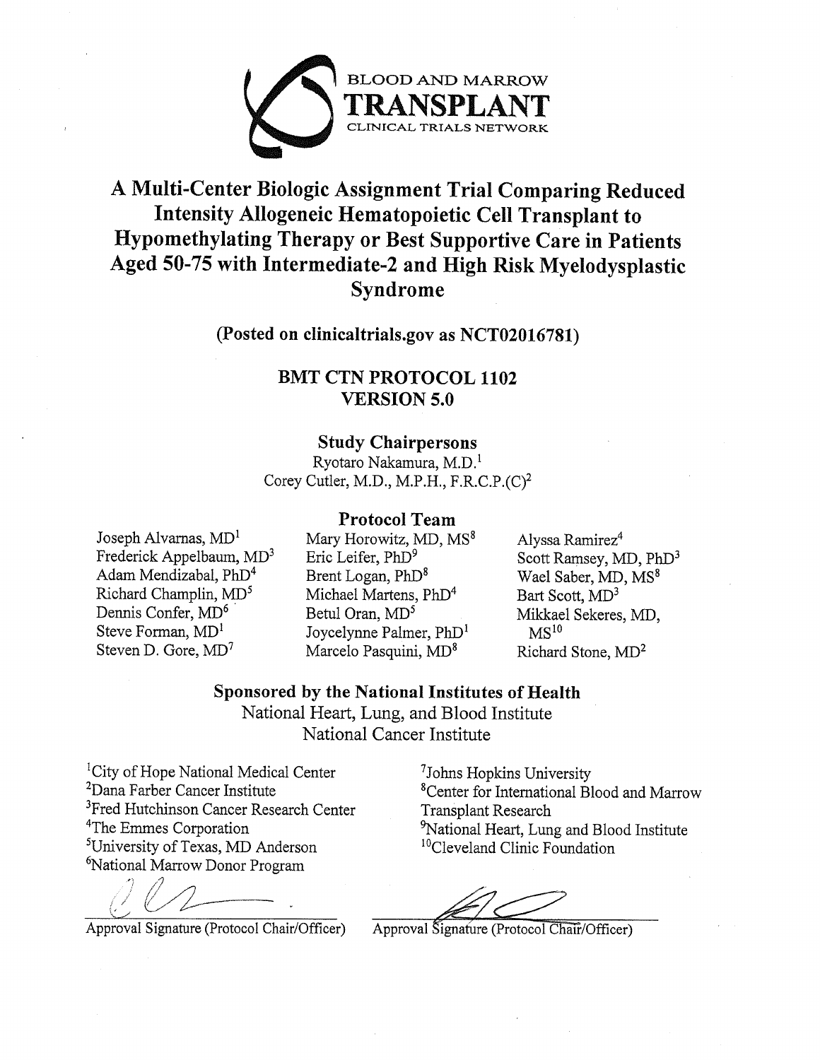BLOOD AND MARROW
**TRANSPLANT**
CLINICAL TRIALS NETWORK

# A Multi-Center Biologic Assignment Trial Comparing Reduced Intensity Allogeneic Hematopoietic Cell Transplant to Hypomethylating Therapy or Best Supportive Care in Patients Aged 50-75 with Intermediate-2 and High Risk Myelodysplastic Syndrome

**(Posted on clinicaltrials.gov as NCT02016781)**

**BMT CTN PROTOCOL 1102**
**VERSION 5.0**

**Study Chairpersons**

Ryotaro Nakamura, M.D.[1]
Corey Cutler, M.D., M.P.H., F.R.C.P.(C)[2]

**Protocol Team**

Joseph Alvarnas, MD[1]
Frederick Appelbaum, MD[3]
Adam Mendizabal, PhD[4]
Richard Champlin, MD[5]
Dennis Confer, MD[6]
Steve Forman, MD[1]
Steven D. Gore, MD[7]
Mary Horowitz, MD, MS[8]
Eric Leifer, PhD[9]
Brent Logan, PhD[8]
Michael Martens, PhD[4]
Betul Oran, MD[5]
Joycelynne Palmer, PhD[1]
Marcelo Pasquini, MD[8]
Alyssa Ramirez[4]
Scott Ramsey, MD, PhD[3]
Wael Saber, MD, MS[8]
Bart Scott, MD[3]
Mikkael Sekeres, MD, MS[10]
Richard Stone, MD[2]

**Sponsored by the National Institutes of Health**

National Heart, Lung, and Blood Institute
National Cancer Institute

[1]City of Hope National Medical Center
[2]Dana Farber Cancer Institute
[3]Fred Hutchinson Cancer Research Center
[4]The Emmes Corporation
[5]University of Texas, MD Anderson
[6]National Marrow Donor Program
[7]Johns Hopkins University
[8]Center for International Blood and Marrow Transplant Research
[9]National Heart, Lung and Blood Institute
[10]Cleveland Clinic Foundation

Approval Signature (Protocol Chair/Officer)

Approval Signature (Protocol Chair/Officer)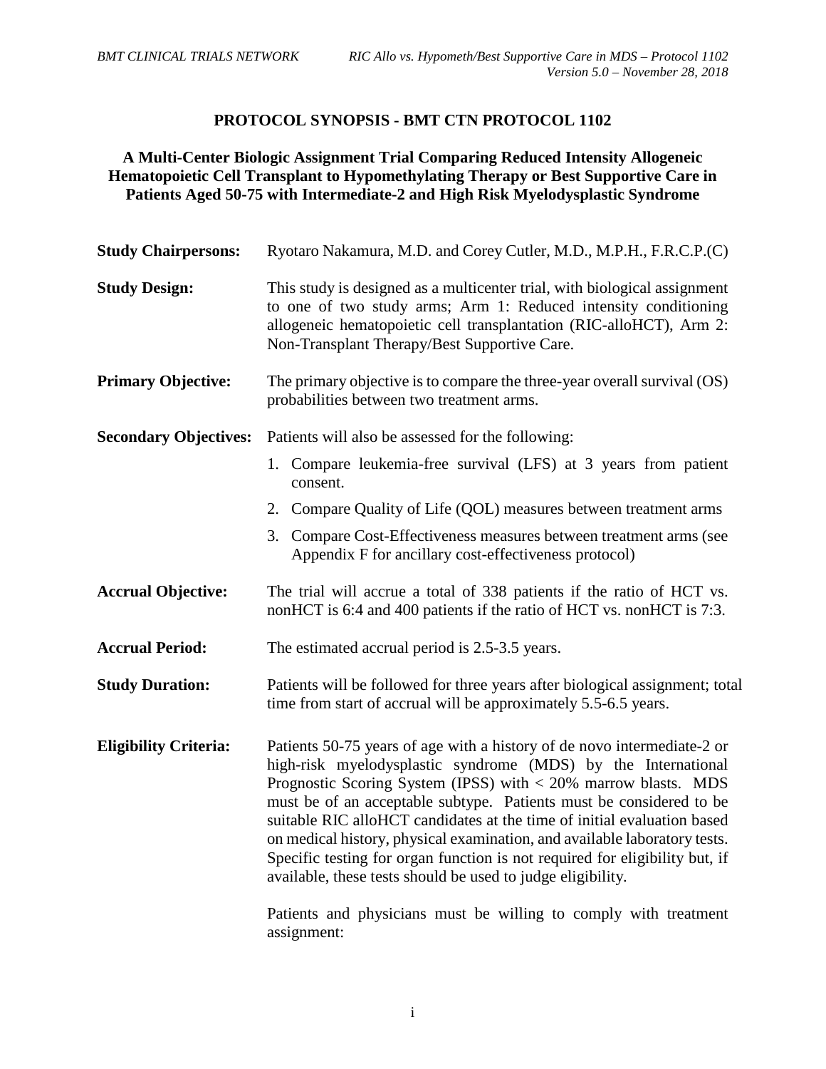# PROTOCOL SYNOPSIS - BMT CTN PROTOCOL 1102

## A Multi-Center Biologic Assignment Trial Comparing Reduced Intensity Allogeneic Hematopoietic Cell Transplant to Hypomethylating Therapy or Best Supportive Care in Patients Aged 50-75 with Intermediate-2 and High Risk Myelodysplastic Syndrome

**Study Chairpersons:** Ryotaro Nakamura, M.D. and Corey Cutler, M.D., M.P.H., F.R.C.P.(C)

**Study Design:** This study is designed as a multicenter trial, with biological assignment to one of two study arms; Arm 1: Reduced intensity conditioning allogeneic hematopoietic cell transplantation (RIC-alloHCT), Arm 2: Non-Transplant Therapy/Best Supportive Care.

**Primary Objective:** The primary objective is to compare the three-year overall survival (OS) probabilities between two treatment arms.

**Secondary Objectives:** Patients will also be assessed for the following:

1. Compare leukemia-free survival (LFS) at 3 years from patient consent.
2. Compare Quality of Life (QOL) measures between treatment arms
3. Compare Cost-Effectiveness measures between treatment arms (see Appendix F for ancillary cost-effectiveness protocol)

**Accrual Objective:** The trial will accrue a total of 338 patients if the ratio of HCT vs. nonHCT is 6:4 and 400 patients if the ratio of HCT vs. nonHCT is 7:3.

**Accrual Period:** The estimated accrual period is 2.5-3.5 years.

**Study Duration:** Patients will be followed for three years after biological assignment; total time from start of accrual will be approximately 5.5-6.5 years.

**Eligibility Criteria:** Patients 50-75 years of age with a history of de novo intermediate-2 or high-risk myelodysplastic syndrome (MDS) by the International Prognostic Scoring System (IPSS) with < 20% marrow blasts. MDS must be of an acceptable subtype. Patients must be considered to be suitable RIC alloHCT candidates at the time of initial evaluation based on medical history, physical examination, and available laboratory tests. Specific testing for organ function is not required for eligibility but, if available, these tests should be used to judge eligibility.

Patients and physicians must be willing to comply with treatment assignment: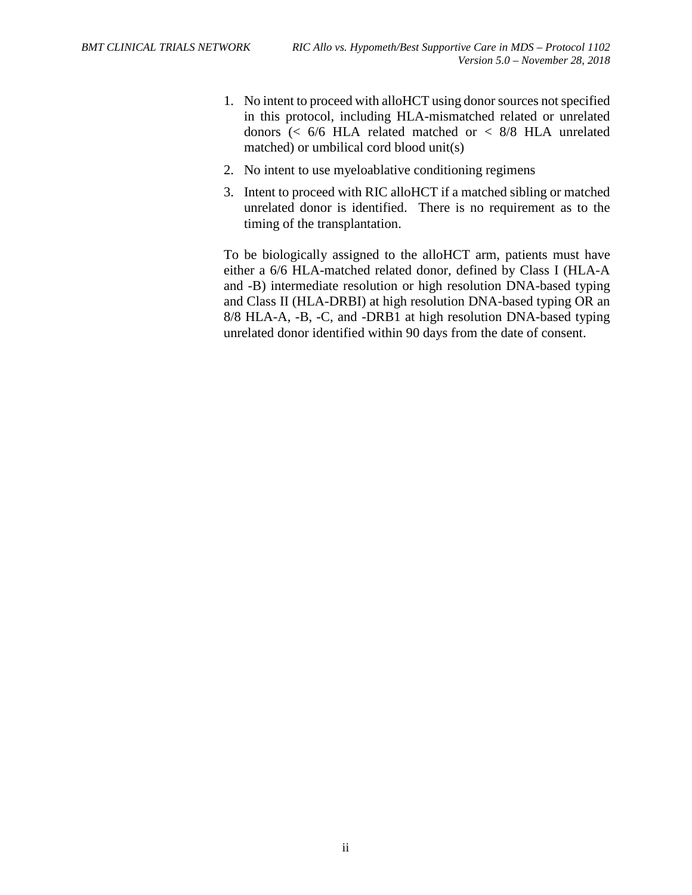1. No intent to proceed with alloHCT using donor sources not specified in this protocol, including HLA-mismatched related or unrelated donors (< 6/6 HLA related matched or < 8/8 HLA unrelated matched) or umbilical cord blood unit(s)
2. No intent to use myeloablative conditioning regimens
3. Intent to proceed with RIC alloHCT if a matched sibling or matched unrelated donor is identified. There is no requirement as to the timing of the transplantation.

To be biologically assigned to the alloHCT arm, patients must have either a 6/6 HLA-matched related donor, defined by Class I (HLA-A and -B) intermediate resolution or high resolution DNA-based typing and Class II (HLA-DRBI) at high resolution DNA-based typing OR an 8/8 HLA-A, -B, -C, and -DRB1 at high resolution DNA-based typing unrelated donor identified within 90 days from the date of consent.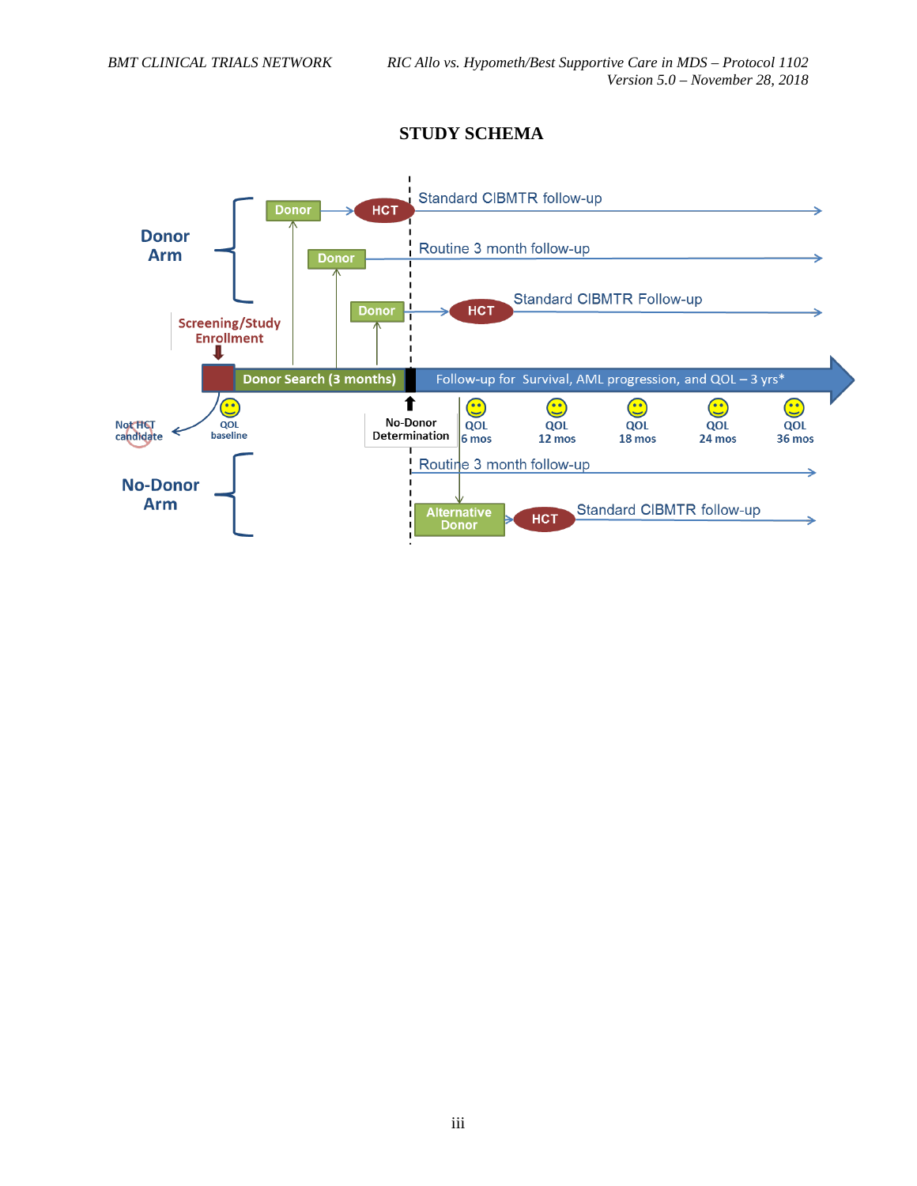# STUDY SCHEMA

**Donor Arm**

- Donor → HCT → Standard CIBMTR follow-up
- Donor → Routine 3 month follow-up
- Donor → HCT → Standard CIBMTR Follow-up

**Screening/Study Enrollment**

Donor Search (3 months) → Follow-up for Survival, AML progression, and QOL – 3 yrs*

Not HCT candidate

QOL baseline

No-Donor Determination

QOL 6 mos | QOL 12 mos | QOL 18 mos | QOL 24 mos | QOL 36 mos

**No-Donor Arm**

- Routine 3 month follow-up
- Alternative Donor → HCT → Standard CIBMTR follow-up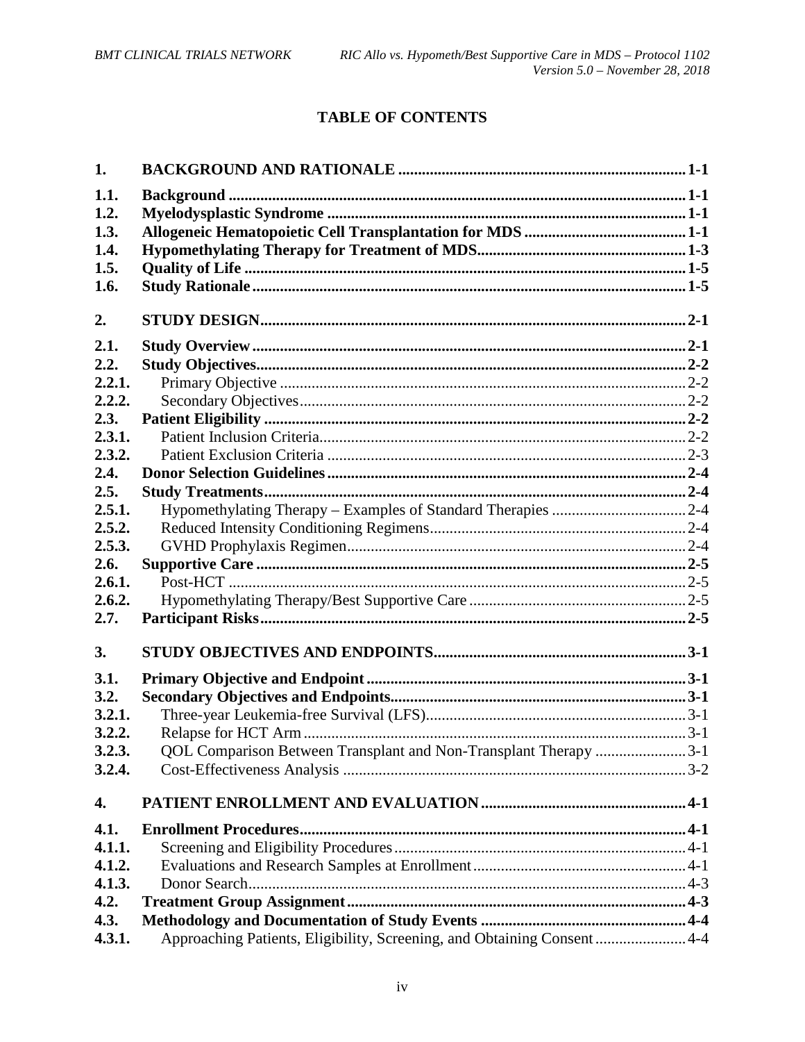## TABLE OF CONTENTS

| | | |
|---|---|---|
| **1.** | **BACKGROUND AND RATIONALE** | **1-1** |
| **1.1.** | **Background** | **1-1** |
| **1.2.** | **Myelodysplastic Syndrome** | **1-1** |
| **1.3.** | **Allogeneic Hematopoietic Cell Transplantation for MDS** | **1-1** |
| **1.4.** | **Hypomethylating Therapy for Treatment of MDS** | **1-3** |
| **1.5.** | **Quality of Life** | **1-5** |
| **1.6.** | **Study Rationale** | **1-5** |
| **2.** | **STUDY DESIGN** | **2-1** |
| **2.1.** | **Study Overview** | **2-1** |
| **2.2.** | **Study Objectives** | **2-2** |
| **2.2.1.** | Primary Objective | 2-2 |
| **2.2.2.** | Secondary Objectives | 2-2 |
| **2.3.** | **Patient Eligibility** | **2-2** |
| **2.3.1.** | Patient Inclusion Criteria | 2-2 |
| **2.3.2.** | Patient Exclusion Criteria | 2-3 |
| **2.4.** | **Donor Selection Guidelines** | **2-4** |
| **2.5.** | **Study Treatments** | **2-4** |
| **2.5.1.** | Hypomethylating Therapy – Examples of Standard Therapies | 2-4 |
| **2.5.2.** | Reduced Intensity Conditioning Regimens | 2-4 |
| **2.5.3.** | GVHD Prophylaxis Regimen | 2-4 |
| **2.6.** | **Supportive Care** | **2-5** |
| **2.6.1.** | Post-HCT | 2-5 |
| **2.6.2.** | Hypomethylating Therapy/Best Supportive Care | 2-5 |
| **2.7.** | **Participant Risks** | **2-5** |
| **3.** | **STUDY OBJECTIVES AND ENDPOINTS** | **3-1** |
| **3.1.** | **Primary Objective and Endpoint** | **3-1** |
| **3.2.** | **Secondary Objectives and Endpoints** | **3-1** |
| **3.2.1.** | Three-year Leukemia-free Survival (LFS) | 3-1 |
| **3.2.2.** | Relapse for HCT Arm | 3-1 |
| **3.2.3.** | QOL Comparison Between Transplant and Non-Transplant Therapy | 3-1 |
| **3.2.4.** | Cost-Effectiveness Analysis | 3-2 |
| **4.** | **PATIENT ENROLLMENT AND EVALUATION** | **4-1** |
| **4.1.** | **Enrollment Procedures** | **4-1** |
| **4.1.1.** | Screening and Eligibility Procedures | 4-1 |
| **4.1.2.** | Evaluations and Research Samples at Enrollment | 4-1 |
| **4.1.3.** | Donor Search | 4-3 |
| **4.2.** | **Treatment Group Assignment** | **4-3** |
| **4.3.** | **Methodology and Documentation of Study Events** | **4-4** |
| **4.3.1.** | Approaching Patients, Eligibility, Screening, and Obtaining Consent | 4-4 |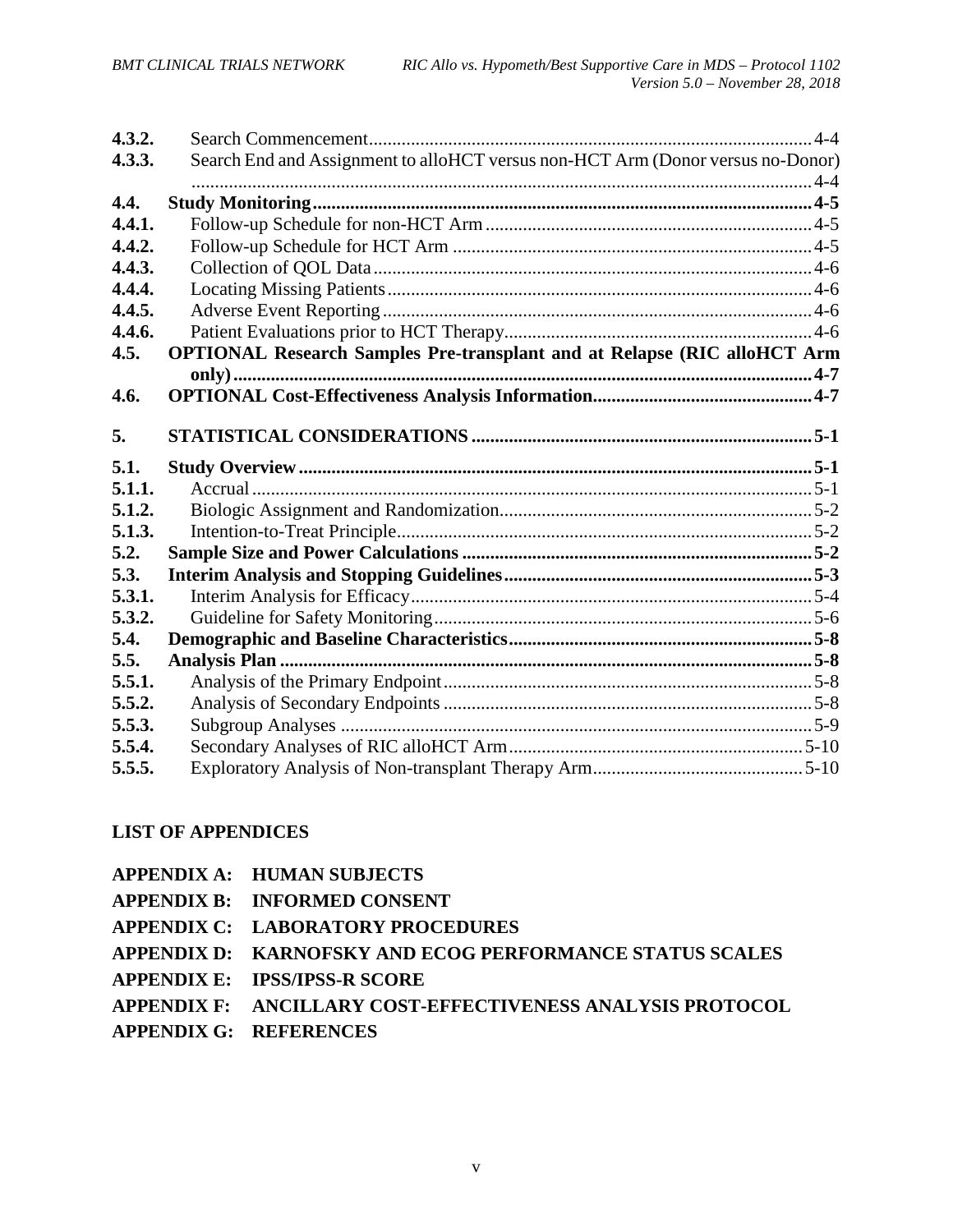| | | |
|---|---|---|
| 4.3.2. | Search Commencement | 4-4 |
| 4.3.3. | Search End and Assignment to alloHCT versus non-HCT Arm (Donor versus no-Donor) | 4-4 |
| **4.4.** | **Study Monitoring** | **4-5** |
| 4.4.1. | Follow-up Schedule for non-HCT Arm | 4-5 |
| 4.4.2. | Follow-up Schedule for HCT Arm | 4-5 |
| 4.4.3. | Collection of QOL Data | 4-6 |
| 4.4.4. | Locating Missing Patients | 4-6 |
| 4.4.5. | Adverse Event Reporting | 4-6 |
| 4.4.6. | Patient Evaluations prior to HCT Therapy | 4-6 |
| **4.5.** | **OPTIONAL Research Samples Pre-transplant and at Relapse (RIC alloHCT Arm only)** | **4-7** |
| **4.6.** | **OPTIONAL Cost-Effectiveness Analysis Information** | **4-7** |
| **5.** | **STATISTICAL CONSIDERATIONS** | **5-1** |
| **5.1.** | **Study Overview** | **5-1** |
| 5.1.1. | Accrual | 5-1 |
| 5.1.2. | Biologic Assignment and Randomization | 5-2 |
| 5.1.3. | Intention-to-Treat Principle | 5-2 |
| **5.2.** | **Sample Size and Power Calculations** | **5-2** |
| **5.3.** | **Interim Analysis and Stopping Guidelines** | **5-3** |
| 5.3.1. | Interim Analysis for Efficacy | 5-4 |
| 5.3.2. | Guideline for Safety Monitoring | 5-6 |
| **5.4.** | **Demographic and Baseline Characteristics** | **5-8** |
| **5.5.** | **Analysis Plan** | **5-8** |
| 5.5.1. | Analysis of the Primary Endpoint | 5-8 |
| 5.5.2. | Analysis of Secondary Endpoints | 5-8 |
| 5.5.3. | Subgroup Analyses | 5-9 |
| 5.5.4. | Secondary Analyses of RIC alloHCT Arm | 5-10 |
| 5.5.5. | Exploratory Analysis of Non-transplant Therapy Arm | 5-10 |

**LIST OF APPENDICES**

**APPENDIX A: HUMAN SUBJECTS**

**APPENDIX B: INFORMED CONSENT**

**APPENDIX C: LABORATORY PROCEDURES**

**APPENDIX D: KARNOFSKY AND ECOG PERFORMANCE STATUS SCALES**

**APPENDIX E: IPSS/IPSS-R SCORE**

**APPENDIX F: ANCILLARY COST-EFFECTIVENESS ANALYSIS PROTOCOL**

**APPENDIX G: REFERENCES**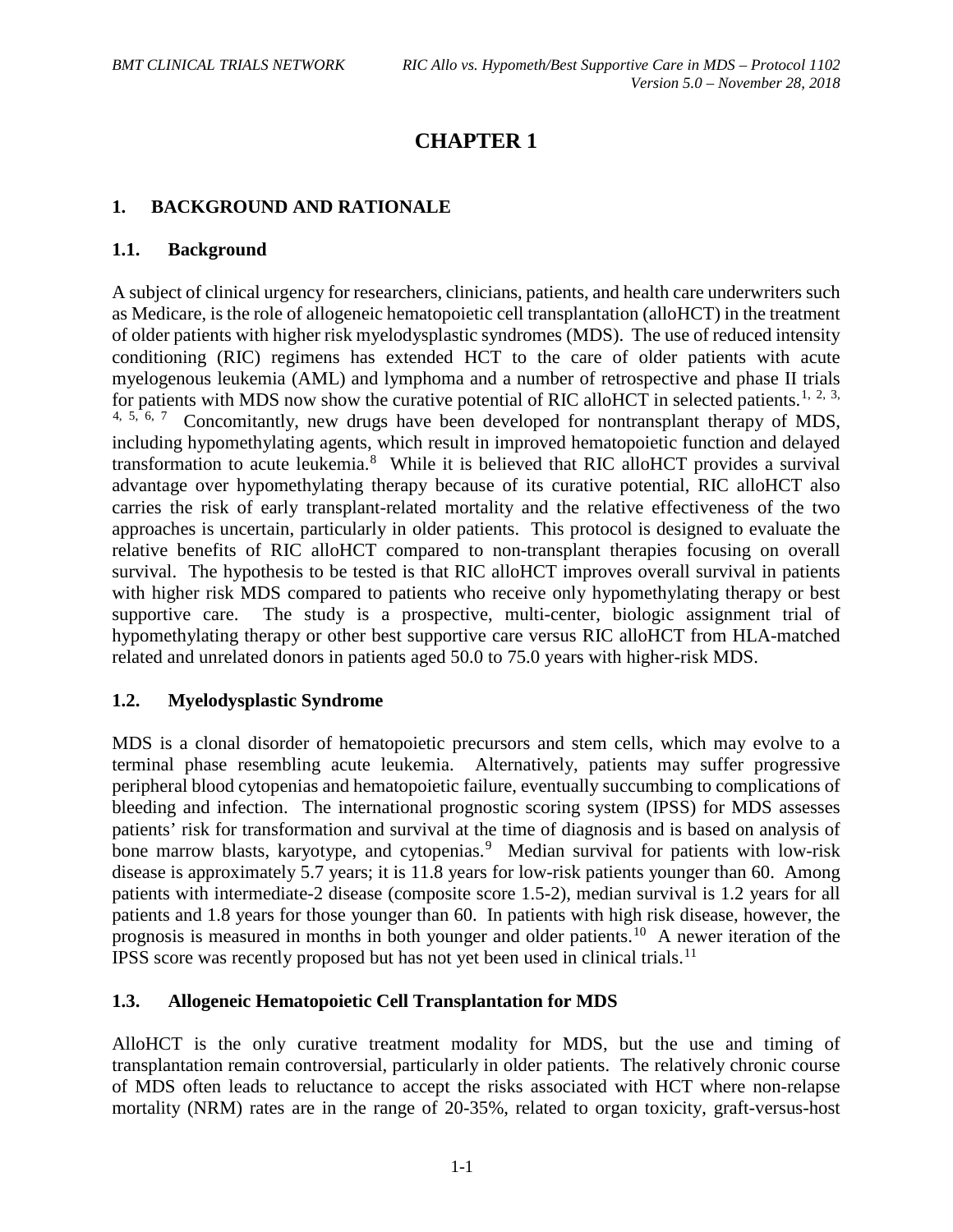# CHAPTER 1

## 1. BACKGROUND AND RATIONALE

### 1.1. Background

A subject of clinical urgency for researchers, clinicians, patients, and health care underwriters such as Medicare, is the role of allogeneic hematopoietic cell transplantation (alloHCT) in the treatment of older patients with higher risk myelodysplastic syndromes (MDS). The use of reduced intensity conditioning (RIC) regimens has extended HCT to the care of older patients with acute myelogenous leukemia (AML) and lymphoma and a number of retrospective and phase II trials for patients with MDS now show the curative potential of RIC alloHCT in selected patients.[1, 2, 3, 4, 5, 6, 7] Concomitantly, new drugs have been developed for nontransplant therapy of MDS, including hypomethylating agents, which result in improved hematopoietic function and delayed transformation to acute leukemia.[8] While it is believed that RIC alloHCT provides a survival advantage over hypomethylating therapy because of its curative potential, RIC alloHCT also carries the risk of early transplant-related mortality and the relative effectiveness of the two approaches is uncertain, particularly in older patients. This protocol is designed to evaluate the relative benefits of RIC alloHCT compared to non-transplant therapies focusing on overall survival. The hypothesis to be tested is that RIC alloHCT improves overall survival in patients with higher risk MDS compared to patients who receive only hypomethylating therapy or best supportive care. The study is a prospective, multi-center, biologic assignment trial of hypomethylating therapy or other best supportive care versus RIC alloHCT from HLA-matched related and unrelated donors in patients aged 50.0 to 75.0 years with higher-risk MDS.

### 1.2. Myelodysplastic Syndrome

MDS is a clonal disorder of hematopoietic precursors and stem cells, which may evolve to a terminal phase resembling acute leukemia. Alternatively, patients may suffer progressive peripheral blood cytopenias and hematopoietic failure, eventually succumbing to complications of bleeding and infection. The international prognostic scoring system (IPSS) for MDS assesses patients' risk for transformation and survival at the time of diagnosis and is based on analysis of bone marrow blasts, karyotype, and cytopenias.[9] Median survival for patients with low-risk disease is approximately 5.7 years; it is 11.8 years for low-risk patients younger than 60. Among patients with intermediate-2 disease (composite score 1.5-2), median survival is 1.2 years for all patients and 1.8 years for those younger than 60. In patients with high risk disease, however, the prognosis is measured in months in both younger and older patients.[10] A newer iteration of the IPSS score was recently proposed but has not yet been used in clinical trials.[11]

### 1.3. Allogeneic Hematopoietic Cell Transplantation for MDS

AlloHCT is the only curative treatment modality for MDS, but the use and timing of transplantation remain controversial, particularly in older patients. The relatively chronic course of MDS often leads to reluctance to accept the risks associated with HCT where non-relapse mortality (NRM) rates are in the range of 20-35%, related to organ toxicity, graft-versus-host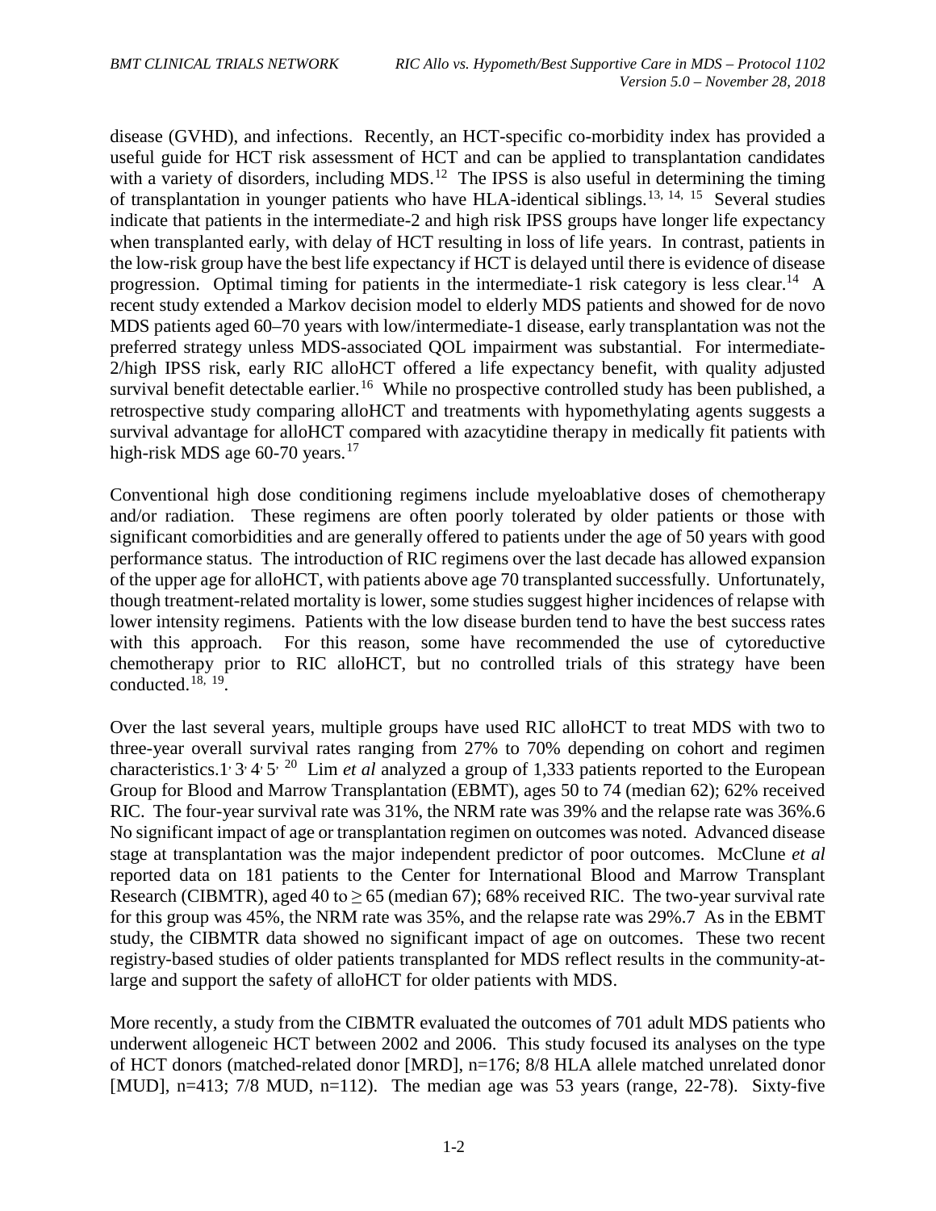disease (GVHD), and infections. Recently, an HCT-specific co-morbidity index has provided a useful guide for HCT risk assessment of HCT and can be applied to transplantation candidates with a variety of disorders, including MDS.[12] The IPSS is also useful in determining the timing of transplantation in younger patients who have HLA-identical siblings.[13, 14, 15] Several studies indicate that patients in the intermediate-2 and high risk IPSS groups have longer life expectancy when transplanted early, with delay of HCT resulting in loss of life years. In contrast, patients in the low-risk group have the best life expectancy if HCT is delayed until there is evidence of disease progression. Optimal timing for patients in the intermediate-1 risk category is less clear.[14] A recent study extended a Markov decision model to elderly MDS patients and showed for de novo MDS patients aged 60–70 years with low/intermediate-1 disease, early transplantation was not the preferred strategy unless MDS-associated QOL impairment was substantial. For intermediate-2/high IPSS risk, early RIC alloHCT offered a life expectancy benefit, with quality adjusted survival benefit detectable earlier.[16] While no prospective controlled study has been published, a retrospective study comparing alloHCT and treatments with hypomethylating agents suggests a survival advantage for alloHCT compared with azacytidine therapy in medically fit patients with high-risk MDS age 60-70 years.[17]

Conventional high dose conditioning regimens include myeloablative doses of chemotherapy and/or radiation. These regimens are often poorly tolerated by older patients or those with significant comorbidities and are generally offered to patients under the age of 50 years with good performance status. The introduction of RIC regimens over the last decade has allowed expansion of the upper age for alloHCT, with patients above age 70 transplanted successfully. Unfortunately, though treatment-related mortality is lower, some studies suggest higher incidences of relapse with lower intensity regimens. Patients with the low disease burden tend to have the best success rates with this approach. For this reason, some have recommended the use of cytoreductive chemotherapy prior to RIC alloHCT, but no controlled trials of this strategy have been conducted.[18, 19].

Over the last several years, multiple groups have used RIC alloHCT to treat MDS with two to three-year overall survival rates ranging from 27% to 70% depending on cohort and regimen characteristics.1, 3, 4, 5, [20] Lim *et al* analyzed a group of 1,333 patients reported to the European Group for Blood and Marrow Transplantation (EBMT), ages 50 to 74 (median 62); 62% received RIC. The four-year survival rate was 31%, the NRM rate was 39% and the relapse rate was 36%.6 No significant impact of age or transplantation regimen on outcomes was noted. Advanced disease stage at transplantation was the major independent predictor of poor outcomes. McClune *et al* reported data on 181 patients to the Center for International Blood and Marrow Transplant Research (CIBMTR), aged 40 to ≥ 65 (median 67); 68% received RIC. The two-year survival rate for this group was 45%, the NRM rate was 35%, and the relapse rate was 29%.7 As in the EBMT study, the CIBMTR data showed no significant impact of age on outcomes. These two recent registry-based studies of older patients transplanted for MDS reflect results in the community-at-large and support the safety of alloHCT for older patients with MDS.

More recently, a study from the CIBMTR evaluated the outcomes of 701 adult MDS patients who underwent allogeneic HCT between 2002 and 2006. This study focused its analyses on the type of HCT donors (matched-related donor [MRD], n=176; 8/8 HLA allele matched unrelated donor [MUD], n=413; 7/8 MUD, n=112). The median age was 53 years (range, 22-78). Sixty-five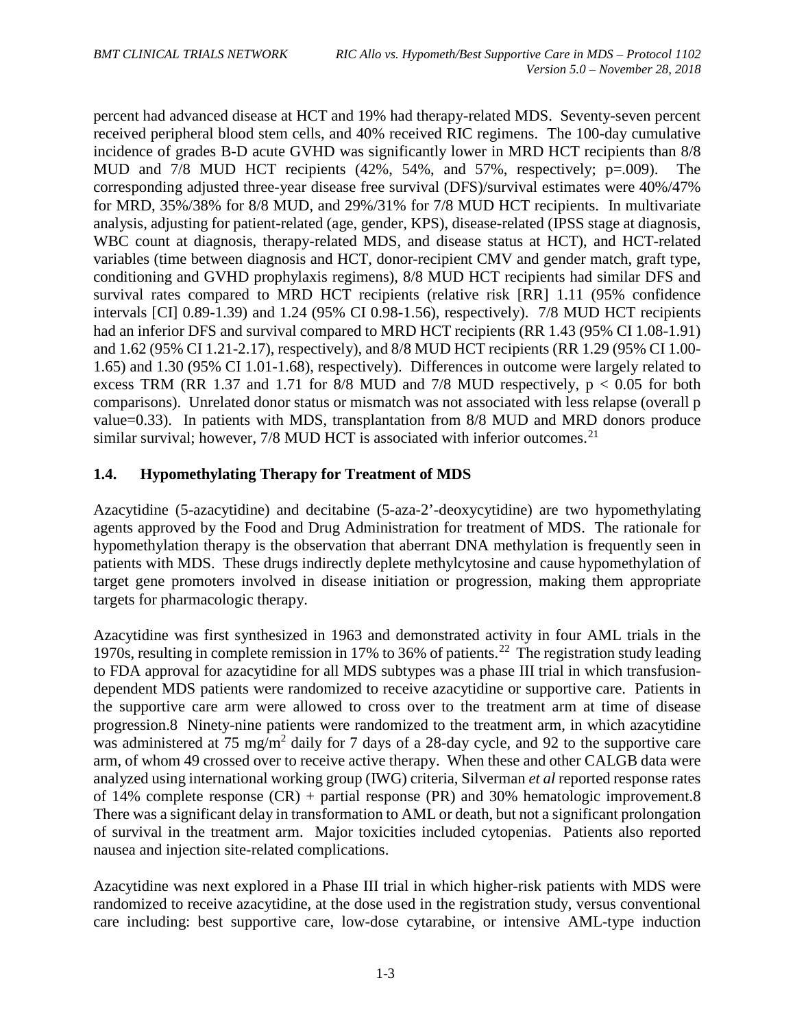percent had advanced disease at HCT and 19% had therapy-related MDS. Seventy-seven percent received peripheral blood stem cells, and 40% received RIC regimens. The 100-day cumulative incidence of grades B-D acute GVHD was significantly lower in MRD HCT recipients than 8/8 MUD and 7/8 MUD HCT recipients (42%, 54%, and 57%, respectively; p=.009). The corresponding adjusted three-year disease free survival (DFS)/survival estimates were 40%/47% for MRD, 35%/38% for 8/8 MUD, and 29%/31% for 7/8 MUD HCT recipients. In multivariate analysis, adjusting for patient-related (age, gender, KPS), disease-related (IPSS stage at diagnosis, WBC count at diagnosis, therapy-related MDS, and disease status at HCT), and HCT-related variables (time between diagnosis and HCT, donor-recipient CMV and gender match, graft type, conditioning and GVHD prophylaxis regimens), 8/8 MUD HCT recipients had similar DFS and survival rates compared to MRD HCT recipients (relative risk [RR] 1.11 (95% confidence intervals [CI] 0.89-1.39) and 1.24 (95% CI 0.98-1.56), respectively). 7/8 MUD HCT recipients had an inferior DFS and survival compared to MRD HCT recipients (RR 1.43 (95% CI 1.08-1.91) and 1.62 (95% CI 1.21-2.17), respectively), and 8/8 MUD HCT recipients (RR 1.29 (95% CI 1.00-1.65) and 1.30 (95% CI 1.01-1.68), respectively). Differences in outcome were largely related to excess TRM (RR 1.37 and 1.71 for 8/8 MUD and 7/8 MUD respectively, $p < 0.05$ for both comparisons). Unrelated donor status or mismatch was not associated with less relapse (overall p value=0.33). In patients with MDS, transplantation from 8/8 MUD and MRD donors produce similar survival; however, 7/8 MUD HCT is associated with inferior outcomes.[21]

## 1.4. Hypomethylating Therapy for Treatment of MDS

Azacytidine (5-azacytidine) and decitabine (5-aza-2'-deoxycytidine) are two hypomethylating agents approved by the Food and Drug Administration for treatment of MDS. The rationale for hypomethylation therapy is the observation that aberrant DNA methylation is frequently seen in patients with MDS. These drugs indirectly deplete methylcytosine and cause hypomethylation of target gene promoters involved in disease initiation or progression, making them appropriate targets for pharmacologic therapy.

Azacytidine was first synthesized in 1963 and demonstrated activity in four AML trials in the 1970s, resulting in complete remission in 17% to 36% of patients.[22] The registration study leading to FDA approval for azacytidine for all MDS subtypes was a phase III trial in which transfusion-dependent MDS patients were randomized to receive azacytidine or supportive care. Patients in the supportive care arm were allowed to cross over to the treatment arm at time of disease progression.8 Ninety-nine patients were randomized to the treatment arm, in which azacytidine was administered at 75 $mg/m^2$ daily for 7 days of a 28-day cycle, and 92 to the supportive care arm, of whom 49 crossed over to receive active therapy. When these and other CALGB data were analyzed using international working group (IWG) criteria, Silverman *et al* reported response rates of 14% complete response (CR) + partial response (PR) and 30% hematologic improvement.8 There was a significant delay in transformation to AML or death, but not a significant prolongation of survival in the treatment arm. Major toxicities included cytopenias. Patients also reported nausea and injection site-related complications.

Azacytidine was next explored in a Phase III trial in which higher-risk patients with MDS were randomized to receive azacytidine, at the dose used in the registration study, versus conventional care including: best supportive care, low-dose cytarabine, or intensive AML-type induction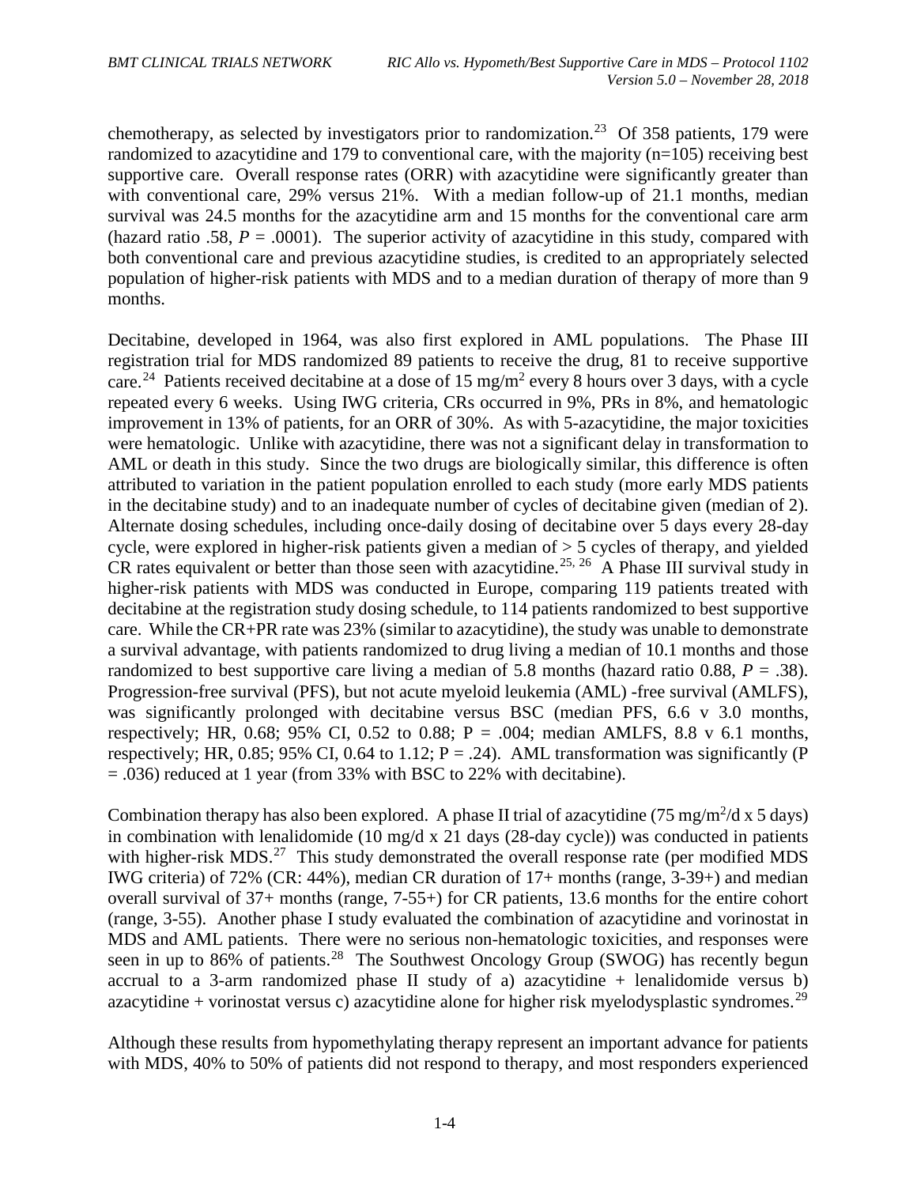chemotherapy, as selected by investigators prior to randomization.[23] Of 358 patients, 179 were randomized to azacytidine and 179 to conventional care, with the majority (n=105) receiving best supportive care. Overall response rates (ORR) with azacytidine were significantly greater than with conventional care, 29% versus 21%. With a median follow-up of 21.1 months, median survival was 24.5 months for the azacytidine arm and 15 months for the conventional care arm (hazard ratio .58, *P* = .0001). The superior activity of azacytidine in this study, compared with both conventional care and previous azacytidine studies, is credited to an appropriately selected population of higher-risk patients with MDS and to a median duration of therapy of more than 9 months.

Decitabine, developed in 1964, was also first explored in AML populations. The Phase III registration trial for MDS randomized 89 patients to receive the drug, 81 to receive supportive care.[24] Patients received decitabine at a dose of 15 mg/m$^2$ every 8 hours over 3 days, with a cycle repeated every 6 weeks. Using IWG criteria, CRs occurred in 9%, PRs in 8%, and hematologic improvement in 13% of patients, for an ORR of 30%. As with 5-azacytidine, the major toxicities were hematologic. Unlike with azacytidine, there was not a significant delay in transformation to AML or death in this study. Since the two drugs are biologically similar, this difference is often attributed to variation in the patient population enrolled to each study (more early MDS patients in the decitabine study) and to an inadequate number of cycles of decitabine given (median of 2). Alternate dosing schedules, including once-daily dosing of decitabine over 5 days every 28-day cycle, were explored in higher-risk patients given a median of > 5 cycles of therapy, and yielded CR rates equivalent or better than those seen with azacytidine.[25, 26] A Phase III survival study in higher-risk patients with MDS was conducted in Europe, comparing 119 patients treated with decitabine at the registration study dosing schedule, to 114 patients randomized to best supportive care. While the CR+PR rate was 23% (similar to azacytidine), the study was unable to demonstrate a survival advantage, with patients randomized to drug living a median of 10.1 months and those randomized to best supportive care living a median of 5.8 months (hazard ratio 0.88, *P* = .38). Progression-free survival (PFS), but not acute myeloid leukemia (AML) -free survival (AMLFS), was significantly prolonged with decitabine versus BSC (median PFS, 6.6 v 3.0 months, respectively; HR, 0.68; 95% CI, 0.52 to 0.88; P = .004; median AMLFS, 8.8 v 6.1 months, respectively; HR, 0.85; 95% CI, 0.64 to 1.12; P = .24). AML transformation was significantly (P = .036) reduced at 1 year (from 33% with BSC to 22% with decitabine).

Combination therapy has also been explored. A phase II trial of azacytidine (75 mg/m$^2$/d x 5 days) in combination with lenalidomide (10 mg/d x 21 days (28-day cycle)) was conducted in patients with higher-risk MDS.[27] This study demonstrated the overall response rate (per modified MDS IWG criteria) of 72% (CR: 44%), median CR duration of 17+ months (range, 3-39+) and median overall survival of 37+ months (range, 7-55+) for CR patients, 13.6 months for the entire cohort (range, 3-55). Another phase I study evaluated the combination of azacytidine and vorinostat in MDS and AML patients. There were no serious non-hematologic toxicities, and responses were seen in up to 86% of patients.[28] The Southwest Oncology Group (SWOG) has recently begun accrual to a 3-arm randomized phase II study of a) azacytidine + lenalidomide versus b) azacytidine + vorinostat versus c) azacytidine alone for higher risk myelodysplastic syndromes.[29]

Although these results from hypomethylating therapy represent an important advance for patients with MDS, 40% to 50% of patients did not respond to therapy, and most responders experienced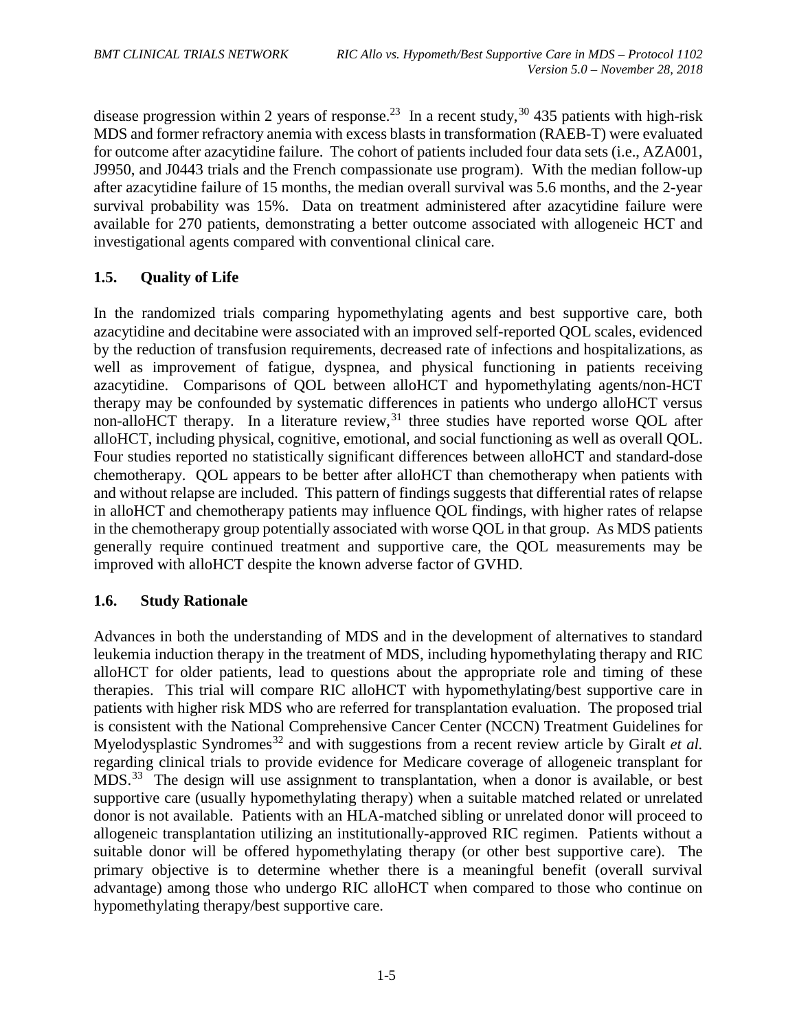disease progression within 2 years of response.[23] In a recent study,[30] 435 patients with high-risk MDS and former refractory anemia with excess blasts in transformation (RAEB-T) were evaluated for outcome after azacytidine failure. The cohort of patients included four data sets (i.e., AZA001, J9950, and J0443 trials and the French compassionate use program). With the median follow-up after azacytidine failure of 15 months, the median overall survival was 5.6 months, and the 2-year survival probability was 15%. Data on treatment administered after azacytidine failure were available for 270 patients, demonstrating a better outcome associated with allogeneic HCT and investigational agents compared with conventional clinical care.

## 1.5. Quality of Life

In the randomized trials comparing hypomethylating agents and best supportive care, both azacytidine and decitabine were associated with an improved self-reported QOL scales, evidenced by the reduction of transfusion requirements, decreased rate of infections and hospitalizations, as well as improvement of fatigue, dyspnea, and physical functioning in patients receiving azacytidine. Comparisons of QOL between alloHCT and hypomethylating agents/non-HCT therapy may be confounded by systematic differences in patients who undergo alloHCT versus non-alloHCT therapy. In a literature review,[31] three studies have reported worse QOL after alloHCT, including physical, cognitive, emotional, and social functioning as well as overall QOL. Four studies reported no statistically significant differences between alloHCT and standard-dose chemotherapy. QOL appears to be better after alloHCT than chemotherapy when patients with and without relapse are included. This pattern of findings suggests that differential rates of relapse in alloHCT and chemotherapy patients may influence QOL findings, with higher rates of relapse in the chemotherapy group potentially associated with worse QOL in that group. As MDS patients generally require continued treatment and supportive care, the QOL measurements may be improved with alloHCT despite the known adverse factor of GVHD.

## 1.6. Study Rationale

Advances in both the understanding of MDS and in the development of alternatives to standard leukemia induction therapy in the treatment of MDS, including hypomethylating therapy and RIC alloHCT for older patients, lead to questions about the appropriate role and timing of these therapies. This trial will compare RIC alloHCT with hypomethylating/best supportive care in patients with higher risk MDS who are referred for transplantation evaluation. The proposed trial is consistent with the National Comprehensive Cancer Center (NCCN) Treatment Guidelines for Myelodysplastic Syndromes[32] and with suggestions from a recent review article by Giralt *et al.* regarding clinical trials to provide evidence for Medicare coverage of allogeneic transplant for MDS.[33] The design will use assignment to transplantation, when a donor is available, or best supportive care (usually hypomethylating therapy) when a suitable matched related or unrelated donor is not available. Patients with an HLA-matched sibling or unrelated donor will proceed to allogeneic transplantation utilizing an institutionally-approved RIC regimen. Patients without a suitable donor will be offered hypomethylating therapy (or other best supportive care). The primary objective is to determine whether there is a meaningful benefit (overall survival advantage) among those who undergo RIC alloHCT when compared to those who continue on hypomethylating therapy/best supportive care.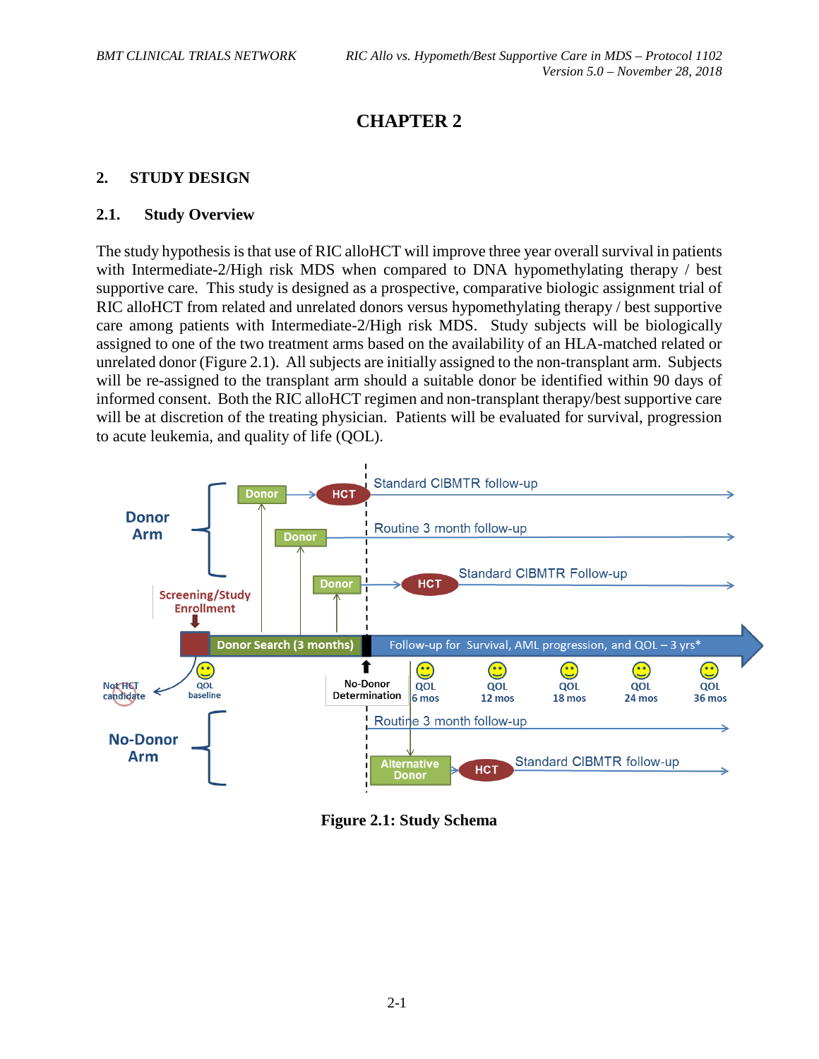# CHAPTER 2

## 2. STUDY DESIGN

### 2.1. Study Overview

The study hypothesis is that use of RIC alloHCT will improve three year overall survival in patients with Intermediate-2/High risk MDS when compared to DNA hypomethylating therapy / best supportive care. This study is designed as a prospective, comparative biologic assignment trial of RIC alloHCT from related and unrelated donors versus hypomethylating therapy / best supportive care among patients with Intermediate-2/High risk MDS. Study subjects will be biologically assigned to one of the two treatment arms based on the availability of an HLA-matched related or unrelated donor (Figure 2.1). All subjects are initially assigned to the non-transplant arm. Subjects will be re-assigned to the transplant arm should a suitable donor be identified within 90 days of informed consent. Both the RIC alloHCT regimen and non-transplant therapy/best supportive care will be at discretion of the treating physician. Patients will be evaluated for survival, progression to acute leukemia, and quality of life (QOL).

**Figure 2.1: Study Schema**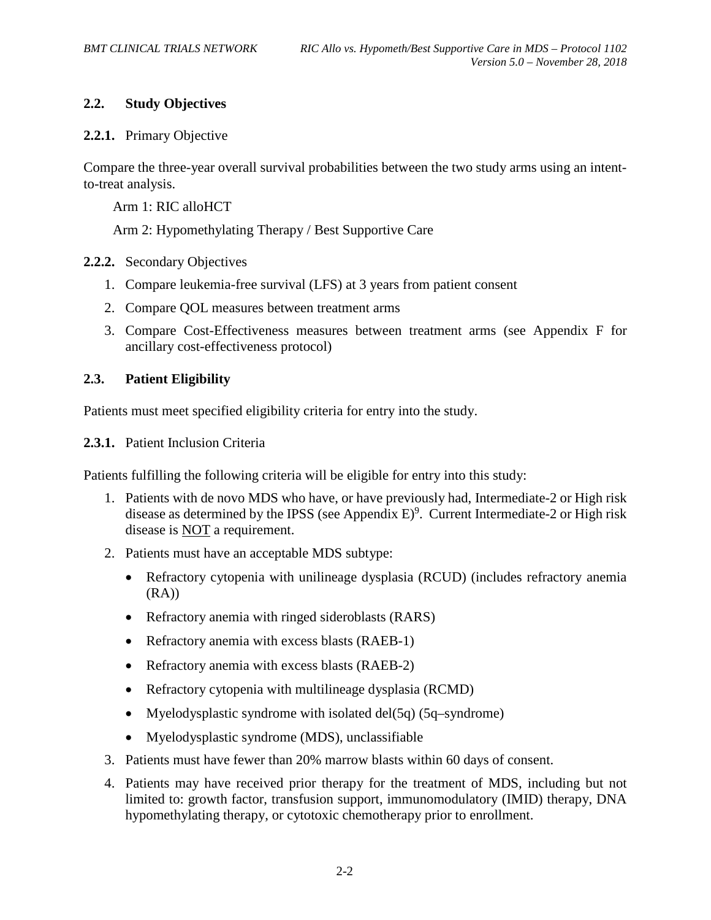## 2.2. Study Objectives

### 2.2.1. Primary Objective

Compare the three-year overall survival probabilities between the two study arms using an intent-to-treat analysis.

Arm 1: RIC alloHCT

Arm 2: Hypomethylating Therapy / Best Supportive Care

### 2.2.2. Secondary Objectives

1. Compare leukemia-free survival (LFS) at 3 years from patient consent
2. Compare QOL measures between treatment arms
3. Compare Cost-Effectiveness measures between treatment arms (see Appendix F for ancillary cost-effectiveness protocol)

## 2.3. Patient Eligibility

Patients must meet specified eligibility criteria for entry into the study.

### 2.3.1. Patient Inclusion Criteria

Patients fulfilling the following criteria will be eligible for entry into this study:

1. Patients with de novo MDS who have, or have previously had, Intermediate-2 or High risk disease as determined by the IPSS (see Appendix E)[9]. Current Intermediate-2 or High risk disease is NOT a requirement.
2. Patients must have an acceptable MDS subtype:
   - Refractory cytopenia with unilineage dysplasia (RCUD) (includes refractory anemia (RA))
   - Refractory anemia with ringed sideroblasts (RARS)
   - Refractory anemia with excess blasts (RAEB-1)
   - Refractory anemia with excess blasts (RAEB-2)
   - Refractory cytopenia with multilineage dysplasia (RCMD)
   - Myelodysplastic syndrome with isolated del(5q) (5q–syndrome)
   - Myelodysplastic syndrome (MDS), unclassifiable
3. Patients must have fewer than 20% marrow blasts within 60 days of consent.
4. Patients may have received prior therapy for the treatment of MDS, including but not limited to: growth factor, transfusion support, immunomodulatory (IMID) therapy, DNA hypomethylating therapy, or cytotoxic chemotherapy prior to enrollment.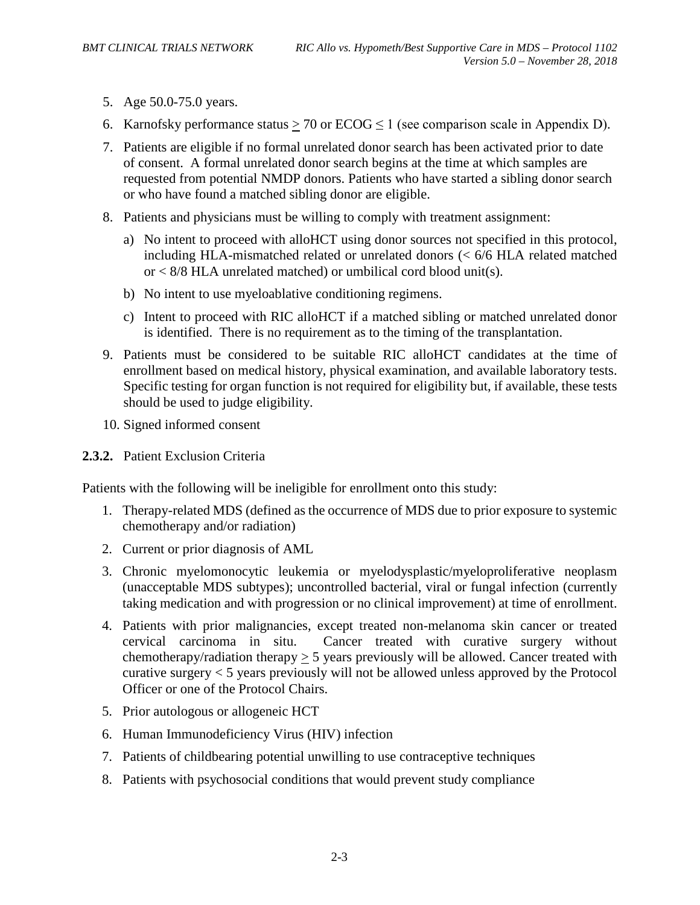5. Age 50.0-75.0 years.
6. Karnofsky performance status $\geq$ 70 or ECOG $\leq$ 1 (see comparison scale in Appendix D).
7. Patients are eligible if no formal unrelated donor search has been activated prior to date of consent. A formal unrelated donor search begins at the time at which samples are requested from potential NMDP donors. Patients who have started a sibling donor search or who have found a matched sibling donor are eligible.
8. Patients and physicians must be willing to comply with treatment assignment:
   a) No intent to proceed with alloHCT using donor sources not specified in this protocol, including HLA-mismatched related or unrelated donors (< 6/6 HLA related matched or < 8/8 HLA unrelated matched) or umbilical cord blood unit(s).
   b) No intent to use myeloablative conditioning regimens.
   c) Intent to proceed with RIC alloHCT if a matched sibling or matched unrelated donor is identified. There is no requirement as to the timing of the transplantation.
9. Patients must be considered to be suitable RIC alloHCT candidates at the time of enrollment based on medical history, physical examination, and available laboratory tests. Specific testing for organ function is not required for eligibility but, if available, these tests should be used to judge eligibility.
10. Signed informed consent

**2.3.2.** Patient Exclusion Criteria

Patients with the following will be ineligible for enrollment onto this study:

1. Therapy-related MDS (defined as the occurrence of MDS due to prior exposure to systemic chemotherapy and/or radiation)
2. Current or prior diagnosis of AML
3. Chronic myelomonocytic leukemia or myelodysplastic/myeloproliferative neoplasm (unacceptable MDS subtypes); uncontrolled bacterial, viral or fungal infection (currently taking medication and with progression or no clinical improvement) at time of enrollment.
4. Patients with prior malignancies, except treated non-melanoma skin cancer or treated cervical carcinoma in situ. Cancer treated with curative surgery without chemotherapy/radiation therapy $\geq$ 5 years previously will be allowed. Cancer treated with curative surgery < 5 years previously will not be allowed unless approved by the Protocol Officer or one of the Protocol Chairs.
5. Prior autologous or allogeneic HCT
6. Human Immunodeficiency Virus (HIV) infection
7. Patients of childbearing potential unwilling to use contraceptive techniques
8. Patients with psychosocial conditions that would prevent study compliance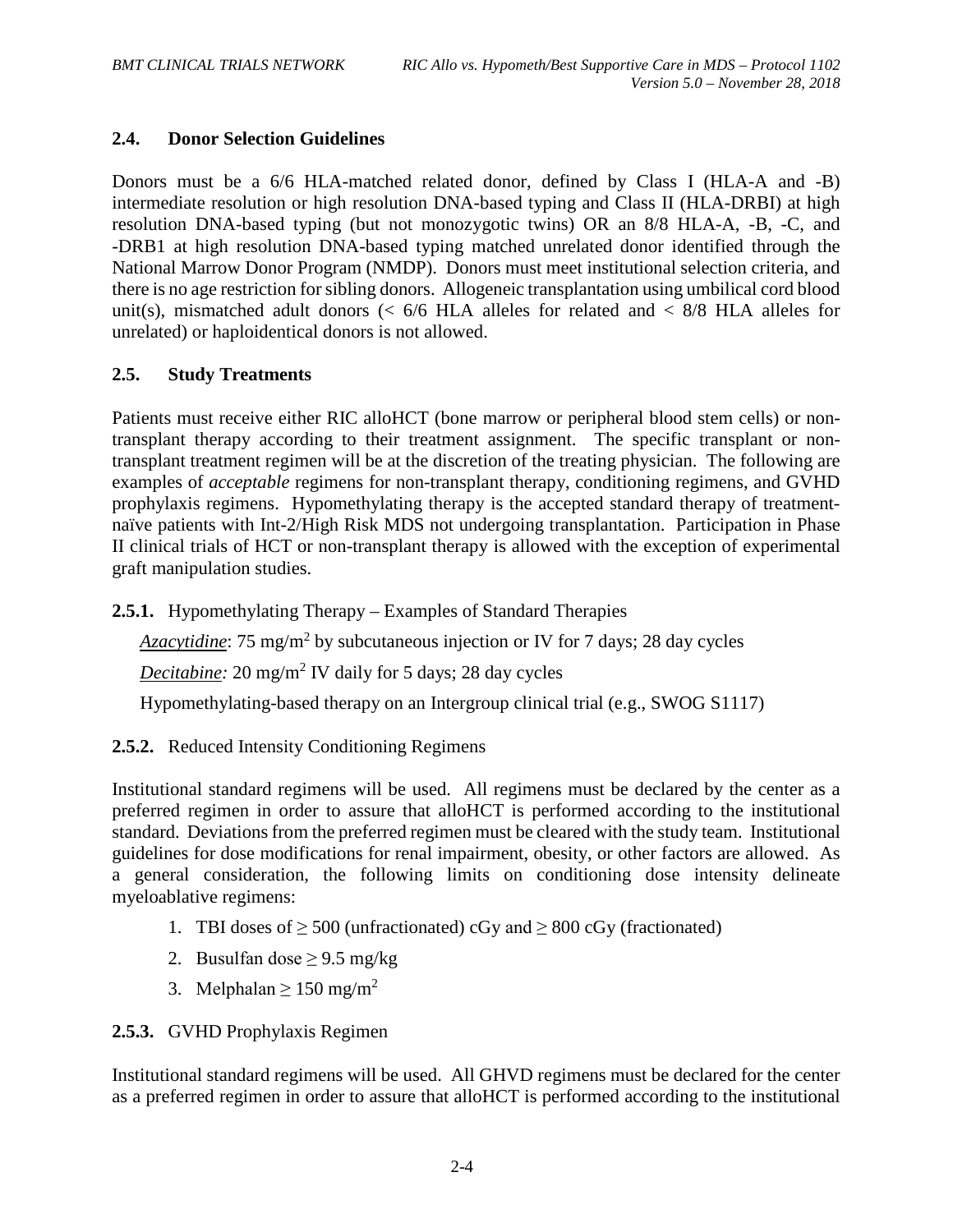## 2.4. Donor Selection Guidelines

Donors must be a 6/6 HLA-matched related donor, defined by Class I (HLA-A and -B) intermediate resolution or high resolution DNA-based typing and Class II (HLA-DRBI) at high resolution DNA-based typing (but not monozygotic twins) OR an 8/8 HLA-A, -B, -C, and -DRB1 at high resolution DNA-based typing matched unrelated donor identified through the National Marrow Donor Program (NMDP). Donors must meet institutional selection criteria, and there is no age restriction for sibling donors. Allogeneic transplantation using umbilical cord blood unit(s), mismatched adult donors (< 6/6 HLA alleles for related and < 8/8 HLA alleles for unrelated) or haploidentical donors is not allowed.

## 2.5. Study Treatments

Patients must receive either RIC alloHCT (bone marrow or peripheral blood stem cells) or non-transplant therapy according to their treatment assignment. The specific transplant or non-transplant treatment regimen will be at the discretion of the treating physician. The following are examples of *acceptable* regimens for non-transplant therapy, conditioning regimens, and GVHD prophylaxis regimens. Hypomethylating therapy is the accepted standard therapy of treatment-naïve patients with Int-2/High Risk MDS not undergoing transplantation. Participation in Phase II clinical trials of HCT or non-transplant therapy is allowed with the exception of experimental graft manipulation studies.

**2.5.1.** Hypomethylating Therapy – Examples of Standard Therapies

*Azacytidine*: 75 mg/m$^2$ by subcutaneous injection or IV for 7 days; 28 day cycles

*Decitabine:* 20 mg/m$^2$ IV daily for 5 days; 28 day cycles

Hypomethylating-based therapy on an Intergroup clinical trial (e.g., SWOG S1117)

**2.5.2.** Reduced Intensity Conditioning Regimens

Institutional standard regimens will be used. All regimens must be declared by the center as a preferred regimen in order to assure that alloHCT is performed according to the institutional standard. Deviations from the preferred regimen must be cleared with the study team. Institutional guidelines for dose modifications for renal impairment, obesity, or other factors are allowed. As a general consideration, the following limits on conditioning dose intensity delineate myeloablative regimens:

1. TBI doses of $\geq$ 500 (unfractionated) cGy and $\geq$ 800 cGy (fractionated)
2. Busulfan dose $\geq$ 9.5 mg/kg
3. Melphalan $\geq$ 150 mg/m$^2$

**2.5.3.** GVHD Prophylaxis Regimen

Institutional standard regimens will be used. All GHVD regimens must be declared for the center as a preferred regimen in order to assure that alloHCT is performed according to the institutional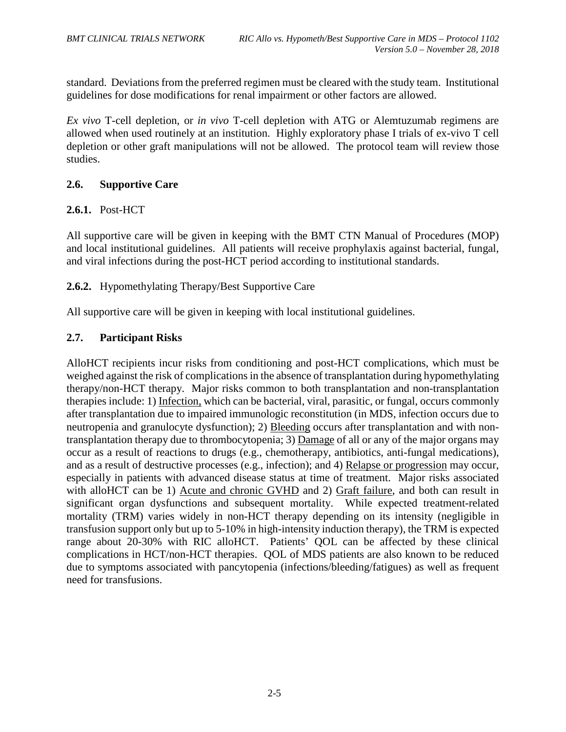standard. Deviations from the preferred regimen must be cleared with the study team. Institutional guidelines for dose modifications for renal impairment or other factors are allowed.

*Ex vivo* T-cell depletion, or *in vivo* T-cell depletion with ATG or Alemtuzumab regimens are allowed when used routinely at an institution. Highly exploratory phase I trials of ex-vivo T cell depletion or other graft manipulations will not be allowed. The protocol team will review those studies.

## 2.6. Supportive Care

### 2.6.1. Post-HCT

All supportive care will be given in keeping with the BMT CTN Manual of Procedures (MOP) and local institutional guidelines. All patients will receive prophylaxis against bacterial, fungal, and viral infections during the post-HCT period according to institutional standards.

### 2.6.2. Hypomethylating Therapy/Best Supportive Care

All supportive care will be given in keeping with local institutional guidelines.

## 2.7. Participant Risks

AlloHCT recipients incur risks from conditioning and post-HCT complications, which must be weighed against the risk of complications in the absence of transplantation during hypomethylating therapy/non-HCT therapy. Major risks common to both transplantation and non-transplantation therapies include: 1) Infection, which can be bacterial, viral, parasitic, or fungal, occurs commonly after transplantation due to impaired immunologic reconstitution (in MDS, infection occurs due to neutropenia and granulocyte dysfunction); 2) Bleeding occurs after transplantation and with non-transplantation therapy due to thrombocytopenia; 3) Damage of all or any of the major organs may occur as a result of reactions to drugs (e.g., chemotherapy, antibiotics, anti-fungal medications), and as a result of destructive processes (e.g., infection); and 4) Relapse or progression may occur, especially in patients with advanced disease status at time of treatment. Major risks associated with alloHCT can be 1) Acute and chronic GVHD and 2) Graft failure, and both can result in significant organ dysfunctions and subsequent mortality. While expected treatment-related mortality (TRM) varies widely in non-HCT therapy depending on its intensity (negligible in transfusion support only but up to 5-10% in high-intensity induction therapy), the TRM is expected range about 20-30% with RIC alloHCT. Patients' QOL can be affected by these clinical complications in HCT/non-HCT therapies. QOL of MDS patients are also known to be reduced due to symptoms associated with pancytopenia (infections/bleeding/fatigues) as well as frequent need for transfusions.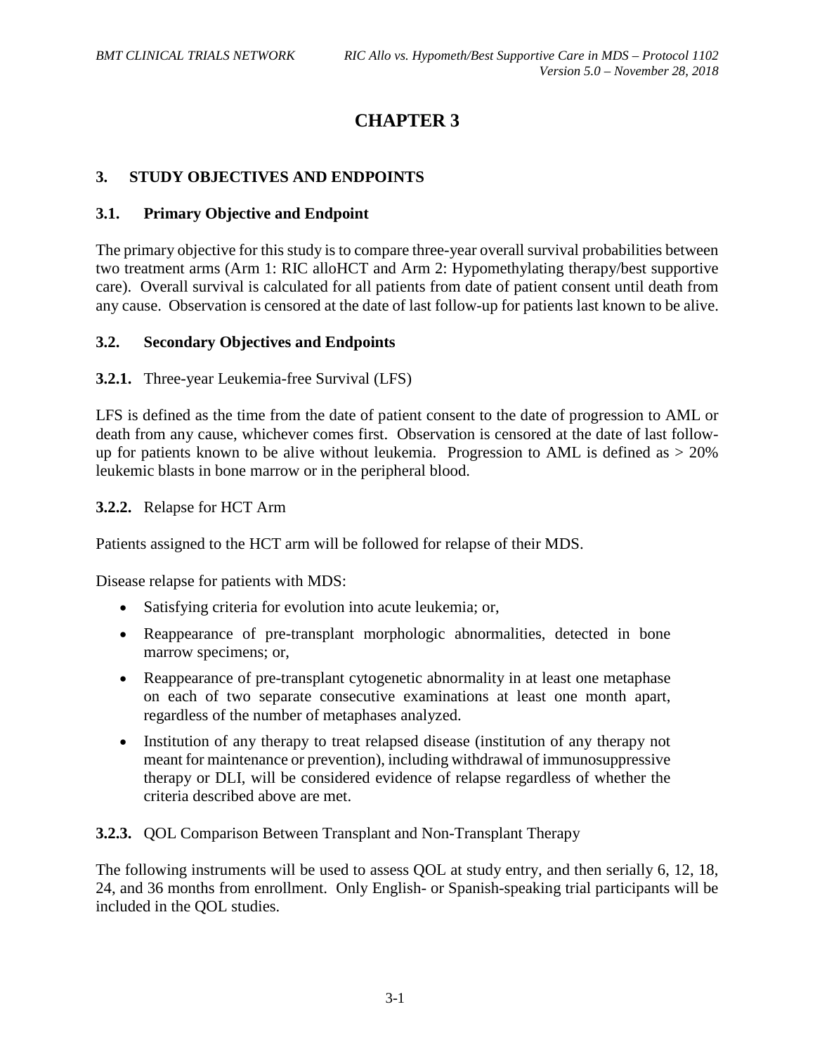# CHAPTER 3

## 3. STUDY OBJECTIVES AND ENDPOINTS

### 3.1. Primary Objective and Endpoint

The primary objective for this study is to compare three-year overall survival probabilities between two treatment arms (Arm 1: RIC alloHCT and Arm 2: Hypomethylating therapy/best supportive care). Overall survival is calculated for all patients from date of patient consent until death from any cause. Observation is censored at the date of last follow-up for patients last known to be alive.

### 3.2. Secondary Objectives and Endpoints

**3.2.1.** Three-year Leukemia-free Survival (LFS)

LFS is defined as the time from the date of patient consent to the date of progression to AML or death from any cause, whichever comes first. Observation is censored at the date of last follow-up for patients known to be alive without leukemia. Progression to AML is defined as > 20% leukemic blasts in bone marrow or in the peripheral blood.

**3.2.2.** Relapse for HCT Arm

Patients assigned to the HCT arm will be followed for relapse of their MDS.

Disease relapse for patients with MDS:

- Satisfying criteria for evolution into acute leukemia; or,
- Reappearance of pre-transplant morphologic abnormalities, detected in bone marrow specimens; or,
- Reappearance of pre-transplant cytogenetic abnormality in at least one metaphase on each of two separate consecutive examinations at least one month apart, regardless of the number of metaphases analyzed.
- Institution of any therapy to treat relapsed disease (institution of any therapy not meant for maintenance or prevention), including withdrawal of immunosuppressive therapy or DLI, will be considered evidence of relapse regardless of whether the criteria described above are met.

**3.2.3.** QOL Comparison Between Transplant and Non-Transplant Therapy

The following instruments will be used to assess QOL at study entry, and then serially 6, 12, 18, 24, and 36 months from enrollment. Only English- or Spanish-speaking trial participants will be included in the QOL studies.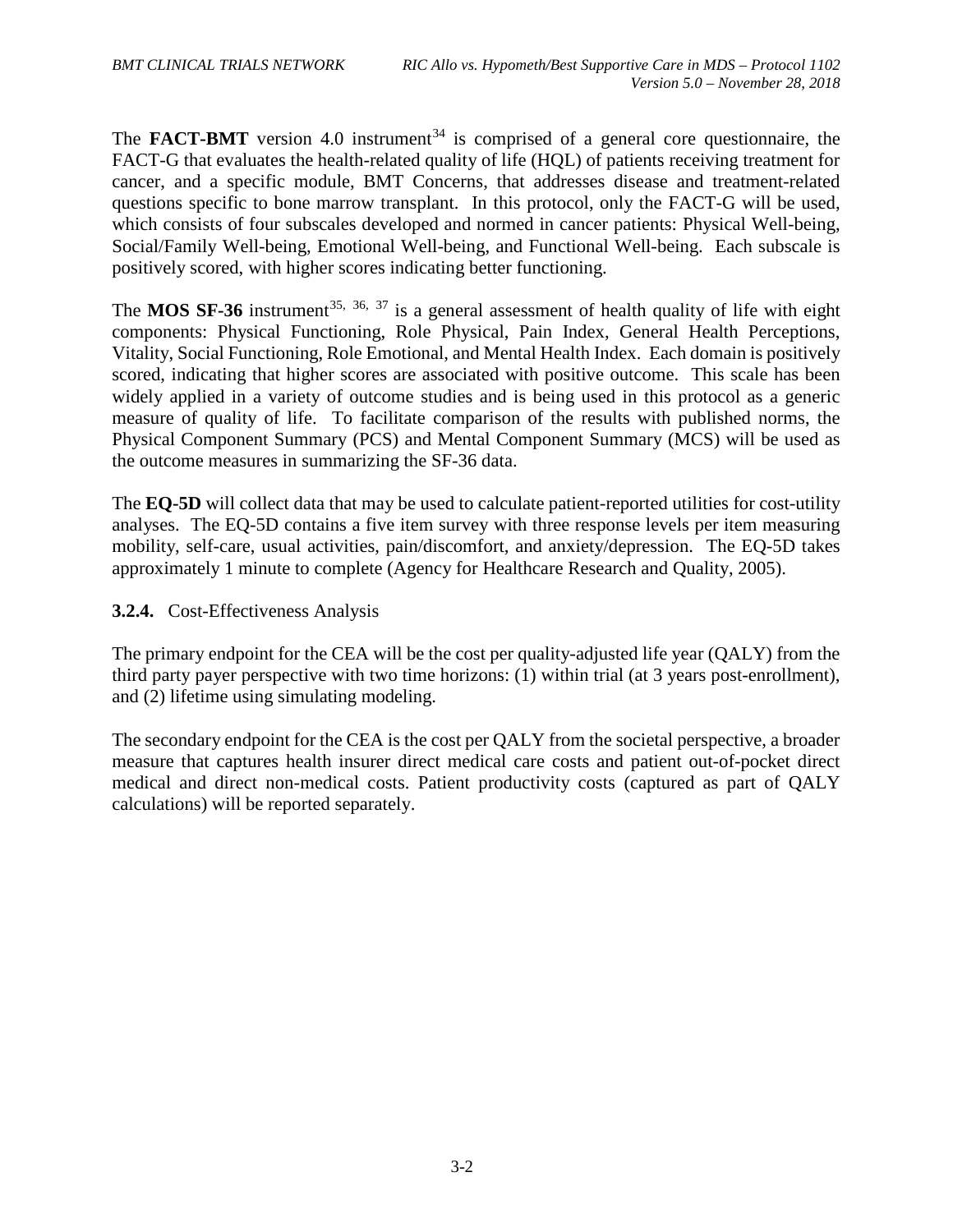The **FACT-BMT** version 4.0 instrument[34] is comprised of a general core questionnaire, the FACT-G that evaluates the health-related quality of life (HQL) of patients receiving treatment for cancer, and a specific module, BMT Concerns, that addresses disease and treatment-related questions specific to bone marrow transplant. In this protocol, only the FACT-G will be used, which consists of four subscales developed and normed in cancer patients: Physical Well-being, Social/Family Well-being, Emotional Well-being, and Functional Well-being. Each subscale is positively scored, with higher scores indicating better functioning.

The **MOS SF-36** instrument[35, 36, 37] is a general assessment of health quality of life with eight components: Physical Functioning, Role Physical, Pain Index, General Health Perceptions, Vitality, Social Functioning, Role Emotional, and Mental Health Index. Each domain is positively scored, indicating that higher scores are associated with positive outcome. This scale has been widely applied in a variety of outcome studies and is being used in this protocol as a generic measure of quality of life. To facilitate comparison of the results with published norms, the Physical Component Summary (PCS) and Mental Component Summary (MCS) will be used as the outcome measures in summarizing the SF-36 data.

The **EQ-5D** will collect data that may be used to calculate patient-reported utilities for cost-utility analyses. The EQ-5D contains a five item survey with three response levels per item measuring mobility, self-care, usual activities, pain/discomfort, and anxiety/depression. The EQ-5D takes approximately 1 minute to complete (Agency for Healthcare Research and Quality, 2005).

### 3.2.4. Cost-Effectiveness Analysis

The primary endpoint for the CEA will be the cost per quality-adjusted life year (QALY) from the third party payer perspective with two time horizons: (1) within trial (at 3 years post-enrollment), and (2) lifetime using simulating modeling.

The secondary endpoint for the CEA is the cost per QALY from the societal perspective, a broader measure that captures health insurer direct medical care costs and patient out-of-pocket direct medical and direct non-medical costs. Patient productivity costs (captured as part of QALY calculations) will be reported separately.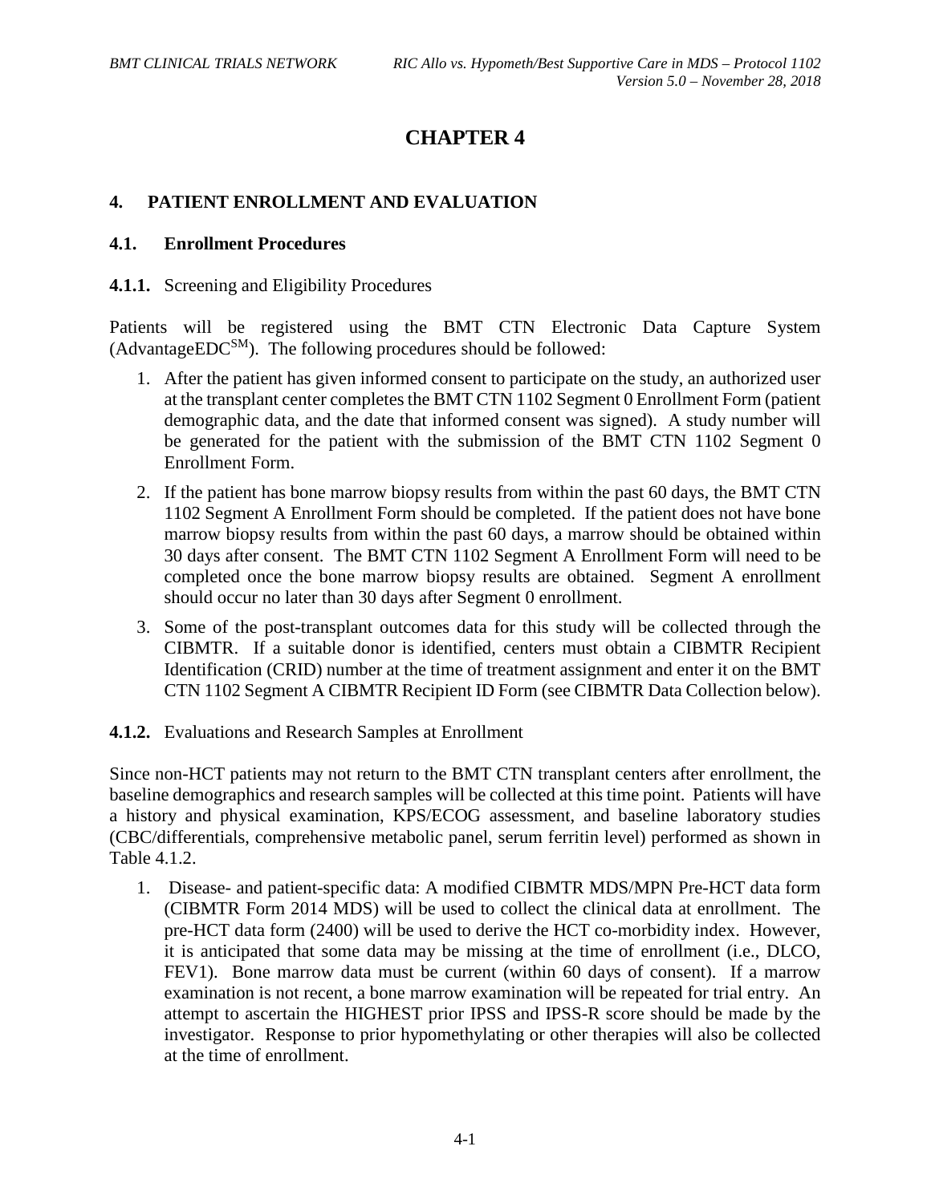# CHAPTER 4

## 4. PATIENT ENROLLMENT AND EVALUATION

### 4.1. Enrollment Procedures

**4.1.1.** Screening and Eligibility Procedures

Patients will be registered using the BMT CTN Electronic Data Capture System (AdvantageEDC[SM]). The following procedures should be followed:

1. After the patient has given informed consent to participate on the study, an authorized user at the transplant center completes the BMT CTN 1102 Segment 0 Enrollment Form (patient demographic data, and the date that informed consent was signed). A study number will be generated for the patient with the submission of the BMT CTN 1102 Segment 0 Enrollment Form.
2. If the patient has bone marrow biopsy results from within the past 60 days, the BMT CTN 1102 Segment A Enrollment Form should be completed. If the patient does not have bone marrow biopsy results from within the past 60 days, a marrow should be obtained within 30 days after consent. The BMT CTN 1102 Segment A Enrollment Form will need to be completed once the bone marrow biopsy results are obtained. Segment A enrollment should occur no later than 30 days after Segment 0 enrollment.
3. Some of the post-transplant outcomes data for this study will be collected through the CIBMTR. If a suitable donor is identified, centers must obtain a CIBMTR Recipient Identification (CRID) number at the time of treatment assignment and enter it on the BMT CTN 1102 Segment A CIBMTR Recipient ID Form (see CIBMTR Data Collection below).

**4.1.2.** Evaluations and Research Samples at Enrollment

Since non-HCT patients may not return to the BMT CTN transplant centers after enrollment, the baseline demographics and research samples will be collected at this time point. Patients will have a history and physical examination, KPS/ECOG assessment, and baseline laboratory studies (CBC/differentials, comprehensive metabolic panel, serum ferritin level) performed as shown in Table 4.1.2.

1. Disease- and patient-specific data: A modified CIBMTR MDS/MPN Pre-HCT data form (CIBMTR Form 2014 MDS) will be used to collect the clinical data at enrollment. The pre-HCT data form (2400) will be used to derive the HCT co-morbidity index. However, it is anticipated that some data may be missing at the time of enrollment (i.e., DLCO, FEV1). Bone marrow data must be current (within 60 days of consent). If a marrow examination is not recent, a bone marrow examination will be repeated for trial entry. An attempt to ascertain the HIGHEST prior IPSS and IPSS-R score should be made by the investigator. Response to prior hypomethylating or other therapies will also be collected at the time of enrollment.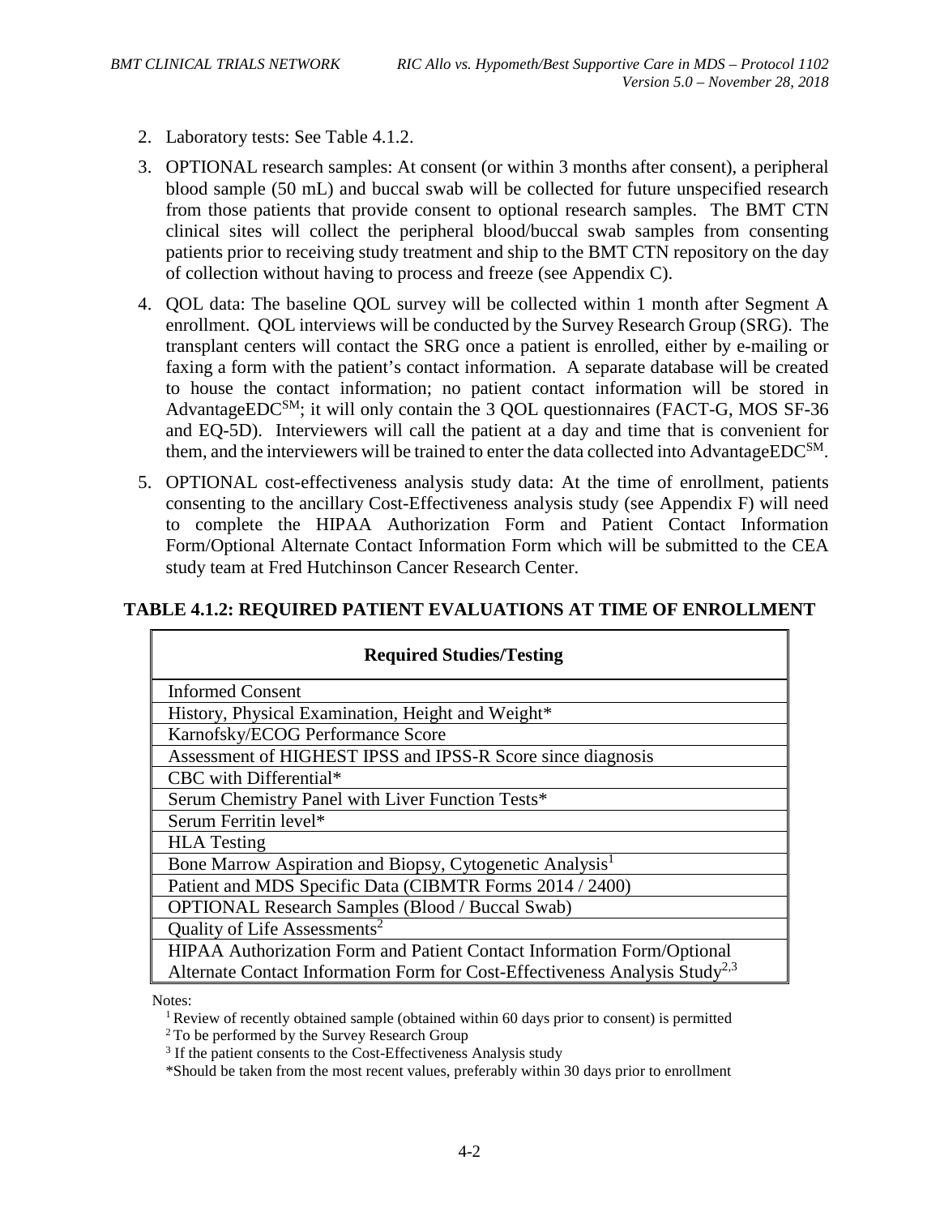2. Laboratory tests: See Table 4.1.2.

3. OPTIONAL research samples: At consent (or within 3 months after consent), a peripheral blood sample (50 mL) and buccal swab will be collected for future unspecified research from those patients that provide consent to optional research samples. The BMT CTN clinical sites will collect the peripheral blood/buccal swab samples from consenting patients prior to receiving study treatment and ship to the BMT CTN repository on the day of collection without having to process and freeze (see Appendix C).

4. QOL data: The baseline QOL survey will be collected within 1 month after Segment A enrollment. QOL interviews will be conducted by the Survey Research Group (SRG). The transplant centers will contact the SRG once a patient is enrolled, either by e-mailing or faxing a form with the patient's contact information. A separate database will be created to house the contact information; no patient contact information will be stored in AdvantageEDC[SM]; it will only contain the 3 QOL questionnaires (FACT-G, MOS SF-36 and EQ-5D). Interviewers will call the patient at a day and time that is convenient for them, and the interviewers will be trained to enter the data collected into AdvantageEDC[SM].

5. OPTIONAL cost-effectiveness analysis study data: At the time of enrollment, patients consenting to the ancillary Cost-Effectiveness analysis study (see Appendix F) will need to complete the HIPAA Authorization Form and Patient Contact Information Form/Optional Alternate Contact Information Form which will be submitted to the CEA study team at Fred Hutchinson Cancer Research Center.

**TABLE 4.1.2: REQUIRED PATIENT EVALUATIONS AT TIME OF ENROLLMENT**

| Required Studies/Testing |
|---|
| Informed Consent |
| History, Physical Examination, Height and Weight* |
| Karnofsky/ECOG Performance Score |
| Assessment of HIGHEST IPSS and IPSS-R Score since diagnosis |
| CBC with Differential* |
| Serum Chemistry Panel with Liver Function Tests* |
| Serum Ferritin level* |
| HLA Testing |
| Bone Marrow Aspiration and Biopsy, Cytogenetic Analysis[1] |
| Patient and MDS Specific Data (CIBMTR Forms 2014 / 2400) |
| OPTIONAL Research Samples (Blood / Buccal Swab) |
| Quality of Life Assessments[2] |
| HIPAA Authorization Form and Patient Contact Information Form/Optional Alternate Contact Information Form for Cost-Effectiveness Analysis Study[2,3] |

Notes:

[1] Review of recently obtained sample (obtained within 60 days prior to consent) is permitted

[2] To be performed by the Survey Research Group

[3] If the patient consents to the Cost-Effectiveness Analysis study

*Should be taken from the most recent values, preferably within 30 days prior to enrollment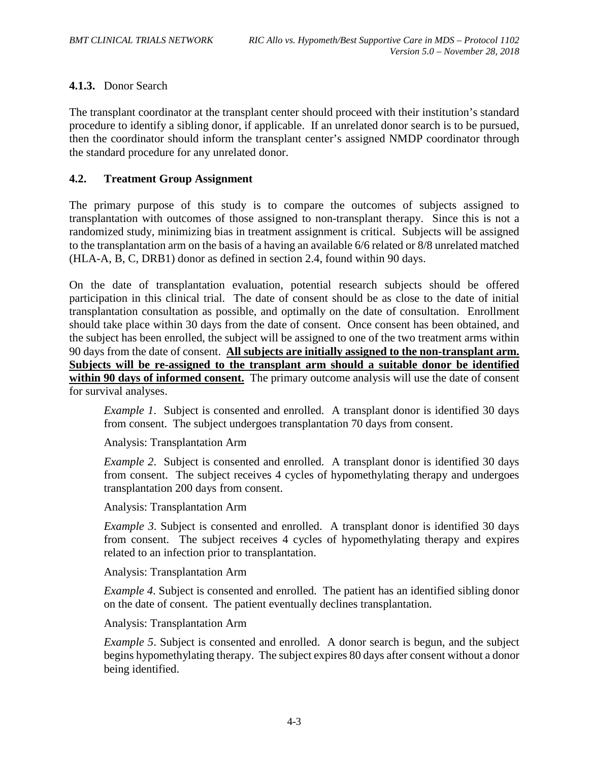### 4.1.3. Donor Search

The transplant coordinator at the transplant center should proceed with their institution's standard procedure to identify a sibling donor, if applicable. If an unrelated donor search is to be pursued, then the coordinator should inform the transplant center's assigned NMDP coordinator through the standard procedure for any unrelated donor.

## 4.2. Treatment Group Assignment

The primary purpose of this study is to compare the outcomes of subjects assigned to transplantation with outcomes of those assigned to non-transplant therapy. Since this is not a randomized study, minimizing bias in treatment assignment is critical. Subjects will be assigned to the transplantation arm on the basis of a having an available 6/6 related or 8/8 unrelated matched (HLA-A, B, C, DRB1) donor as defined in section 2.4, found within 90 days.

On the date of transplantation evaluation, potential research subjects should be offered participation in this clinical trial. The date of consent should be as close to the date of initial transplantation consultation as possible, and optimally on the date of consultation. Enrollment should take place within 30 days from the date of consent. Once consent has been obtained, and the subject has been enrolled, the subject will be assigned to one of the two treatment arms within 90 days from the date of consent. **All subjects are initially assigned to the non-transplant arm. Subjects will be re-assigned to the transplant arm should a suitable donor be identified within 90 days of informed consent.** The primary outcome analysis will use the date of consent for survival analyses.

> *Example 1*. Subject is consented and enrolled. A transplant donor is identified 30 days from consent. The subject undergoes transplantation 70 days from consent.
>
> Analysis: Transplantation Arm
>
> *Example 2*. Subject is consented and enrolled. A transplant donor is identified 30 days from consent. The subject receives 4 cycles of hypomethylating therapy and undergoes transplantation 200 days from consent.
>
> Analysis: Transplantation Arm
>
> *Example 3*. Subject is consented and enrolled. A transplant donor is identified 30 days from consent. The subject receives 4 cycles of hypomethylating therapy and expires related to an infection prior to transplantation.
>
> Analysis: Transplantation Arm
>
> *Example 4*. Subject is consented and enrolled. The patient has an identified sibling donor on the date of consent. The patient eventually declines transplantation.
>
> Analysis: Transplantation Arm
>
> *Example 5*. Subject is consented and enrolled. A donor search is begun, and the subject begins hypomethylating therapy. The subject expires 80 days after consent without a donor being identified.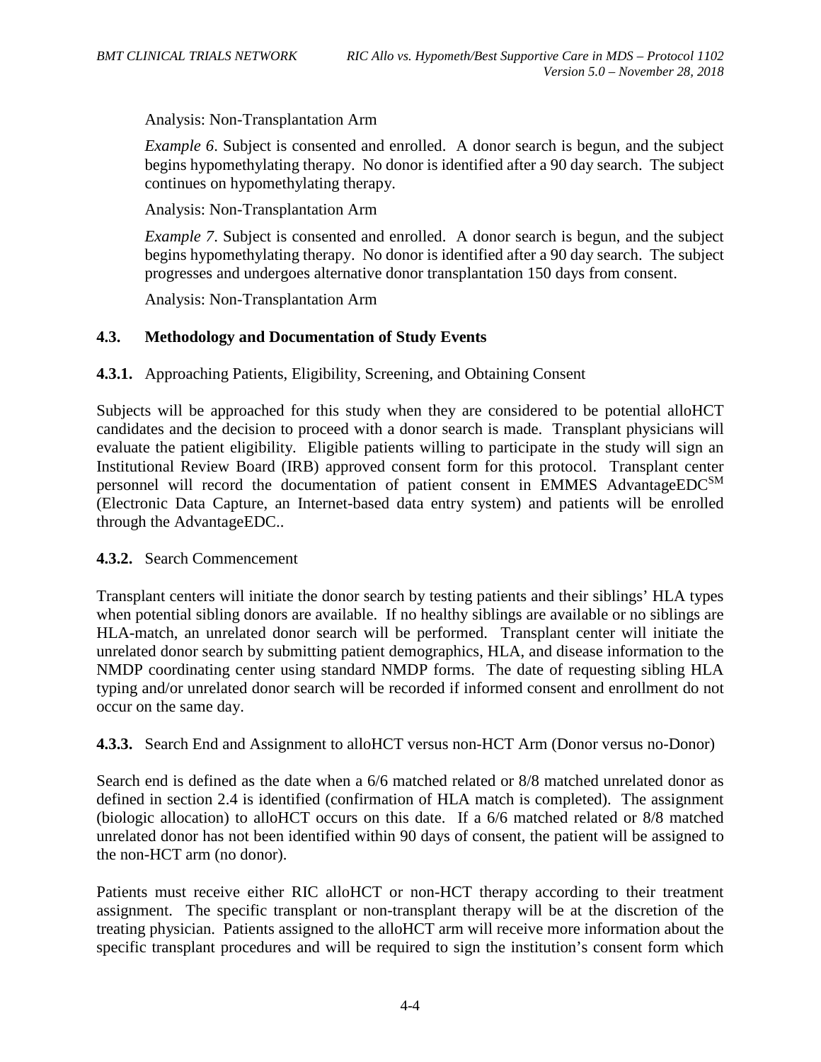Analysis: Non-Transplantation Arm

*Example 6*. Subject is consented and enrolled. A donor search is begun, and the subject begins hypomethylating therapy. No donor is identified after a 90 day search. The subject continues on hypomethylating therapy.

Analysis: Non-Transplantation Arm

*Example 7*. Subject is consented and enrolled. A donor search is begun, and the subject begins hypomethylating therapy. No donor is identified after a 90 day search. The subject progresses and undergoes alternative donor transplantation 150 days from consent.

Analysis: Non-Transplantation Arm

### 4.3. Methodology and Documentation of Study Events

**4.3.1.** Approaching Patients, Eligibility, Screening, and Obtaining Consent

Subjects will be approached for this study when they are considered to be potential alloHCT candidates and the decision to proceed with a donor search is made. Transplant physicians will evaluate the patient eligibility. Eligible patients willing to participate in the study will sign an Institutional Review Board (IRB) approved consent form for this protocol. Transplant center personnel will record the documentation of patient consent in EMMES AdvantageEDC[SM] (Electronic Data Capture, an Internet-based data entry system) and patients will be enrolled through the AdvantageEDC..

**4.3.2.** Search Commencement

Transplant centers will initiate the donor search by testing patients and their siblings' HLA types when potential sibling donors are available. If no healthy siblings are available or no siblings are HLA-match, an unrelated donor search will be performed. Transplant center will initiate the unrelated donor search by submitting patient demographics, HLA, and disease information to the NMDP coordinating center using standard NMDP forms. The date of requesting sibling HLA typing and/or unrelated donor search will be recorded if informed consent and enrollment do not occur on the same day.

**4.3.3.** Search End and Assignment to alloHCT versus non-HCT Arm (Donor versus no-Donor)

Search end is defined as the date when a 6/6 matched related or 8/8 matched unrelated donor as defined in section 2.4 is identified (confirmation of HLA match is completed). The assignment (biologic allocation) to alloHCT occurs on this date. If a 6/6 matched related or 8/8 matched unrelated donor has not been identified within 90 days of consent, the patient will be assigned to the non-HCT arm (no donor).

Patients must receive either RIC alloHCT or non-HCT therapy according to their treatment assignment. The specific transplant or non-transplant therapy will be at the discretion of the treating physician. Patients assigned to the alloHCT arm will receive more information about the specific transplant procedures and will be required to sign the institution's consent form which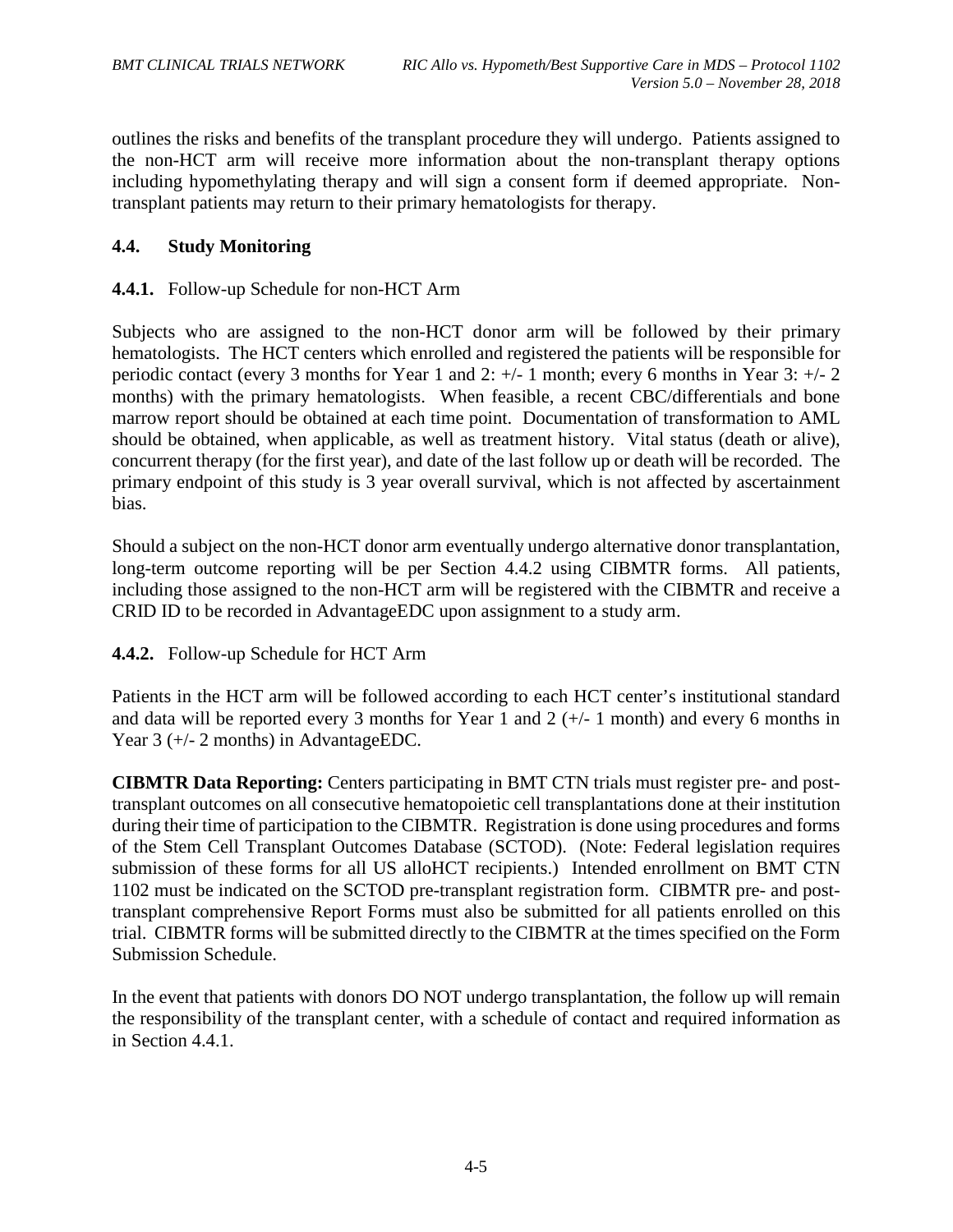outlines the risks and benefits of the transplant procedure they will undergo. Patients assigned to the non-HCT arm will receive more information about the non-transplant therapy options including hypomethylating therapy and will sign a consent form if deemed appropriate. Non-transplant patients may return to their primary hematologists for therapy.

## 4.4. Study Monitoring

### 4.4.1. Follow-up Schedule for non-HCT Arm

Subjects who are assigned to the non-HCT donor arm will be followed by their primary hematologists. The HCT centers which enrolled and registered the patients will be responsible for periodic contact (every 3 months for Year 1 and 2: +/- 1 month; every 6 months in Year 3: +/- 2 months) with the primary hematologists. When feasible, a recent CBC/differentials and bone marrow report should be obtained at each time point. Documentation of transformation to AML should be obtained, when applicable, as well as treatment history. Vital status (death or alive), concurrent therapy (for the first year), and date of the last follow up or death will be recorded. The primary endpoint of this study is 3 year overall survival, which is not affected by ascertainment bias.

Should a subject on the non-HCT donor arm eventually undergo alternative donor transplantation, long-term outcome reporting will be per Section 4.4.2 using CIBMTR forms. All patients, including those assigned to the non-HCT arm will be registered with the CIBMTR and receive a CRID ID to be recorded in AdvantageEDC upon assignment to a study arm.

### 4.4.2. Follow-up Schedule for HCT Arm

Patients in the HCT arm will be followed according to each HCT center's institutional standard and data will be reported every 3 months for Year 1 and 2 (+/- 1 month) and every 6 months in Year 3 (+/- 2 months) in AdvantageEDC.

**CIBMTR Data Reporting:** Centers participating in BMT CTN trials must register pre- and post-transplant outcomes on all consecutive hematopoietic cell transplantations done at their institution during their time of participation to the CIBMTR. Registration is done using procedures and forms of the Stem Cell Transplant Outcomes Database (SCTOD). (Note: Federal legislation requires submission of these forms for all US alloHCT recipients.) Intended enrollment on BMT CTN 1102 must be indicated on the SCTOD pre-transplant registration form. CIBMTR pre- and post-transplant comprehensive Report Forms must also be submitted for all patients enrolled on this trial. CIBMTR forms will be submitted directly to the CIBMTR at the times specified on the Form Submission Schedule.

In the event that patients with donors DO NOT undergo transplantation, the follow up will remain the responsibility of the transplant center, with a schedule of contact and required information as in Section 4.4.1.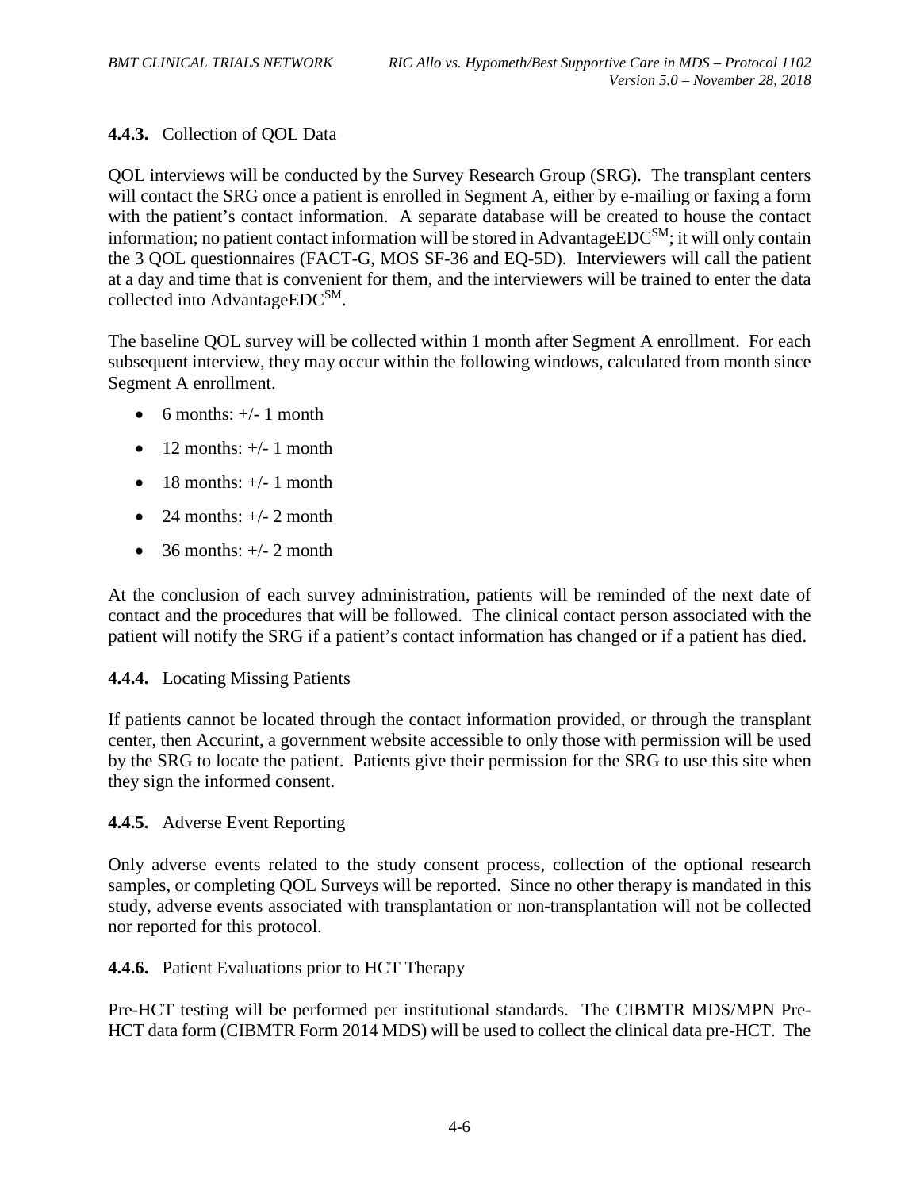### 4.4.3. Collection of QOL Data

QOL interviews will be conducted by the Survey Research Group (SRG). The transplant centers will contact the SRG once a patient is enrolled in Segment A, either by e-mailing or faxing a form with the patient's contact information. A separate database will be created to house the contact information; no patient contact information will be stored in AdvantageEDC[SM]; it will only contain the 3 QOL questionnaires (FACT-G, MOS SF-36 and EQ-5D). Interviewers will call the patient at a day and time that is convenient for them, and the interviewers will be trained to enter the data collected into AdvantageEDC[SM].

The baseline QOL survey will be collected within 1 month after Segment A enrollment. For each subsequent interview, they may occur within the following windows, calculated from month since Segment A enrollment.

- 6 months: +/- 1 month
- 12 months: +/- 1 month
- 18 months: +/- 1 month
- 24 months: +/- 2 month
- 36 months: +/- 2 month

At the conclusion of each survey administration, patients will be reminded of the next date of contact and the procedures that will be followed. The clinical contact person associated with the patient will notify the SRG if a patient's contact information has changed or if a patient has died.

### 4.4.4. Locating Missing Patients

If patients cannot be located through the contact information provided, or through the transplant center, then Accurint, a government website accessible to only those with permission will be used by the SRG to locate the patient. Patients give their permission for the SRG to use this site when they sign the informed consent.

### 4.4.5. Adverse Event Reporting

Only adverse events related to the study consent process, collection of the optional research samples, or completing QOL Surveys will be reported. Since no other therapy is mandated in this study, adverse events associated with transplantation or non-transplantation will not be collected nor reported for this protocol.

### 4.4.6. Patient Evaluations prior to HCT Therapy

Pre-HCT testing will be performed per institutional standards. The CIBMTR MDS/MPN Pre-HCT data form (CIBMTR Form 2014 MDS) will be used to collect the clinical data pre-HCT. The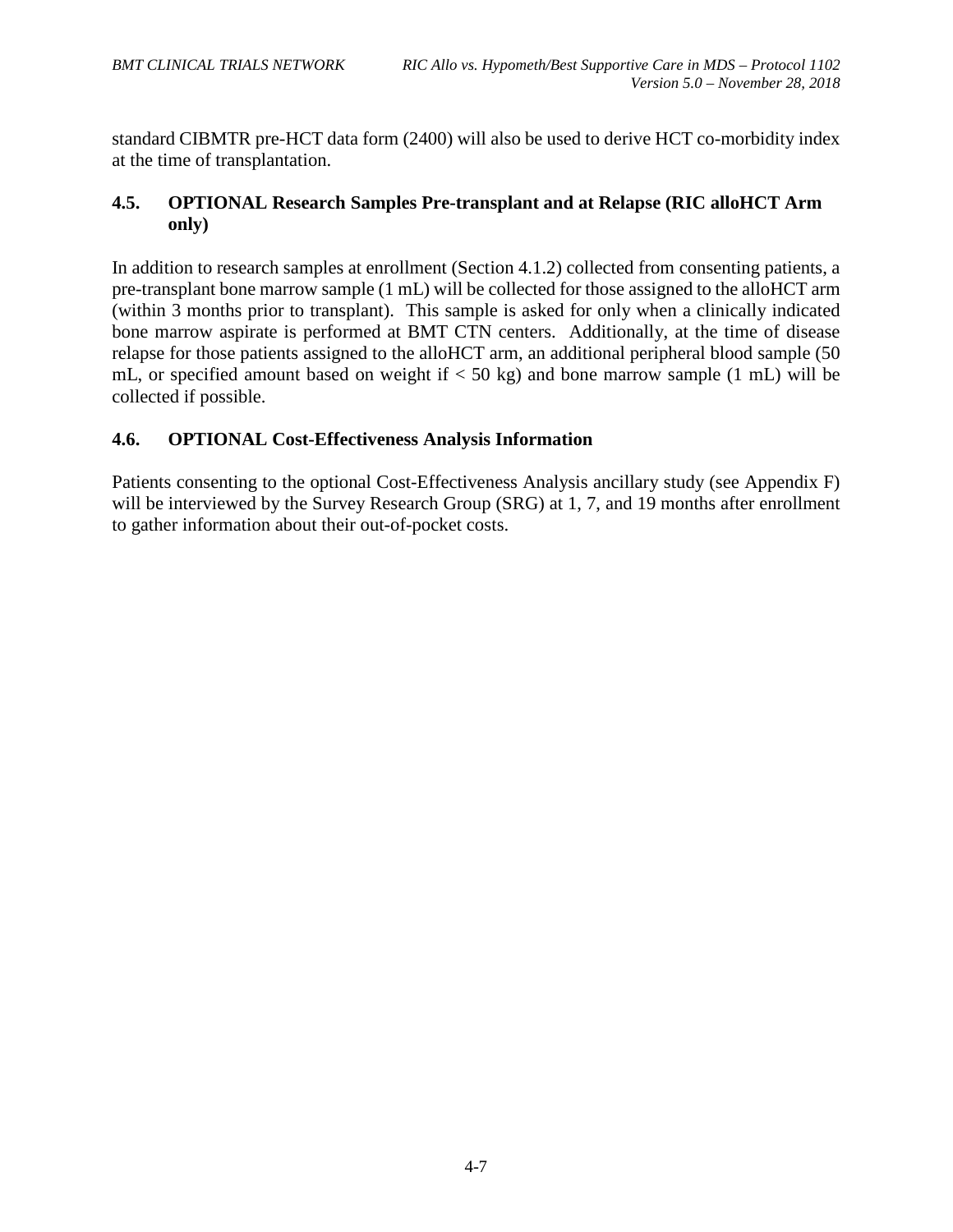standard CIBMTR pre-HCT data form (2400) will also be used to derive HCT co-morbidity index at the time of transplantation.

### 4.5. OPTIONAL Research Samples Pre-transplant and at Relapse (RIC alloHCT Arm only)

In addition to research samples at enrollment (Section 4.1.2) collected from consenting patients, a pre-transplant bone marrow sample (1 mL) will be collected for those assigned to the alloHCT arm (within 3 months prior to transplant). This sample is asked for only when a clinically indicated bone marrow aspirate is performed at BMT CTN centers. Additionally, at the time of disease relapse for those patients assigned to the alloHCT arm, an additional peripheral blood sample (50 mL, or specified amount based on weight if < 50 kg) and bone marrow sample (1 mL) will be collected if possible.

### 4.6. OPTIONAL Cost-Effectiveness Analysis Information

Patients consenting to the optional Cost-Effectiveness Analysis ancillary study (see Appendix F) will be interviewed by the Survey Research Group (SRG) at 1, 7, and 19 months after enrollment to gather information about their out-of-pocket costs.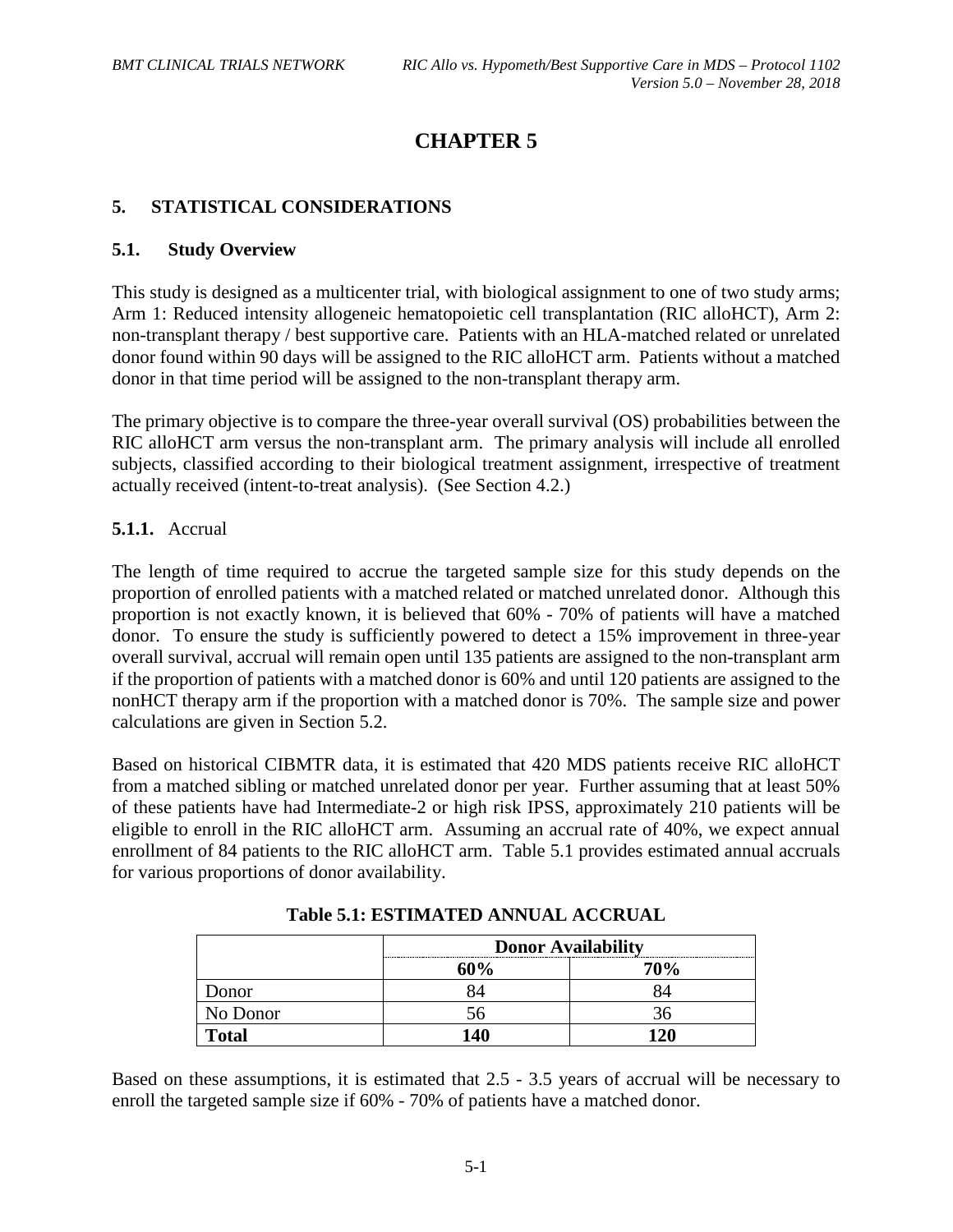# CHAPTER 5

## 5. STATISTICAL CONSIDERATIONS

### 5.1. Study Overview

This study is designed as a multicenter trial, with biological assignment to one of two study arms; Arm 1: Reduced intensity allogeneic hematopoietic cell transplantation (RIC alloHCT), Arm 2: non-transplant therapy / best supportive care. Patients with an HLA-matched related or unrelated donor found within 90 days will be assigned to the RIC alloHCT arm. Patients without a matched donor in that time period will be assigned to the non-transplant therapy arm.

The primary objective is to compare the three-year overall survival (OS) probabilities between the RIC alloHCT arm versus the non-transplant arm. The primary analysis will include all enrolled subjects, classified according to their biological treatment assignment, irrespective of treatment actually received (intent-to-treat analysis). (See Section 4.2.)

#### 5.1.1. Accrual

The length of time required to accrue the targeted sample size for this study depends on the proportion of enrolled patients with a matched related or matched unrelated donor. Although this proportion is not exactly known, it is believed that 60% - 70% of patients will have a matched donor. To ensure the study is sufficiently powered to detect a 15% improvement in three-year overall survival, accrual will remain open until 135 patients are assigned to the non-transplant arm if the proportion of patients with a matched donor is 60% and until 120 patients are assigned to the nonHCT therapy arm if the proportion with a matched donor is 70%. The sample size and power calculations are given in Section 5.2.

Based on historical CIBMTR data, it is estimated that 420 MDS patients receive RIC alloHCT from a matched sibling or matched unrelated donor per year. Further assuming that at least 50% of these patients have had Intermediate-2 or high risk IPSS, approximately 210 patients will be eligible to enroll in the RIC alloHCT arm. Assuming an accrual rate of 40%, we expect annual enrollment of 84 patients to the RIC alloHCT arm. Table 5.1 provides estimated annual accruals for various proportions of donor availability.

**Table 5.1: ESTIMATED ANNUAL ACCRUAL**

| | Donor Availability | |
|---|---|---|
| | **60%** | **70%** |
| Donor | 84 | 84 |
| No Donor | 56 | 36 |
| **Total** | **140** | **120** |

Based on these assumptions, it is estimated that 2.5 - 3.5 years of accrual will be necessary to enroll the targeted sample size if 60% - 70% of patients have a matched donor.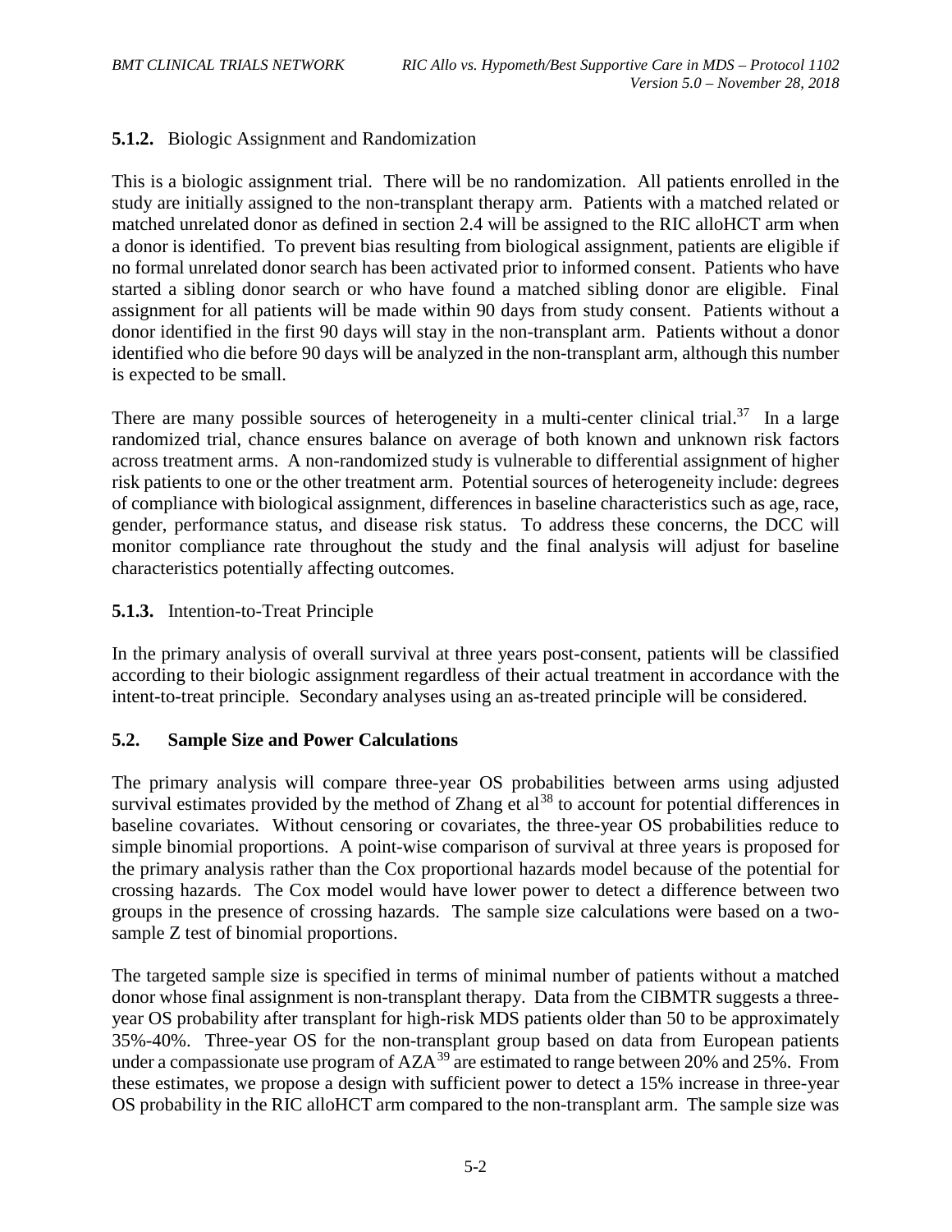### 5.1.2. Biologic Assignment and Randomization

This is a biologic assignment trial. There will be no randomization. All patients enrolled in the study are initially assigned to the non-transplant therapy arm. Patients with a matched related or matched unrelated donor as defined in section 2.4 will be assigned to the RIC alloHCT arm when a donor is identified. To prevent bias resulting from biological assignment, patients are eligible if no formal unrelated donor search has been activated prior to informed consent. Patients who have started a sibling donor search or who have found a matched sibling donor are eligible. Final assignment for all patients will be made within 90 days from study consent. Patients without a donor identified in the first 90 days will stay in the non-transplant arm. Patients without a donor identified who die before 90 days will be analyzed in the non-transplant arm, although this number is expected to be small.

There are many possible sources of heterogeneity in a multi-center clinical trial.[37] In a large randomized trial, chance ensures balance on average of both known and unknown risk factors across treatment arms. A non-randomized study is vulnerable to differential assignment of higher risk patients to one or the other treatment arm. Potential sources of heterogeneity include: degrees of compliance with biological assignment, differences in baseline characteristics such as age, race, gender, performance status, and disease risk status. To address these concerns, the DCC will monitor compliance rate throughout the study and the final analysis will adjust for baseline characteristics potentially affecting outcomes.

### 5.1.3. Intention-to-Treat Principle

In the primary analysis of overall survival at three years post-consent, patients will be classified according to their biologic assignment regardless of their actual treatment in accordance with the intent-to-treat principle. Secondary analyses using an as-treated principle will be considered.

## 5.2. Sample Size and Power Calculations

The primary analysis will compare three-year OS probabilities between arms using adjusted survival estimates provided by the method of Zhang et al[38] to account for potential differences in baseline covariates. Without censoring or covariates, the three-year OS probabilities reduce to simple binomial proportions. A point-wise comparison of survival at three years is proposed for the primary analysis rather than the Cox proportional hazards model because of the potential for crossing hazards. The Cox model would have lower power to detect a difference between two groups in the presence of crossing hazards. The sample size calculations were based on a two-sample Z test of binomial proportions.

The targeted sample size is specified in terms of minimal number of patients without a matched donor whose final assignment is non-transplant therapy. Data from the CIBMTR suggests a three-year OS probability after transplant for high-risk MDS patients older than 50 to be approximately 35%-40%. Three-year OS for the non-transplant group based on data from European patients under a compassionate use program of AZA[39] are estimated to range between 20% and 25%. From these estimates, we propose a design with sufficient power to detect a 15% increase in three-year OS probability in the RIC alloHCT arm compared to the non-transplant arm. The sample size was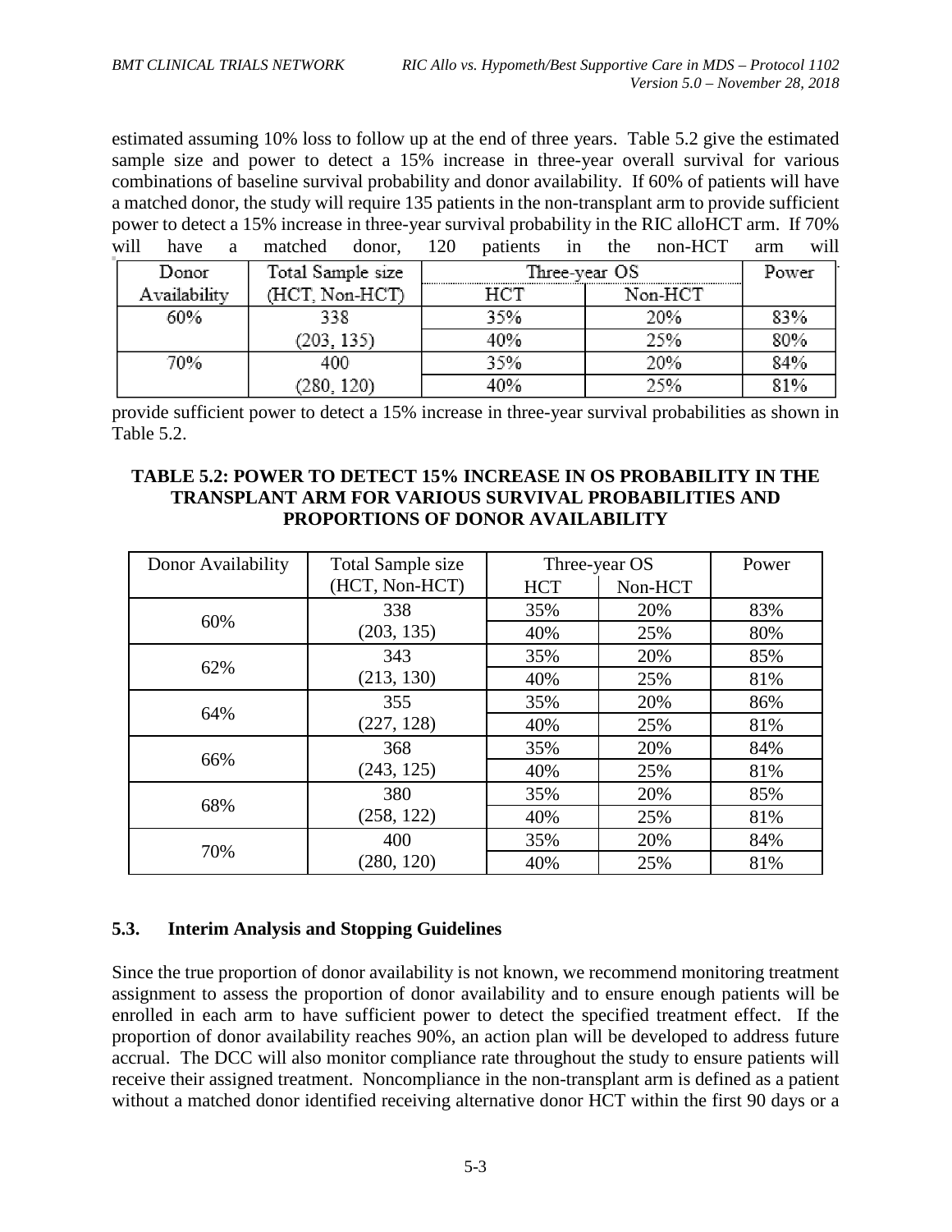estimated assuming 10% loss to follow up at the end of three years. Table 5.2 give the estimated sample size and power to detect a 15% increase in three-year overall survival for various combinations of baseline survival probability and donor availability. If 60% of patients will have a matched donor, the study will require 135 patients in the non-transplant arm to provide sufficient power to detect a 15% increase in three-year survival probability in the RIC alloHCT arm. If 70% will have a matched donor, 120 patients in the non-HCT arm will

| Donor Availability | Total Sample size (HCT, Non-HCT) | Three-year OS | | Power |
|---|---|---|---|---|
| | | HCT | Non-HCT | |
| 60% | 338 | 35% | 20% | 83% |
| | (203, 135) | 40% | 25% | 80% |
| 70% | 400 | 35% | 20% | 84% |
| | (280, 120) | 40% | 25% | 81% |

provide sufficient power to detect a 15% increase in three-year survival probabilities as shown in Table 5.2.

**TABLE 5.2: POWER TO DETECT 15% INCREASE IN OS PROBABILITY IN THE TRANSPLANT ARM FOR VARIOUS SURVIVAL PROBABILITIES AND PROPORTIONS OF DONOR AVAILABILITY**

| Donor Availability | Total Sample size (HCT, Non-HCT) | Three-year OS | | Power |
|---|---|---|---|---|
| | | HCT | Non-HCT | |
| 60% | 338 | 35% | 20% | 83% |
| | (203, 135) | 40% | 25% | 80% |
| 62% | 343 | 35% | 20% | 85% |
| | (213, 130) | 40% | 25% | 81% |
| 64% | 355 | 35% | 20% | 86% |
| | (227, 128) | 40% | 25% | 81% |
| 66% | 368 | 35% | 20% | 84% |
| | (243, 125) | 40% | 25% | 81% |
| 68% | 380 | 35% | 20% | 85% |
| | (258, 122) | 40% | 25% | 81% |
| 70% | 400 | 35% | 20% | 84% |
| | (280, 120) | 40% | 25% | 81% |

### 5.3. Interim Analysis and Stopping Guidelines

Since the true proportion of donor availability is not known, we recommend monitoring treatment assignment to assess the proportion of donor availability and to ensure enough patients will be enrolled in each arm to have sufficient power to detect the specified treatment effect. If the proportion of donor availability reaches 90%, an action plan will be developed to address future accrual. The DCC will also monitor compliance rate throughout the study to ensure patients will receive their assigned treatment. Noncompliance in the non-transplant arm is defined as a patient without a matched donor identified receiving alternative donor HCT within the first 90 days or a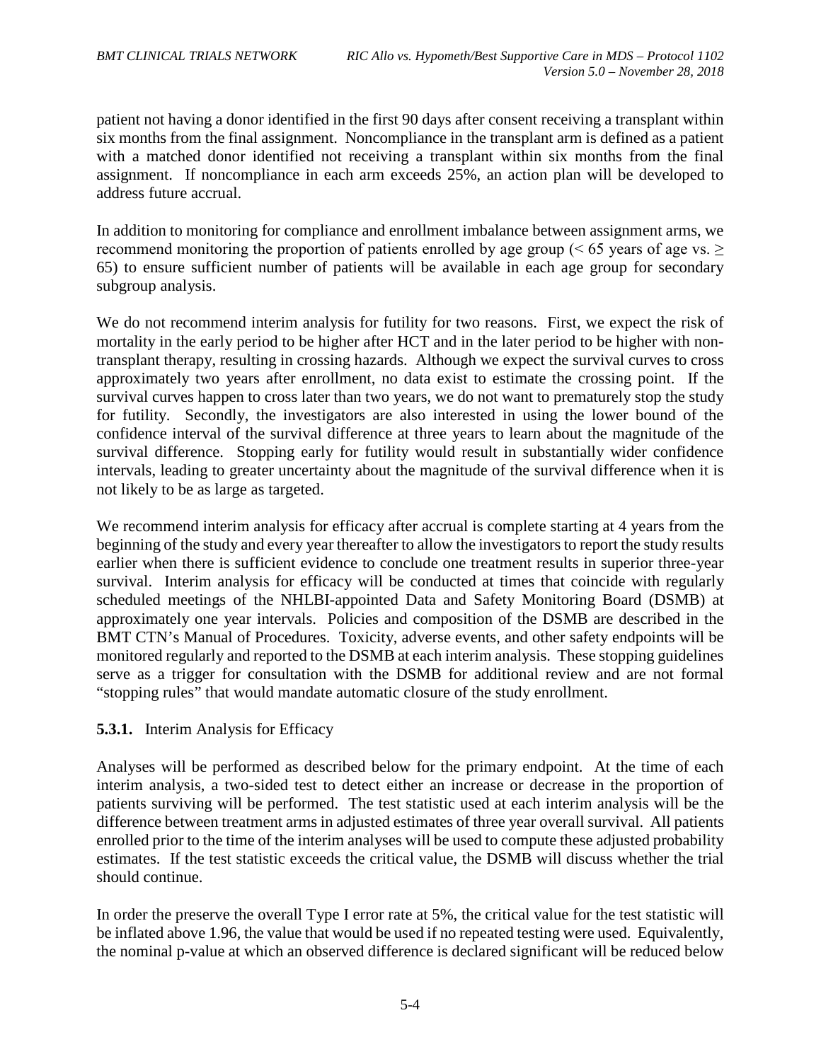patient not having a donor identified in the first 90 days after consent receiving a transplant within six months from the final assignment. Noncompliance in the transplant arm is defined as a patient with a matched donor identified not receiving a transplant within six months from the final assignment. If noncompliance in each arm exceeds 25%, an action plan will be developed to address future accrual.

In addition to monitoring for compliance and enrollment imbalance between assignment arms, we recommend monitoring the proportion of patients enrolled by age group (< 65 years of age vs. ≥ 65) to ensure sufficient number of patients will be available in each age group for secondary subgroup analysis.

We do not recommend interim analysis for futility for two reasons. First, we expect the risk of mortality in the early period to be higher after HCT and in the later period to be higher with non-transplant therapy, resulting in crossing hazards. Although we expect the survival curves to cross approximately two years after enrollment, no data exist to estimate the crossing point. If the survival curves happen to cross later than two years, we do not want to prematurely stop the study for futility. Secondly, the investigators are also interested in using the lower bound of the confidence interval of the survival difference at three years to learn about the magnitude of the survival difference. Stopping early for futility would result in substantially wider confidence intervals, leading to greater uncertainty about the magnitude of the survival difference when it is not likely to be as large as targeted.

We recommend interim analysis for efficacy after accrual is complete starting at 4 years from the beginning of the study and every year thereafter to allow the investigators to report the study results earlier when there is sufficient evidence to conclude one treatment results in superior three-year survival. Interim analysis for efficacy will be conducted at times that coincide with regularly scheduled meetings of the NHLBI-appointed Data and Safety Monitoring Board (DSMB) at approximately one year intervals. Policies and composition of the DSMB are described in the BMT CTN's Manual of Procedures. Toxicity, adverse events, and other safety endpoints will be monitored regularly and reported to the DSMB at each interim analysis. These stopping guidelines serve as a trigger for consultation with the DSMB for additional review and are not formal "stopping rules" that would mandate automatic closure of the study enrollment.

### 5.3.1. Interim Analysis for Efficacy

Analyses will be performed as described below for the primary endpoint. At the time of each interim analysis, a two-sided test to detect either an increase or decrease in the proportion of patients surviving will be performed. The test statistic used at each interim analysis will be the difference between treatment arms in adjusted estimates of three year overall survival. All patients enrolled prior to the time of the interim analyses will be used to compute these adjusted probability estimates. If the test statistic exceeds the critical value, the DSMB will discuss whether the trial should continue.

In order the preserve the overall Type I error rate at 5%, the critical value for the test statistic will be inflated above 1.96, the value that would be used if no repeated testing were used. Equivalently, the nominal p-value at which an observed difference is declared significant will be reduced below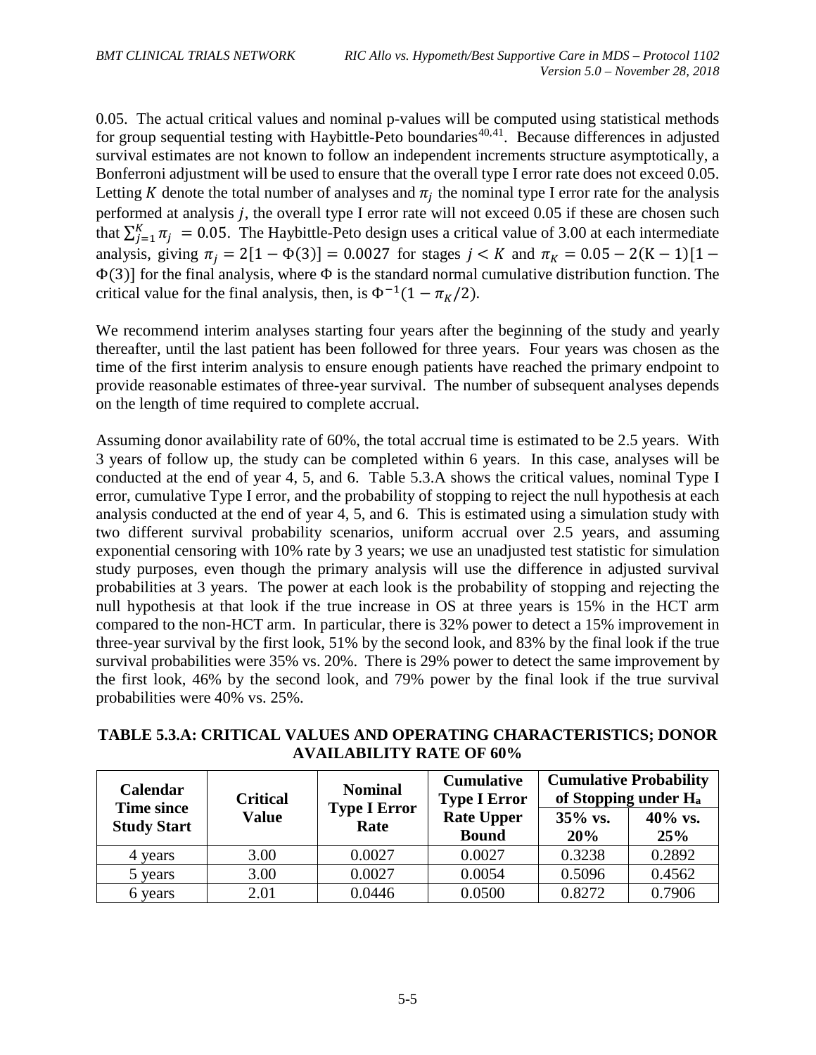0.05. The actual critical values and nominal p-values will be computed using statistical methods for group sequential testing with Haybittle-Peto boundaries[40,41]. Because differences in adjusted survival estimates are not known to follow an independent increments structure asymptotically, a Bonferroni adjustment will be used to ensure that the overall type I error rate does not exceed 0.05. Letting $K$ denote the total number of analyses and $\pi_j$ the nominal type I error rate for the analysis performed at analysis $j$, the overall type I error rate will not exceed 0.05 if these are chosen such that $\sum_{j=1}^{K} \pi_j = 0.05$. The Haybittle-Peto design uses a critical value of 3.00 at each intermediate analysis, giving $\pi_j = 2[1 - \Phi(3)] = 0.0027$ for stages $j < K$ and $\pi_K = 0.05 - 2(K - 1)[1 - \Phi(3)]$ for the final analysis, where $\Phi$ is the standard normal cumulative distribution function. The critical value for the final analysis, then, is $\Phi^{-1}(1 - \pi_K/2)$.

We recommend interim analyses starting four years after the beginning of the study and yearly thereafter, until the last patient has been followed for three years. Four years was chosen as the time of the first interim analysis to ensure enough patients have reached the primary endpoint to provide reasonable estimates of three-year survival. The number of subsequent analyses depends on the length of time required to complete accrual.

Assuming donor availability rate of 60%, the total accrual time is estimated to be 2.5 years. With 3 years of follow up, the study can be completed within 6 years. In this case, analyses will be conducted at the end of year 4, 5, and 6. Table 5.3.A shows the critical values, nominal Type I error, cumulative Type I error, and the probability of stopping to reject the null hypothesis at each analysis conducted at the end of year 4, 5, and 6. This is estimated using a simulation study with two different survival probability scenarios, uniform accrual over 2.5 years, and assuming exponential censoring with 10% rate by 3 years; we use an unadjusted test statistic for simulation study purposes, even though the primary analysis will use the difference in adjusted survival probabilities at 3 years. The power at each look is the probability of stopping and rejecting the null hypothesis at that look if the true increase in OS at three years is 15% in the HCT arm compared to the non-HCT arm. In particular, there is 32% power to detect a 15% improvement in three-year survival by the first look, 51% by the second look, and 83% by the final look if the true survival probabilities were 35% vs. 20%. There is 29% power to detect the same improvement by the first look, 46% by the second look, and 79% power by the final look if the true survival probabilities were 40% vs. 25%.

**TABLE 5.3.A: CRITICAL VALUES AND OPERATING CHARACTERISTICS; DONOR AVAILABILITY RATE OF 60%**

| Calendar Time since Study Start | Critical Value | Nominal Type I Error Rate | Cumulative Type I Error Rate Upper Bound | Cumulative Probability of Stopping under $H_a$ | |
|---|---|---|---|---|---|
| | | | | 35% vs. 20% | 40% vs. 25% |
| 4 years | 3.00 | 0.0027 | 0.0027 | 0.3238 | 0.2892 |
| 5 years | 3.00 | 0.0027 | 0.0054 | 0.5096 | 0.4562 |
| 6 years | 2.01 | 0.0446 | 0.0500 | 0.8272 | 0.7906 |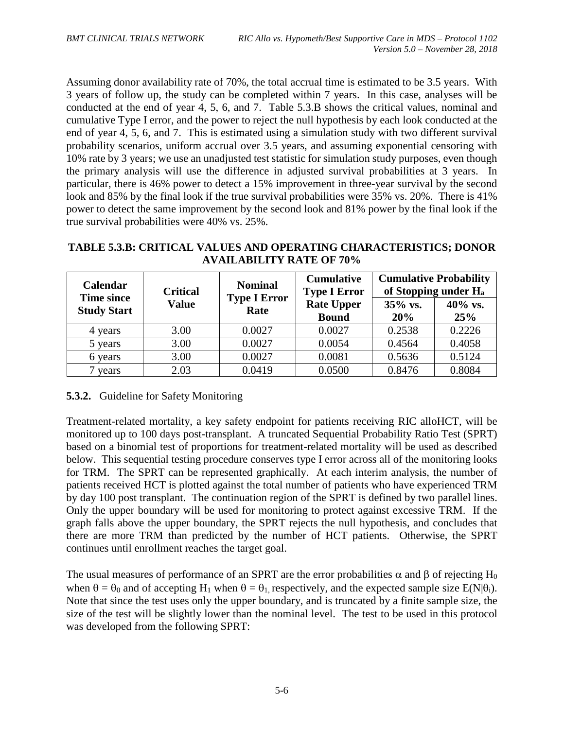Assuming donor availability rate of 70%, the total accrual time is estimated to be 3.5 years. With 3 years of follow up, the study can be completed within 7 years. In this case, analyses will be conducted at the end of year 4, 5, 6, and 7. Table 5.3.B shows the critical values, nominal and cumulative Type I error, and the power to reject the null hypothesis by each look conducted at the end of year 4, 5, 6, and 7. This is estimated using a simulation study with two different survival probability scenarios, uniform accrual over 3.5 years, and assuming exponential censoring with 10% rate by 3 years; we use an unadjusted test statistic for simulation study purposes, even though the primary analysis will use the difference in adjusted survival probabilities at 3 years. In particular, there is 46% power to detect a 15% improvement in three-year survival by the second look and 85% by the final look if the true survival probabilities were 35% vs. 20%. There is 41% power to detect the same improvement by the second look and 81% power by the final look if the true survival probabilities were 40% vs. 25%.

**TABLE 5.3.B: CRITICAL VALUES AND OPERATING CHARACTERISTICS; DONOR AVAILABILITY RATE OF 70%**

| Calendar Time since Study Start | Critical Value | Nominal Type I Error Rate | Cumulative Type I Error Rate Upper Bound | Cumulative Probability of Stopping under $H_a$ | |
|---|---|---|---|---|---|
| | | | | 35% vs. 20% | 40% vs. 25% |
| 4 years | 3.00 | 0.0027 | 0.0027 | 0.2538 | 0.2226 |
| 5 years | 3.00 | 0.0027 | 0.0054 | 0.4564 | 0.4058 |
| 6 years | 3.00 | 0.0027 | 0.0081 | 0.5636 | 0.5124 |
| 7 years | 2.03 | 0.0419 | 0.0500 | 0.8476 | 0.8084 |

### 5.3.2. Guideline for Safety Monitoring

Treatment-related mortality, a key safety endpoint for patients receiving RIC alloHCT, will be monitored up to 100 days post-transplant. A truncated Sequential Probability Ratio Test (SPRT) based on a binomial test of proportions for treatment-related mortality will be used as described below. This sequential testing procedure conserves type I error across all of the monitoring looks for TRM. The SPRT can be represented graphically. At each interim analysis, the number of patients received HCT is plotted against the total number of patients who have experienced TRM by day 100 post transplant. The continuation region of the SPRT is defined by two parallel lines. Only the upper boundary will be used for monitoring to protect against excessive TRM. If the graph falls above the upper boundary, the SPRT rejects the null hypothesis, and concludes that there are more TRM than predicted by the number of HCT patients. Otherwise, the SPRT continues until enrollment reaches the target goal.

The usual measures of performance of an SPRT are the error probabilities $\alpha$ and $\beta$ of rejecting $H_0$ when $\theta = \theta_0$ and of accepting $H_1$ when $\theta = \theta_1$, respectively, and the expected sample size $E(N|\theta_i)$. Note that since the test uses only the upper boundary, and is truncated by a finite sample size, the size of the test will be slightly lower than the nominal level. The test to be used in this protocol was developed from the following SPRT: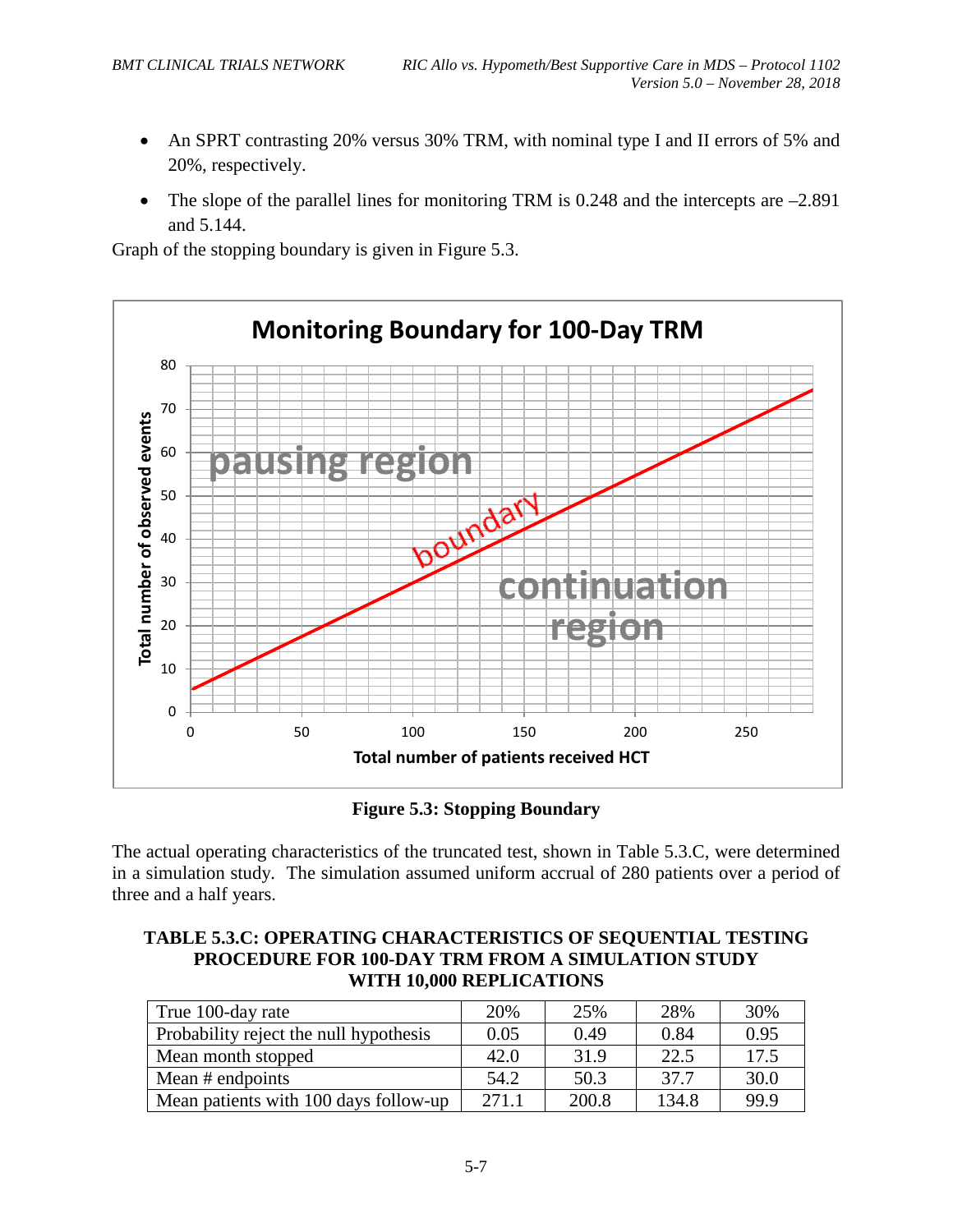- An SPRT contrasting 20% versus 30% TRM, with nominal type I and II errors of 5% and 20%, respectively.
- The slope of the parallel lines for monitoring TRM is 0.248 and the intercepts are –2.891 and 5.144.

Graph of the stopping boundary is given in Figure 5.3.

**Figure 5.3: Stopping Boundary**

The actual operating characteristics of the truncated test, shown in Table 5.3.C, were determined in a simulation study. The simulation assumed uniform accrual of 280 patients over a period of three and a half years.

**TABLE 5.3.C: OPERATING CHARACTERISTICS OF SEQUENTIAL TESTING PROCEDURE FOR 100-DAY TRM FROM A SIMULATION STUDY WITH 10,000 REPLICATIONS**

| True 100-day rate | 20% | 25% | 28% | 30% |
|---|---|---|---|---|
| Probability reject the null hypothesis | 0.05 | 0.49 | 0.84 | 0.95 |
| Mean month stopped | 42.0 | 31.9 | 22.5 | 17.5 |
| Mean # endpoints | 54.2 | 50.3 | 37.7 | 30.0 |
| Mean patients with 100 days follow-up | 271.1 | 200.8 | 134.8 | 99.9 |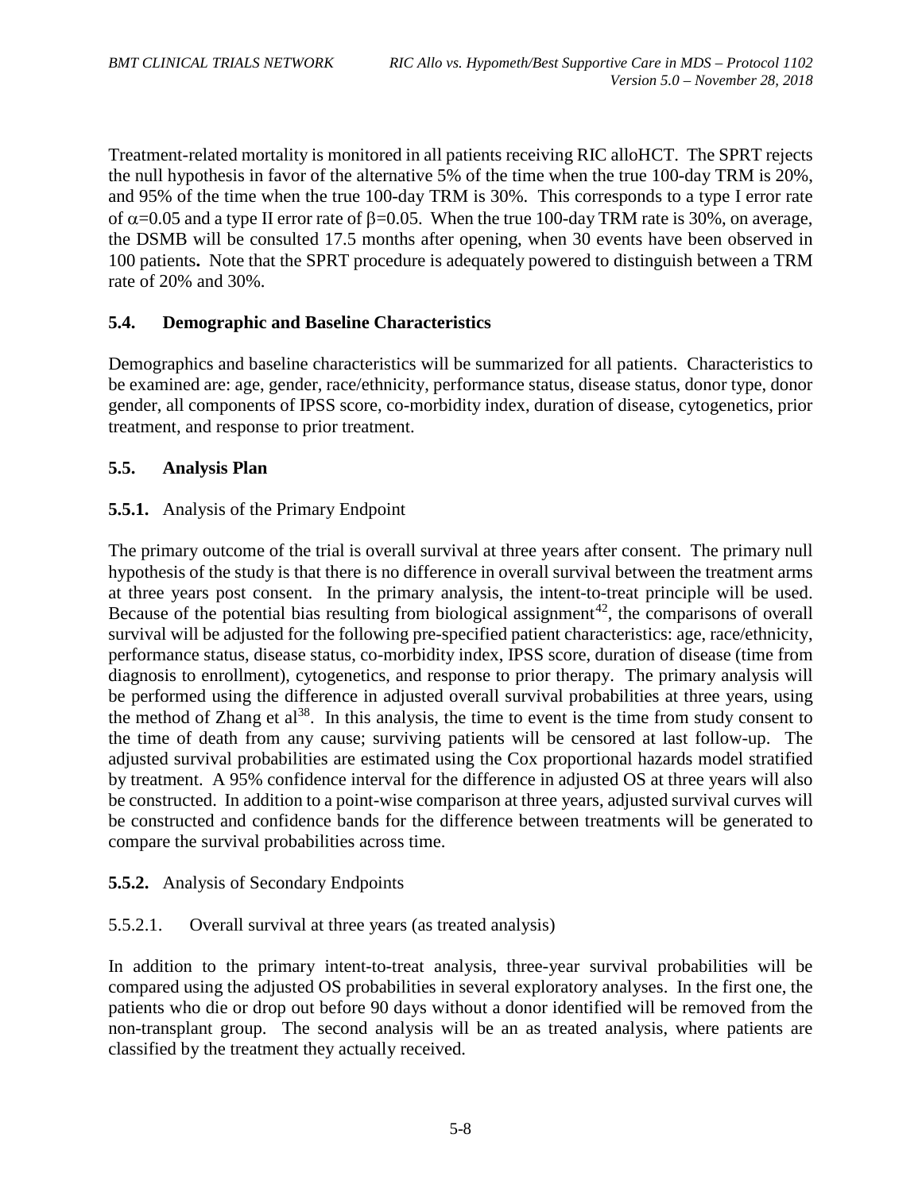Treatment-related mortality is monitored in all patients receiving RIC alloHCT. The SPRT rejects the null hypothesis in favor of the alternative 5% of the time when the true 100-day TRM is 20%, and 95% of the time when the true 100-day TRM is 30%. This corresponds to a type I error rate of $\alpha=0.05$ and a type II error rate of $\beta=0.05$. When the true 100-day TRM rate is 30%, on average, the DSMB will be consulted 17.5 months after opening, when 30 events have been observed in 100 patients**.** Note that the SPRT procedure is adequately powered to distinguish between a TRM rate of 20% and 30%.

### 5.4. Demographic and Baseline Characteristics

Demographics and baseline characteristics will be summarized for all patients. Characteristics to be examined are: age, gender, race/ethnicity, performance status, disease status, donor type, donor gender, all components of IPSS score, co-morbidity index, duration of disease, cytogenetics, prior treatment, and response to prior treatment.

### 5.5. Analysis Plan

#### 5.5.1. Analysis of the Primary Endpoint

The primary outcome of the trial is overall survival at three years after consent. The primary null hypothesis of the study is that there is no difference in overall survival between the treatment arms at three years post consent. In the primary analysis, the intent-to-treat principle will be used. Because of the potential bias resulting from biological assignment[42], the comparisons of overall survival will be adjusted for the following pre-specified patient characteristics: age, race/ethnicity, performance status, disease status, co-morbidity index, IPSS score, duration of disease (time from diagnosis to enrollment), cytogenetics, and response to prior therapy. The primary analysis will be performed using the difference in adjusted overall survival probabilities at three years, using the method of Zhang et al[38]. In this analysis, the time to event is the time from study consent to the time of death from any cause; surviving patients will be censored at last follow-up. The adjusted survival probabilities are estimated using the Cox proportional hazards model stratified by treatment. A 95% confidence interval for the difference in adjusted OS at three years will also be constructed. In addition to a point-wise comparison at three years, adjusted survival curves will be constructed and confidence bands for the difference between treatments will be generated to compare the survival probabilities across time.

#### 5.5.2. Analysis of Secondary Endpoints

##### 5.5.2.1. Overall survival at three years (as treated analysis)

In addition to the primary intent-to-treat analysis, three-year survival probabilities will be compared using the adjusted OS probabilities in several exploratory analyses. In the first one, the patients who die or drop out before 90 days without a donor identified will be removed from the non-transplant group. The second analysis will be an as treated analysis, where patients are classified by the treatment they actually received.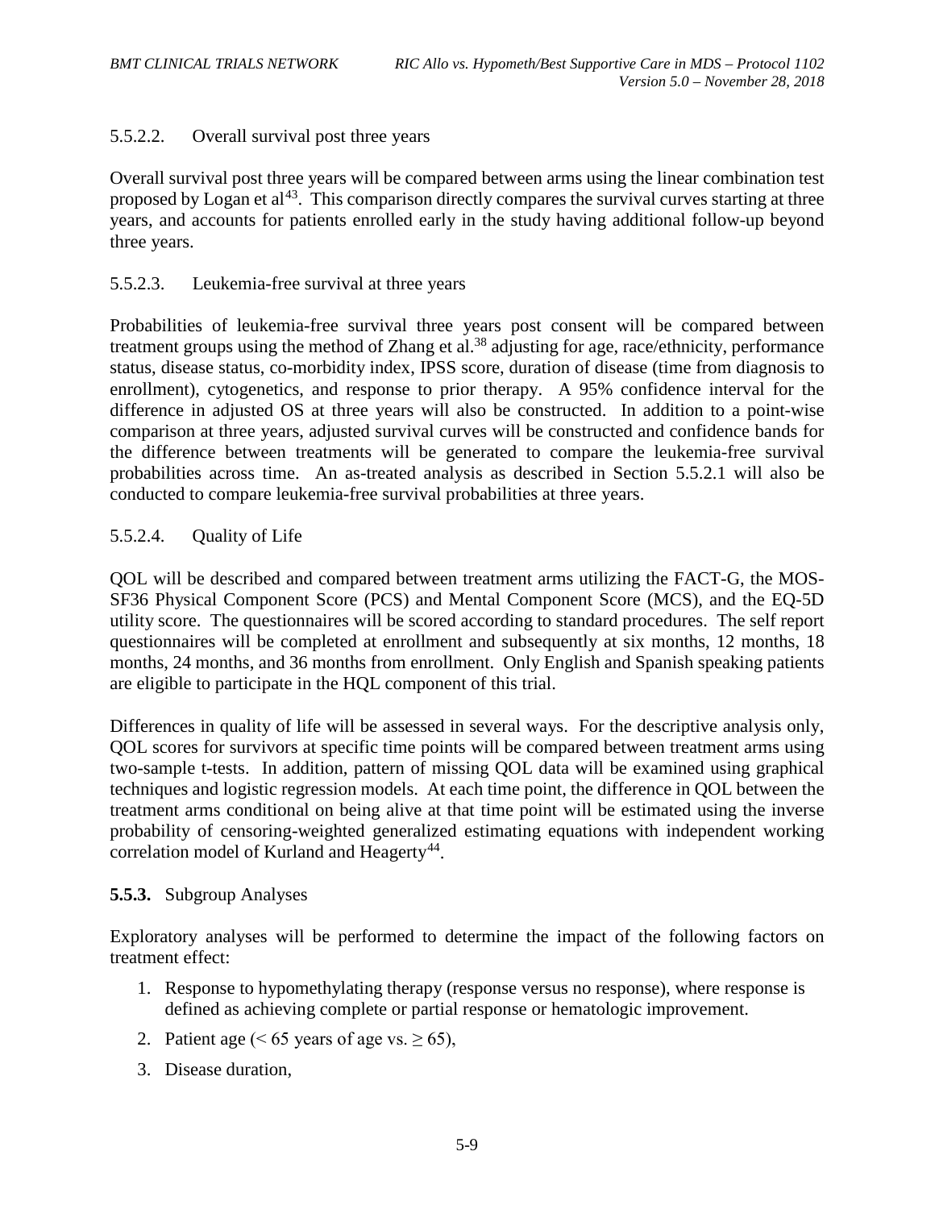#### 5.5.2.2. Overall survival post three years

Overall survival post three years will be compared between arms using the linear combination test proposed by Logan et al[43]. This comparison directly compares the survival curves starting at three years, and accounts for patients enrolled early in the study having additional follow-up beyond three years.

#### 5.5.2.3. Leukemia-free survival at three years

Probabilities of leukemia-free survival three years post consent will be compared between treatment groups using the method of Zhang et al.[38] adjusting for age, race/ethnicity, performance status, disease status, co-morbidity index, IPSS score, duration of disease (time from diagnosis to enrollment), cytogenetics, and response to prior therapy. A 95% confidence interval for the difference in adjusted OS at three years will also be constructed. In addition to a point-wise comparison at three years, adjusted survival curves will be constructed and confidence bands for the difference between treatments will be generated to compare the leukemia-free survival probabilities across time. An as-treated analysis as described in Section 5.5.2.1 will also be conducted to compare leukemia-free survival probabilities at three years.

#### 5.5.2.4. Quality of Life

QOL will be described and compared between treatment arms utilizing the FACT-G, the MOS-SF36 Physical Component Score (PCS) and Mental Component Score (MCS), and the EQ-5D utility score. The questionnaires will be scored according to standard procedures. The self report questionnaires will be completed at enrollment and subsequently at six months, 12 months, 18 months, 24 months, and 36 months from enrollment. Only English and Spanish speaking patients are eligible to participate in the HQL component of this trial.

Differences in quality of life will be assessed in several ways. For the descriptive analysis only, QOL scores for survivors at specific time points will be compared between treatment arms using two-sample t-tests. In addition, pattern of missing QOL data will be examined using graphical techniques and logistic regression models. At each time point, the difference in QOL between the treatment arms conditional on being alive at that time point will be estimated using the inverse probability of censoring-weighted generalized estimating equations with independent working correlation model of Kurland and Heagerty[44].

### 5.5.3. Subgroup Analyses

Exploratory analyses will be performed to determine the impact of the following factors on treatment effect:

1. Response to hypomethylating therapy (response versus no response), where response is defined as achieving complete or partial response or hematologic improvement.
2. Patient age ($< 65$ years of age vs. $\geq 65$),
3. Disease duration,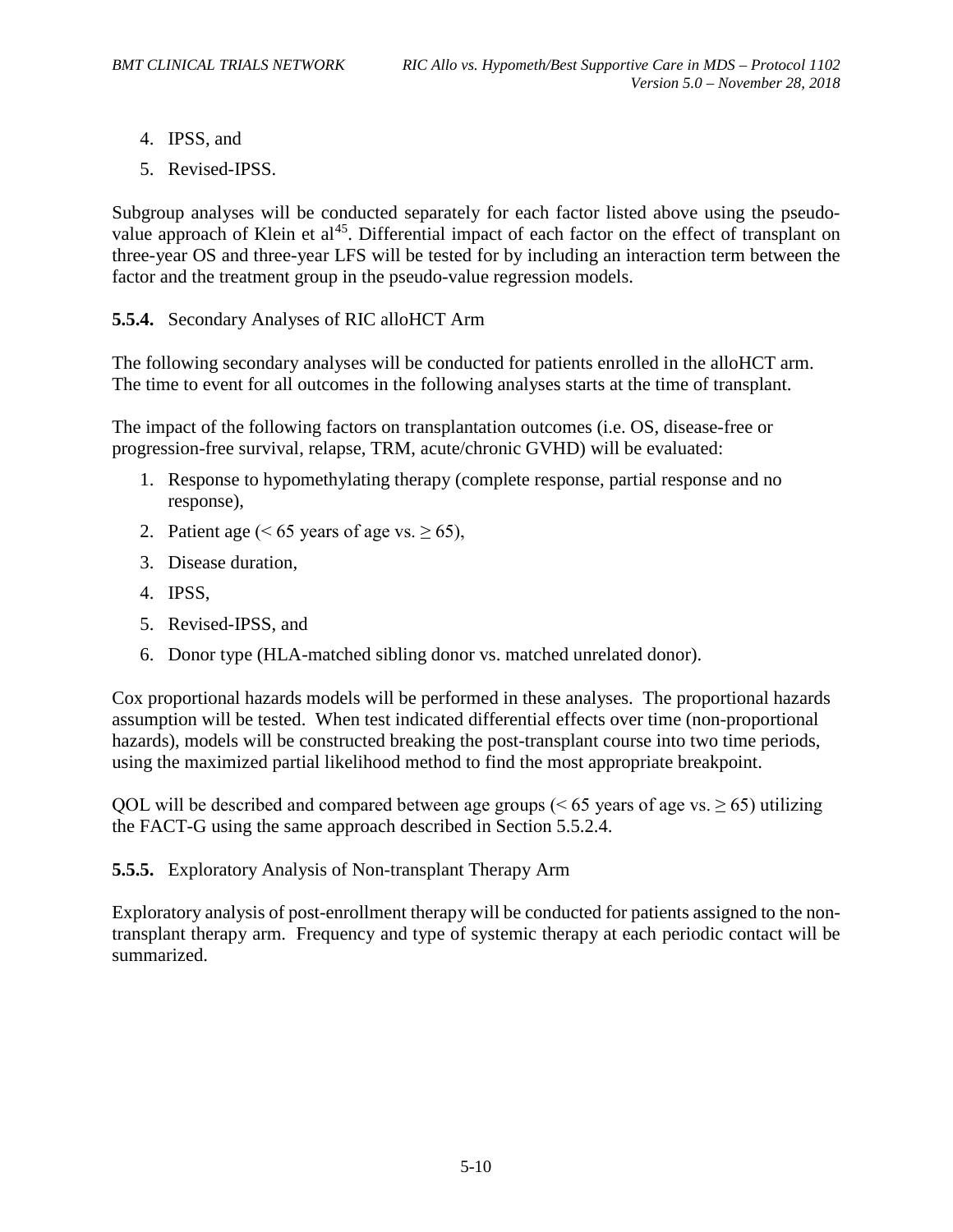4. IPSS, and
5. Revised-IPSS.

Subgroup analyses will be conducted separately for each factor listed above using the pseudo-value approach of Klein et al[45]. Differential impact of each factor on the effect of transplant on three-year OS and three-year LFS will be tested for by including an interaction term between the factor and the treatment group in the pseudo-value regression models.

**5.5.4.** Secondary Analyses of RIC alloHCT Arm

The following secondary analyses will be conducted for patients enrolled in the alloHCT arm. The time to event for all outcomes in the following analyses starts at the time of transplant.

The impact of the following factors on transplantation outcomes (i.e. OS, disease-free or progression-free survival, relapse, TRM, acute/chronic GVHD) will be evaluated:

1. Response to hypomethylating therapy (complete response, partial response and no response),
2. Patient age (< 65 years of age vs. ≥ 65),
3. Disease duration,
4. IPSS,
5. Revised-IPSS, and
6. Donor type (HLA-matched sibling donor vs. matched unrelated donor).

Cox proportional hazards models will be performed in these analyses. The proportional hazards assumption will be tested. When test indicated differential effects over time (non-proportional hazards), models will be constructed breaking the post-transplant course into two time periods, using the maximized partial likelihood method to find the most appropriate breakpoint.

QOL will be described and compared between age groups (< 65 years of age vs. ≥ 65) utilizing the FACT-G using the same approach described in Section 5.5.2.4.

**5.5.5.** Exploratory Analysis of Non-transplant Therapy Arm

Exploratory analysis of post-enrollment therapy will be conducted for patients assigned to the non-transplant therapy arm. Frequency and type of systemic therapy at each periodic contact will be summarized.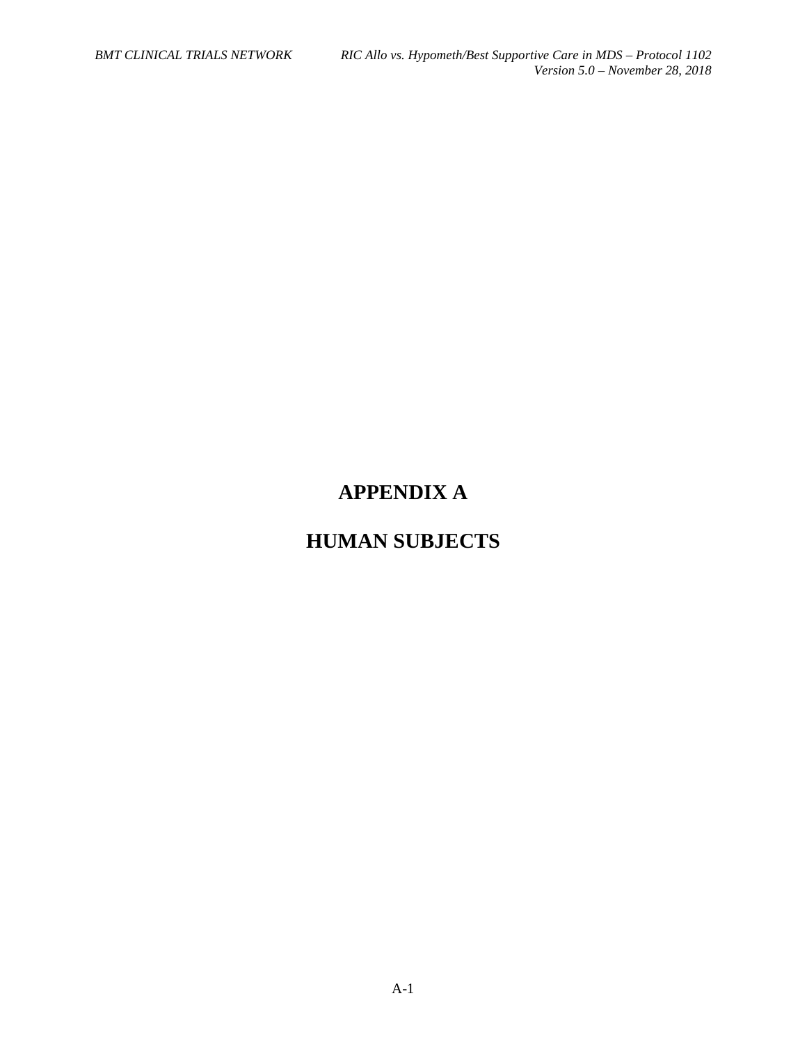# APPENDIX A

# HUMAN SUBJECTS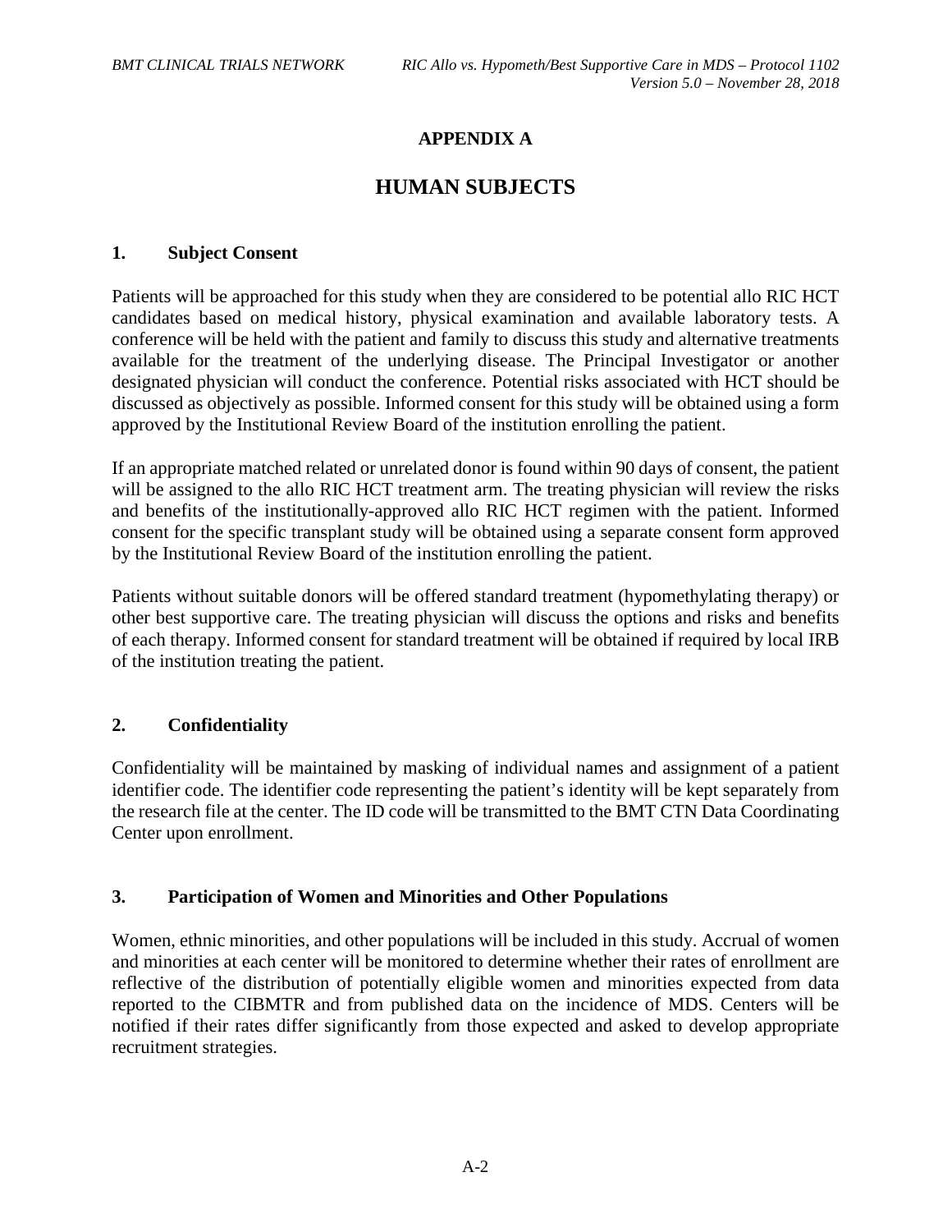# APPENDIX A

# HUMAN SUBJECTS

## 1. Subject Consent

Patients will be approached for this study when they are considered to be potential allo RIC HCT candidates based on medical history, physical examination and available laboratory tests. A conference will be held with the patient and family to discuss this study and alternative treatments available for the treatment of the underlying disease. The Principal Investigator or another designated physician will conduct the conference. Potential risks associated with HCT should be discussed as objectively as possible. Informed consent for this study will be obtained using a form approved by the Institutional Review Board of the institution enrolling the patient.

If an appropriate matched related or unrelated donor is found within 90 days of consent, the patient will be assigned to the allo RIC HCT treatment arm. The treating physician will review the risks and benefits of the institutionally-approved allo RIC HCT regimen with the patient. Informed consent for the specific transplant study will be obtained using a separate consent form approved by the Institutional Review Board of the institution enrolling the patient.

Patients without suitable donors will be offered standard treatment (hypomethylating therapy) or other best supportive care. The treating physician will discuss the options and risks and benefits of each therapy. Informed consent for standard treatment will be obtained if required by local IRB of the institution treating the patient.

## 2. Confidentiality

Confidentiality will be maintained by masking of individual names and assignment of a patient identifier code. The identifier code representing the patient's identity will be kept separately from the research file at the center. The ID code will be transmitted to the BMT CTN Data Coordinating Center upon enrollment.

## 3. Participation of Women and Minorities and Other Populations

Women, ethnic minorities, and other populations will be included in this study. Accrual of women and minorities at each center will be monitored to determine whether their rates of enrollment are reflective of the distribution of potentially eligible women and minorities expected from data reported to the CIBMTR and from published data on the incidence of MDS. Centers will be notified if their rates differ significantly from those expected and asked to develop appropriate recruitment strategies.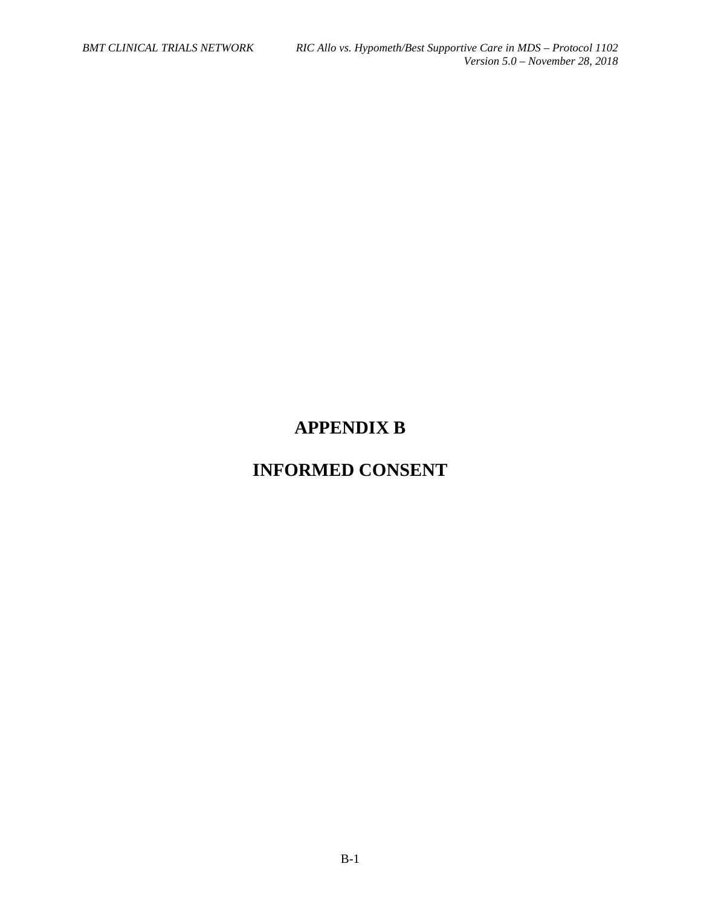# APPENDIX B

# INFORMED CONSENT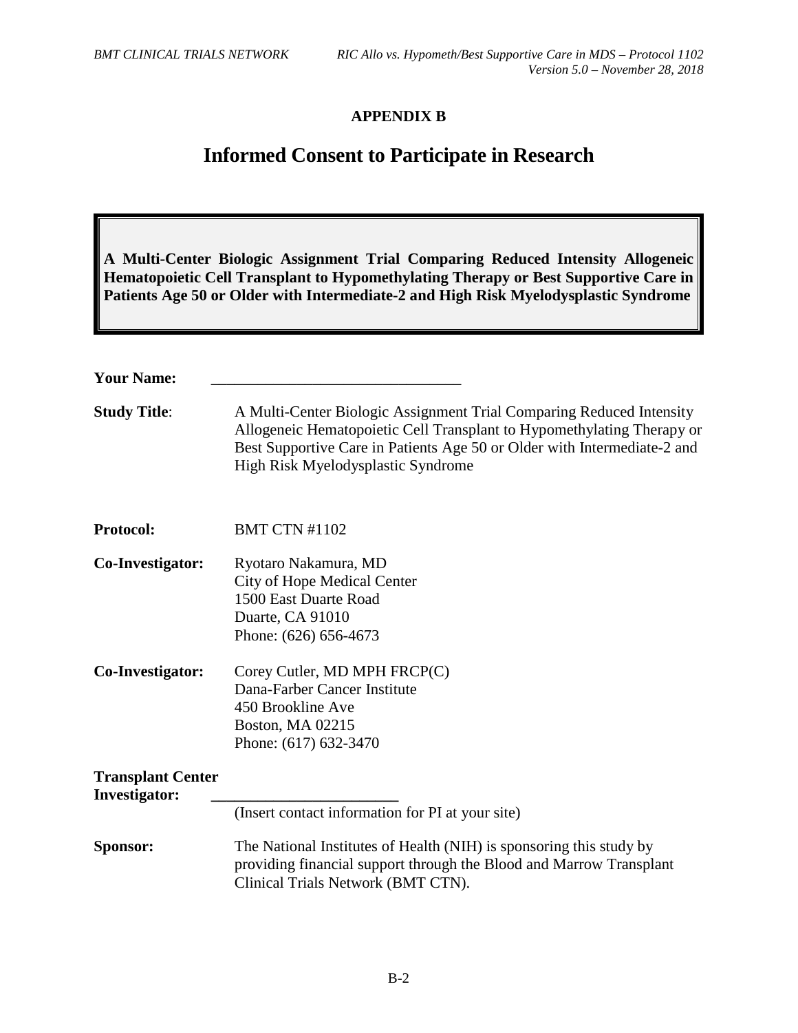## APPENDIX B

# Informed Consent to Participate in Research

**A Multi-Center Biologic Assignment Trial Comparing Reduced Intensity Allogeneic Hematopoietic Cell Transplant to Hypomethylating Therapy or Best Supportive Care in Patients Age 50 or Older with Intermediate-2 and High Risk Myelodysplastic Syndrome**

**Your Name:** ________________________________

**Study Title**: A Multi-Center Biologic Assignment Trial Comparing Reduced Intensity Allogeneic Hematopoietic Cell Transplant to Hypomethylating Therapy or Best Supportive Care in Patients Age 50 or Older with Intermediate-2 and High Risk Myelodysplastic Syndrome

**Protocol:** BMT CTN #1102

**Co-Investigator:** Ryotaro Nakamura, MD
City of Hope Medical Center
1500 East Duarte Road
Duarte, CA 91010
Phone: (626) 656-4673

**Co-Investigator:** Corey Cutler, MD MPH FRCP(C)
Dana-Farber Cancer Institute
450 Brookline Ave
Boston, MA 02215
Phone: (617) 632-3470

**Transplant Center Investigator:** ________________________
(Insert contact information for PI at your site)

**Sponsor:** The National Institutes of Health (NIH) is sponsoring this study by providing financial support through the Blood and Marrow Transplant Clinical Trials Network (BMT CTN).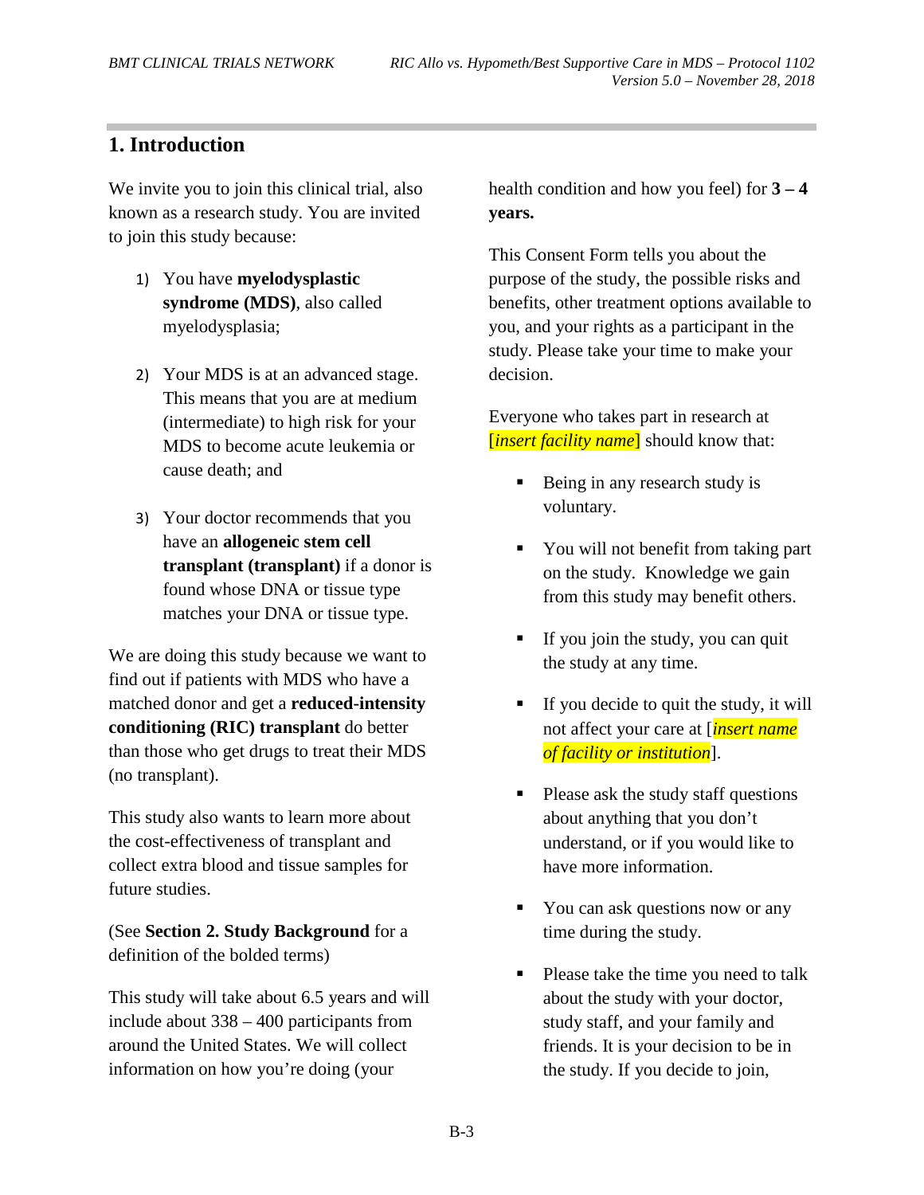## 1. Introduction

We invite you to join this clinical trial, also known as a research study. You are invited to join this study because:

1) You have **myelodysplastic syndrome (MDS)**, also called myelodysplasia;

2) Your MDS is at an advanced stage. This means that you are at medium (intermediate) to high risk for your MDS to become acute leukemia or cause death; and

3) Your doctor recommends that you have an **allogeneic stem cell transplant (transplant)** if a donor is found whose DNA or tissue type matches your DNA or tissue type.

We are doing this study because we want to find out if patients with MDS who have a matched donor and get a **reduced-intensity conditioning (RIC) transplant** do better than those who get drugs to treat their MDS (no transplant).

This study also wants to learn more about the cost-effectiveness of transplant and collect extra blood and tissue samples for future studies.

(See **Section 2. Study Background** for a definition of the bolded terms)

This study will take about 6.5 years and will include about 338 – 400 participants from around the United States. We will collect information on how you're doing (your health condition and how you feel) for **3 – 4 years.**

This Consent Form tells you about the purpose of the study, the possible risks and benefits, other treatment options available to you, and your rights as a participant in the study. Please take your time to make your decision.

Everyone who takes part in research at [*insert facility name*] should know that:

- Being in any research study is voluntary.
- You will not benefit from taking part on the study. Knowledge we gain from this study may benefit others.
- If you join the study, you can quit the study at any time.
- If you decide to quit the study, it will not affect your care at [*insert name of facility or institution*].
- Please ask the study staff questions about anything that you don't understand, or if you would like to have more information.
- You can ask questions now or any time during the study.
- Please take the time you need to talk about the study with your doctor, study staff, and your family and friends. It is your decision to be in the study. If you decide to join,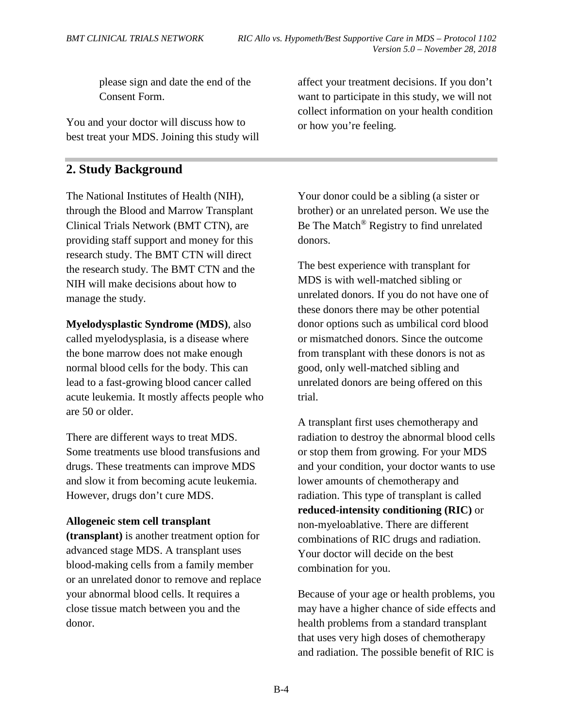please sign and date the end of the Consent Form.

You and your doctor will discuss how to best treat your MDS. Joining this study will affect your treatment decisions. If you don't want to participate in this study, we will not collect information on your health condition or how you're feeling.

## 2. Study Background

The National Institutes of Health (NIH), through the Blood and Marrow Transplant Clinical Trials Network (BMT CTN), are providing staff support and money for this research study. The BMT CTN will direct the research study. The BMT CTN and the NIH will make decisions about how to manage the study.

**Myelodysplastic Syndrome (MDS)**, also called myelodysplasia, is a disease where the bone marrow does not make enough normal blood cells for the body. This can lead to a fast-growing blood cancer called acute leukemia. It mostly affects people who are 50 or older.

There are different ways to treat MDS. Some treatments use blood transfusions and drugs. These treatments can improve MDS and slow it from becoming acute leukemia. However, drugs don't cure MDS.

**Allogeneic stem cell transplant (transplant)** is another treatment option for advanced stage MDS. A transplant uses blood-making cells from a family member or an unrelated donor to remove and replace your abnormal blood cells. It requires a close tissue match between you and the donor.

Your donor could be a sibling (a sister or brother) or an unrelated person. We use the Be The Match® Registry to find unrelated donors.

The best experience with transplant for MDS is with well-matched sibling or unrelated donors. If you do not have one of these donors there may be other potential donor options such as umbilical cord blood or mismatched donors. Since the outcome from transplant with these donors is not as good, only well-matched sibling and unrelated donors are being offered on this trial.

A transplant first uses chemotherapy and radiation to destroy the abnormal blood cells or stop them from growing. For your MDS and your condition, your doctor wants to use lower amounts of chemotherapy and radiation. This type of transplant is called **reduced-intensity conditioning (RIC)** or non-myeloablative. There are different combinations of RIC drugs and radiation. Your doctor will decide on the best combination for you.

Because of your age or health problems, you may have a higher chance of side effects and health problems from a standard transplant that uses very high doses of chemotherapy and radiation. The possible benefit of RIC is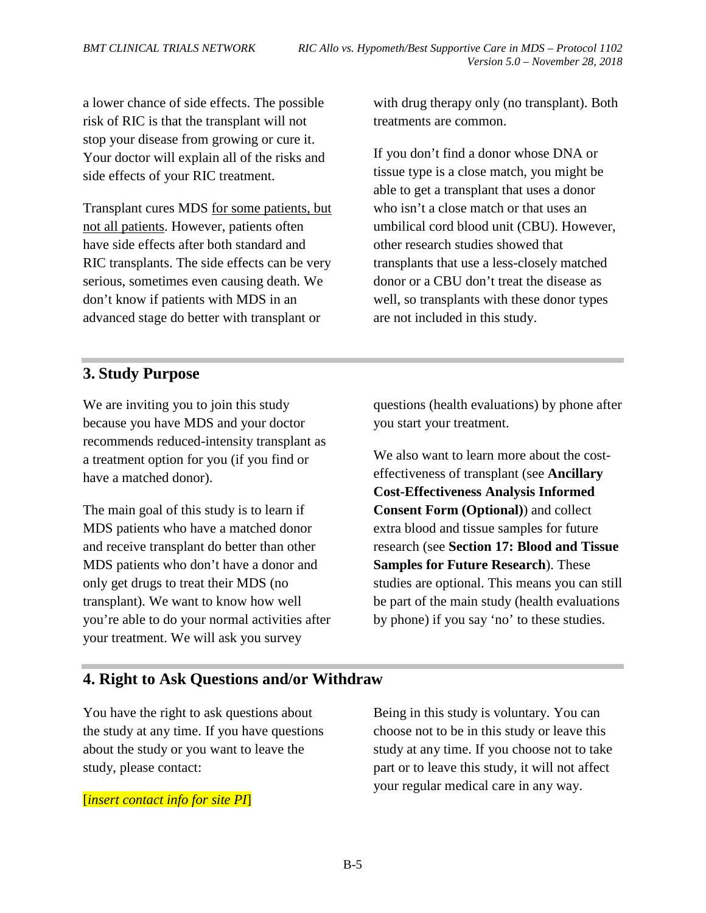a lower chance of side effects. The possible risk of RIC is that the transplant will not stop your disease from growing or cure it. Your doctor will explain all of the risks and side effects of your RIC treatment.

Transplant cures MDS for some patients, but not all patients. However, patients often have side effects after both standard and RIC transplants. The side effects can be very serious, sometimes even causing death. We don't know if patients with MDS in an advanced stage do better with transplant or with drug therapy only (no transplant). Both treatments are common.

If you don't find a donor whose DNA or tissue type is a close match, you might be able to get a transplant that uses a donor who isn't a close match or that uses an umbilical cord blood unit (CBU). However, other research studies showed that transplants that use a less-closely matched donor or a CBU don't treat the disease as well, so transplants with these donor types are not included in this study.

## 3. Study Purpose

We are inviting you to join this study because you have MDS and your doctor recommends reduced-intensity transplant as a treatment option for you (if you find or have a matched donor).

The main goal of this study is to learn if MDS patients who have a matched donor and receive transplant do better than other MDS patients who don't have a donor and only get drugs to treat their MDS (no transplant). We want to know how well you're able to do your normal activities after your treatment. We will ask you survey questions (health evaluations) by phone after you start your treatment.

We also want to learn more about the cost-effectiveness of transplant (see **Ancillary Cost-Effectiveness Analysis Informed Consent Form (Optional)**) and collect extra blood and tissue samples for future research (see **Section 17: Blood and Tissue Samples for Future Research**). These studies are optional. This means you can still be part of the main study (health evaluations by phone) if you say 'no' to these studies.

## 4. Right to Ask Questions and/or Withdraw

You have the right to ask questions about the study at any time. If you have questions about the study or you want to leave the study, please contact:

[*insert contact info for site PI*]

Being in this study is voluntary. You can choose not to be in this study or leave this study at any time. If you choose not to take part or to leave this study, it will not affect your regular medical care in any way.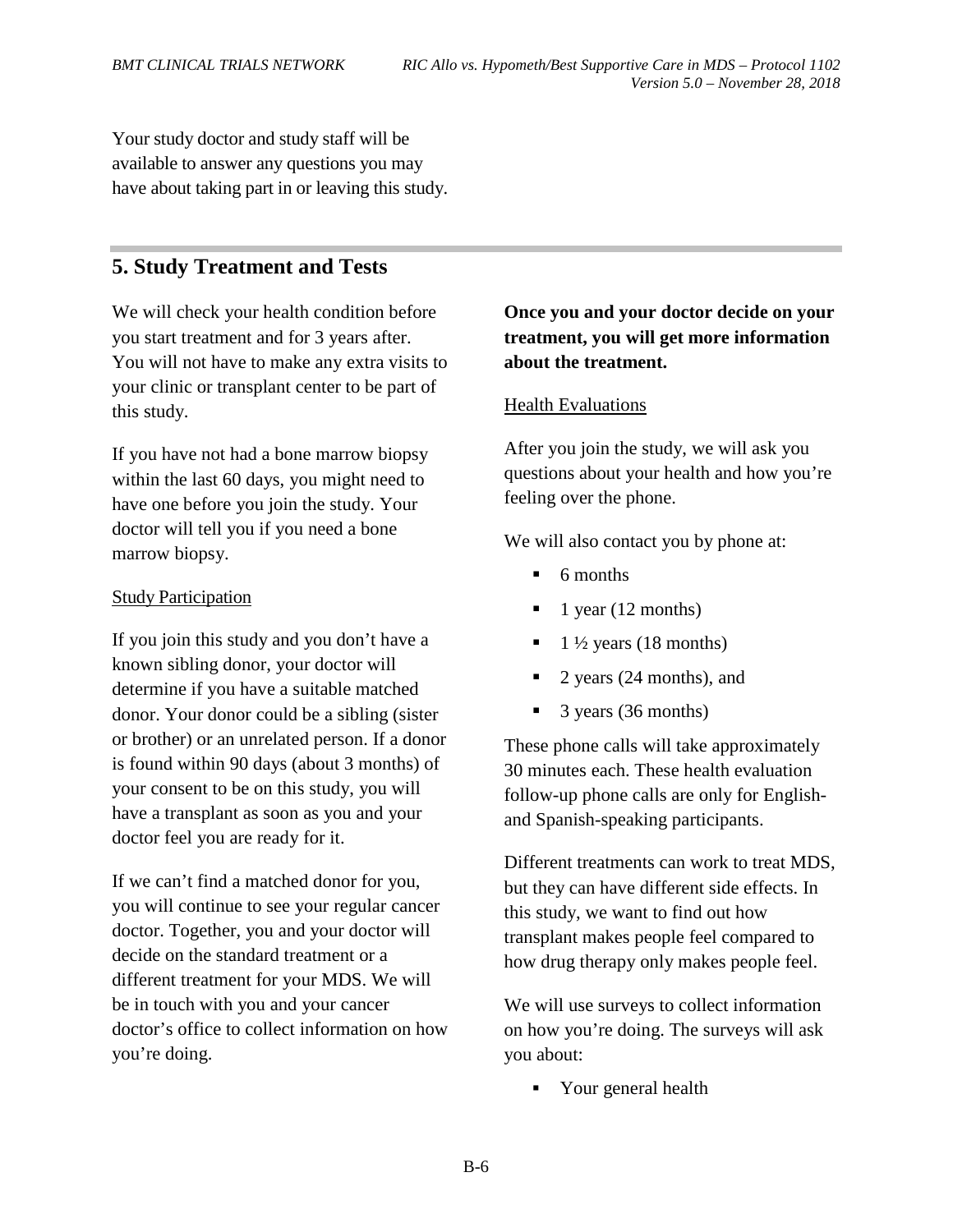Your study doctor and study staff will be available to answer any questions you may have about taking part in or leaving this study.

## 5. Study Treatment and Tests

We will check your health condition before you start treatment and for 3 years after. You will not have to make any extra visits to your clinic or transplant center to be part of this study.

If you have not had a bone marrow biopsy within the last 60 days, you might need to have one before you join the study. Your doctor will tell you if you need a bone marrow biopsy.

Study Participation

If you join this study and you don't have a known sibling donor, your doctor will determine if you have a suitable matched donor. Your donor could be a sibling (sister or brother) or an unrelated person. If a donor is found within 90 days (about 3 months) of your consent to be on this study, you will have a transplant as soon as you and your doctor feel you are ready for it.

If we can't find a matched donor for you, you will continue to see your regular cancer doctor. Together, you and your doctor will decide on the standard treatment or a different treatment for your MDS. We will be in touch with you and your cancer doctor's office to collect information on how you're doing.

**Once you and your doctor decide on your treatment, you will get more information about the treatment.**

Health Evaluations

After you join the study, we will ask you questions about your health and how you're feeling over the phone.

We will also contact you by phone at:

- 6 months
- 1 year (12 months)
- 1 ½ years (18 months)
- 2 years (24 months), and
- 3 years (36 months)

These phone calls will take approximately 30 minutes each. These health evaluation follow-up phone calls are only for English- and Spanish-speaking participants.

Different treatments can work to treat MDS, but they can have different side effects. In this study, we want to find out how transplant makes people feel compared to how drug therapy only makes people feel.

We will use surveys to collect information on how you're doing. The surveys will ask you about:

- Your general health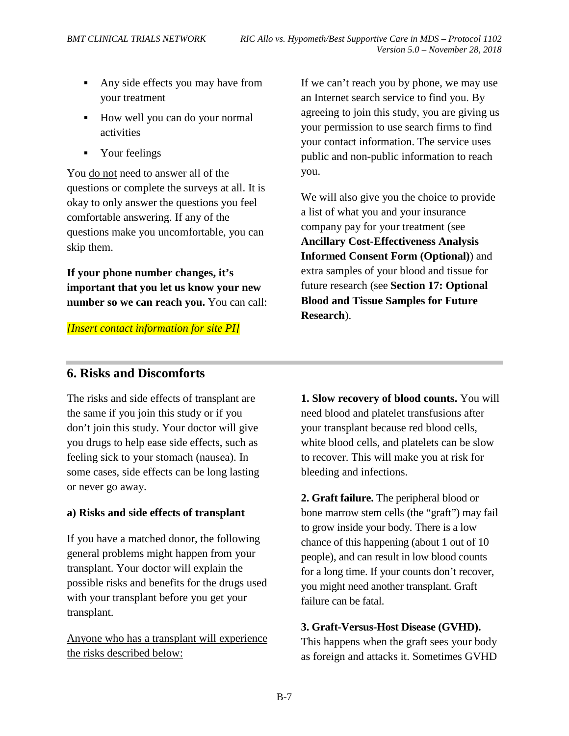- Any side effects you may have from your treatment
- How well you can do your normal activities
- Your feelings

You do not need to answer all of the questions or complete the surveys at all. It is okay to only answer the questions you feel comfortable answering. If any of the questions make you uncomfortable, you can skip them.

**If your phone number changes, it's important that you let us know your new number so we can reach you.** You can call:

*[Insert contact information for site PI]*

If we can't reach you by phone, we may use an Internet search service to find you. By agreeing to join this study, you are giving us your permission to use search firms to find your contact information. The service uses public and non-public information to reach you.

We will also give you the choice to provide a list of what you and your insurance company pay for your treatment (see **Ancillary Cost-Effectiveness Analysis Informed Consent Form (Optional)**) and extra samples of your blood and tissue for future research (see **Section 17: Optional Blood and Tissue Samples for Future Research**).

## 6. Risks and Discomforts

The risks and side effects of transplant are the same if you join this study or if you don't join this study. Your doctor will give you drugs to help ease side effects, such as feeling sick to your stomach (nausea). In some cases, side effects can be long lasting or never go away.

**a) Risks and side effects of transplant**

If you have a matched donor, the following general problems might happen from your transplant. Your doctor will explain the possible risks and benefits for the drugs used with your transplant before you get your transplant.

Anyone who has a transplant will experience the risks described below:

**1. Slow recovery of blood counts.** You will need blood and platelet transfusions after your transplant because red blood cells, white blood cells, and platelets can be slow to recover. This will make you at risk for bleeding and infections.

**2. Graft failure.** The peripheral blood or bone marrow stem cells (the "graft") may fail to grow inside your body. There is a low chance of this happening (about 1 out of 10 people), and can result in low blood counts for a long time. If your counts don't recover, you might need another transplant. Graft failure can be fatal.

**3. Graft-Versus-Host Disease (GVHD).** This happens when the graft sees your body as foreign and attacks it. Sometimes GVHD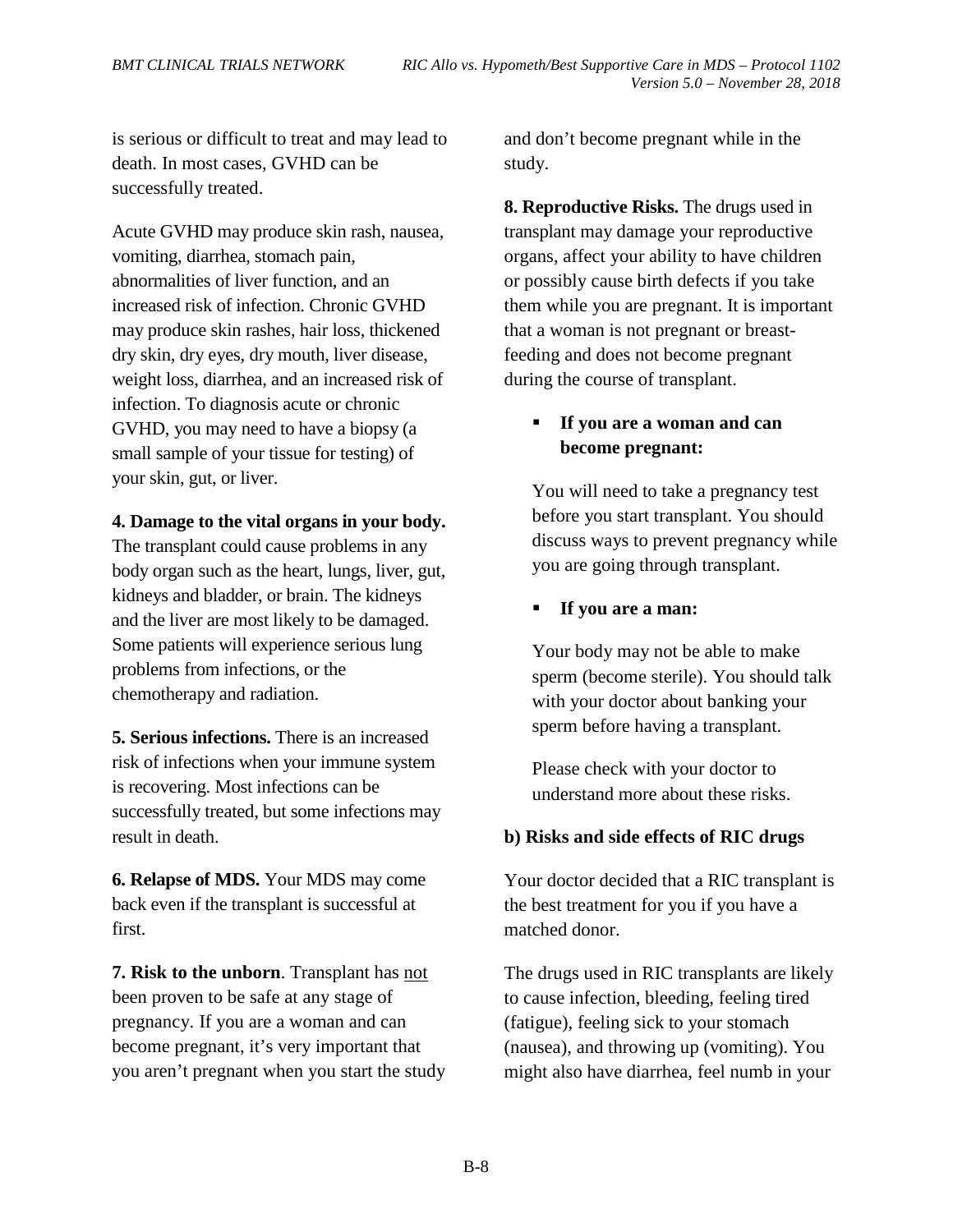is serious or difficult to treat and may lead to death. In most cases, GVHD can be successfully treated.

Acute GVHD may produce skin rash, nausea, vomiting, diarrhea, stomach pain, abnormalities of liver function, and an increased risk of infection. Chronic GVHD may produce skin rashes, hair loss, thickened dry skin, dry eyes, dry mouth, liver disease, weight loss, diarrhea, and an increased risk of infection. To diagnosis acute or chronic GVHD, you may need to have a biopsy (a small sample of your tissue for testing) of your skin, gut, or liver.

**4. Damage to the vital organs in your body.** The transplant could cause problems in any body organ such as the heart, lungs, liver, gut, kidneys and bladder, or brain. The kidneys and the liver are most likely to be damaged. Some patients will experience serious lung problems from infections, or the chemotherapy and radiation.

**5. Serious infections.** There is an increased risk of infections when your immune system is recovering. Most infections can be successfully treated, but some infections may result in death.

**6. Relapse of MDS.** Your MDS may come back even if the transplant is successful at first.

**7. Risk to the unborn**. Transplant has not been proven to be safe at any stage of pregnancy. If you are a woman and can become pregnant, it's very important that you aren't pregnant when you start the study and don't become pregnant while in the study.

**8. Reproductive Risks.** The drugs used in transplant may damage your reproductive organs, affect your ability to have children or possibly cause birth defects if you take them while you are pregnant. It is important that a woman is not pregnant or breast-feeding and does not become pregnant during the course of transplant.

- **If you are a woman and can become pregnant:**

  You will need to take a pregnancy test before you start transplant. You should discuss ways to prevent pregnancy while you are going through transplant.

- **If you are a man:**

  Your body may not be able to make sperm (become sterile). You should talk with your doctor about banking your sperm before having a transplant.

  Please check with your doctor to understand more about these risks.

**b) Risks and side effects of RIC drugs**

Your doctor decided that a RIC transplant is the best treatment for you if you have a matched donor.

The drugs used in RIC transplants are likely to cause infection, bleeding, feeling tired (fatigue), feeling sick to your stomach (nausea), and throwing up (vomiting). You might also have diarrhea, feel numb in your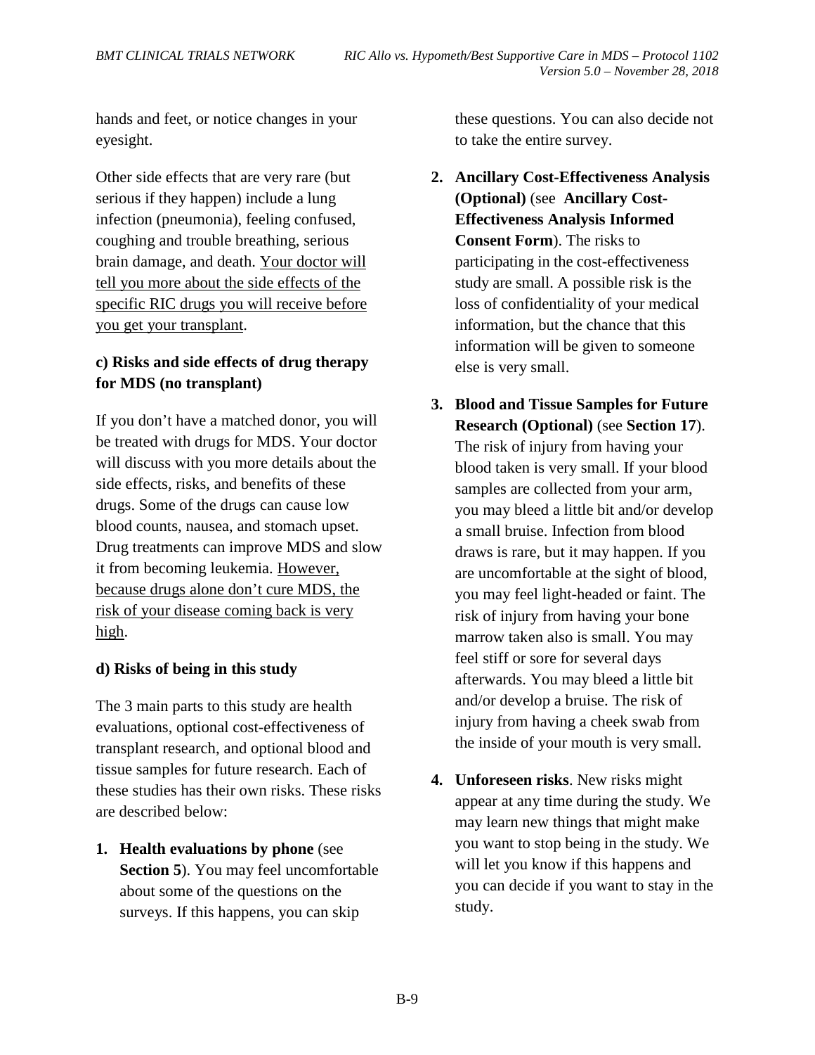hands and feet, or notice changes in your eyesight.

Other side effects that are very rare (but serious if they happen) include a lung infection (pneumonia), feeling confused, coughing and trouble breathing, serious brain damage, and death. <u>Your doctor will tell you more about the side effects of the specific RIC drugs you will receive before you get your transplant</u>.

**c) Risks and side effects of drug therapy for MDS (no transplant)**

If you don't have a matched donor, you will be treated with drugs for MDS. Your doctor will discuss with you more details about the side effects, risks, and benefits of these drugs. Some of the drugs can cause low blood counts, nausea, and stomach upset. Drug treatments can improve MDS and slow it from becoming leukemia. <u>However, because drugs alone don't cure MDS, the risk of your disease coming back is very high</u>.

**d) Risks of being in this study**

The 3 main parts to this study are health evaluations, optional cost-effectiveness of transplant research, and optional blood and tissue samples for future research. Each of these studies has their own risks. These risks are described below:

1. **Health evaluations by phone** (see **Section 5**). You may feel uncomfortable about some of the questions on the surveys. If this happens, you can skip these questions. You can also decide not to take the entire survey.
2. **Ancillary Cost-Effectiveness Analysis (Optional)** (see **Ancillary Cost-Effectiveness Analysis Informed Consent Form**). The risks to participating in the cost-effectiveness study are small. A possible risk is the loss of confidentiality of your medical information, but the chance that this information will be given to someone else is very small.
3. **Blood and Tissue Samples for Future Research (Optional)** (see **Section 17**). The risk of injury from having your blood taken is very small. If your blood samples are collected from your arm, you may bleed a little bit and/or develop a small bruise. Infection from blood draws is rare, but it may happen. If you are uncomfortable at the sight of blood, you may feel light-headed or faint. The risk of injury from having your bone marrow taken also is small. You may feel stiff or sore for several days afterwards. You may bleed a little bit and/or develop a bruise. The risk of injury from having a cheek swab from the inside of your mouth is very small.
4. **Unforeseen risks**. New risks might appear at any time during the study. We may learn new things that might make you want to stop being in the study. We will let you know if this happens and you can decide if you want to stay in the study.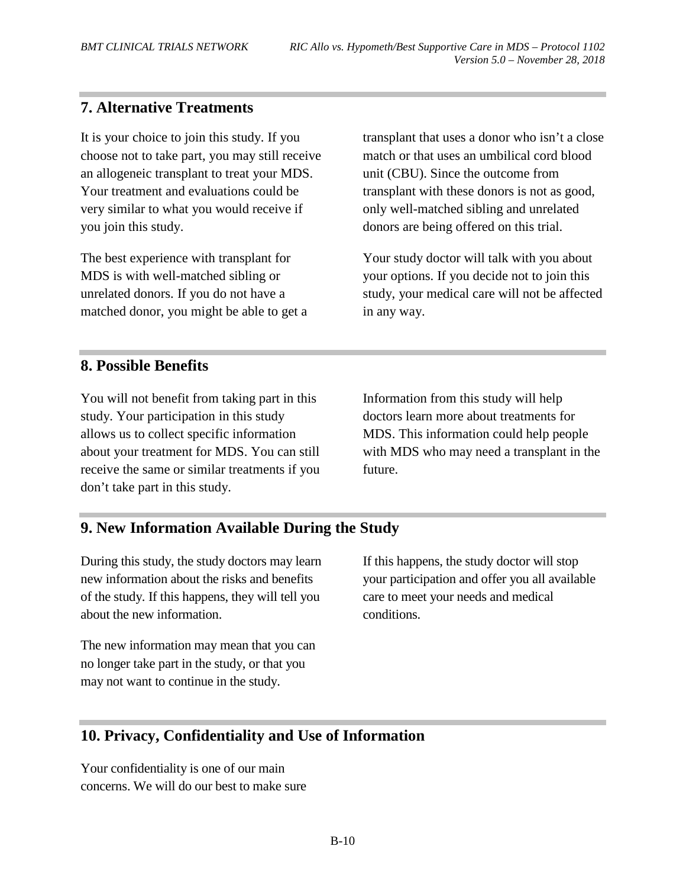## 7. Alternative Treatments

It is your choice to join this study. If you choose not to take part, you may still receive an allogeneic transplant to treat your MDS. Your treatment and evaluations could be very similar to what you would receive if you join this study.

The best experience with transplant for MDS is with well-matched sibling or unrelated donors. If you do not have a matched donor, you might be able to get a transplant that uses a donor who isn't a close match or that uses an umbilical cord blood unit (CBU). Since the outcome from transplant with these donors is not as good, only well-matched sibling and unrelated donors are being offered on this trial.

Your study doctor will talk with you about your options. If you decide not to join this study, your medical care will not be affected in any way.

## 8. Possible Benefits

You will not benefit from taking part in this study. Your participation in this study allows us to collect specific information about your treatment for MDS. You can still receive the same or similar treatments if you don't take part in this study.

Information from this study will help doctors learn more about treatments for MDS. This information could help people with MDS who may need a transplant in the future.

## 9. New Information Available During the Study

During this study, the study doctors may learn new information about the risks and benefits of the study. If this happens, they will tell you about the new information.

The new information may mean that you can no longer take part in the study, or that you may not want to continue in the study.

If this happens, the study doctor will stop your participation and offer you all available care to meet your needs and medical conditions.

## 10. Privacy, Confidentiality and Use of Information

Your confidentiality is one of our main concerns. We will do our best to make sure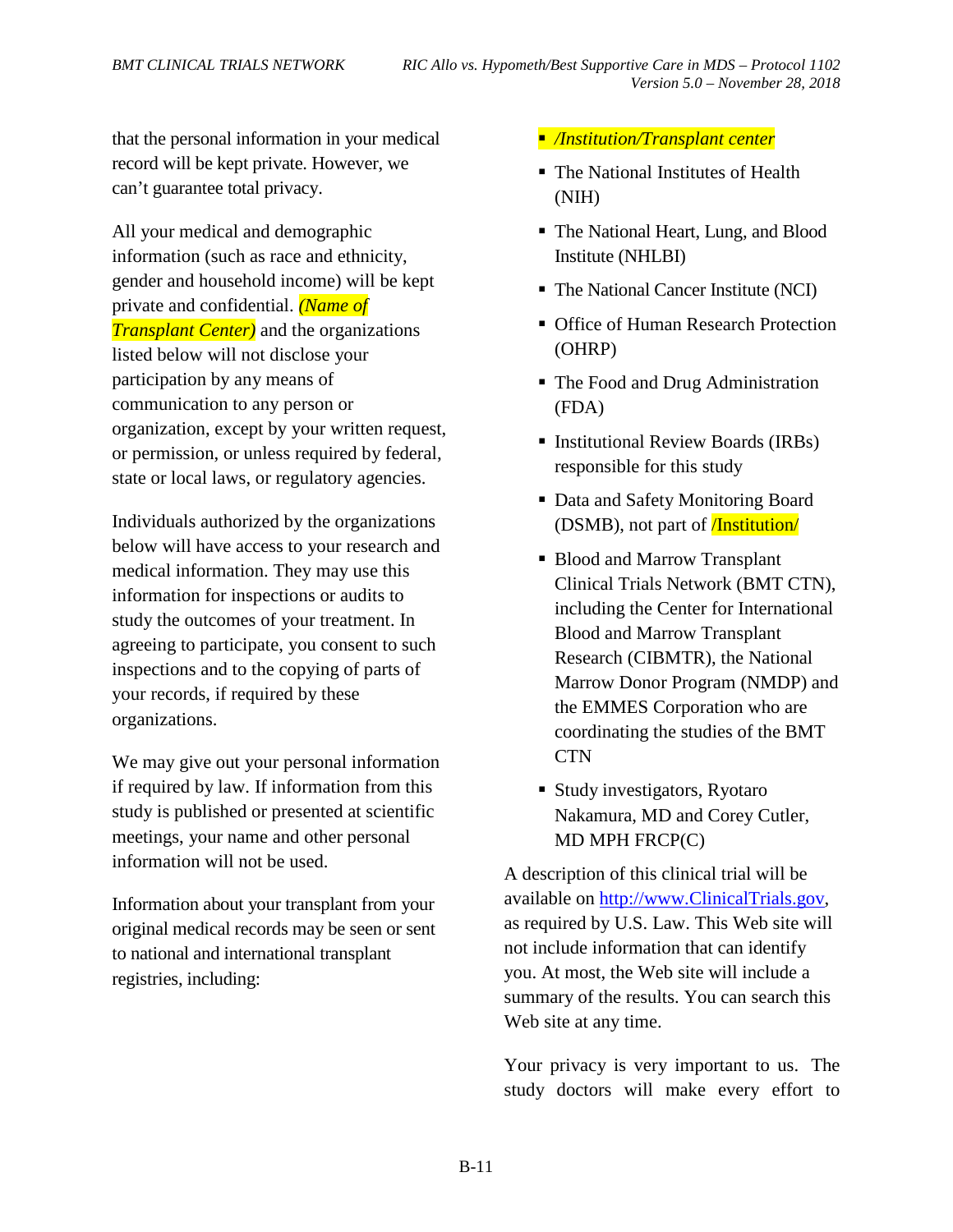that the personal information in your medical record will be kept private. However, we can't guarantee total privacy.

All your medical and demographic information (such as race and ethnicity, gender and household income) will be kept private and confidential. *(Name of Transplant Center)* and the organizations listed below will not disclose your participation by any means of communication to any person or organization, except by your written request, or permission, or unless required by federal, state or local laws, or regulatory agencies.

Individuals authorized by the organizations below will have access to your research and medical information. They may use this information for inspections or audits to study the outcomes of your treatment. In agreeing to participate, you consent to such inspections and to the copying of parts of your records, if required by these organizations.

We may give out your personal information if required by law. If information from this study is published or presented at scientific meetings, your name and other personal information will not be used.

Information about your transplant from your original medical records may be seen or sent to national and international transplant registries, including:

- */Institution/Transplant center*
- The National Institutes of Health (NIH)
- The National Heart, Lung, and Blood Institute (NHLBI)
- The National Cancer Institute (NCI)
- Office of Human Research Protection (OHRP)
- The Food and Drug Administration (FDA)
- Institutional Review Boards (IRBs) responsible for this study
- Data and Safety Monitoring Board (DSMB), not part of /Institution/
- Blood and Marrow Transplant Clinical Trials Network (BMT CTN), including the Center for International Blood and Marrow Transplant Research (CIBMTR), the National Marrow Donor Program (NMDP) and the EMMES Corporation who are coordinating the studies of the BMT CTN
- Study investigators, Ryotaro Nakamura, MD and Corey Cutler, MD MPH FRCP(C)

A description of this clinical trial will be available on http://www.ClinicalTrials.gov, as required by U.S. Law. This Web site will not include information that can identify you. At most, the Web site will include a summary of the results. You can search this Web site at any time.

Your privacy is very important to us. The study doctors will make every effort to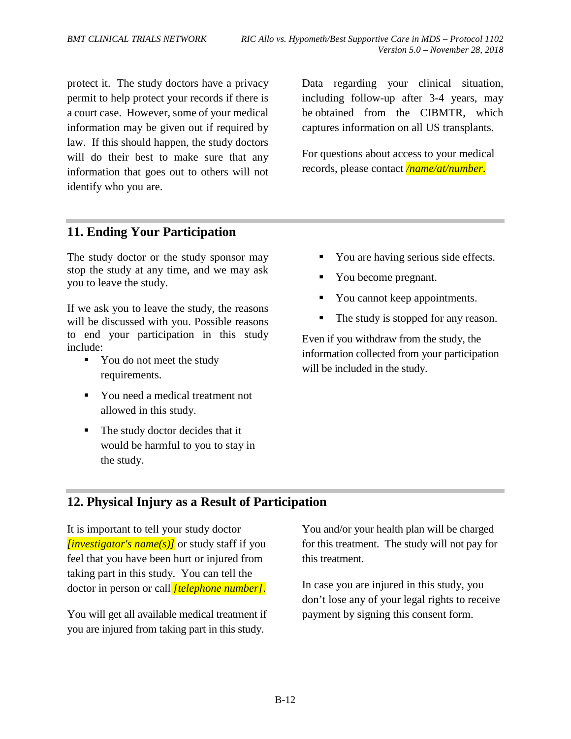protect it. The study doctors have a privacy permit to help protect your records if there is a court case. However, some of your medical information may be given out if required by law. If this should happen, the study doctors will do their best to make sure that any information that goes out to others will not identify who you are.

Data regarding your clinical situation, including follow-up after 3-4 years, may be obtained from the CIBMTR, which captures information on all US transplants.

For questions about access to your medical records, please contact */name/at/number.*

## 11. Ending Your Participation

The study doctor or the study sponsor may stop the study at any time, and we may ask you to leave the study.

If we ask you to leave the study, the reasons will be discussed with you. Possible reasons to end your participation in this study include:

- You do not meet the study requirements.
- You need a medical treatment not allowed in this study.
- The study doctor decides that it would be harmful to you to stay in the study.
- You are having serious side effects.
- You become pregnant.
- You cannot keep appointments.
- The study is stopped for any reason.

Even if you withdraw from the study, the information collected from your participation will be included in the study.

## 12. Physical Injury as a Result of Participation

It is important to tell your study doctor *[investigator's name(s)]* or study staff if you feel that you have been hurt or injured from taking part in this study. You can tell the doctor in person or call *[telephone number]*.

You will get all available medical treatment if you are injured from taking part in this study.

You and/or your health plan will be charged for this treatment. The study will not pay for this treatment.

In case you are injured in this study, you don't lose any of your legal rights to receive payment by signing this consent form.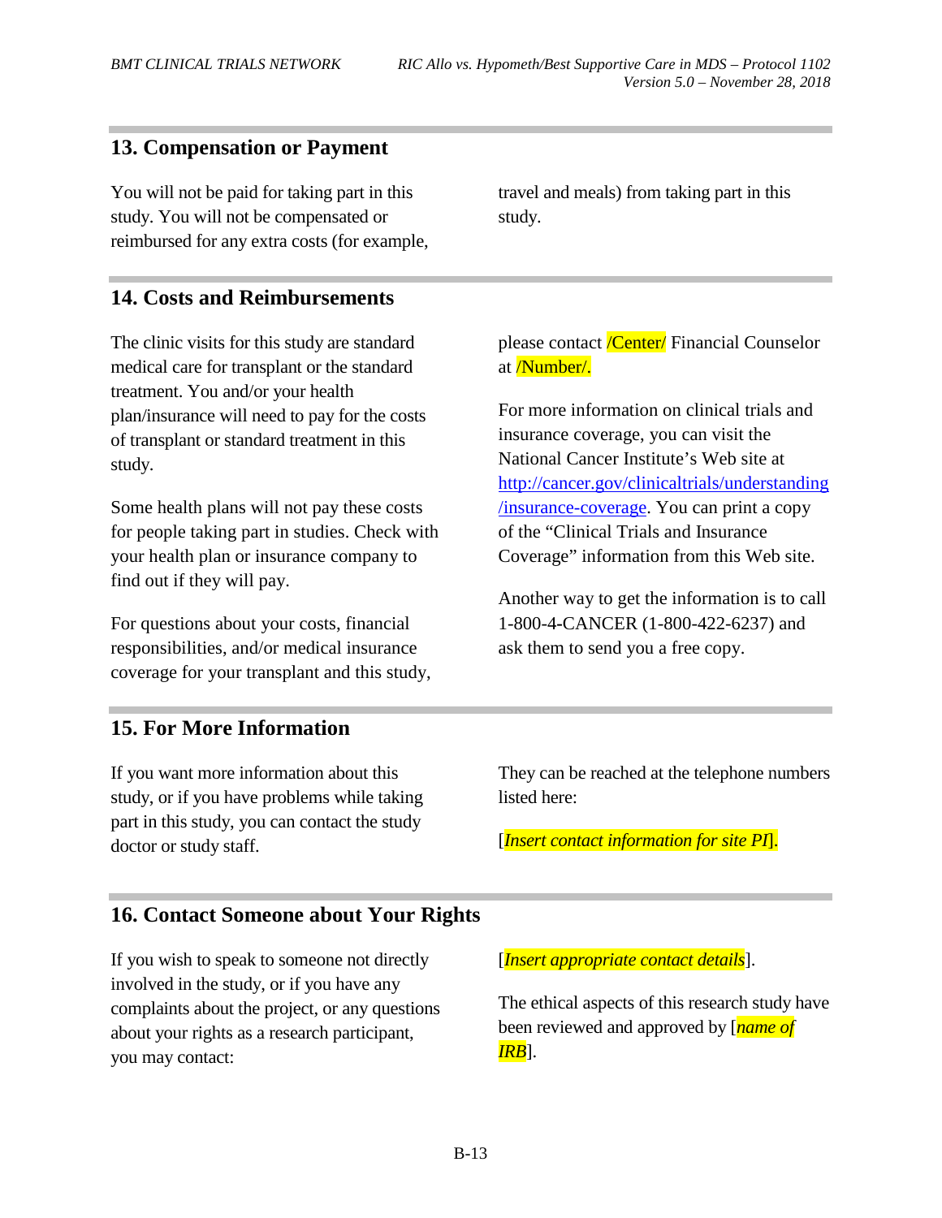## 13. Compensation or Payment

You will not be paid for taking part in this study. You will not be compensated or reimbursed for any extra costs (for example, travel and meals) from taking part in this study.

## 14. Costs and Reimbursements

The clinic visits for this study are standard medical care for transplant or the standard treatment. You and/or your health plan/insurance will need to pay for the costs of transplant or standard treatment in this study.

Some health plans will not pay these costs for people taking part in studies. Check with your health plan or insurance company to find out if they will pay.

For questions about your costs, financial responsibilities, and/or medical insurance coverage for your transplant and this study, please contact /Center/ Financial Counselor at /Number/.

For more information on clinical trials and insurance coverage, you can visit the National Cancer Institute's Web site at http://cancer.gov/clinicaltrials/understanding/insurance-coverage. You can print a copy of the "Clinical Trials and Insurance Coverage" information from this Web site.

Another way to get the information is to call 1-800-4-CANCER (1-800-422-6237) and ask them to send you a free copy.

## 15. For More Information

If you want more information about this study, or if you have problems while taking part in this study, you can contact the study doctor or study staff. They can be reached at the telephone numbers listed here:

[*Insert contact information for site PI*].

## 16. Contact Someone about Your Rights

If you wish to speak to someone not directly involved in the study, or if you have any complaints about the project, or any questions about your rights as a research participant, you may contact:

[*Insert appropriate contact details*].

The ethical aspects of this research study have been reviewed and approved by [*name of IRB*].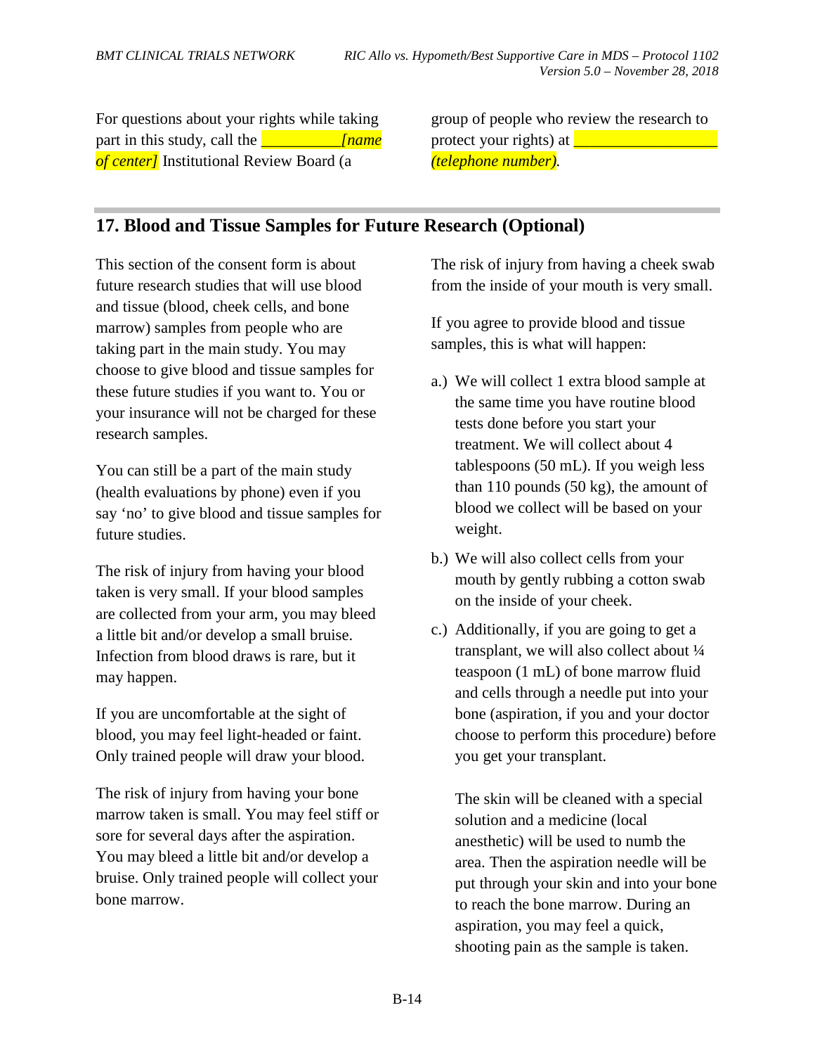For questions about your rights while taking part in this study, call the __________*[name of center]* Institutional Review Board (a group of people who review the research to protect your rights) at __________________ *(telephone number)*.

## 17. Blood and Tissue Samples for Future Research (Optional)

This section of the consent form is about future research studies that will use blood and tissue (blood, cheek cells, and bone marrow) samples from people who are taking part in the main study. You may choose to give blood and tissue samples for these future studies if you want to. You or your insurance will not be charged for these research samples.

You can still be a part of the main study (health evaluations by phone) even if you say 'no' to give blood and tissue samples for future studies.

The risk of injury from having your blood taken is very small. If your blood samples are collected from your arm, you may bleed a little bit and/or develop a small bruise. Infection from blood draws is rare, but it may happen.

If you are uncomfortable at the sight of blood, you may feel light-headed or faint. Only trained people will draw your blood.

The risk of injury from having your bone marrow taken is small. You may feel stiff or sore for several days after the aspiration. You may bleed a little bit and/or develop a bruise. Only trained people will collect your bone marrow.

The risk of injury from having a cheek swab from the inside of your mouth is very small.

If you agree to provide blood and tissue samples, this is what will happen:

a.) We will collect 1 extra blood sample at the same time you have routine blood tests done before you start your treatment. We will collect about 4 tablespoons (50 mL). If you weigh less than 110 pounds (50 kg), the amount of blood we collect will be based on your weight.

b.) We will also collect cells from your mouth by gently rubbing a cotton swab on the inside of your cheek.

c.) Additionally, if you are going to get a transplant, we will also collect about ¼ teaspoon (1 mL) of bone marrow fluid and cells through a needle put into your bone (aspiration, if you and your doctor choose to perform this procedure) before you get your transplant.

    The skin will be cleaned with a special solution and a medicine (local anesthetic) will be used to numb the area. Then the aspiration needle will be put through your skin and into your bone to reach the bone marrow. During an aspiration, you may feel a quick, shooting pain as the sample is taken.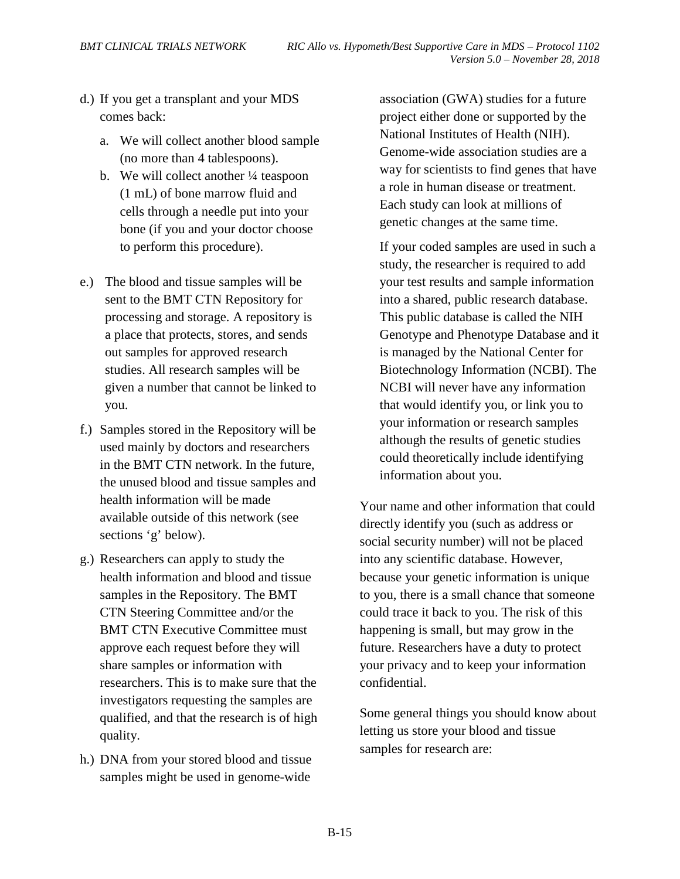d.) If you get a transplant and your MDS comes back:

   a. We will collect another blood sample (no more than 4 tablespoons).
   b. We will collect another ¼ teaspoon (1 mL) of bone marrow fluid and cells through a needle put into your bone (if you and your doctor choose to perform this procedure).

e.) The blood and tissue samples will be sent to the BMT CTN Repository for processing and storage. A repository is a place that protects, stores, and sends out samples for approved research studies. All research samples will be given a number that cannot be linked to you.

f.) Samples stored in the Repository will be used mainly by doctors and researchers in the BMT CTN network. In the future, the unused blood and tissue samples and health information will be made available outside of this network (see sections 'g' below).

g.) Researchers can apply to study the health information and blood and tissue samples in the Repository. The BMT CTN Steering Committee and/or the BMT CTN Executive Committee must approve each request before they will share samples or information with researchers. This is to make sure that the investigators requesting the samples are qualified, and that the research is of high quality.

h.) DNA from your stored blood and tissue samples might be used in genome-wide association (GWA) studies for a future project either done or supported by the National Institutes of Health (NIH). Genome-wide association studies are a way for scientists to find genes that have a role in human disease or treatment. Each study can look at millions of genetic changes at the same time.

   If your coded samples are used in such a study, the researcher is required to add your test results and sample information into a shared, public research database. This public database is called the NIH Genotype and Phenotype Database and it is managed by the National Center for Biotechnology Information (NCBI). The NCBI will never have any information that would identify you, or link you to your information or research samples although the results of genetic studies could theoretically include identifying information about you.

Your name and other information that could directly identify you (such as address or social security number) will not be placed into any scientific database. However, because your genetic information is unique to you, there is a small chance that someone could trace it back to you. The risk of this happening is small, but may grow in the future. Researchers have a duty to protect your privacy and to keep your information confidential.

Some general things you should know about letting us store your blood and tissue samples for research are: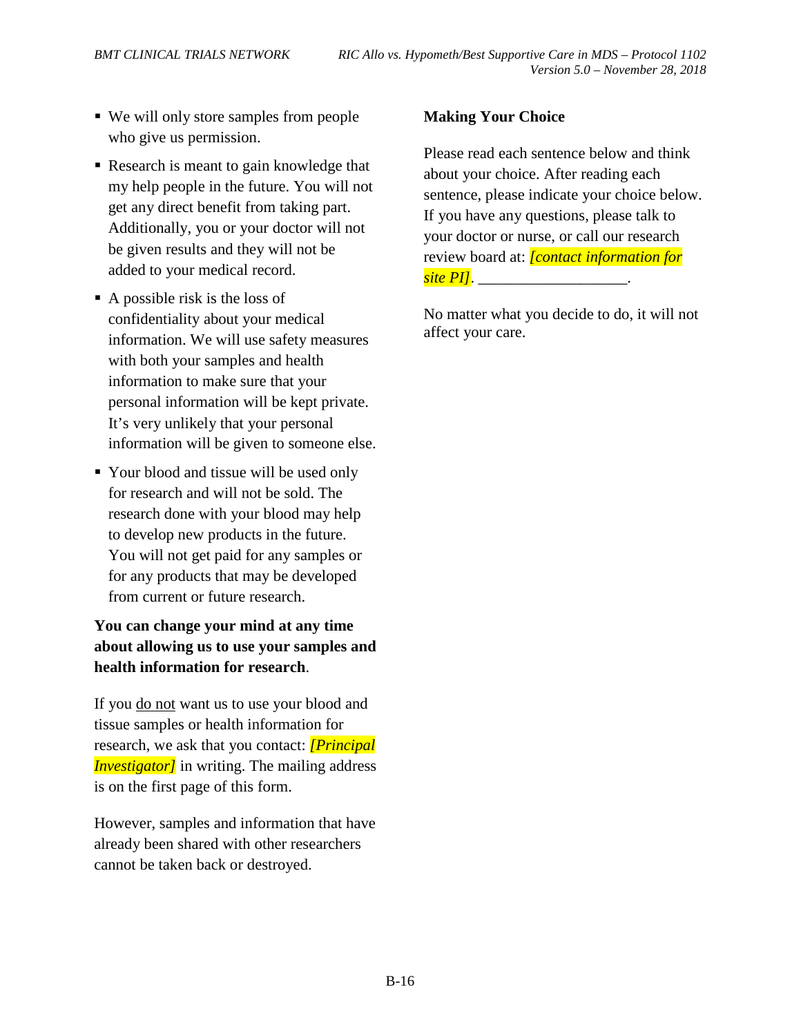- We will only store samples from people who give us permission.
- Research is meant to gain knowledge that my help people in the future. You will not get any direct benefit from taking part. Additionally, you or your doctor will not be given results and they will not be added to your medical record.
- A possible risk is the loss of confidentiality about your medical information. We will use safety measures with both your samples and health information to make sure that your personal information will be kept private. It's very unlikely that your personal information will be given to someone else.
- Your blood and tissue will be used only for research and will not be sold. The research done with your blood may help to develop new products in the future. You will not get paid for any samples or for any products that may be developed from current or future research.

**You can change your mind at any time about allowing us to use your samples and health information for research**.

If you <u>do not</u> want us to use your blood and tissue samples or health information for research, we ask that you contact: *[Principal Investigator]* in writing. The mailing address is on the first page of this form.

However, samples and information that have already been shared with other researchers cannot be taken back or destroyed.

**Making Your Choice**

Please read each sentence below and think about your choice. After reading each sentence, please indicate your choice below. If you have any questions, please talk to your doctor or nurse, or call our research review board at: *[contact information for site PI]*. ___________________.

No matter what you decide to do, it will not affect your care.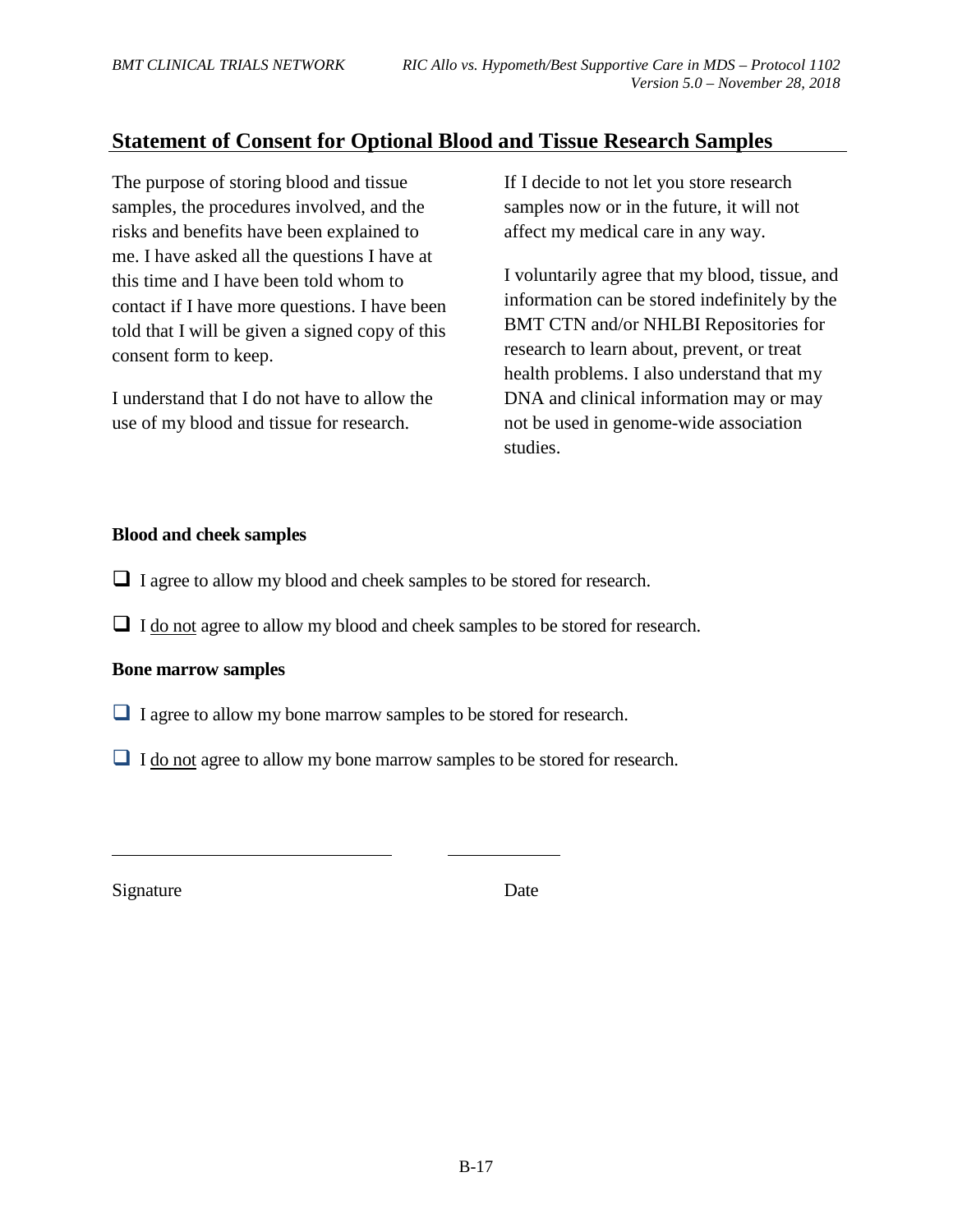## Statement of Consent for Optional Blood and Tissue Research Samples

The purpose of storing blood and tissue samples, the procedures involved, and the risks and benefits have been explained to me. I have asked all the questions I have at this time and I have been told whom to contact if I have more questions. I have been told that I will be given a signed copy of this consent form to keep.

I understand that I do not have to allow the use of my blood and tissue for research.

If I decide to not let you store research samples now or in the future, it will not affect my medical care in any way.

I voluntarily agree that my blood, tissue, and information can be stored indefinitely by the BMT CTN and/or NHLBI Repositories for research to learn about, prevent, or treat health problems. I also understand that my DNA and clinical information may or may not be used in genome-wide association studies.

**Blood and cheek samples**

- ☐ I agree to allow my blood and cheek samples to be stored for research.
- ☐ I do not agree to allow my blood and cheek samples to be stored for research.

**Bone marrow samples**

- ☐ I agree to allow my bone marrow samples to be stored for research.
- ☐ I do not agree to allow my bone marrow samples to be stored for research.

_______________________________ _____________

Signature Date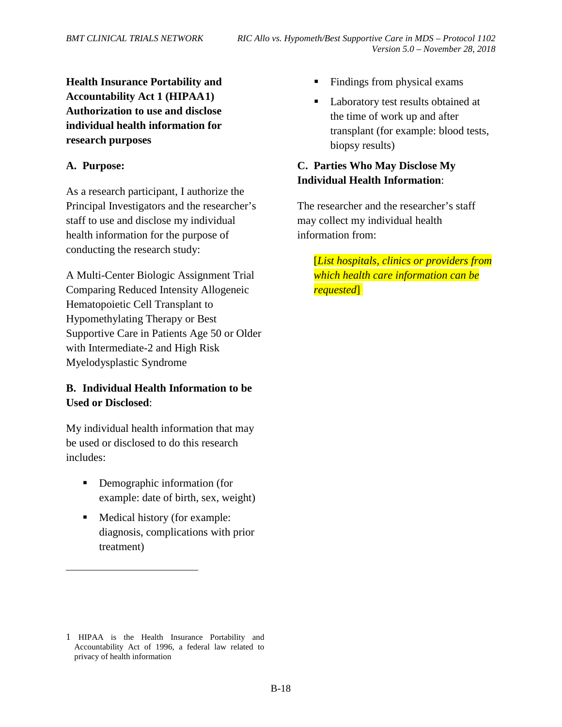**Health Insurance Portability and Accountability Act 1 (HIPAA1) Authorization to use and disclose individual health information for research purposes**

**A. Purpose:**

As a research participant, I authorize the Principal Investigators and the researcher's staff to use and disclose my individual health information for the purpose of conducting the research study:

A Multi-Center Biologic Assignment Trial Comparing Reduced Intensity Allogeneic Hematopoietic Cell Transplant to Hypomethylating Therapy or Best Supportive Care in Patients Age 50 or Older with Intermediate-2 and High Risk Myelodysplastic Syndrome

**B. Individual Health Information to be Used or Disclosed**:

My individual health information that may be used or disclosed to do this research includes:

- Demographic information (for example: date of birth, sex, weight)
- Medical history (for example: diagnosis, complications with prior treatment)
- Findings from physical exams
- Laboratory test results obtained at the time of work up and after transplant (for example: blood tests, biopsy results)

**C. Parties Who May Disclose My Individual Health Information**:

The researcher and the researcher's staff may collect my individual health information from:

[*List hospitals, clinics or providers from which health care information can be requested*]

1 HIPAA is the Health Insurance Portability and Accountability Act of 1996, a federal law related to privacy of health information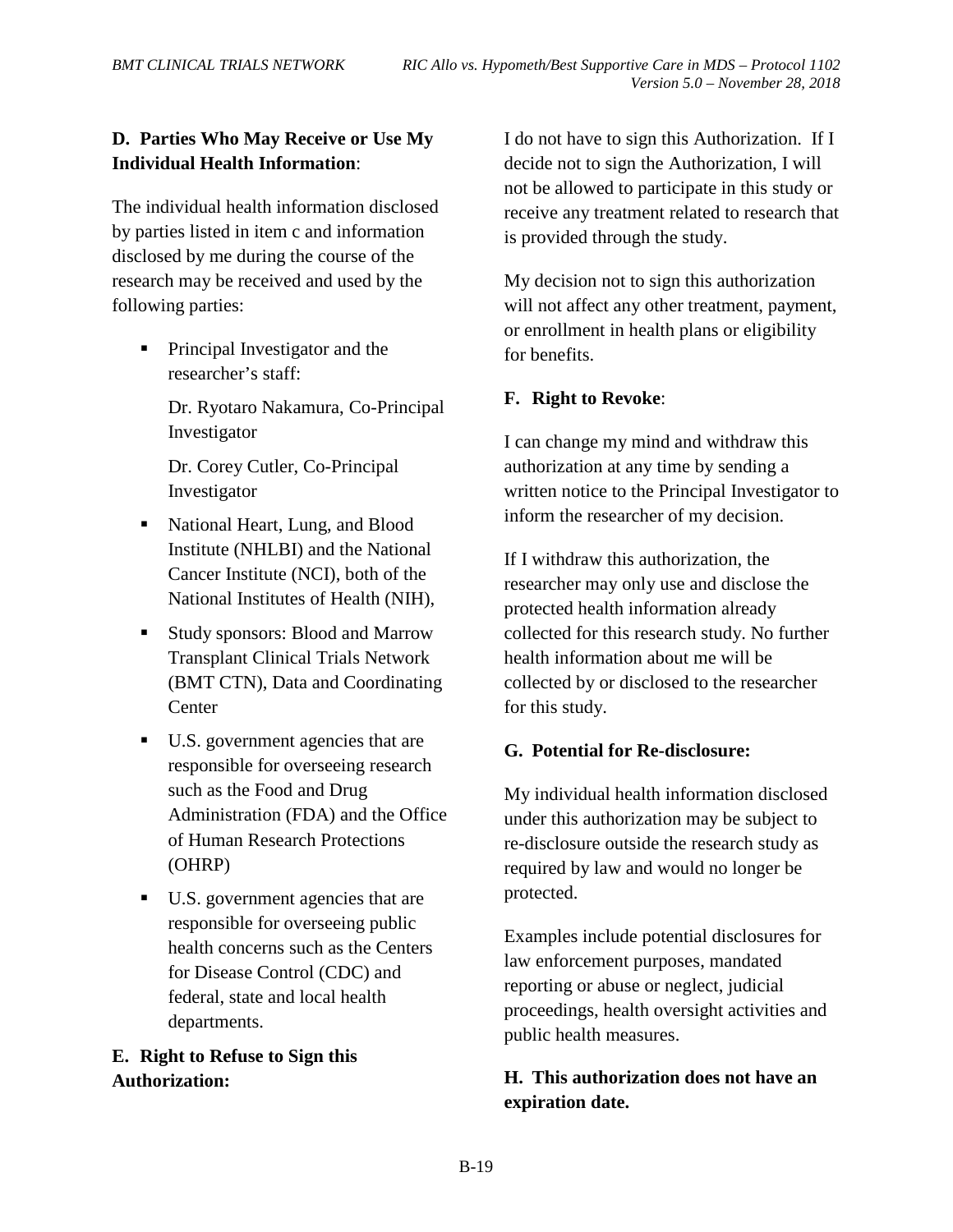**D. Parties Who May Receive or Use My Individual Health Information**:

The individual health information disclosed by parties listed in item c and information disclosed by me during the course of the research may be received and used by the following parties:

- Principal Investigator and the researcher's staff:

  Dr. Ryotaro Nakamura, Co-Principal Investigator

  Dr. Corey Cutler, Co-Principal Investigator

- National Heart, Lung, and Blood Institute (NHLBI) and the National Cancer Institute (NCI), both of the National Institutes of Health (NIH),
- Study sponsors: Blood and Marrow Transplant Clinical Trials Network (BMT CTN), Data and Coordinating Center
- U.S. government agencies that are responsible for overseeing research such as the Food and Drug Administration (FDA) and the Office of Human Research Protections (OHRP)
- U.S. government agencies that are responsible for overseeing public health concerns such as the Centers for Disease Control (CDC) and federal, state and local health departments.

**E. Right to Refuse to Sign this Authorization:**

I do not have to sign this Authorization. If I decide not to sign the Authorization, I will not be allowed to participate in this study or receive any treatment related to research that is provided through the study.

My decision not to sign this authorization will not affect any other treatment, payment, or enrollment in health plans or eligibility for benefits.

**F. Right to Revoke**:

I can change my mind and withdraw this authorization at any time by sending a written notice to the Principal Investigator to inform the researcher of my decision.

If I withdraw this authorization, the researcher may only use and disclose the protected health information already collected for this research study. No further health information about me will be collected by or disclosed to the researcher for this study.

**G. Potential for Re-disclosure:**

My individual health information disclosed under this authorization may be subject to re-disclosure outside the research study as required by law and would no longer be protected.

Examples include potential disclosures for law enforcement purposes, mandated reporting or abuse or neglect, judicial proceedings, health oversight activities and public health measures.

**H. This authorization does not have an expiration date.**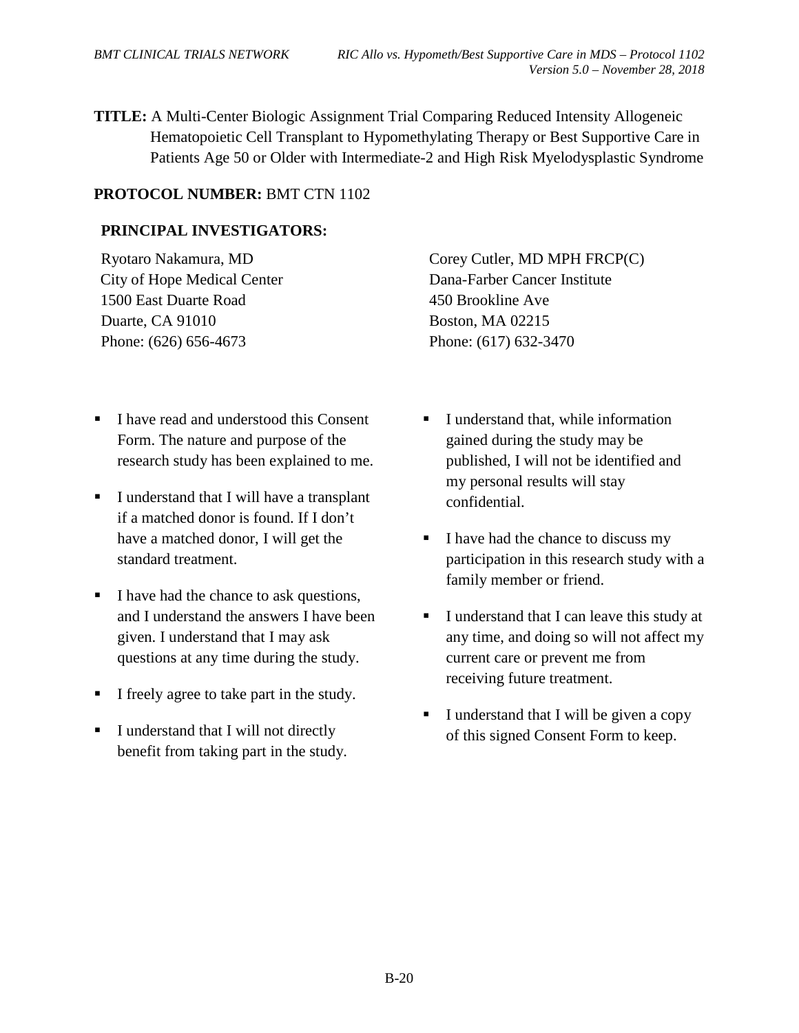**TITLE:** A Multi-Center Biologic Assignment Trial Comparing Reduced Intensity Allogeneic Hematopoietic Cell Transplant to Hypomethylating Therapy or Best Supportive Care in Patients Age 50 or Older with Intermediate-2 and High Risk Myelodysplastic Syndrome

**PROTOCOL NUMBER:** BMT CTN 1102

**PRINCIPAL INVESTIGATORS:**

Ryotaro Nakamura, MD
City of Hope Medical Center
1500 East Duarte Road
Duarte, CA 91010
Phone: (626) 656-4673

Corey Cutler, MD MPH FRCP(C)
Dana-Farber Cancer Institute
450 Brookline Ave
Boston, MA 02215
Phone: (617) 632-3470

- I have read and understood this Consent Form. The nature and purpose of the research study has been explained to me.
- I understand that I will have a transplant if a matched donor is found. If I don't have a matched donor, I will get the standard treatment.
- I have had the chance to ask questions, and I understand the answers I have been given. I understand that I may ask questions at any time during the study.
- I freely agree to take part in the study.
- I understand that I will not directly benefit from taking part in the study.
- I understand that, while information gained during the study may be published, I will not be identified and my personal results will stay confidential.
- I have had the chance to discuss my participation in this research study with a family member or friend.
- I understand that I can leave this study at any time, and doing so will not affect my current care or prevent me from receiving future treatment.
- I understand that I will be given a copy of this signed Consent Form to keep.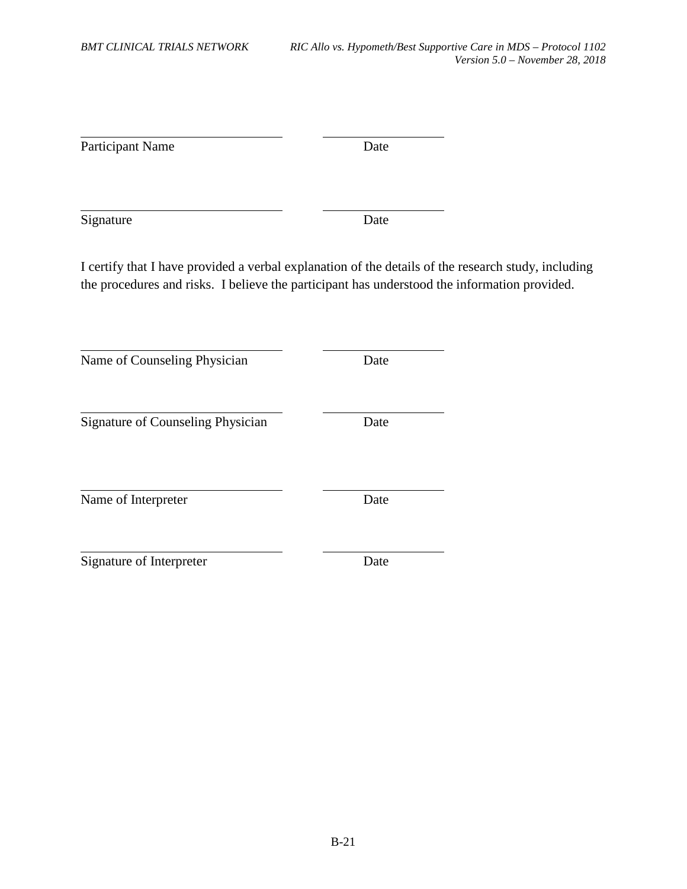| | |
|---|---|
| Participant Name | Date |
| | |
| Signature | Date |

I certify that I have provided a verbal explanation of the details of the research study, including the procedures and risks. I believe the participant has understood the information provided.

| | |
|---|---|
| Name of Counseling Physician | Date |
| | |
| Signature of Counseling Physician | Date |
| | |
| Name of Interpreter | Date |
| | |
| Signature of Interpreter | Date |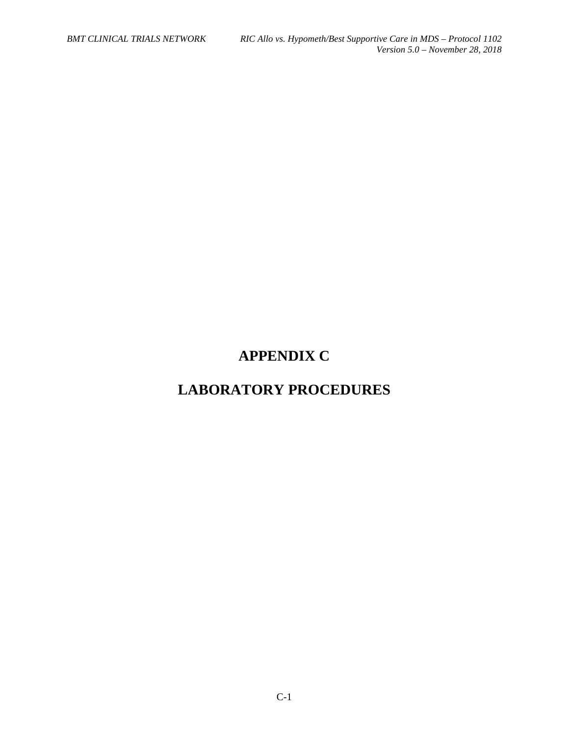# APPENDIX C

# LABORATORY PROCEDURES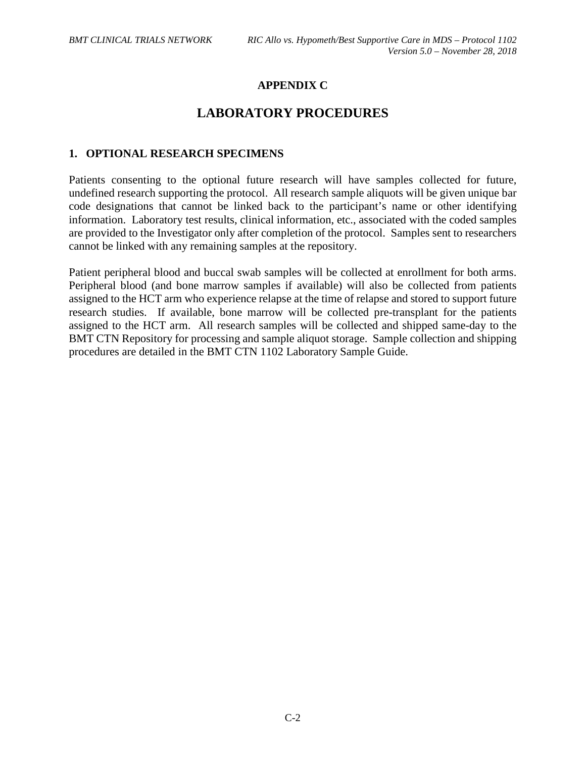# APPENDIX C

# LABORATORY PROCEDURES

## 1. OPTIONAL RESEARCH SPECIMENS

Patients consenting to the optional future research will have samples collected for future, undefined research supporting the protocol. All research sample aliquots will be given unique bar code designations that cannot be linked back to the participant's name or other identifying information. Laboratory test results, clinical information, etc., associated with the coded samples are provided to the Investigator only after completion of the protocol. Samples sent to researchers cannot be linked with any remaining samples at the repository.

Patient peripheral blood and buccal swab samples will be collected at enrollment for both arms. Peripheral blood (and bone marrow samples if available) will also be collected from patients assigned to the HCT arm who experience relapse at the time of relapse and stored to support future research studies. If available, bone marrow will be collected pre-transplant for the patients assigned to the HCT arm. All research samples will be collected and shipped same-day to the BMT CTN Repository for processing and sample aliquot storage. Sample collection and shipping procedures are detailed in the BMT CTN 1102 Laboratory Sample Guide.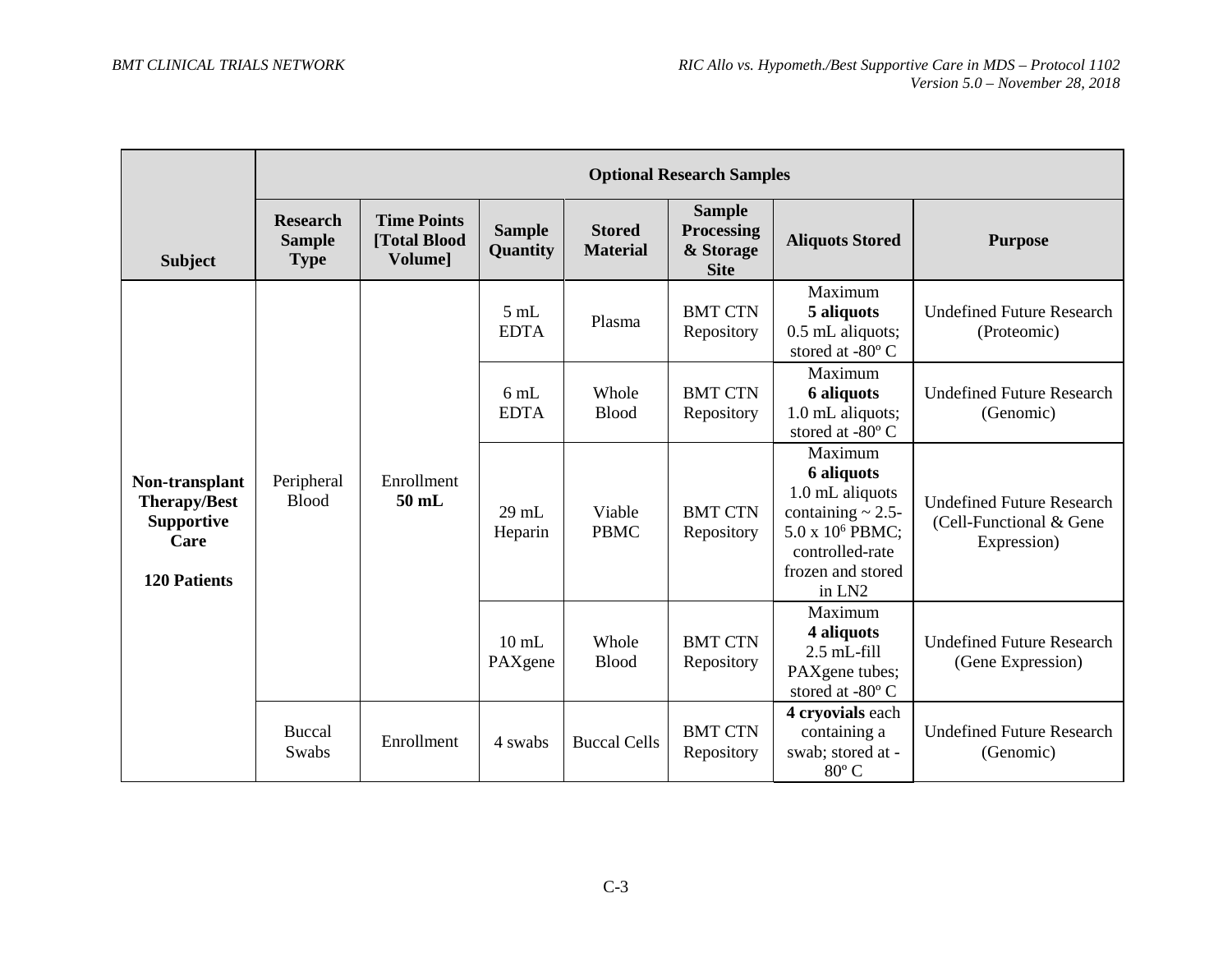| Subject | Optional Research Samples | | | | | | |
|---|---|---|---|---|---|---|---|
| | **Research Sample Type** | **Time Points [Total Blood Volume]** | **Sample Quantity** | **Stored Material** | **Sample Processing & Storage Site** | **Aliquots Stored** | **Purpose** |
| **Non-transplant Therapy/Best Supportive Care**<br><br>**120 Patients** | Peripheral Blood | Enrollment **50 mL** | 5 mL EDTA | Plasma | BMT CTN Repository | Maximum **5 aliquots** 0.5 mL aliquots; stored at -80º C | Undefined Future Research (Proteomic) |
| | | | 6 mL EDTA | Whole Blood | BMT CTN Repository | Maximum **6 aliquots** 1.0 mL aliquots; stored at -80º C | Undefined Future Research (Genomic) |
| | | | 29 mL Heparin | Viable PBMC | BMT CTN Repository | Maximum **6 aliquots** 1.0 mL aliquots containing ~ 2.5-5.0 x $10^6$ PBMC; controlled-rate frozen and stored in LN2 | Undefined Future Research (Cell-Functional & Gene Expression) |
| | | | 10 mL PAXgene | Whole Blood | BMT CTN Repository | Maximum **4 aliquots** 2.5 mL-fill PAXgene tubes; stored at -80º C | Undefined Future Research (Gene Expression) |
| | Buccal Swabs | Enrollment | 4 swabs | Buccal Cells | BMT CTN Repository | **4 cryovials** each containing a swab; stored at -80º C | Undefined Future Research (Genomic) |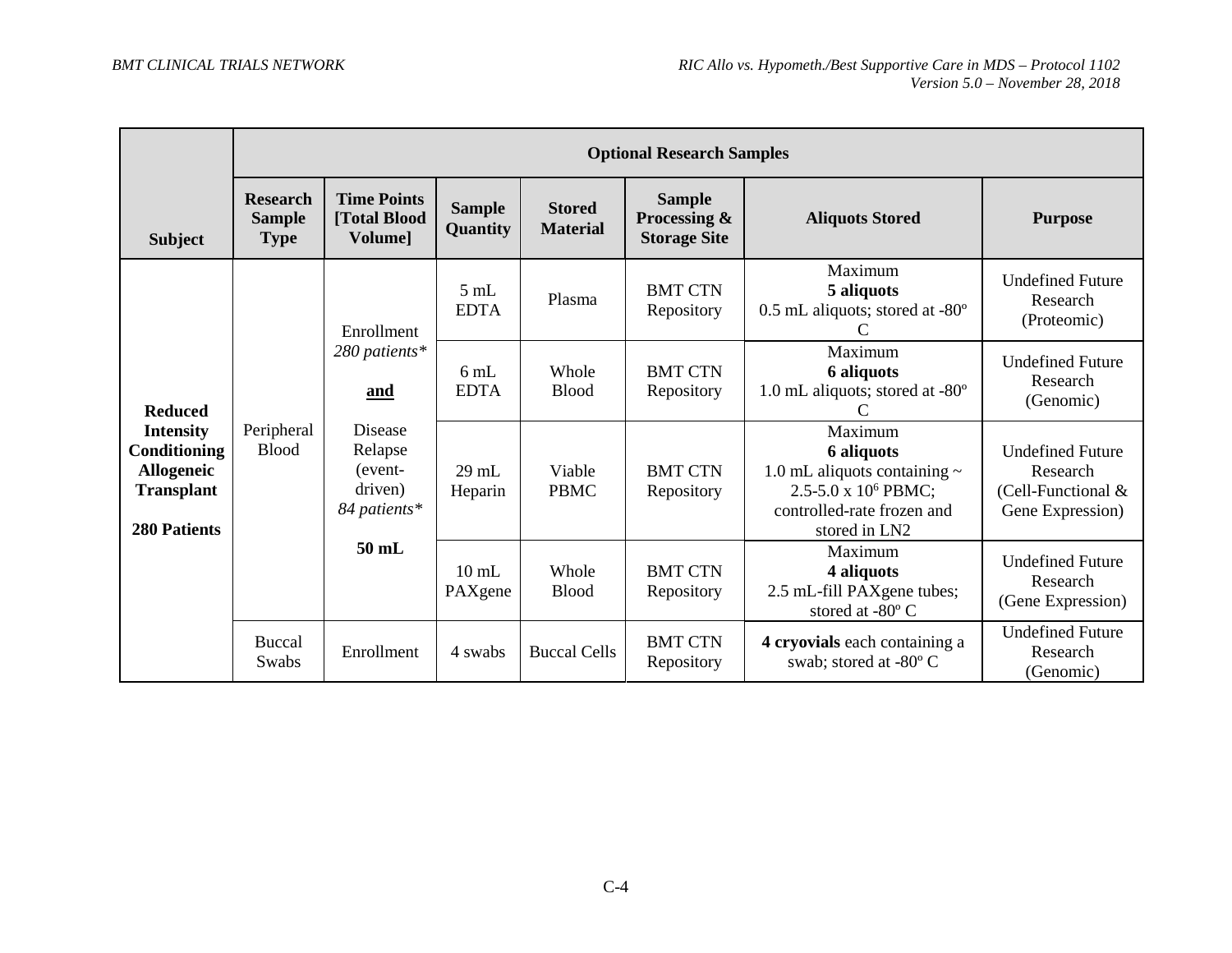| Subject | Optional Research Samples | | | | | | |
|---|---|---|---|---|---|---|---|
| | **Research Sample Type** | **Time Points [Total Blood Volume]** | **Sample Quantity** | **Stored Material** | **Sample Processing & Storage Site** | **Aliquots Stored** | **Purpose** |
| **Reduced Intensity Conditioning Allogeneic Transplant**<br><br>**280 Patients** | Peripheral Blood | Enrollment<br>*280 patients**<br><br>**and**<br><br>Disease Relapse (event-driven)<br>*84 patients**<br><br>**50 mL** | 5 mL EDTA | Plasma | BMT CTN Repository | Maximum<br>**5 aliquots**<br>0.5 mL aliquots; stored at -80º C | Undefined Future Research (Proteomic) |
| | | | 6 mL EDTA | Whole Blood | BMT CTN Repository | Maximum<br>**6 aliquots**<br>1.0 mL aliquots; stored at -80º C | Undefined Future Research (Genomic) |
| | | | 29 mL Heparin | Viable PBMC | BMT CTN Repository | Maximum<br>**6 aliquots**<br>1.0 mL aliquots containing ~ 2.5-5.0 x $10^6$ PBMC; controlled-rate frozen and stored in LN2 | Undefined Future Research (Cell-Functional & Gene Expression) |
| | | | 10 mL PAXgene | Whole Blood | BMT CTN Repository | Maximum<br>**4 aliquots**<br>2.5 mL-fill PAXgene tubes; stored at -80º C | Undefined Future Research (Gene Expression) |
| | Buccal Swabs | Enrollment | 4 swabs | Buccal Cells | BMT CTN Repository | **4 cryovials** each containing a swab; stored at -80º C | Undefined Future Research (Genomic) |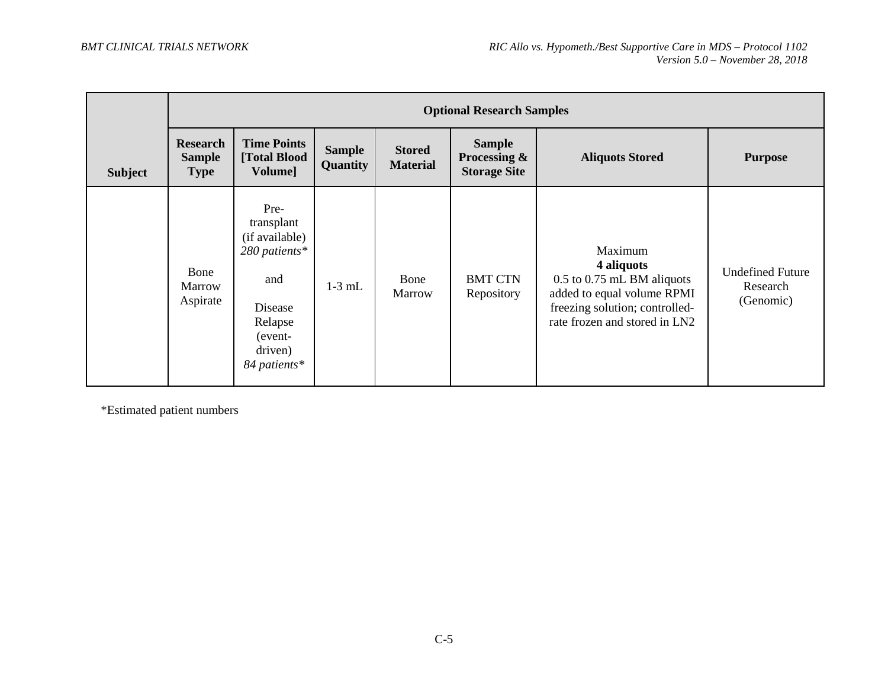| Subject | Optional Research Samples | | | | | | |
|---|---|---|---|---|---|---|---|
| | **Research Sample Type** | **Time Points [Total Blood Volume]** | **Sample Quantity** | **Stored Material** | **Sample Processing & Storage Site** | **Aliquots Stored** | **Purpose** |
| | Bone Marrow Aspirate | Pre-transplant (if available) *280 patients** and Disease Relapse (event-driven) *84 patients** | 1-3 mL | Bone Marrow | BMT CTN Repository | Maximum **4 aliquots** 0.5 to 0.75 mL BM aliquots added to equal volume RPMI freezing solution; controlled-rate frozen and stored in LN2 | Undefined Future Research (Genomic) |

*Estimated patient numbers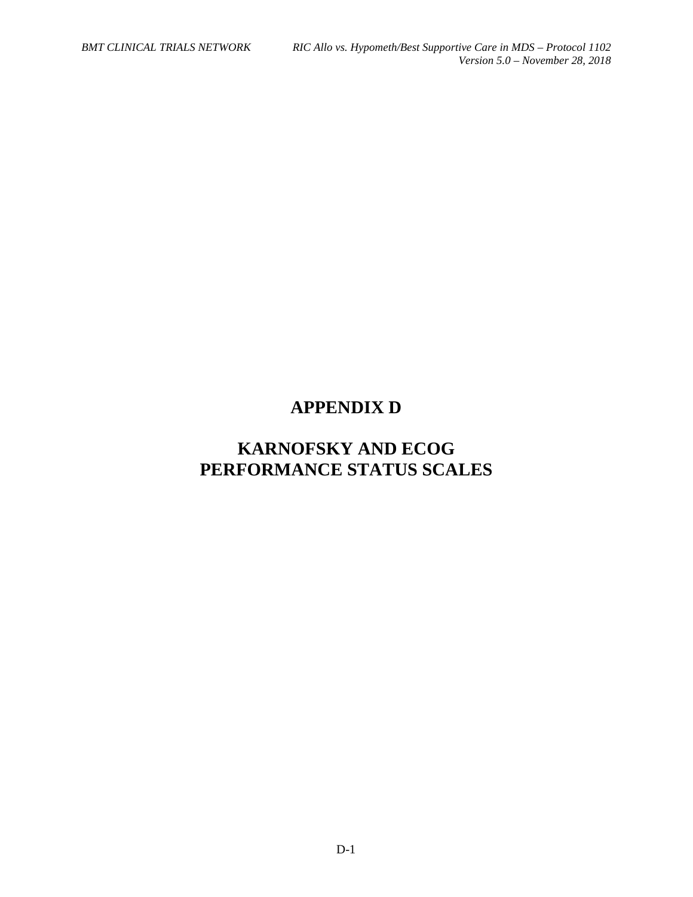# APPENDIX D

# KARNOFSKY AND ECOG PERFORMANCE STATUS SCALES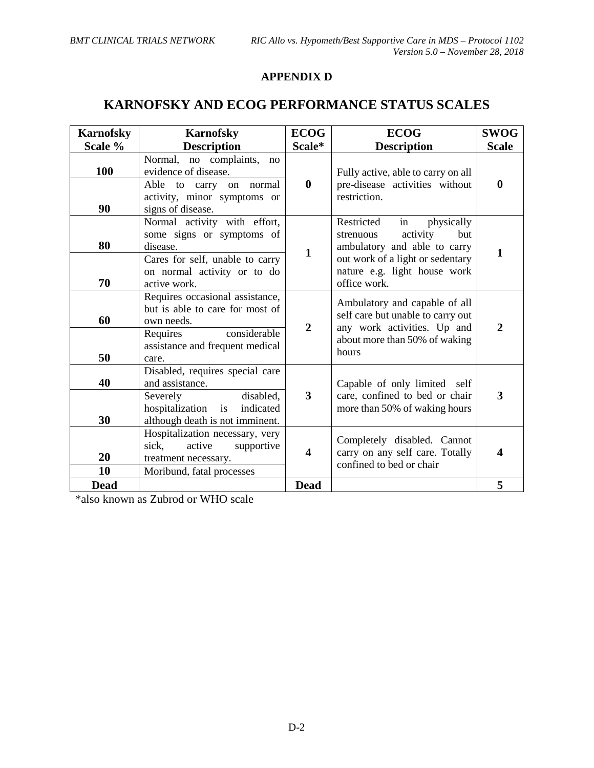## APPENDIX D

# KARNOFSKY AND ECOG PERFORMANCE STATUS SCALES

| Karnofsky Scale % | Karnofsky Description | ECOG Scale* | ECOG Description | SWOG Scale |
|---|---|---|---|---|
| 100 | Normal, no complaints, no evidence of disease. | 0 | Fully active, able to carry on all pre-disease activities without restriction. | 0 |
| 90 | Able to carry on normal activity, minor symptoms or signs of disease. | | | |
| 80 | Normal activity with effort, some signs or symptoms of disease. | 1 | Restricted in physically strenuous activity but ambulatory and able to carry out work of a light or sedentary nature e.g. light house work office work. | 1 |
| 70 | Cares for self, unable to carry on normal activity or to do active work. | | | |
| 60 | Requires occasional assistance, but is able to care for most of own needs. | 2 | Ambulatory and capable of all self care but unable to carry out any work activities. Up and about more than 50% of waking hours | 2 |
| 50 | Requires considerable assistance and frequent medical care. | | | |
| 40 | Disabled, requires special care and assistance. | 3 | Capable of only limited self care, confined to bed or chair more than 50% of waking hours | 3 |
| 30 | Severely disabled, hospitalization is indicated although death is not imminent. | | | |
| 20 | Hospitalization necessary, very sick, active supportive treatment necessary. | 4 | Completely disabled. Cannot carry on any self care. Totally confined to bed or chair | 4 |
| 10 | Moribund, fatal processes | | | |
| Dead | | Dead | | 5 |

*also known as Zubrod or WHO scale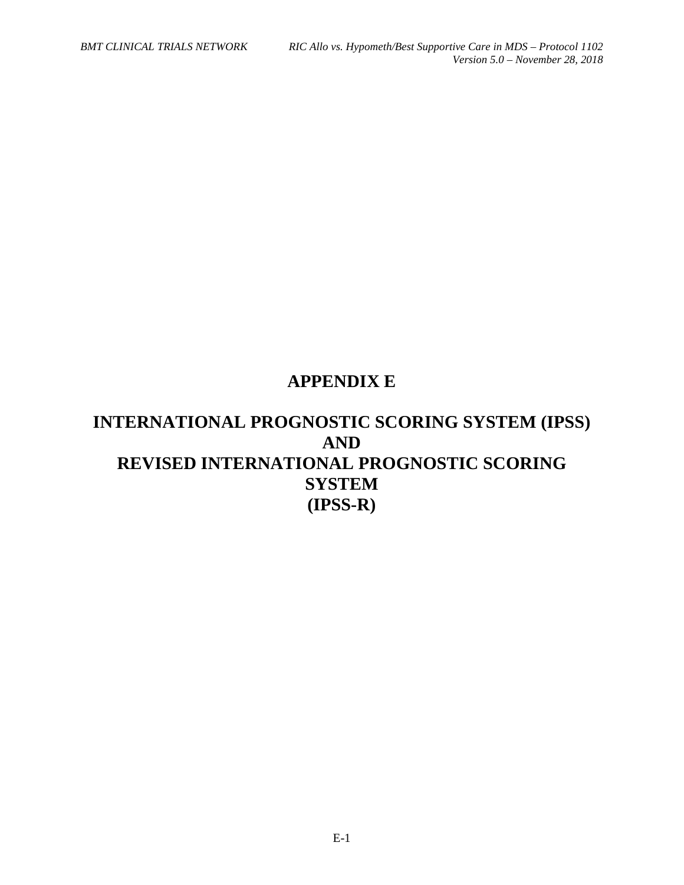# APPENDIX E

# INTERNATIONAL PROGNOSTIC SCORING SYSTEM (IPSS) AND REVISED INTERNATIONAL PROGNOSTIC SCORING SYSTEM (IPSS-R)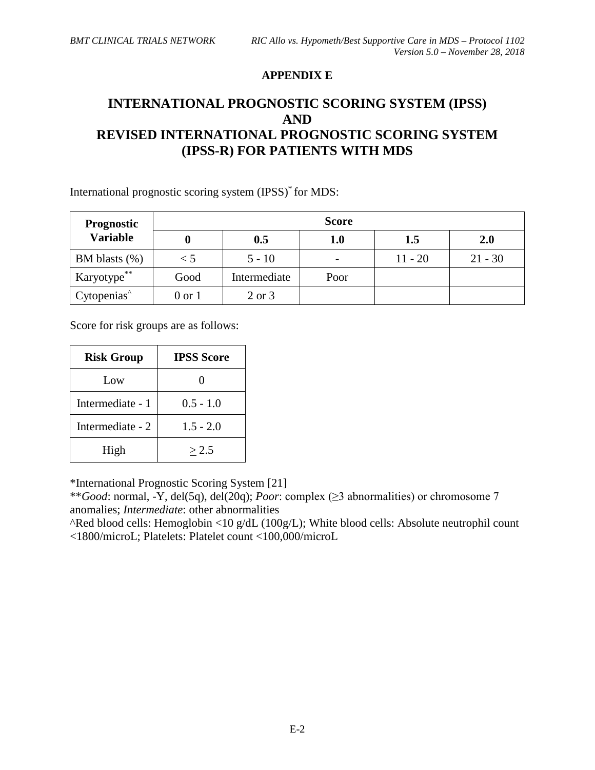**APPENDIX E**

# INTERNATIONAL PROGNOSTIC SCORING SYSTEM (IPSS) AND REVISED INTERNATIONAL PROGNOSTIC SCORING SYSTEM (IPSS-R) FOR PATIENTS WITH MDS

International prognostic scoring system (IPSS)* for MDS:

| Prognostic Variable | Score | | | | |
|---|---|---|---|---|---|
| | **0** | **0.5** | **1.0** | **1.5** | **2.0** |
| BM blasts (%) | < 5 | 5 - 10 | - | 11 - 20 | 21 - 30 |
| Karyotype** | Good | Intermediate | Poor | | |
| Cytopenias^ | 0 or 1 | 2 or 3 | | | |

Score for risk groups are as follows:

| Risk Group | IPSS Score |
|---|---|
| Low | 0 |
| Intermediate - 1 | 0.5 - 1.0 |
| Intermediate - 2 | 1.5 - 2.0 |
| High | $\geq$ 2.5 |

*International Prognostic Scoring System [21]

***Good*: normal, -Y, del(5q), del(20q); *Poor*: complex (≥3 abnormalities) or chromosome 7 anomalies; *Intermediate*: other abnormalities

^Red blood cells: Hemoglobin <10 g/dL (100g/L); White blood cells: Absolute neutrophil count <1800/microL; Platelets: Platelet count <100,000/microL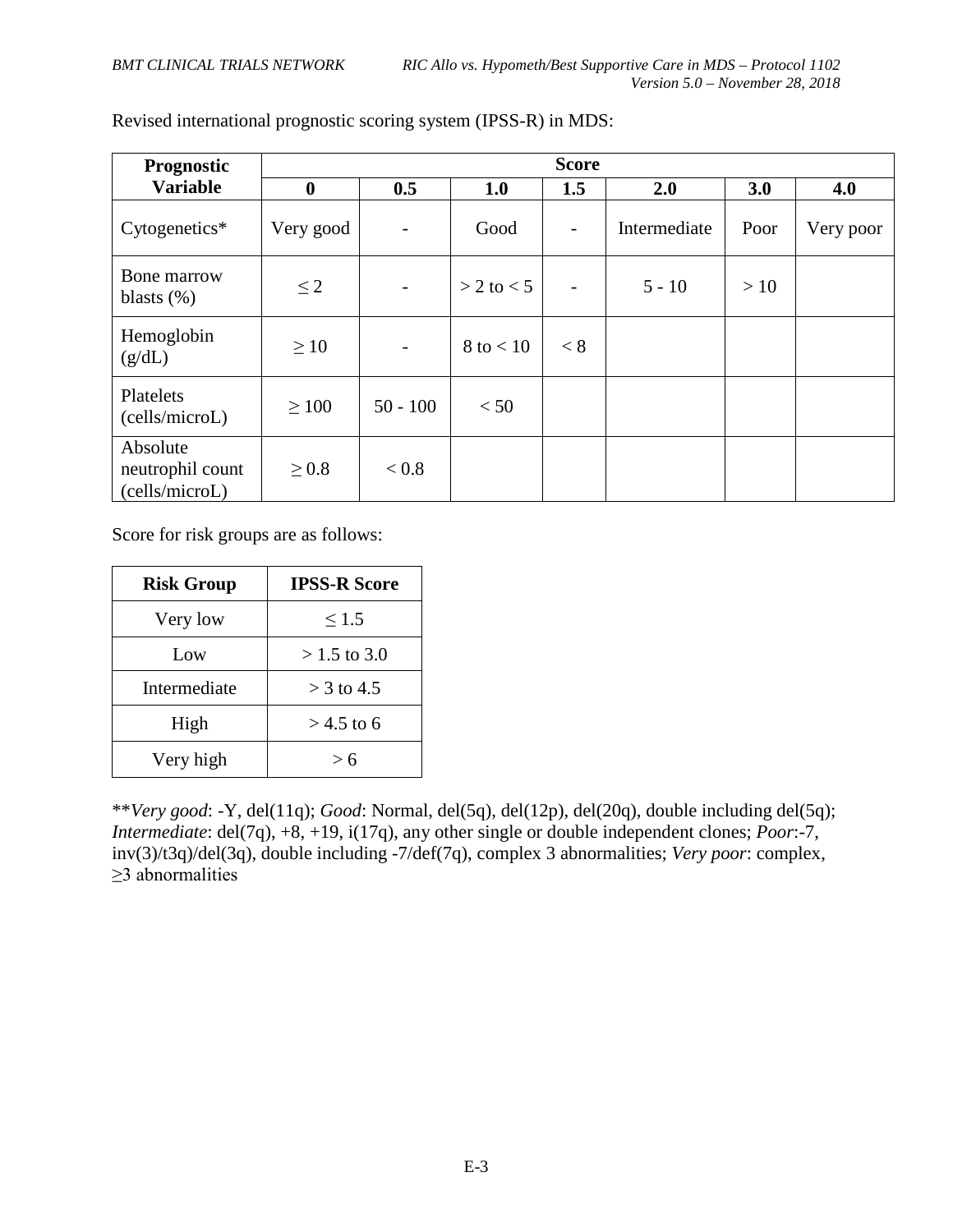Revised international prognostic scoring system (IPSS-R) in MDS:

| Prognostic Variable | Score | | | | | | |
|---|---|---|---|---|---|---|---|
| | **0** | **0.5** | **1.0** | **1.5** | **2.0** | **3.0** | **4.0** |
| Cytogenetics* | Very good | - | Good | - | Intermediate | Poor | Very poor |
| Bone marrow blasts (%) | ≤ 2 | - | > 2 to < 5 | - | 5 - 10 | > 10 | |
| Hemoglobin (g/dL) | ≥ 10 | - | 8 to < 10 | < 8 | | | |
| Platelets (cells/microL) | ≥ 100 | 50 - 100 | < 50 | | | | |
| Absolute neutrophil count (cells/microL) | ≥ 0.8 | < 0.8 | | | | | |

Score for risk groups are as follows:

| Risk Group | IPSS-R Score |
|---|---|
| Very low | ≤ 1.5 |
| Low | > 1.5 to 3.0 |
| Intermediate | > 3 to 4.5 |
| High | > 4.5 to 6 |
| Very high | > 6 |

***Very good*: -Y, del(11q); *Good*: Normal, del(5q), del(12p), del(20q), double including del(5q); *Intermediate*: del(7q), +8, +19, i(17q), any other single or double independent clones; *Poor*:-7, inv(3)/t3q)/del(3q), double including -7/def(7q), complex 3 abnormalities; *Very poor*: complex, ≥3 abnormalities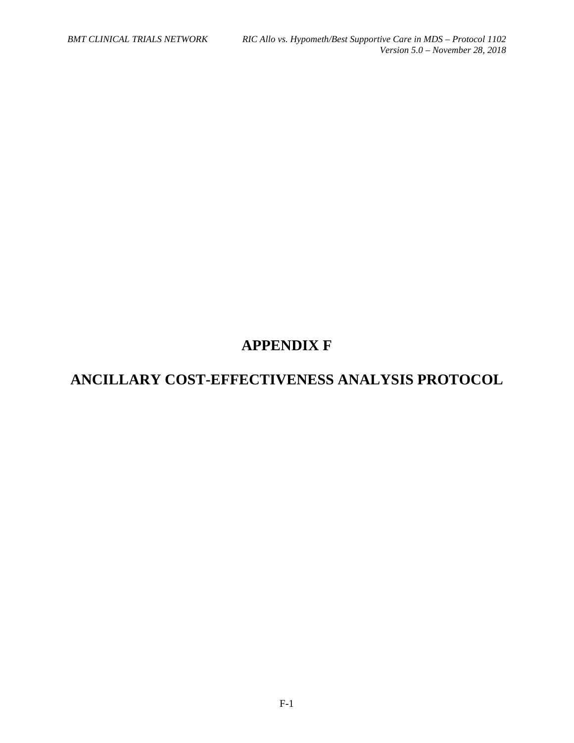# APPENDIX F

# ANCILLARY COST-EFFECTIVENESS ANALYSIS PROTOCOL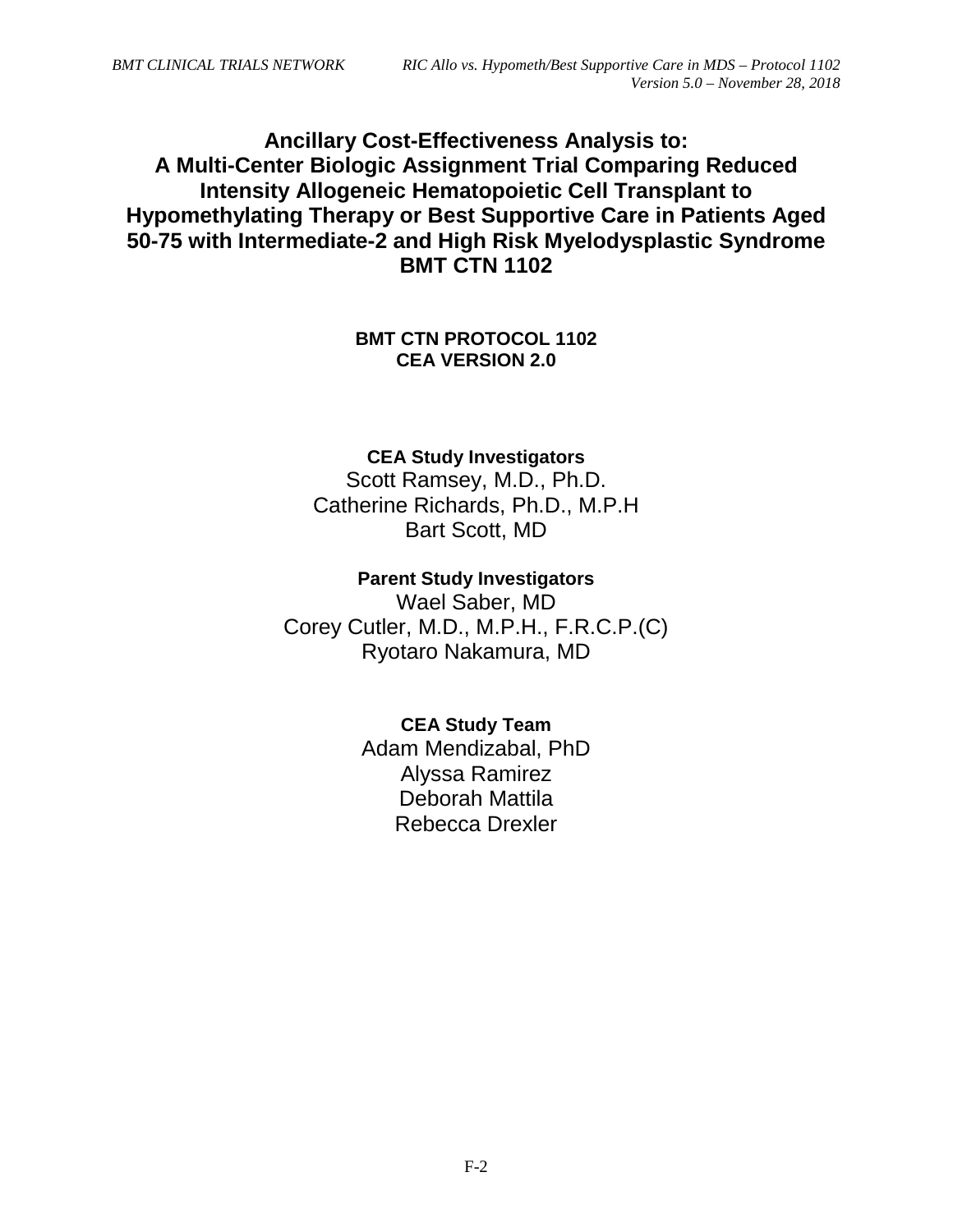# Ancillary Cost-Effectiveness Analysis to: A Multi-Center Biologic Assignment Trial Comparing Reduced Intensity Allogeneic Hematopoietic Cell Transplant to Hypomethylating Therapy or Best Supportive Care in Patients Aged 50-75 with Intermediate-2 and High Risk Myelodysplastic Syndrome BMT CTN 1102

**BMT CTN PROTOCOL 1102**
**CEA VERSION 2.0**

**CEA Study Investigators**

Scott Ramsey, M.D., Ph.D.
Catherine Richards, Ph.D., M.P.H
Bart Scott, MD

**Parent Study Investigators**

Wael Saber, MD
Corey Cutler, M.D., M.P.H., F.R.C.P.(C)
Ryotaro Nakamura, MD

**CEA Study Team**

Adam Mendizabal, PhD
Alyssa Ramirez
Deborah Mattila
Rebecca Drexler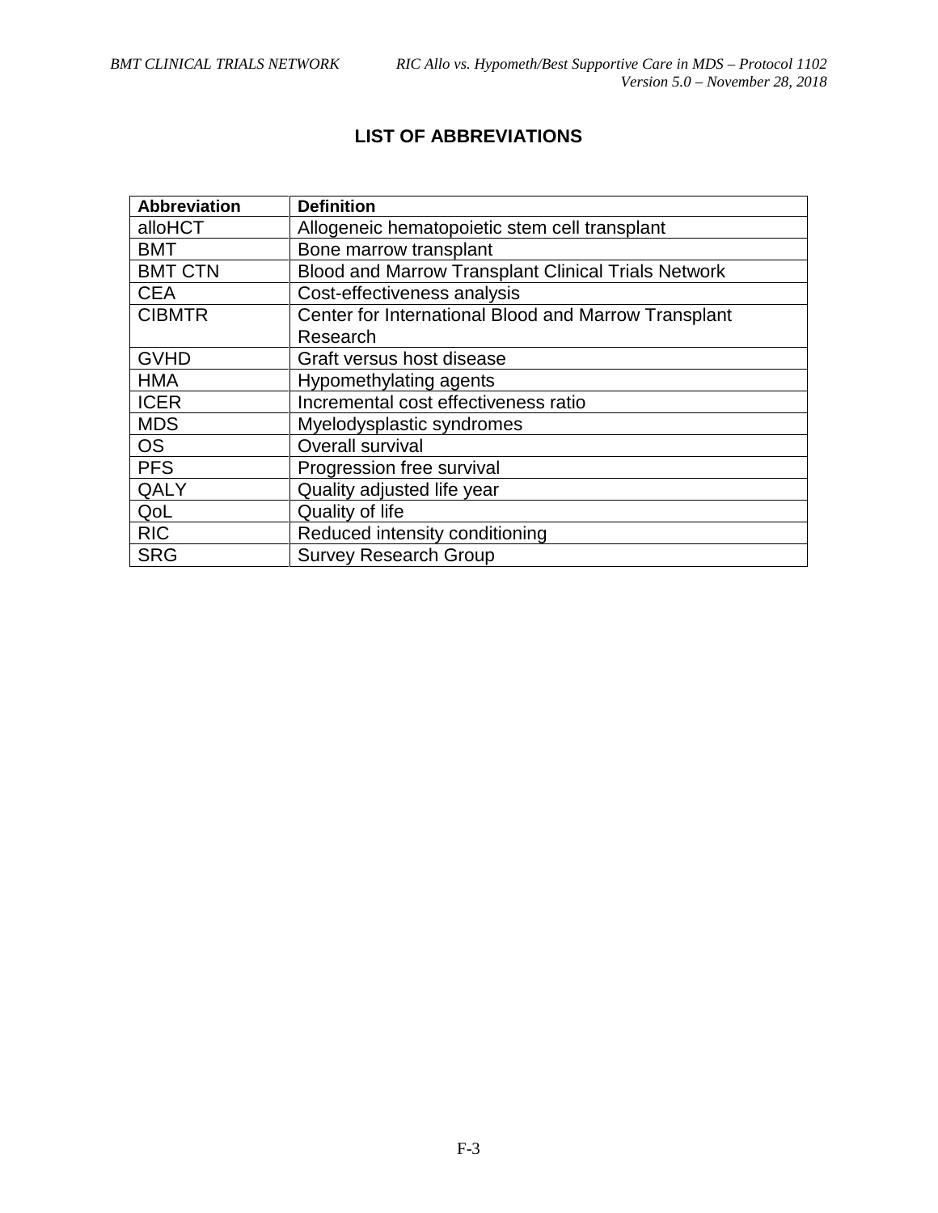# LIST OF ABBREVIATIONS

| Abbreviation | Definition |
|---|---|
| alloHCT | Allogeneic hematopoietic stem cell transplant |
| BMT | Bone marrow transplant |
| BMT CTN | Blood and Marrow Transplant Clinical Trials Network |
| CEA | Cost-effectiveness analysis |
| CIBMTR | Center for International Blood and Marrow Transplant Research |
| GVHD | Graft versus host disease |
| HMA | Hypomethylating agents |
| ICER | Incremental cost effectiveness ratio |
| MDS | Myelodysplastic syndromes |
| OS | Overall survival |
| PFS | Progression free survival |
| QALY | Quality adjusted life year |
| QoL | Quality of life |
| RIC | Reduced intensity conditioning |
| SRG | Survey Research Group |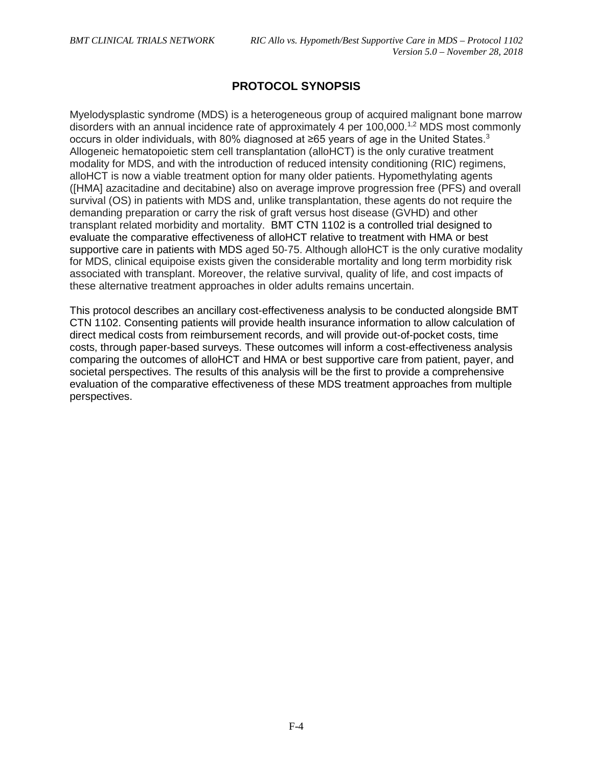# PROTOCOL SYNOPSIS

Myelodysplastic syndrome (MDS) is a heterogeneous group of acquired malignant bone marrow disorders with an annual incidence rate of approximately 4 per 100,000.[1,2] MDS most commonly occurs in older individuals, with 80% diagnosed at ≥65 years of age in the United States.[3] Allogeneic hematopoietic stem cell transplantation (alloHCT) is the only curative treatment modality for MDS, and with the introduction of reduced intensity conditioning (RIC) regimens, alloHCT is now a viable treatment option for many older patients. Hypomethylating agents ([HMA] azacitadine and decitabine) also on average improve progression free (PFS) and overall survival (OS) in patients with MDS and, unlike transplantation, these agents do not require the demanding preparation or carry the risk of graft versus host disease (GVHD) and other transplant related morbidity and mortality. BMT CTN 1102 is a controlled trial designed to evaluate the comparative effectiveness of alloHCT relative to treatment with HMA or best supportive care in patients with MDS aged 50-75. Although alloHCT is the only curative modality for MDS, clinical equipoise exists given the considerable mortality and long term morbidity risk associated with transplant. Moreover, the relative survival, quality of life, and cost impacts of these alternative treatment approaches in older adults remains uncertain.

This protocol describes an ancillary cost-effectiveness analysis to be conducted alongside BMT CTN 1102. Consenting patients will provide health insurance information to allow calculation of direct medical costs from reimbursement records, and will provide out-of-pocket costs, time costs, through paper-based surveys. These outcomes will inform a cost-effectiveness analysis comparing the outcomes of alloHCT and HMA or best supportive care from patient, payer, and societal perspectives. The results of this analysis will be the first to provide a comprehensive evaluation of the comparative effectiveness of these MDS treatment approaches from multiple perspectives.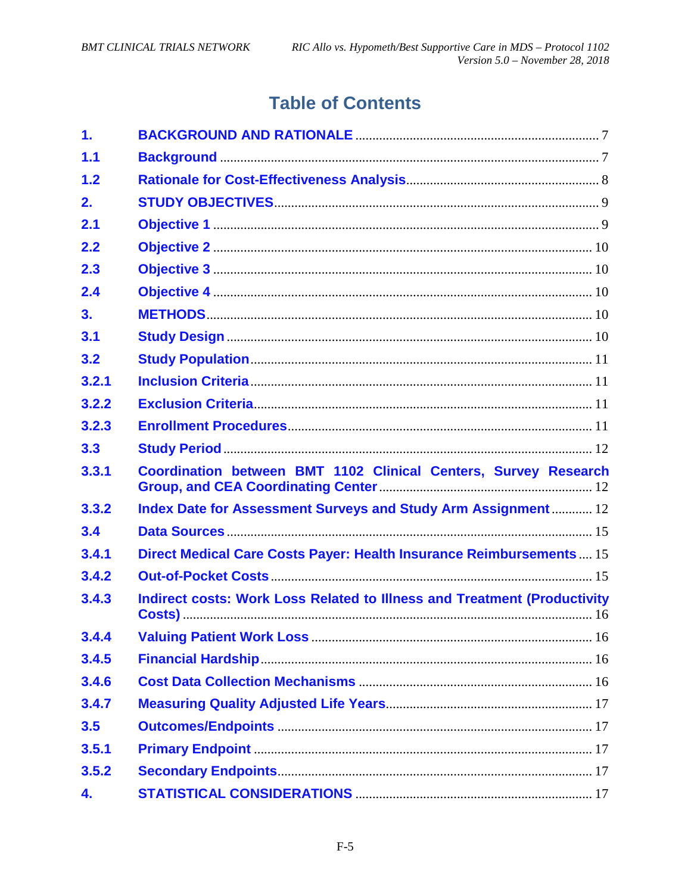# Table of Contents

| | | |
|---|---|---|
| 1. | BACKGROUND AND RATIONALE | 7 |
| 1.1 | Background | 7 |
| 1.2 | Rationale for Cost-Effectiveness Analysis | 8 |
| 2. | STUDY OBJECTIVES | 9 |
| 2.1 | Objective 1 | 9 |
| 2.2 | Objective 2 | 10 |
| 2.3 | Objective 3 | 10 |
| 2.4 | Objective 4 | 10 |
| 3. | METHODS | 10 |
| 3.1 | Study Design | 10 |
| 3.2 | Study Population | 11 |
| 3.2.1 | Inclusion Criteria | 11 |
| 3.2.2 | Exclusion Criteria | 11 |
| 3.2.3 | Enrollment Procedures | 11 |
| 3.3 | Study Period | 12 |
| 3.3.1 | Coordination between BMT 1102 Clinical Centers, Survey Research Group, and CEA Coordinating Center | 12 |
| 3.3.2 | Index Date for Assessment Surveys and Study Arm Assignment | 12 |
| 3.4 | Data Sources | 15 |
| 3.4.1 | Direct Medical Care Costs Payer: Health Insurance Reimbursements | 15 |
| 3.4.2 | Out-of-Pocket Costs | 15 |
| 3.4.3 | Indirect costs: Work Loss Related to Illness and Treatment (Productivity Costs) | 16 |
| 3.4.4 | Valuing Patient Work Loss | 16 |
| 3.4.5 | Financial Hardship | 16 |
| 3.4.6 | Cost Data Collection Mechanisms | 16 |
| 3.4.7 | Measuring Quality Adjusted Life Years | 17 |
| 3.5 | Outcomes/Endpoints | 17 |
| 3.5.1 | Primary Endpoint | 17 |
| 3.5.2 | Secondary Endpoints | 17 |
| 4. | STATISTICAL CONSIDERATIONS | 17 |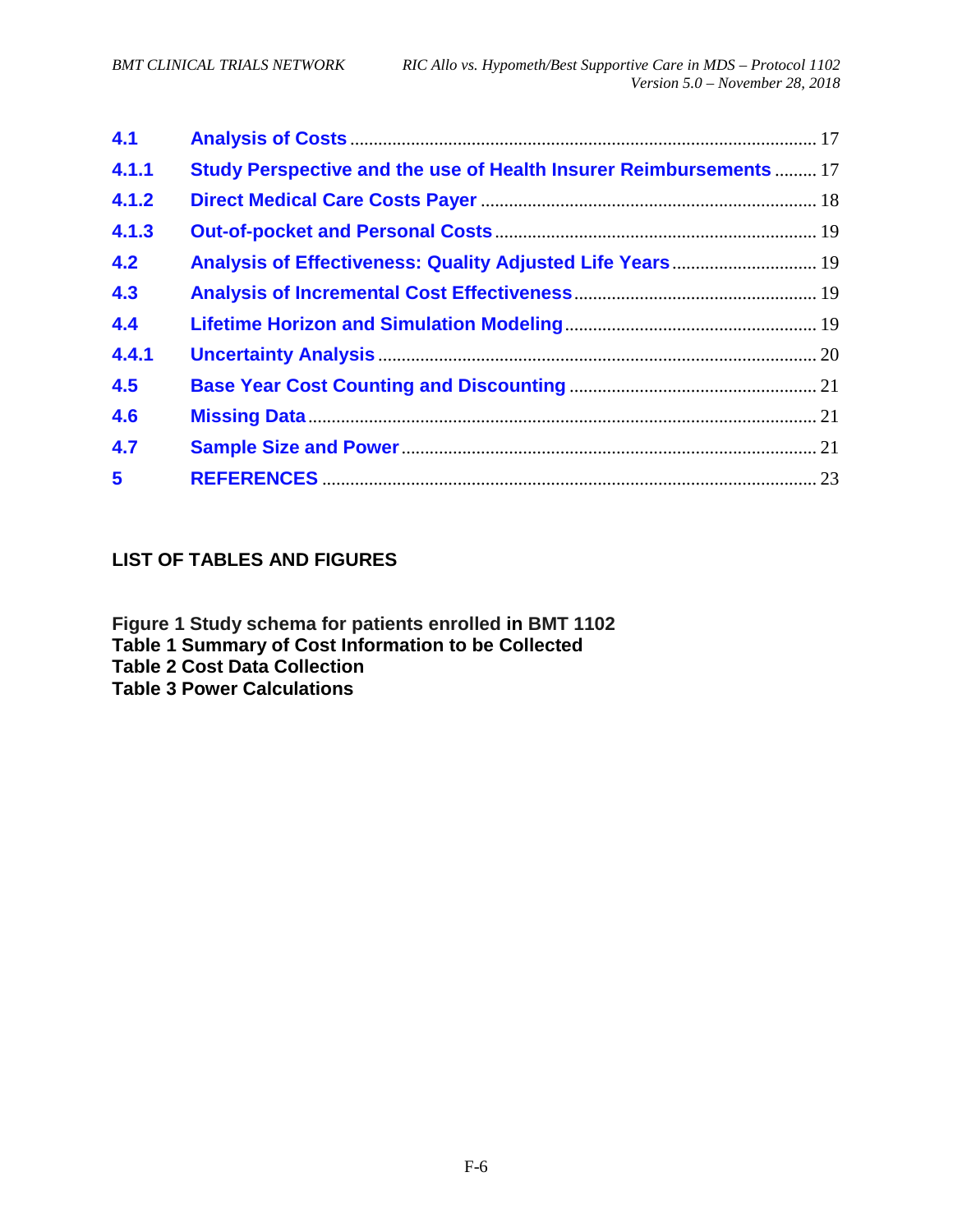| | | |
|---|---|---|
| 4.1 | Analysis of Costs | 17 |
| 4.1.1 | Study Perspective and the use of Health Insurer Reimbursements | 17 |
| 4.1.2 | Direct Medical Care Costs Payer | 18 |
| 4.1.3 | Out-of-pocket and Personal Costs | 19 |
| 4.2 | Analysis of Effectiveness: Quality Adjusted Life Years | 19 |
| 4.3 | Analysis of Incremental Cost Effectiveness | 19 |
| 4.4 | Lifetime Horizon and Simulation Modeling | 19 |
| 4.4.1 | Uncertainty Analysis | 20 |
| 4.5 | Base Year Cost Counting and Discounting | 21 |
| 4.6 | Missing Data | 21 |
| 4.7 | Sample Size and Power | 21 |
| 5 | REFERENCES | 23 |

## LIST OF TABLES AND FIGURES

**Figure 1 Study schema for patients enrolled in BMT 1102**
**Table 1 Summary of Cost Information to be Collected**
**Table 2 Cost Data Collection**
**Table 3 Power Calculations**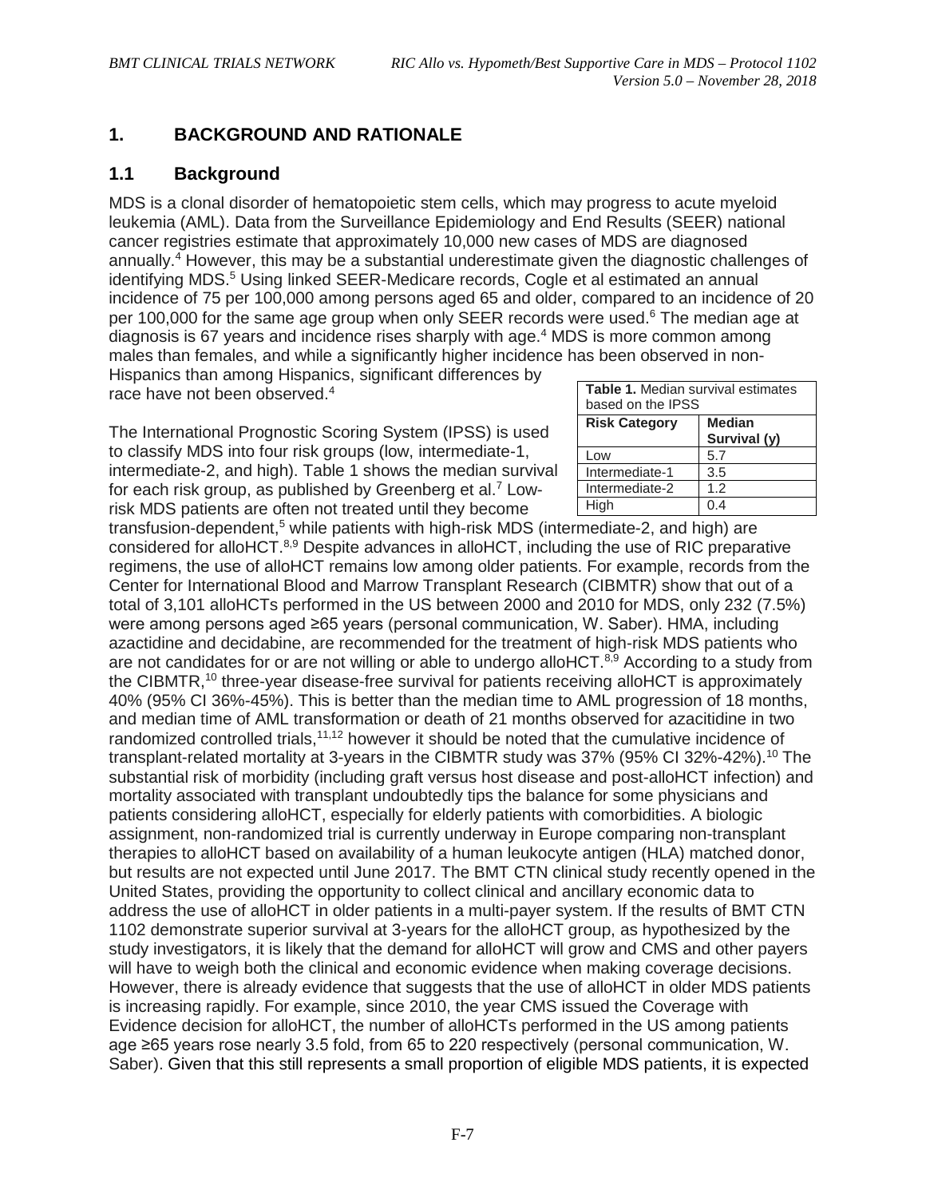# 1. BACKGROUND AND RATIONALE

## 1.1 Background

MDS is a clonal disorder of hematopoietic stem cells, which may progress to acute myeloid leukemia (AML). Data from the Surveillance Epidemiology and End Results (SEER) national cancer registries estimate that approximately 10,000 new cases of MDS are diagnosed annually.[4] However, this may be a substantial underestimate given the diagnostic challenges of identifying MDS.[5] Using linked SEER-Medicare records, Cogle et al estimated an annual incidence of 75 per 100,000 among persons aged 65 and older, compared to an incidence of 20 per 100,000 for the same age group when only SEER records were used.[6] The median age at diagnosis is 67 years and incidence rises sharply with age.[4] MDS is more common among males than females, and while a significantly higher incidence has been observed in non-Hispanics than among Hispanics, significant differences by race have not been observed.[4]

**Table 1.** Median survival estimates based on the IPSS

| Risk Category | Median Survival (y) |
|---|---|
| Low | 5.7 |
| Intermediate-1 | 3.5 |
| Intermediate-2 | 1.2 |
| High | 0.4 |

The International Prognostic Scoring System (IPSS) is used to classify MDS into four risk groups (low, intermediate-1, intermediate-2, and high). Table 1 shows the median survival for each risk group, as published by Greenberg et al.[7] Low-risk MDS patients are often not treated until they become transfusion-dependent,[5] while patients with high-risk MDS (intermediate-2, and high) are considered for alloHCT.[8,9] Despite advances in alloHCT, including the use of RIC preparative regimens, the use of alloHCT remains low among older patients. For example, records from the Center for International Blood and Marrow Transplant Research (CIBMTR) show that out of a total of 3,101 alloHCTs performed in the US between 2000 and 2010 for MDS, only 232 (7.5%) were among persons aged ≥65 years (personal communication, W. Saber). HMA, including azactidine and decidabine, are recommended for the treatment of high-risk MDS patients who are not candidates for or are not willing or able to undergo alloHCT.[8,9] According to a study from the CIBMTR,[10] three-year disease-free survival for patients receiving alloHCT is approximately 40% (95% CI 36%-45%). This is better than the median time to AML progression of 18 months, and median time of AML transformation or death of 21 months observed for azacitidine in two randomized controlled trials,[11,12] however it should be noted that the cumulative incidence of transplant-related mortality at 3-years in the CIBMTR study was 37% (95% CI 32%-42%).[10] The substantial risk of morbidity (including graft versus host disease and post-alloHCT infection) and mortality associated with transplant undoubtedly tips the balance for some physicians and patients considering alloHCT, especially for elderly patients with comorbidities. A biologic assignment, non-randomized trial is currently underway in Europe comparing non-transplant therapies to alloHCT based on availability of a human leukocyte antigen (HLA) matched donor, but results are not expected until June 2017. The BMT CTN clinical study recently opened in the United States, providing the opportunity to collect clinical and ancillary economic data to address the use of alloHCT in older patients in a multi-payer system. If the results of BMT CTN 1102 demonstrate superior survival at 3-years for the alloHCT group, as hypothesized by the study investigators, it is likely that the demand for alloHCT will grow and CMS and other payers will have to weigh both the clinical and economic evidence when making coverage decisions. However, there is already evidence that suggests that the use of alloHCT in older MDS patients is increasing rapidly. For example, since 2010, the year CMS issued the Coverage with Evidence decision for alloHCT, the number of alloHCTs performed in the US among patients age ≥65 years rose nearly 3.5 fold, from 65 to 220 respectively (personal communication, W. Saber). Given that this still represents a small proportion of eligible MDS patients, it is expected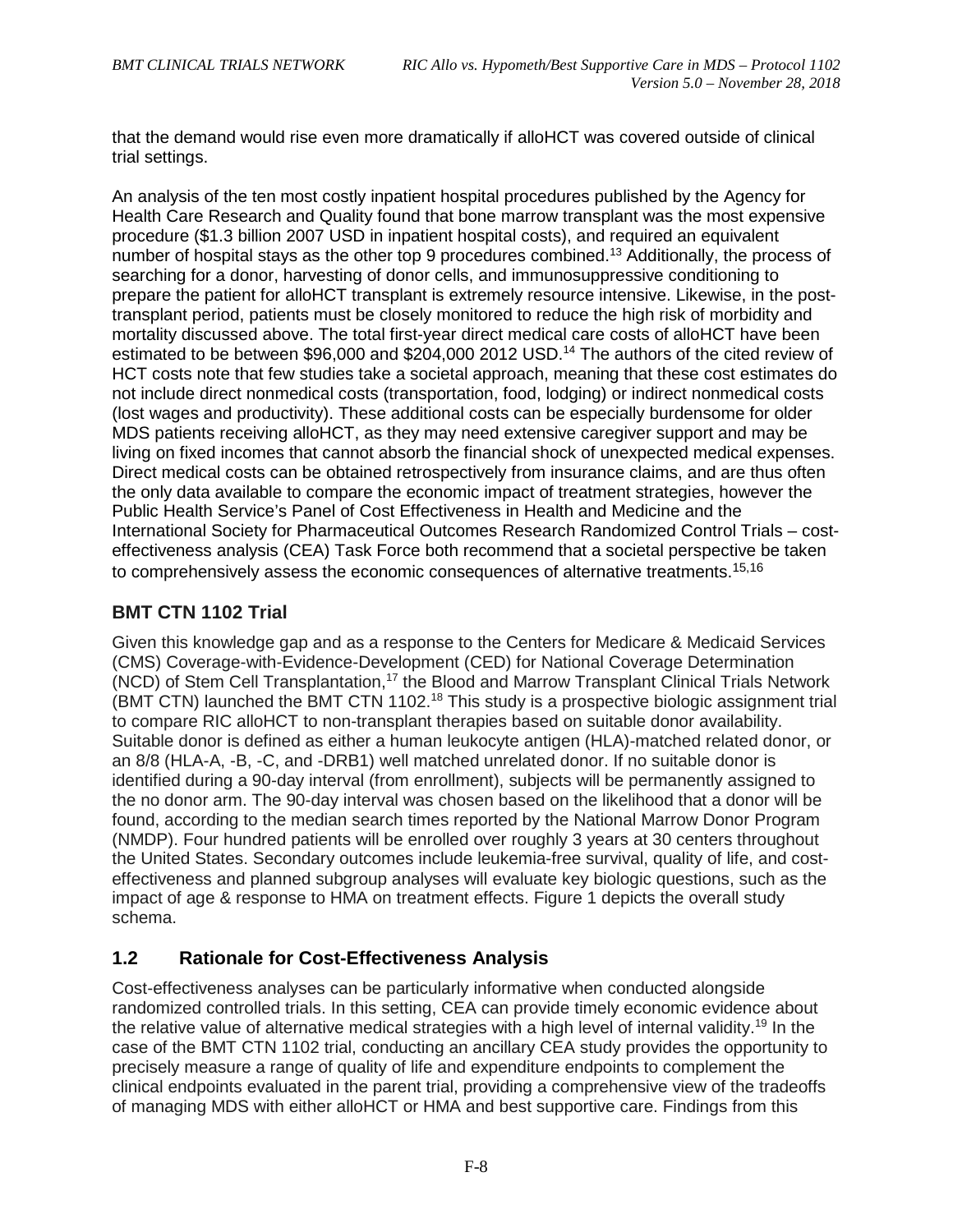that the demand would rise even more dramatically if alloHCT was covered outside of clinical trial settings.

An analysis of the ten most costly inpatient hospital procedures published by the Agency for Health Care Research and Quality found that bone marrow transplant was the most expensive procedure ($1.3 billion 2007 USD in inpatient hospital costs), and required an equivalent number of hospital stays as the other top 9 procedures combined.[13] Additionally, the process of searching for a donor, harvesting of donor cells, and immunosuppressive conditioning to prepare the patient for alloHCT transplant is extremely resource intensive. Likewise, in the post-transplant period, patients must be closely monitored to reduce the high risk of morbidity and mortality discussed above. The total first-year direct medical care costs of alloHCT have been estimated to be between $96,000 and $204,000 2012 USD.[14] The authors of the cited review of HCT costs note that few studies take a societal approach, meaning that these cost estimates do not include direct nonmedical costs (transportation, food, lodging) or indirect nonmedical costs (lost wages and productivity). These additional costs can be especially burdensome for older MDS patients receiving alloHCT, as they may need extensive caregiver support and may be living on fixed incomes that cannot absorb the financial shock of unexpected medical expenses. Direct medical costs can be obtained retrospectively from insurance claims, and are thus often the only data available to compare the economic impact of treatment strategies, however the Public Health Service's Panel of Cost Effectiveness in Health and Medicine and the International Society for Pharmaceutical Outcomes Research Randomized Control Trials – cost-effectiveness analysis (CEA) Task Force both recommend that a societal perspective be taken to comprehensively assess the economic consequences of alternative treatments.[15,16]

### BMT CTN 1102 Trial

Given this knowledge gap and as a response to the Centers for Medicare & Medicaid Services (CMS) Coverage-with-Evidence-Development (CED) for National Coverage Determination (NCD) of Stem Cell Transplantation,[17] the Blood and Marrow Transplant Clinical Trials Network (BMT CTN) launched the BMT CTN 1102.[18] This study is a prospective biologic assignment trial to compare RIC alloHCT to non-transplant therapies based on suitable donor availability. Suitable donor is defined as either a human leukocyte antigen (HLA)-matched related donor, or an 8/8 (HLA-A, -B, -C, and -DRB1) well matched unrelated donor. If no suitable donor is identified during a 90-day interval (from enrollment), subjects will be permanently assigned to the no donor arm. The 90-day interval was chosen based on the likelihood that a donor will be found, according to the median search times reported by the National Marrow Donor Program (NMDP). Four hundred patients will be enrolled over roughly 3 years at 30 centers throughout the United States. Secondary outcomes include leukemia-free survival, quality of life, and cost-effectiveness and planned subgroup analyses will evaluate key biologic questions, such as the impact of age & response to HMA on treatment effects. Figure 1 depicts the overall study schema.

## 1.2 Rationale for Cost-Effectiveness Analysis

Cost-effectiveness analyses can be particularly informative when conducted alongside randomized controlled trials. In this setting, CEA can provide timely economic evidence about the relative value of alternative medical strategies with a high level of internal validity.[19] In the case of the BMT CTN 1102 trial, conducting an ancillary CEA study provides the opportunity to precisely measure a range of quality of life and expenditure endpoints to complement the clinical endpoints evaluated in the parent trial, providing a comprehensive view of the tradeoffs of managing MDS with either alloHCT or HMA and best supportive care. Findings from this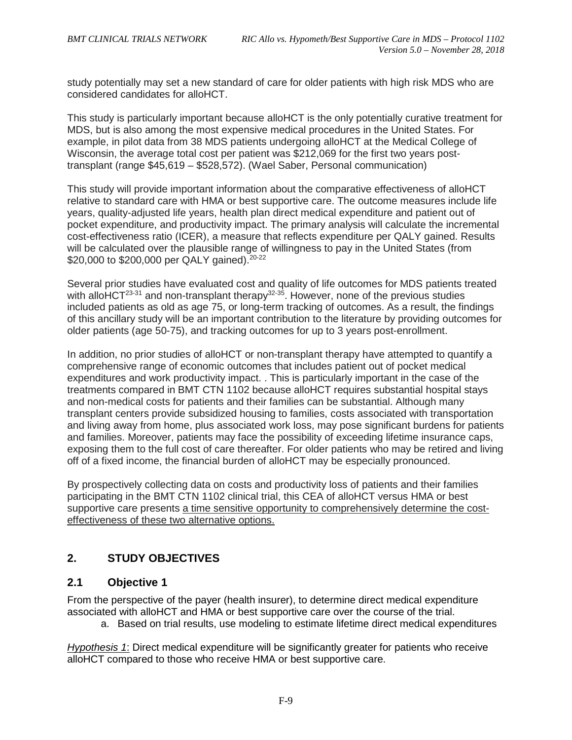study potentially may set a new standard of care for older patients with high risk MDS who are considered candidates for alloHCT.

This study is particularly important because alloHCT is the only potentially curative treatment for MDS, but is also among the most expensive medical procedures in the United States. For example, in pilot data from 38 MDS patients undergoing alloHCT at the Medical College of Wisconsin, the average total cost per patient was $212,069 for the first two years post-transplant (range $45,619 – $528,572). (Wael Saber, Personal communication)

This study will provide important information about the comparative effectiveness of alloHCT relative to standard care with HMA or best supportive care. The outcome measures include life years, quality-adjusted life years, health plan direct medical expenditure and patient out of pocket expenditure, and productivity impact. The primary analysis will calculate the incremental cost-effectiveness ratio (ICER), a measure that reflects expenditure per QALY gained. Results will be calculated over the plausible range of willingness to pay in the United States (from $20,000 to $200,000 per QALY gained).[20-22]

Several prior studies have evaluated cost and quality of life outcomes for MDS patients treated with alloHCT[23-31] and non-transplant therapy[32-35]. However, none of the previous studies included patients as old as age 75, or long-term tracking of outcomes. As a result, the findings of this ancillary study will be an important contribution to the literature by providing outcomes for older patients (age 50-75), and tracking outcomes for up to 3 years post-enrollment.

In addition, no prior studies of alloHCT or non-transplant therapy have attempted to quantify a comprehensive range of economic outcomes that includes patient out of pocket medical expenditures and work productivity impact. . This is particularly important in the case of the treatments compared in BMT CTN 1102 because alloHCT requires substantial hospital stays and non-medical costs for patients and their families can be substantial. Although many transplant centers provide subsidized housing to families, costs associated with transportation and living away from home, plus associated work loss, may pose significant burdens for patients and families. Moreover, patients may face the possibility of exceeding lifetime insurance caps, exposing them to the full cost of care thereafter. For older patients who may be retired and living off of a fixed income, the financial burden of alloHCT may be especially pronounced.

By prospectively collecting data on costs and productivity loss of patients and their families participating in the BMT CTN 1102 clinical trial, this CEA of alloHCT versus HMA or best supportive care presents <u>a time sensitive opportunity to comprehensively determine the cost-effectiveness of these two alternative options.</u>

## 2. STUDY OBJECTIVES

### 2.1 Objective 1

From the perspective of the payer (health insurer), to determine direct medical expenditure associated with alloHCT and HMA or best supportive care over the course of the trial.

a. Based on trial results, use modeling to estimate lifetime direct medical expenditures

*<u>Hypothesis 1</u>*: Direct medical expenditure will be significantly greater for patients who receive alloHCT compared to those who receive HMA or best supportive care.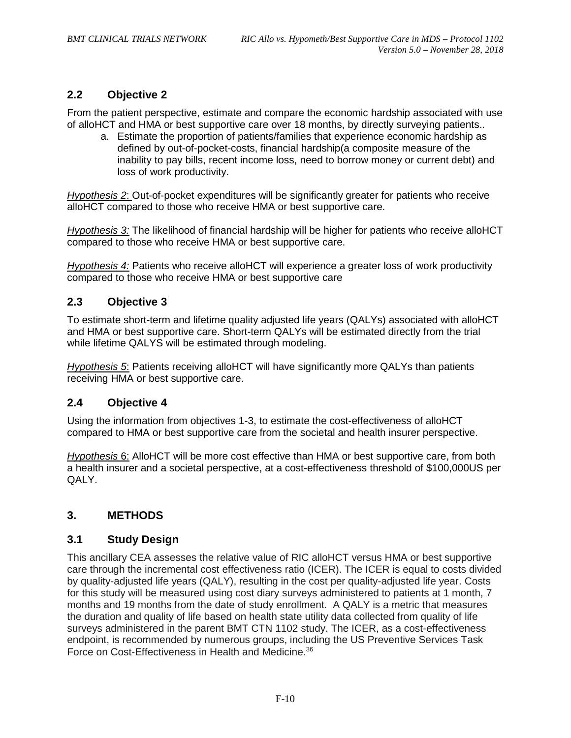## 2.2 Objective 2

From the patient perspective, estimate and compare the economic hardship associated with use of alloHCT and HMA or best supportive care over 18 months, by directly surveying patients..

a. Estimate the proportion of patients/families that experience economic hardship as defined by out-of-pocket-costs, financial hardship(a composite measure of the inability to pay bills, recent income loss, need to borrow money or current debt) and loss of work productivity.

*Hypothesis 2*: Out-of-pocket expenditures will be significantly greater for patients who receive alloHCT compared to those who receive HMA or best supportive care.

*Hypothesis 3:* The likelihood of financial hardship will be higher for patients who receive alloHCT compared to those who receive HMA or best supportive care.

*Hypothesis 4:* Patients who receive alloHCT will experience a greater loss of work productivity compared to those who receive HMA or best supportive care

## 2.3 Objective 3

To estimate short-term and lifetime quality adjusted life years (QALYs) associated with alloHCT and HMA or best supportive care. Short-term QALYs will be estimated directly from the trial while lifetime QALYS will be estimated through modeling.

*Hypothesis 5*: Patients receiving alloHCT will have significantly more QALYs than patients receiving HMA or best supportive care.

## 2.4 Objective 4

Using the information from objectives 1-3, to estimate the cost-effectiveness of alloHCT compared to HMA or best supportive care from the societal and health insurer perspective.

*Hypothesis* 6: AlloHCT will be more cost effective than HMA or best supportive care, from both a health insurer and a societal perspective, at a cost-effectiveness threshold of $100,000US per QALY.

# 3. METHODS

## 3.1 Study Design

This ancillary CEA assesses the relative value of RIC alloHCT versus HMA or best supportive care through the incremental cost effectiveness ratio (ICER). The ICER is equal to costs divided by quality-adjusted life years (QALY), resulting in the cost per quality-adjusted life year. Costs for this study will be measured using cost diary surveys administered to patients at 1 month, 7 months and 19 months from the date of study enrollment. A QALY is a metric that measures the duration and quality of life based on health state utility data collected from quality of life surveys administered in the parent BMT CTN 1102 study. The ICER, as a cost-effectiveness endpoint, is recommended by numerous groups, including the US Preventive Services Task Force on Cost-Effectiveness in Health and Medicine.[36]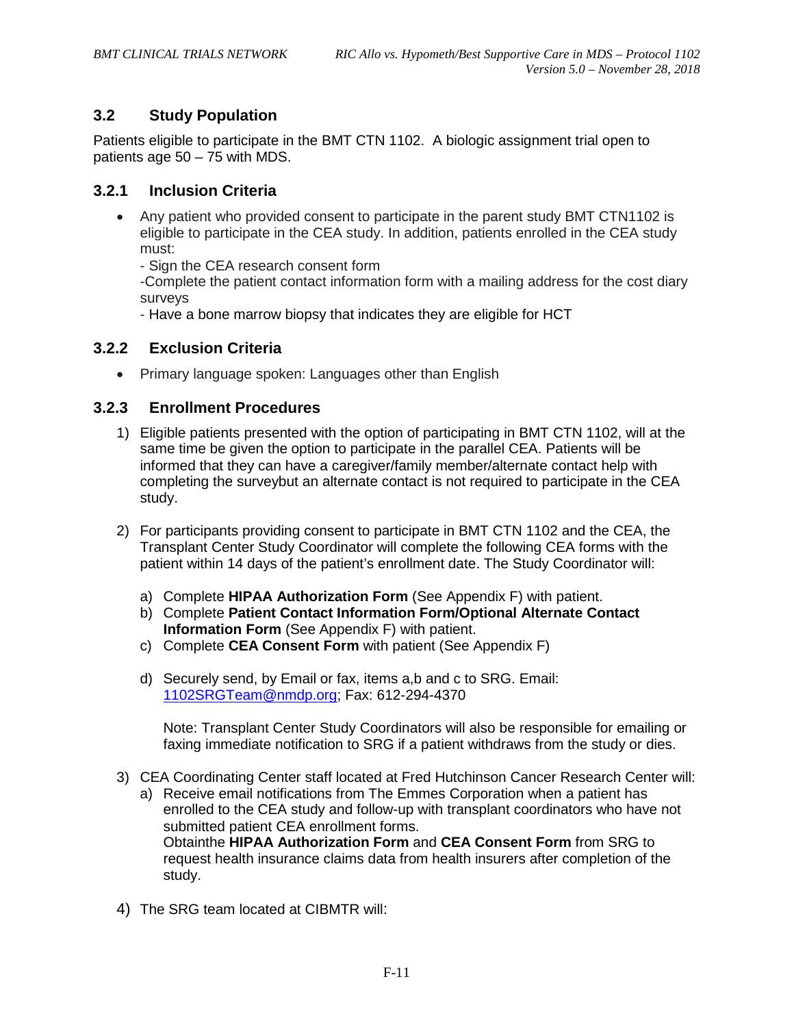## 3.2 Study Population

Patients eligible to participate in the BMT CTN 1102. A biologic assignment trial open to patients age 50 – 75 with MDS.

### 3.2.1 Inclusion Criteria

- Any patient who provided consent to participate in the parent study BMT CTN1102 is eligible to participate in the CEA study. In addition, patients enrolled in the CEA study must:
  - Sign the CEA research consent form
  - Complete the patient contact information form with a mailing address for the cost diary surveys
  - Have a bone marrow biopsy that indicates they are eligible for HCT

### 3.2.2 Exclusion Criteria

- Primary language spoken: Languages other than English

### 3.2.3 Enrollment Procedures

1) Eligible patients presented with the option of participating in BMT CTN 1102, will at the same time be given the option to participate in the parallel CEA. Patients will be informed that they can have a caregiver/family member/alternate contact help with completing the surveybut an alternate contact is not required to participate in the CEA study.

2) For participants providing consent to participate in BMT CTN 1102 and the CEA, the Transplant Center Study Coordinator will complete the following CEA forms with the patient within 14 days of the patient's enrollment date. The Study Coordinator will:

   a) Complete **HIPAA Authorization Form** (See Appendix F) with patient.
   b) Complete **Patient Contact Information Form/Optional Alternate Contact Information Form** (See Appendix F) with patient.
   c) Complete **CEA Consent Form** with patient (See Appendix F)

   d) Securely send, by Email or fax, items a,b and c to SRG. Email: 1102SRGTeam@nmdp.org; Fax: 612-294-4370

   Note: Transplant Center Study Coordinators will also be responsible for emailing or faxing immediate notification to SRG if a patient withdraws from the study or dies.

3) CEA Coordinating Center staff located at Fred Hutchinson Cancer Research Center will:
   a) Receive email notifications from The Emmes Corporation when a patient has enrolled to the CEA study and follow-up with transplant coordinators who have not submitted patient CEA enrollment forms.
   Obtainthe **HIPAA Authorization Form** and **CEA Consent Form** from SRG to request health insurance claims data from health insurers after completion of the study.

4) The SRG team located at CIBMTR will: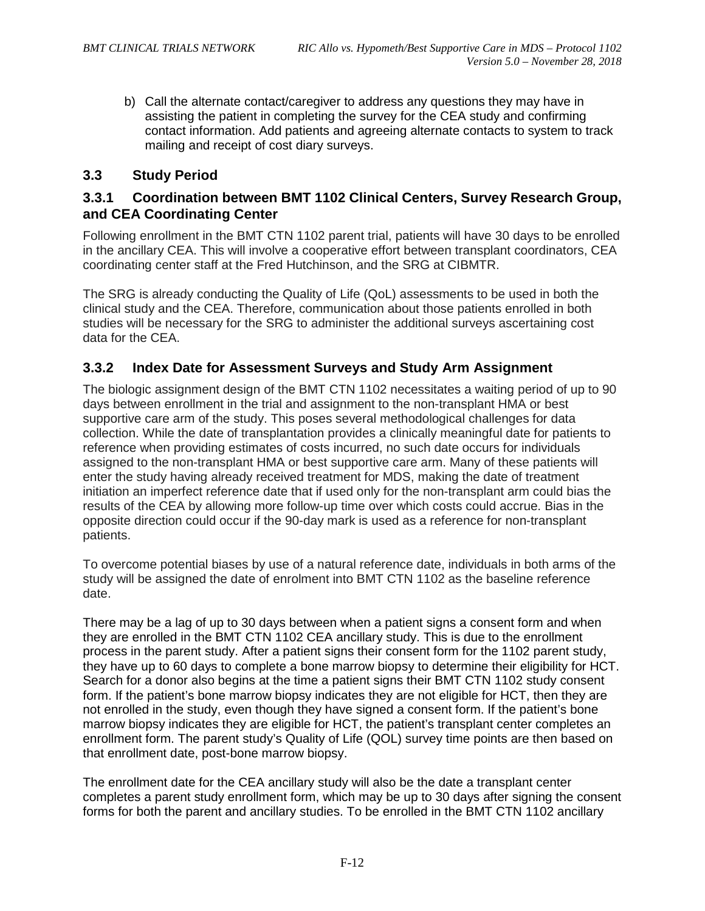b) Call the alternate contact/caregiver to address any questions they may have in assisting the patient in completing the survey for the CEA study and confirming contact information. Add patients and agreeing alternate contacts to system to track mailing and receipt of cost diary surveys.

## 3.3 Study Period

### 3.3.1 Coordination between BMT 1102 Clinical Centers, Survey Research Group, and CEA Coordinating Center

Following enrollment in the BMT CTN 1102 parent trial, patients will have 30 days to be enrolled in the ancillary CEA. This will involve a cooperative effort between transplant coordinators, CEA coordinating center staff at the Fred Hutchinson, and the SRG at CIBMTR.

The SRG is already conducting the Quality of Life (QoL) assessments to be used in both the clinical study and the CEA. Therefore, communication about those patients enrolled in both studies will be necessary for the SRG to administer the additional surveys ascertaining cost data for the CEA.

### 3.3.2 Index Date for Assessment Surveys and Study Arm Assignment

The biologic assignment design of the BMT CTN 1102 necessitates a waiting period of up to 90 days between enrollment in the trial and assignment to the non-transplant HMA or best supportive care arm of the study. This poses several methodological challenges for data collection. While the date of transplantation provides a clinically meaningful date for patients to reference when providing estimates of costs incurred, no such date occurs for individuals assigned to the non-transplant HMA or best supportive care arm. Many of these patients will enter the study having already received treatment for MDS, making the date of treatment initiation an imperfect reference date that if used only for the non-transplant arm could bias the results of the CEA by allowing more follow-up time over which costs could accrue. Bias in the opposite direction could occur if the 90-day mark is used as a reference for non-transplant patients.

To overcome potential biases by use of a natural reference date, individuals in both arms of the study will be assigned the date of enrolment into BMT CTN 1102 as the baseline reference date.

There may be a lag of up to 30 days between when a patient signs a consent form and when they are enrolled in the BMT CTN 1102 CEA ancillary study. This is due to the enrollment process in the parent study. After a patient signs their consent form for the 1102 parent study, they have up to 60 days to complete a bone marrow biopsy to determine their eligibility for HCT. Search for a donor also begins at the time a patient signs their BMT CTN 1102 study consent form. If the patient's bone marrow biopsy indicates they are not eligible for HCT, then they are not enrolled in the study, even though they have signed a consent form. If the patient's bone marrow biopsy indicates they are eligible for HCT, the patient's transplant center completes an enrollment form. The parent study's Quality of Life (QOL) survey time points are then based on that enrollment date, post-bone marrow biopsy.

The enrollment date for the CEA ancillary study will also be the date a transplant center completes a parent study enrollment form, which may be up to 30 days after signing the consent forms for both the parent and ancillary studies. To be enrolled in the BMT CTN 1102 ancillary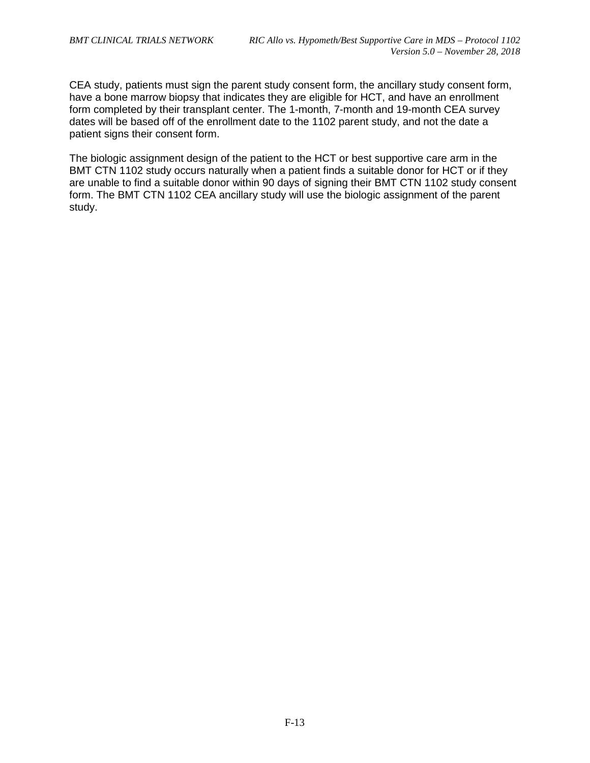CEA study, patients must sign the parent study consent form, the ancillary study consent form, have a bone marrow biopsy that indicates they are eligible for HCT, and have an enrollment form completed by their transplant center. The 1-month, 7-month and 19-month CEA survey dates will be based off of the enrollment date to the 1102 parent study, and not the date a patient signs their consent form.

The biologic assignment design of the patient to the HCT or best supportive care arm in the BMT CTN 1102 study occurs naturally when a patient finds a suitable donor for HCT or if they are unable to find a suitable donor within 90 days of signing their BMT CTN 1102 study consent form. The BMT CTN 1102 CEA ancillary study will use the biologic assignment of the parent study.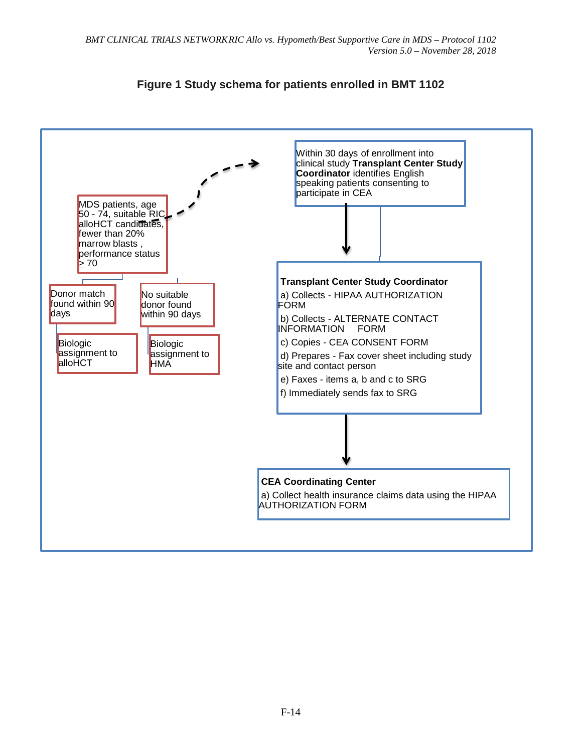**Figure 1 Study schema for patients enrolled in BMT 1102**

MDS patients, age 50 - 74, suitable RIC alloHCT candidates, fewer than 20% marrow blasts , performance status ≥ 70

- Donor match found within 90 days
  - Biologic assignment to alloHCT
- No suitable donor found within 90 days
  - Biologic assignment to HMA

Within 30 days of enrollment into clinical study **Transplant Center Study Coordinator** identifies English speaking patients consenting to participate in CEA

**Transplant Center Study Coordinator**

a) Collects - HIPAA AUTHORIZATION FORM

b) Collects - ALTERNATE CONTACT INFORMATION FORM

c) Copies - CEA CONSENT FORM

d) Prepares - Fax cover sheet including study site and contact person

e) Faxes - items a, b and c to SRG

f) Immediately sends fax to SRG

**CEA Coordinating Center**

a) Collect health insurance claims data using the HIPAA AUTHORIZATION FORM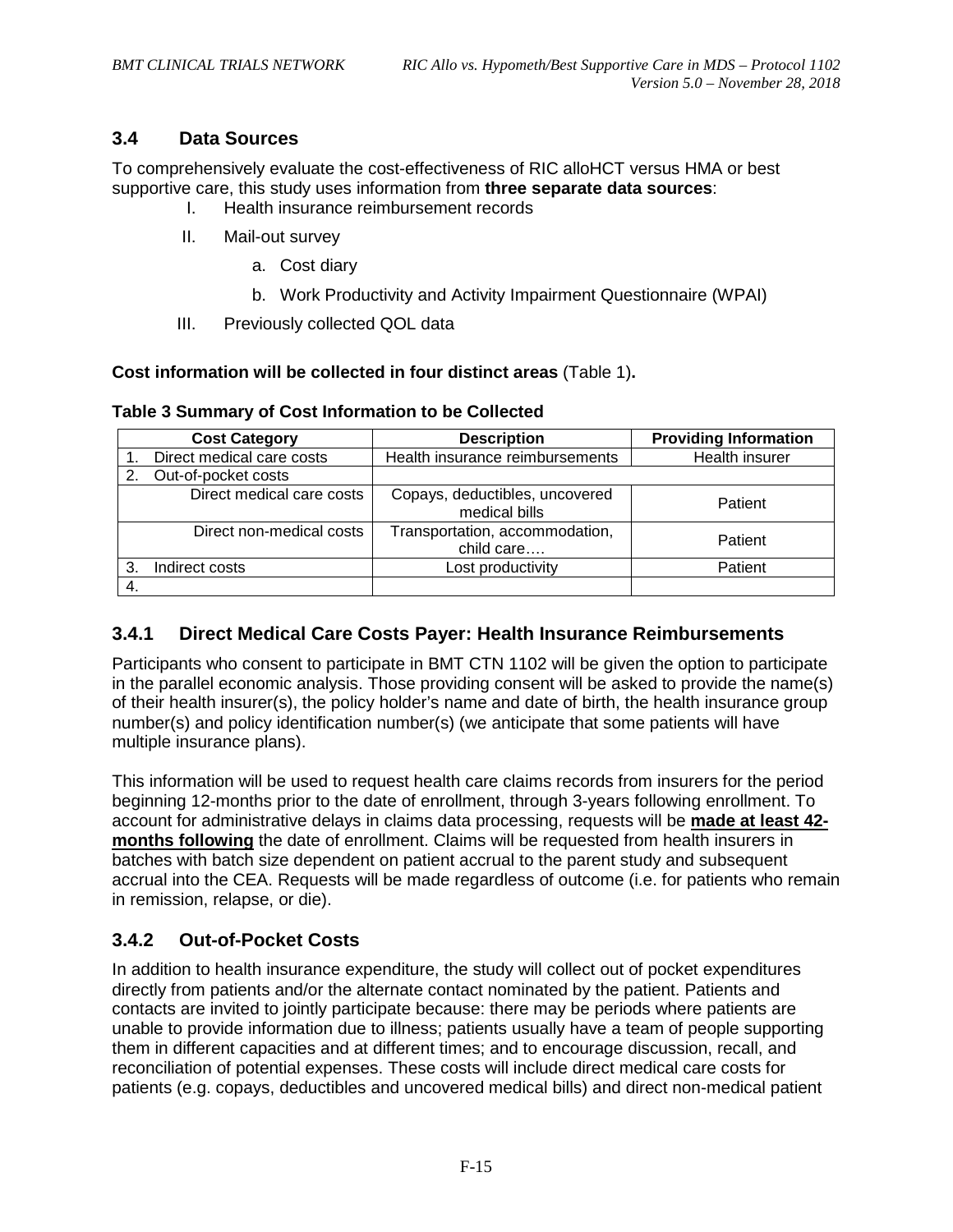## 3.4 Data Sources

To comprehensively evaluate the cost-effectiveness of RIC alloHCT versus HMA or best supportive care, this study uses information from **three separate data sources**:

I. Health insurance reimbursement records

II. Mail-out survey

  a. Cost diary

  b. Work Productivity and Activity Impairment Questionnaire (WPAI)

III. Previously collected QOL data

**Cost information will be collected in four distinct areas** (Table 1)**.**

**Table 3 Summary of Cost Information to be Collected**

| Cost Category | Description | Providing Information |
|---|---|---|
| 1. Direct medical care costs | Health insurance reimbursements | Health insurer |
| 2. Out-of-pocket costs | | |
| Direct medical care costs | Copays, deductibles, uncovered medical bills | Patient |
| Direct non-medical costs | Transportation, accommodation, child care…. | Patient |
| 3. Indirect costs | Lost productivity | Patient |
| 4. | | |

### 3.4.1 Direct Medical Care Costs Payer: Health Insurance Reimbursements

Participants who consent to participate in BMT CTN 1102 will be given the option to participate in the parallel economic analysis. Those providing consent will be asked to provide the name(s) of their health insurer(s), the policy holder's name and date of birth, the health insurance group number(s) and policy identification number(s) (we anticipate that some patients will have multiple insurance plans).

This information will be used to request health care claims records from insurers for the period beginning 12-months prior to the date of enrollment, through 3-years following enrollment. To account for administrative delays in claims data processing, requests will be **made at least 42-months following** the date of enrollment. Claims will be requested from health insurers in batches with batch size dependent on patient accrual to the parent study and subsequent accrual into the CEA. Requests will be made regardless of outcome (i.e. for patients who remain in remission, relapse, or die).

### 3.4.2 Out-of-Pocket Costs

In addition to health insurance expenditure, the study will collect out of pocket expenditures directly from patients and/or the alternate contact nominated by the patient. Patients and contacts are invited to jointly participate because: there may be periods where patients are unable to provide information due to illness; patients usually have a team of people supporting them in different capacities and at different times; and to encourage discussion, recall, and reconciliation of potential expenses. These costs will include direct medical care costs for patients (e.g. copays, deductibles and uncovered medical bills) and direct non-medical patient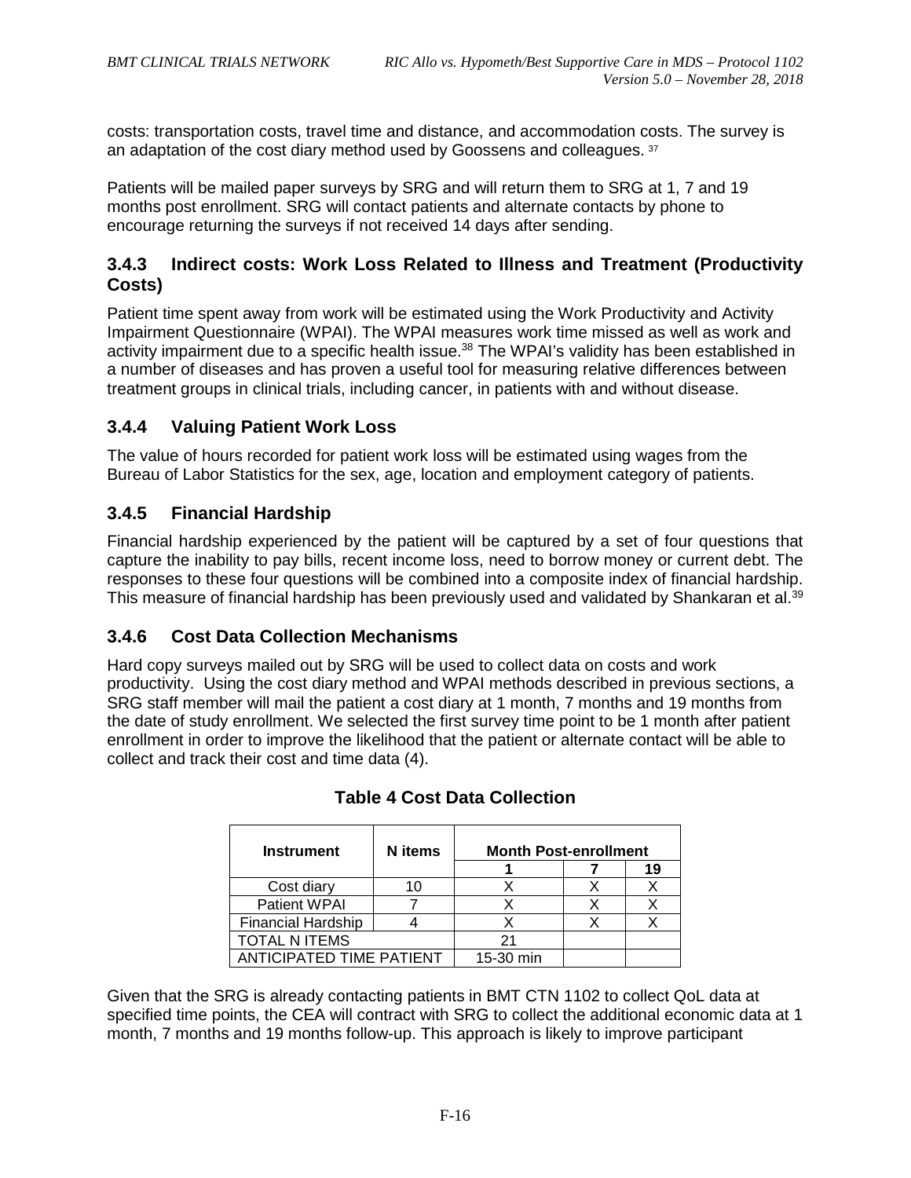costs: transportation costs, travel time and distance, and accommodation costs. The survey is an adaptation of the cost diary method used by Goossens and colleagues. [37]

Patients will be mailed paper surveys by SRG and will return them to SRG at 1, 7 and 19 months post enrollment. SRG will contact patients and alternate contacts by phone to encourage returning the surveys if not received 14 days after sending.

### 3.4.3 Indirect costs: Work Loss Related to Illness and Treatment (Productivity Costs)

Patient time spent away from work will be estimated using the Work Productivity and Activity Impairment Questionnaire (WPAI). The WPAI measures work time missed as well as work and activity impairment due to a specific health issue.[38] The WPAI's validity has been established in a number of diseases and has proven a useful tool for measuring relative differences between treatment groups in clinical trials, including cancer, in patients with and without disease.

### 3.4.4 Valuing Patient Work Loss

The value of hours recorded for patient work loss will be estimated using wages from the Bureau of Labor Statistics for the sex, age, location and employment category of patients.

### 3.4.5 Financial Hardship

Financial hardship experienced by the patient will be captured by a set of four questions that capture the inability to pay bills, recent income loss, need to borrow money or current debt. The responses to these four questions will be combined into a composite index of financial hardship. This measure of financial hardship has been previously used and validated by Shankaran et al.[39]

### 3.4.6 Cost Data Collection Mechanisms

Hard copy surveys mailed out by SRG will be used to collect data on costs and work productivity. Using the cost diary method and WPAI methods described in previous sections, a SRG staff member will mail the patient a cost diary at 1 month, 7 months and 19 months from the date of study enrollment. We selected the first survey time point to be 1 month after patient enrollment in order to improve the likelihood that the patient or alternate contact will be able to collect and track their cost and time data (4).

**Table 4 Cost Data Collection**

| Instrument | N items | Month Post-enrollment | | |
|---|---|---|---|---|
| | | 1 | 7 | 19 |
| Cost diary | 10 | X | X | X |
| Patient WPAI | 7 | X | X | X |
| Financial Hardship | 4 | X | X | X |
| TOTAL N ITEMS | | 21 | | |
| ANTICIPATED TIME PATIENT | | 15-30 min | | |

Given that the SRG is already contacting patients in BMT CTN 1102 to collect QoL data at specified time points, the CEA will contract with SRG to collect the additional economic data at 1 month, 7 months and 19 months follow-up. This approach is likely to improve participant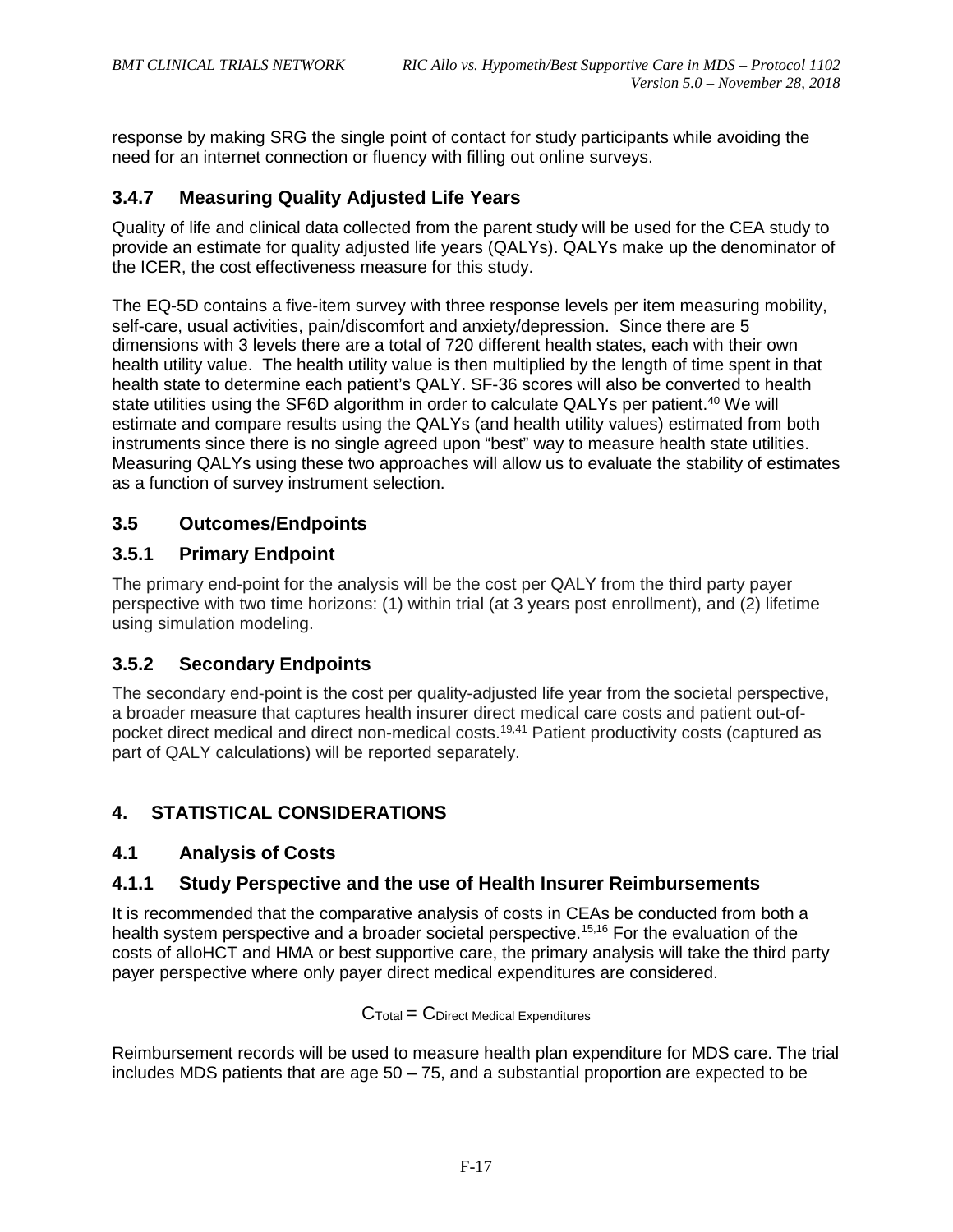response by making SRG the single point of contact for study participants while avoiding the need for an internet connection or fluency with filling out online surveys.

### 3.4.7 Measuring Quality Adjusted Life Years

Quality of life and clinical data collected from the parent study will be used for the CEA study to provide an estimate for quality adjusted life years (QALYs). QALYs make up the denominator of the ICER, the cost effectiveness measure for this study.

The EQ-5D contains a five-item survey with three response levels per item measuring mobility, self-care, usual activities, pain/discomfort and anxiety/depression. Since there are 5 dimensions with 3 levels there are a total of 720 different health states, each with their own health utility value. The health utility value is then multiplied by the length of time spent in that health state to determine each patient's QALY. SF-36 scores will also be converted to health state utilities using the SF6D algorithm in order to calculate QALYs per patient.[40] We will estimate and compare results using the QALYs (and health utility values) estimated from both instruments since there is no single agreed upon "best" way to measure health state utilities. Measuring QALYs using these two approaches will allow us to evaluate the stability of estimates as a function of survey instrument selection.

## 3.5 Outcomes/Endpoints

### 3.5.1 Primary Endpoint

The primary end-point for the analysis will be the cost per QALY from the third party payer perspective with two time horizons: (1) within trial (at 3 years post enrollment), and (2) lifetime using simulation modeling.

### 3.5.2 Secondary Endpoints

The secondary end-point is the cost per quality-adjusted life year from the societal perspective, a broader measure that captures health insurer direct medical care costs and patient out-of-pocket direct medical and direct non-medical costs.[19,41] Patient productivity costs (captured as part of QALY calculations) will be reported separately.

# 4. STATISTICAL CONSIDERATIONS

## 4.1 Analysis of Costs

### 4.1.1 Study Perspective and the use of Health Insurer Reimbursements

It is recommended that the comparative analysis of costs in CEAs be conducted from both a health system perspective and a broader societal perspective.[15,16] For the evaluation of the costs of alloHCT and HMA or best supportive care, the primary analysis will take the third party payer perspective where only payer direct medical expenditures are considered.

$$C_{\text{Total}} = C_{\text{Direct Medical Expenditures}}$$

Reimbursement records will be used to measure health plan expenditure for MDS care. The trial includes MDS patients that are age 50 – 75, and a substantial proportion are expected to be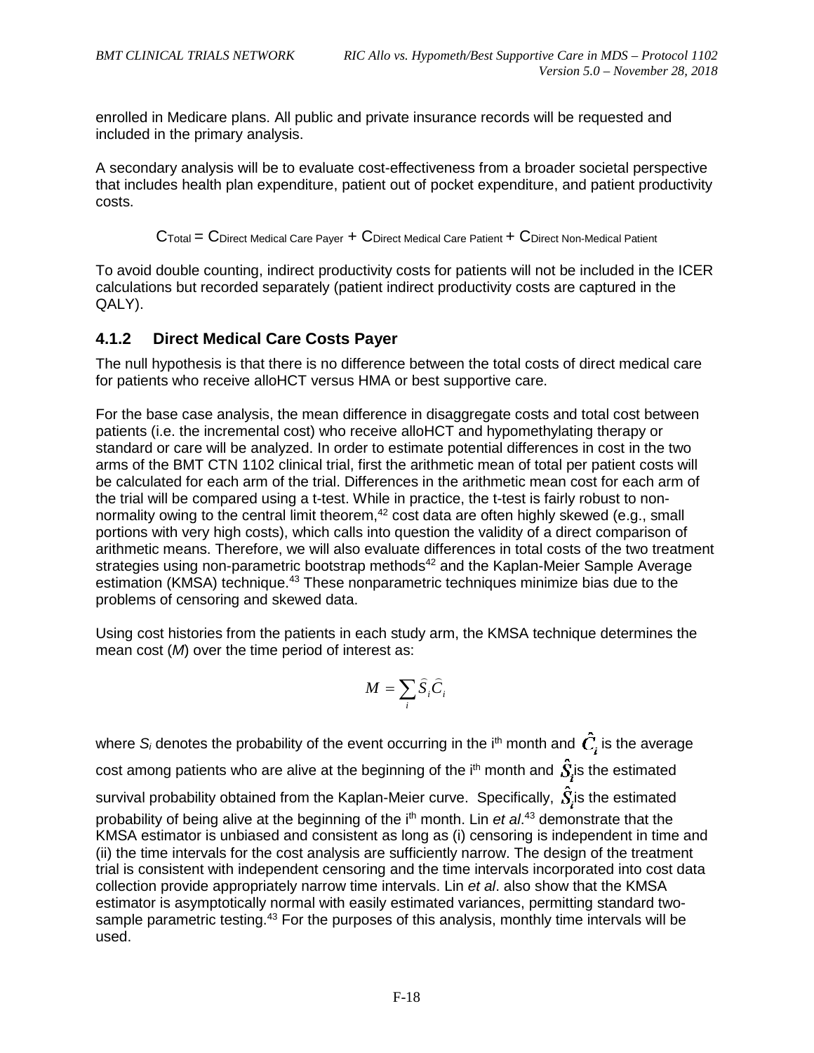enrolled in Medicare plans. All public and private insurance records will be requested and included in the primary analysis.

A secondary analysis will be to evaluate cost-effectiveness from a broader societal perspective that includes health plan expenditure, patient out of pocket expenditure, and patient productivity costs.

$$C_{Total} = C_{Direct\ Medical\ Care\ Payer} + C_{Direct\ Medical\ Care\ Patient} + C_{Direct\ Non\text{-}Medical\ Patient}$$

To avoid double counting, indirect productivity costs for patients will not be included in the ICER calculations but recorded separately (patient indirect productivity costs are captured in the QALY).

### 4.1.2 Direct Medical Care Costs Payer

The null hypothesis is that there is no difference between the total costs of direct medical care for patients who receive alloHCT versus HMA or best supportive care.

For the base case analysis, the mean difference in disaggregate costs and total cost between patients (i.e. the incremental cost) who receive alloHCT and hypomethylating therapy or standard or care will be analyzed. In order to estimate potential differences in cost in the two arms of the BMT CTN 1102 clinical trial, first the arithmetic mean of total per patient costs will be calculated for each arm of the trial. Differences in the arithmetic mean cost for each arm of the trial will be compared using a t-test. While in practice, the t-test is fairly robust to non-normality owing to the central limit theorem,[42] cost data are often highly skewed (e.g., small portions with very high costs), which calls into question the validity of a direct comparison of arithmetic means. Therefore, we will also evaluate differences in total costs of the two treatment strategies using non-parametric bootstrap methods[42] and the Kaplan-Meier Sample Average estimation (KMSA) technique.[43] These nonparametric techniques minimize bias due to the problems of censoring and skewed data.

Using cost histories from the patients in each study arm, the KMSA technique determines the mean cost (*M*) over the time period of interest as:

$$M = \sum_{i} \hat{S}_i \hat{C}_i$$

where $S_i$ denotes the probability of the event occurring in the i[th] month and $\hat{C}_i$ is the average cost among patients who are alive at the beginning of the i[th] month and $\hat{S}_i$ is the estimated survival probability obtained from the Kaplan-Meier curve. Specifically, $\hat{S}_i$ is the estimated probability of being alive at the beginning of the i[th] month. Lin *et al*.[43] demonstrate that the KMSA estimator is unbiased and consistent as long as (i) censoring is independent in time and (ii) the time intervals for the cost analysis are sufficiently narrow. The design of the treatment trial is consistent with independent censoring and the time intervals incorporated into cost data collection provide appropriately narrow time intervals. Lin *et al*. also show that the KMSA estimator is asymptotically normal with easily estimated variances, permitting standard two-sample parametric testing.[43] For the purposes of this analysis, monthly time intervals will be used.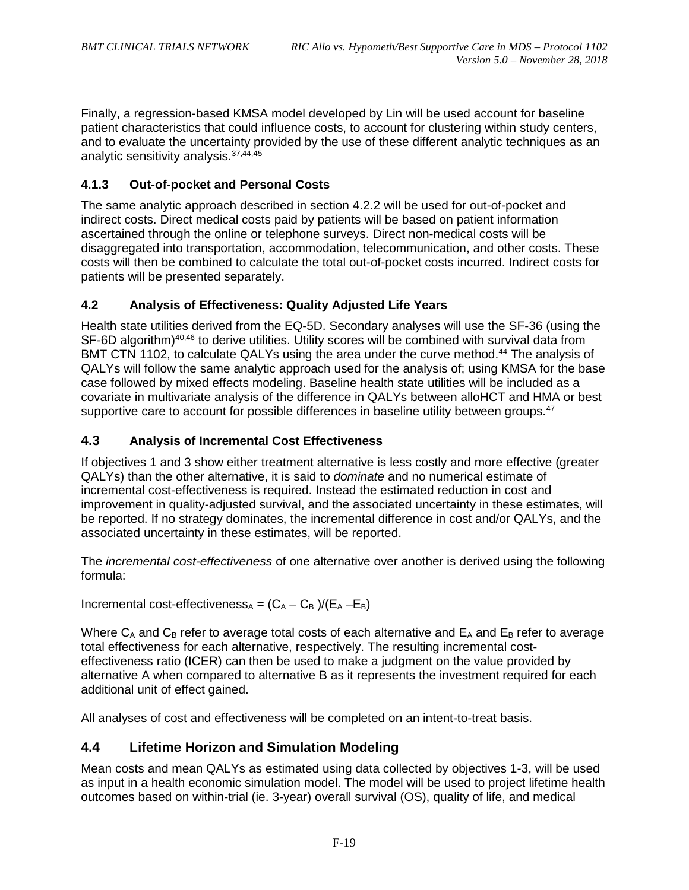Finally, a regression-based KMSA model developed by Lin will be used account for baseline patient characteristics that could influence costs, to account for clustering within study centers, and to evaluate the uncertainty provided by the use of these different analytic techniques as an analytic sensitivity analysis.[37,44,45]

### 4.1.3 Out-of-pocket and Personal Costs

The same analytic approach described in section 4.2.2 will be used for out-of-pocket and indirect costs. Direct medical costs paid by patients will be based on patient information ascertained through the online or telephone surveys. Direct non-medical costs will be disaggregated into transportation, accommodation, telecommunication, and other costs. These costs will then be combined to calculate the total out-of-pocket costs incurred. Indirect costs for patients will be presented separately.

### 4.2 Analysis of Effectiveness: Quality Adjusted Life Years

Health state utilities derived from the EQ-5D. Secondary analyses will use the SF-36 (using the SF-6D algorithm)[40,46] to derive utilities. Utility scores will be combined with survival data from BMT CTN 1102, to calculate QALYs using the area under the curve method.[44] The analysis of QALYs will follow the same analytic approach used for the analysis of; using KMSA for the base case followed by mixed effects modeling. Baseline health state utilities will be included as a covariate in multivariate analysis of the difference in QALYs between alloHCT and HMA or best supportive care to account for possible differences in baseline utility between groups.[47]

### 4.3 Analysis of Incremental Cost Effectiveness

If objectives 1 and 3 show either treatment alternative is less costly and more effective (greater QALYs) than the other alternative, it is said to *dominate* and no numerical estimate of incremental cost-effectiveness is required. Instead the estimated reduction in cost and improvement in quality-adjusted survival, and the associated uncertainty in these estimates, will be reported. If no strategy dominates, the incremental difference in cost and/or QALYs, and the associated uncertainty in these estimates, will be reported.

The *incremental cost-effectiveness* of one alternative over another is derived using the following formula:

$$\text{Incremental cost-effectiveness}_A = (C_A - C_B)/(E_A - E_B)$$

Where $C_A$ and $C_B$ refer to average total costs of each alternative and $E_A$ and $E_B$ refer to average total effectiveness for each alternative, respectively. The resulting incremental cost-effectiveness ratio (ICER) can then be used to make a judgment on the value provided by alternative A when compared to alternative B as it represents the investment required for each additional unit of effect gained.

All analyses of cost and effectiveness will be completed on an intent-to-treat basis.

## 4.4 Lifetime Horizon and Simulation Modeling

Mean costs and mean QALYs as estimated using data collected by objectives 1-3, will be used as input in a health economic simulation model. The model will be used to project lifetime health outcomes based on within-trial (ie. 3-year) overall survival (OS), quality of life, and medical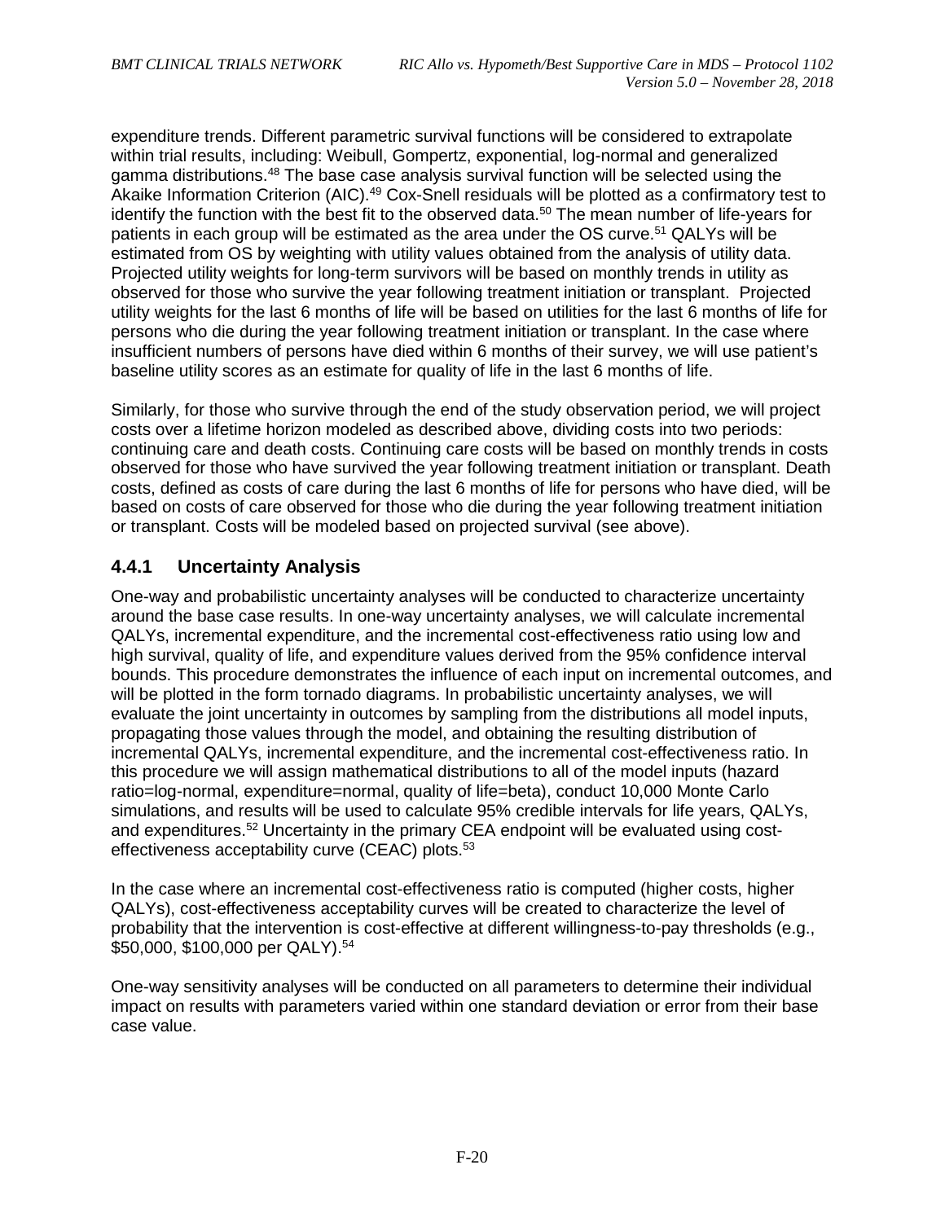expenditure trends. Different parametric survival functions will be considered to extrapolate within trial results, including: Weibull, Gompertz, exponential, log-normal and generalized gamma distributions.[48] The base case analysis survival function will be selected using the Akaike Information Criterion (AIC).[49] Cox-Snell residuals will be plotted as a confirmatory test to identify the function with the best fit to the observed data.[50] The mean number of life-years for patients in each group will be estimated as the area under the OS curve.[51] QALYs will be estimated from OS by weighting with utility values obtained from the analysis of utility data. Projected utility weights for long-term survivors will be based on monthly trends in utility as observed for those who survive the year following treatment initiation or transplant. Projected utility weights for the last 6 months of life will be based on utilities for the last 6 months of life for persons who die during the year following treatment initiation or transplant. In the case where insufficient numbers of persons have died within 6 months of their survey, we will use patient's baseline utility scores as an estimate for quality of life in the last 6 months of life.

Similarly, for those who survive through the end of the study observation period, we will project costs over a lifetime horizon modeled as described above, dividing costs into two periods: continuing care and death costs. Continuing care costs will be based on monthly trends in costs observed for those who have survived the year following treatment initiation or transplant. Death costs, defined as costs of care during the last 6 months of life for persons who have died, will be based on costs of care observed for those who die during the year following treatment initiation or transplant. Costs will be modeled based on projected survival (see above).

### 4.4.1 Uncertainty Analysis

One-way and probabilistic uncertainty analyses will be conducted to characterize uncertainty around the base case results. In one-way uncertainty analyses, we will calculate incremental QALYs, incremental expenditure, and the incremental cost-effectiveness ratio using low and high survival, quality of life, and expenditure values derived from the 95% confidence interval bounds. This procedure demonstrates the influence of each input on incremental outcomes, and will be plotted in the form tornado diagrams. In probabilistic uncertainty analyses, we will evaluate the joint uncertainty in outcomes by sampling from the distributions all model inputs, propagating those values through the model, and obtaining the resulting distribution of incremental QALYs, incremental expenditure, and the incremental cost-effectiveness ratio. In this procedure we will assign mathematical distributions to all of the model inputs (hazard ratio=log-normal, expenditure=normal, quality of life=beta), conduct 10,000 Monte Carlo simulations, and results will be used to calculate 95% credible intervals for life years, QALYs, and expenditures.[52] Uncertainty in the primary CEA endpoint will be evaluated using cost-effectiveness acceptability curve (CEAC) plots.[53]

In the case where an incremental cost-effectiveness ratio is computed (higher costs, higher QALYs), cost-effectiveness acceptability curves will be created to characterize the level of probability that the intervention is cost-effective at different willingness-to-pay thresholds (e.g., $50,000, $100,000 per QALY).[54]

One-way sensitivity analyses will be conducted on all parameters to determine their individual impact on results with parameters varied within one standard deviation or error from their base case value.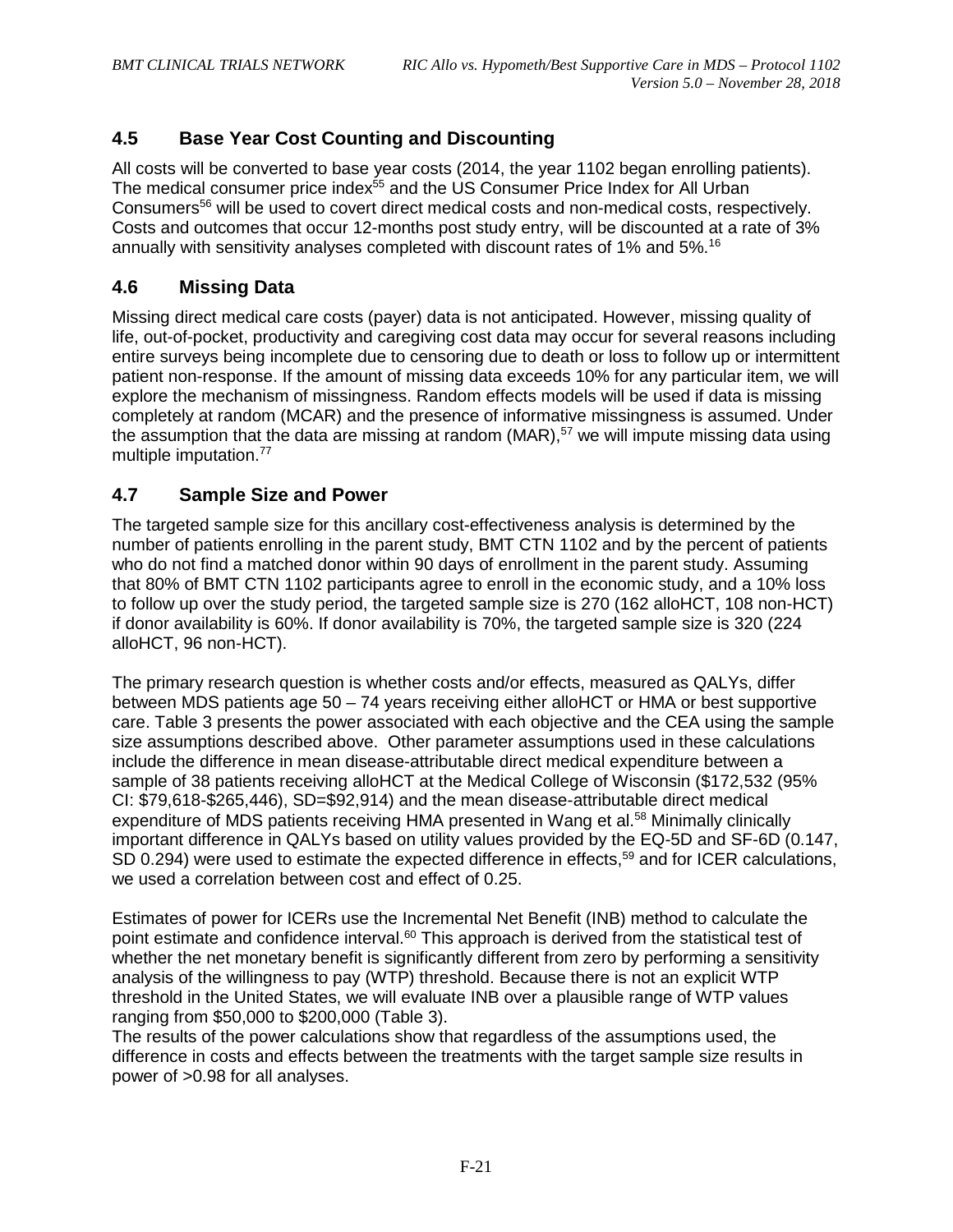## 4.5 Base Year Cost Counting and Discounting

All costs will be converted to base year costs (2014, the year 1102 began enrolling patients). The medical consumer price index[55] and the US Consumer Price Index for All Urban Consumers[56] will be used to covert direct medical costs and non-medical costs, respectively. Costs and outcomes that occur 12-months post study entry, will be discounted at a rate of 3% annually with sensitivity analyses completed with discount rates of 1% and 5%.[16]

## 4.6 Missing Data

Missing direct medical care costs (payer) data is not anticipated. However, missing quality of life, out-of-pocket, productivity and caregiving cost data may occur for several reasons including entire surveys being incomplete due to censoring due to death or loss to follow up or intermittent patient non-response. If the amount of missing data exceeds 10% for any particular item, we will explore the mechanism of missingness. Random effects models will be used if data is missing completely at random (MCAR) and the presence of informative missingness is assumed. Under the assumption that the data are missing at random (MAR),[57] we will impute missing data using multiple imputation.[77]

## 4.7 Sample Size and Power

The targeted sample size for this ancillary cost-effectiveness analysis is determined by the number of patients enrolling in the parent study, BMT CTN 1102 and by the percent of patients who do not find a matched donor within 90 days of enrollment in the parent study. Assuming that 80% of BMT CTN 1102 participants agree to enroll in the economic study, and a 10% loss to follow up over the study period, the targeted sample size is 270 (162 alloHCT, 108 non-HCT) if donor availability is 60%. If donor availability is 70%, the targeted sample size is 320 (224 alloHCT, 96 non-HCT).

The primary research question is whether costs and/or effects, measured as QALYs, differ between MDS patients age 50 – 74 years receiving either alloHCT or HMA or best supportive care. Table 3 presents the power associated with each objective and the CEA using the sample size assumptions described above. Other parameter assumptions used in these calculations include the difference in mean disease-attributable direct medical expenditure between a sample of 38 patients receiving alloHCT at the Medical College of Wisconsin ($172,532 (95% CI: $79,618-$265,446), SD=$92,914) and the mean disease-attributable direct medical expenditure of MDS patients receiving HMA presented in Wang et al.[58] Minimally clinically important difference in QALYs based on utility values provided by the EQ-5D and SF-6D (0.147, SD 0.294) were used to estimate the expected difference in effects,[59] and for ICER calculations, we used a correlation between cost and effect of 0.25.

Estimates of power for ICERs use the Incremental Net Benefit (INB) method to calculate the point estimate and confidence interval.[60] This approach is derived from the statistical test of whether the net monetary benefit is significantly different from zero by performing a sensitivity analysis of the willingness to pay (WTP) threshold. Because there is not an explicit WTP threshold in the United States, we will evaluate INB over a plausible range of WTP values ranging from $50,000 to $200,000 (Table 3).

The results of the power calculations show that regardless of the assumptions used, the difference in costs and effects between the treatments with the target sample size results in power of >0.98 for all analyses.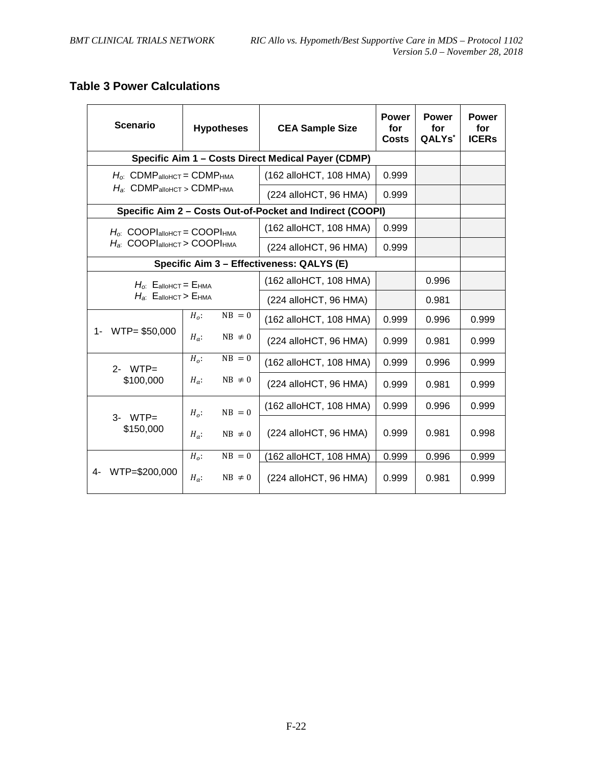## Table 3 Power Calculations

| Scenario | Hypotheses | CEA Sample Size | Power for Costs | Power for QALYs* | Power for ICERs |
|---|---|---|---|---|---|
| **Specific Aim 1 – Costs Direct Medical Payer (CDMP)** | | | | | |
| $H_o$: $CDMP_{alloHCT} = CDMP_{HMA}$ $H_a$: $CDMP_{alloHCT} > CDMP_{HMA}$ | | (162 alloHCT, 108 HMA) | 0.999 | | |
| | | (224 alloHCT, 96 HMA) | 0.999 | | |
| **Specific Aim 2 – Costs Out-of-Pocket and Indirect (COOPI)** | | | | | |
| $H_o$: $COOPI_{alloHCT} = COOPI_{HMA}$ $H_a$: $COOPI_{alloHCT} > COOPI_{HMA}$ | | (162 alloHCT, 108 HMA) | 0.999 | | |
| | | (224 alloHCT, 96 HMA) | 0.999 | | |
| **Specific Aim 3 – Effectiveness: QALYS (E)** | | | | | |
| $H_o$: $E_{alloHCT} = E_{HMA}$ $H_a$: $E_{alloHCT} > E_{HMA}$ | | (162 alloHCT, 108 HMA) | | 0.996 | |
| | | (224 alloHCT, 96 HMA) | | 0.981 | |
| 1- WTP= $50,000 | $H_o$: $NB = 0$ | (162 alloHCT, 108 HMA) | 0.999 | 0.996 | 0.999 |
| | $H_a$: $NB \neq 0$ | (224 alloHCT, 96 HMA) | 0.999 | 0.981 | 0.999 |
| 2- WTP= $100,000 | $H_o$: $NB = 0$ | (162 alloHCT, 108 HMA) | 0.999 | 0.996 | 0.999 |
| | $H_a$: $NB \neq 0$ | (224 alloHCT, 96 HMA) | 0.999 | 0.981 | 0.999 |
| 3- WTP= $150,000 | $H_o$: $NB = 0$ | (162 alloHCT, 108 HMA) | 0.999 | 0.996 | 0.999 |
| | $H_a$: $NB \neq 0$ | (224 alloHCT, 96 HMA) | 0.999 | 0.981 | 0.998 |
| 4- WTP=$200,000 | $H_o$: $NB = 0$ | (162 alloHCT, 108 HMA) | 0.999 | 0.996 | 0.999 |
| | $H_a$: $NB \neq 0$ | (224 alloHCT, 96 HMA) | 0.999 | 0.981 | 0.999 |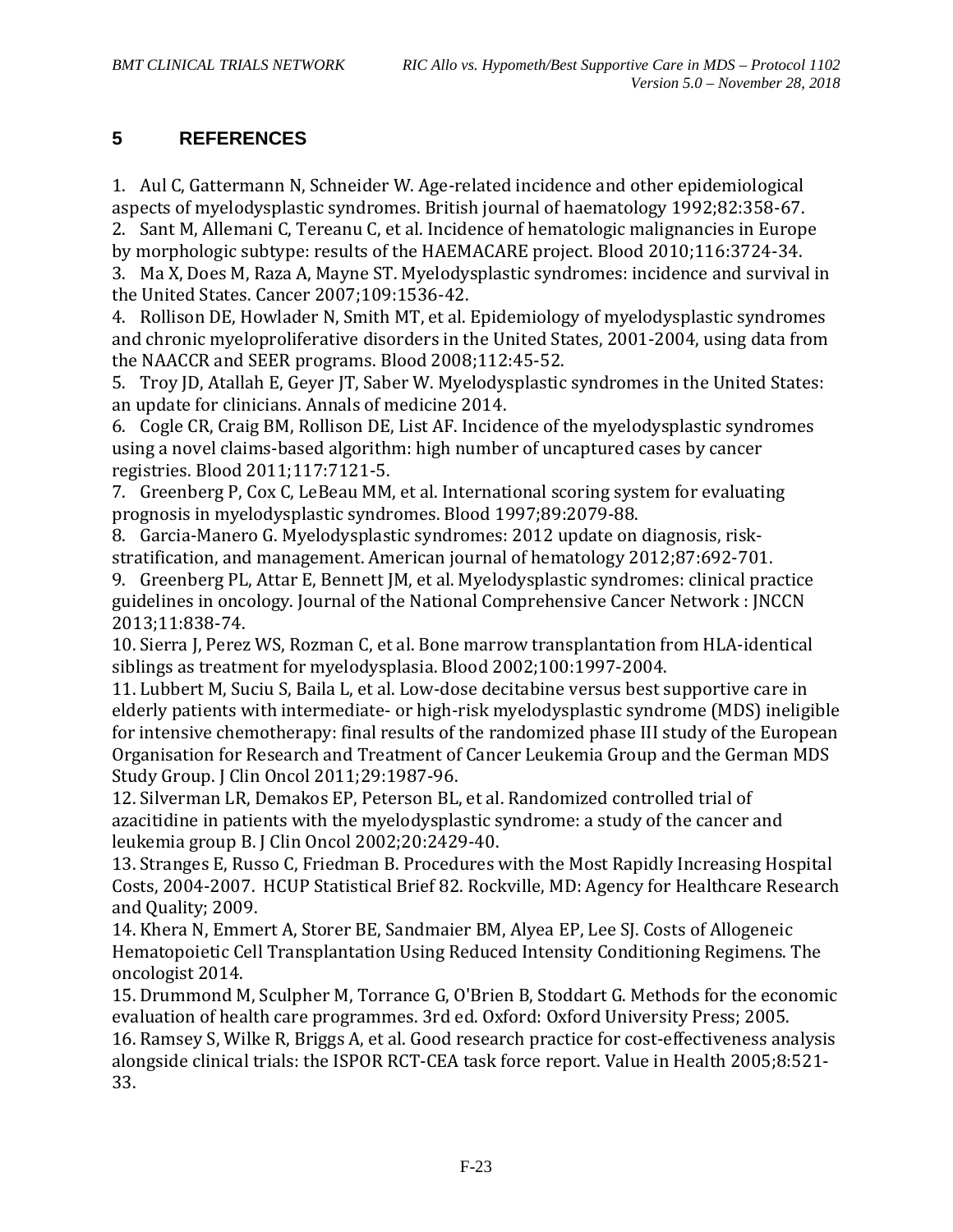## 5 REFERENCES

1. Aul C, Gattermann N, Schneider W. Age-related incidence and other epidemiological aspects of myelodysplastic syndromes. British journal of haematology 1992;82:358-67.
2. Sant M, Allemani C, Tereanu C, et al. Incidence of hematologic malignancies in Europe by morphologic subtype: results of the HAEMACARE project. Blood 2010;116:3724-34.
3. Ma X, Does M, Raza A, Mayne ST. Myelodysplastic syndromes: incidence and survival in the United States. Cancer 2007;109:1536-42.
4. Rollison DE, Howlader N, Smith MT, et al. Epidemiology of myelodysplastic syndromes and chronic myeloproliferative disorders in the United States, 2001-2004, using data from the NAACCR and SEER programs. Blood 2008;112:45-52.
5. Troy JD, Atallah E, Geyer JT, Saber W. Myelodysplastic syndromes in the United States: an update for clinicians. Annals of medicine 2014.
6. Cogle CR, Craig BM, Rollison DE, List AF. Incidence of the myelodysplastic syndromes using a novel claims-based algorithm: high number of uncaptured cases by cancer registries. Blood 2011;117:7121-5.
7. Greenberg P, Cox C, LeBeau MM, et al. International scoring system for evaluating prognosis in myelodysplastic syndromes. Blood 1997;89:2079-88.
8. Garcia-Manero G. Myelodysplastic syndromes: 2012 update on diagnosis, risk-stratification, and management. American journal of hematology 2012;87:692-701.
9. Greenberg PL, Attar E, Bennett JM, et al. Myelodysplastic syndromes: clinical practice guidelines in oncology. Journal of the National Comprehensive Cancer Network : JNCCN 2013;11:838-74.
10. Sierra J, Perez WS, Rozman C, et al. Bone marrow transplantation from HLA-identical siblings as treatment for myelodysplasia. Blood 2002;100:1997-2004.
11. Lubbert M, Suciu S, Baila L, et al. Low-dose decitabine versus best supportive care in elderly patients with intermediate- or high-risk myelodysplastic syndrome (MDS) ineligible for intensive chemotherapy: final results of the randomized phase III study of the European Organisation for Research and Treatment of Cancer Leukemia Group and the German MDS Study Group. J Clin Oncol 2011;29:1987-96.
12. Silverman LR, Demakos EP, Peterson BL, et al. Randomized controlled trial of azacitidine in patients with the myelodysplastic syndrome: a study of the cancer and leukemia group B. J Clin Oncol 2002;20:2429-40.
13. Stranges E, Russo C, Friedman B. Procedures with the Most Rapidly Increasing Hospital Costs, 2004-2007. HCUP Statistical Brief 82. Rockville, MD: Agency for Healthcare Research and Quality; 2009.
14. Khera N, Emmert A, Storer BE, Sandmaier BM, Alyea EP, Lee SJ. Costs of Allogeneic Hematopoietic Cell Transplantation Using Reduced Intensity Conditioning Regimens. The oncologist 2014.
15. Drummond M, Sculpher M, Torrance G, O'Brien B, Stoddart G. Methods for the economic evaluation of health care programmes. 3rd ed. Oxford: Oxford University Press; 2005.
16. Ramsey S, Wilke R, Briggs A, et al. Good research practice for cost-effectiveness analysis alongside clinical trials: the ISPOR RCT-CEA task force report. Value in Health 2005;8:521-33.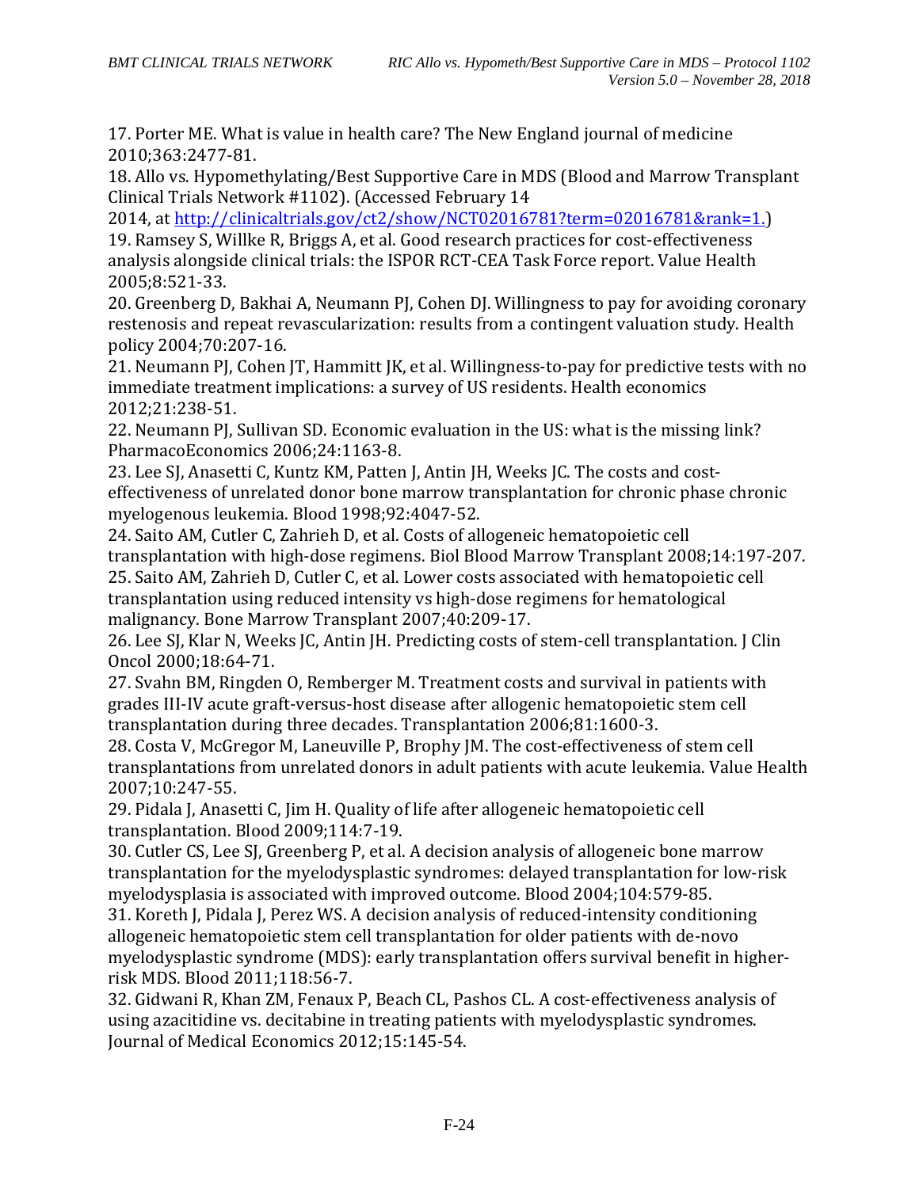17. Porter ME. What is value in health care? The New England journal of medicine 2010;363:2477-81.
18. Allo vs. Hypomethylating/Best Supportive Care in MDS (Blood and Marrow Transplant Clinical Trials Network #1102). (Accessed February 14 2014, at http://clinicaltrials.gov/ct2/show/NCT02016781?term=02016781&rank=1.)
19. Ramsey S, Willke R, Briggs A, et al. Good research practices for cost-effectiveness analysis alongside clinical trials: the ISPOR RCT-CEA Task Force report. Value Health 2005;8:521-33.
20. Greenberg D, Bakhai A, Neumann PJ, Cohen DJ. Willingness to pay for avoiding coronary restenosis and repeat revascularization: results from a contingent valuation study. Health policy 2004;70:207-16.
21. Neumann PJ, Cohen JT, Hammitt JK, et al. Willingness-to-pay for predictive tests with no immediate treatment implications: a survey of US residents. Health economics 2012;21:238-51.
22. Neumann PJ, Sullivan SD. Economic evaluation in the US: what is the missing link? PharmacoEconomics 2006;24:1163-8.
23. Lee SJ, Anasetti C, Kuntz KM, Patten J, Antin JH, Weeks JC. The costs and cost-effectiveness of unrelated donor bone marrow transplantation for chronic phase chronic myelogenous leukemia. Blood 1998;92:4047-52.
24. Saito AM, Cutler C, Zahrieh D, et al. Costs of allogeneic hematopoietic cell transplantation with high-dose regimens. Biol Blood Marrow Transplant 2008;14:197-207.
25. Saito AM, Zahrieh D, Cutler C, et al. Lower costs associated with hematopoietic cell transplantation using reduced intensity vs high-dose regimens for hematological malignancy. Bone Marrow Transplant 2007;40:209-17.
26. Lee SJ, Klar N, Weeks JC, Antin JH. Predicting costs of stem-cell transplantation. J Clin Oncol 2000;18:64-71.
27. Svahn BM, Ringden O, Remberger M. Treatment costs and survival in patients with grades III-IV acute graft-versus-host disease after allogenic hematopoietic stem cell transplantation during three decades. Transplantation 2006;81:1600-3.
28. Costa V, McGregor M, Laneuville P, Brophy JM. The cost-effectiveness of stem cell transplantations from unrelated donors in adult patients with acute leukemia. Value Health 2007;10:247-55.
29. Pidala J, Anasetti C, Jim H. Quality of life after allogeneic hematopoietic cell transplantation. Blood 2009;114:7-19.
30. Cutler CS, Lee SJ, Greenberg P, et al. A decision analysis of allogeneic bone marrow transplantation for the myelodysplastic syndromes: delayed transplantation for low-risk myelodysplasia is associated with improved outcome. Blood 2004;104:579-85.
31. Koreth J, Pidala J, Perez WS. A decision analysis of reduced-intensity conditioning allogeneic hematopoietic stem cell transplantation for older patients with de-novo myelodysplastic syndrome (MDS): early transplantation offers survival benefit in higher-risk MDS. Blood 2011;118:56-7.
32. Gidwani R, Khan ZM, Fenaux P, Beach CL, Pashos CL. A cost-effectiveness analysis of using azacitidine vs. decitabine in treating patients with myelodysplastic syndromes. Journal of Medical Economics 2012;15:145-54.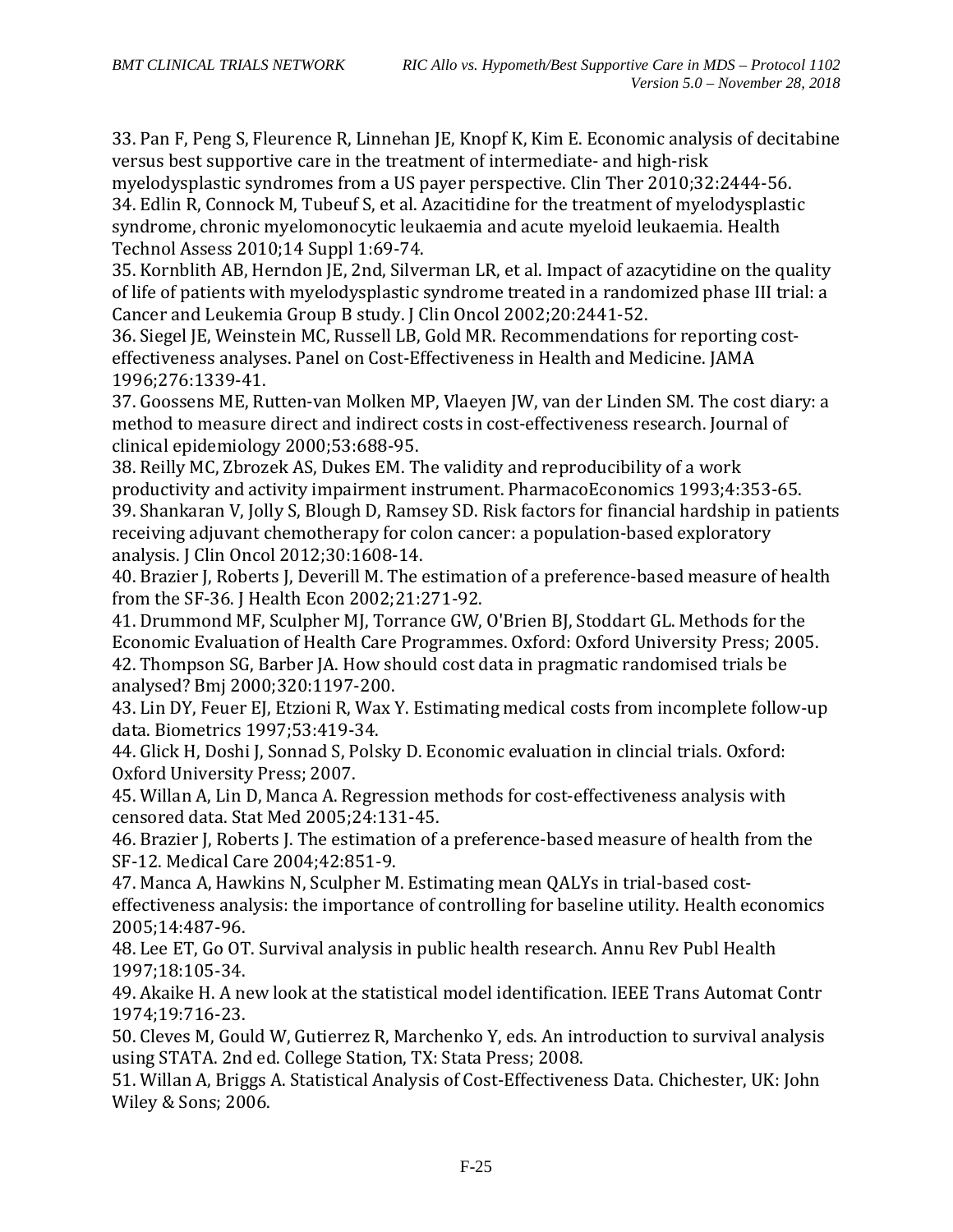33. Pan F, Peng S, Fleurence R, Linnehan JE, Knopf K, Kim E. Economic analysis of decitabine versus best supportive care in the treatment of intermediate- and high-risk myelodysplastic syndromes from a US payer perspective. Clin Ther 2010;32:2444-56.
34. Edlin R, Connock M, Tubeuf S, et al. Azacitidine for the treatment of myelodysplastic syndrome, chronic myelomonocytic leukaemia and acute myeloid leukaemia. Health Technol Assess 2010;14 Suppl 1:69-74.
35. Kornblith AB, Herndon JE, 2nd, Silverman LR, et al. Impact of azacytidine on the quality of life of patients with myelodysplastic syndrome treated in a randomized phase III trial: a Cancer and Leukemia Group B study. J Clin Oncol 2002;20:2441-52.
36. Siegel JE, Weinstein MC, Russell LB, Gold MR. Recommendations for reporting cost-effectiveness analyses. Panel on Cost-Effectiveness in Health and Medicine. JAMA 1996;276:1339-41.
37. Goossens ME, Rutten-van Molken MP, Vlaeyen JW, van der Linden SM. The cost diary: a method to measure direct and indirect costs in cost-effectiveness research. Journal of clinical epidemiology 2000;53:688-95.
38. Reilly MC, Zbrozek AS, Dukes EM. The validity and reproducibility of a work productivity and activity impairment instrument. PharmacoEconomics 1993;4:353-65.
39. Shankaran V, Jolly S, Blough D, Ramsey SD. Risk factors for financial hardship in patients receiving adjuvant chemotherapy for colon cancer: a population-based exploratory analysis. J Clin Oncol 2012;30:1608-14.
40. Brazier J, Roberts J, Deverill M. The estimation of a preference-based measure of health from the SF-36. J Health Econ 2002;21:271-92.
41. Drummond MF, Sculpher MJ, Torrance GW, O'Brien BJ, Stoddart GL. Methods for the Economic Evaluation of Health Care Programmes. Oxford: Oxford University Press; 2005.
42. Thompson SG, Barber JA. How should cost data in pragmatic randomised trials be analysed? Bmj 2000;320:1197-200.
43. Lin DY, Feuer EJ, Etzioni R, Wax Y. Estimating medical costs from incomplete follow-up data. Biometrics 1997;53:419-34.
44. Glick H, Doshi J, Sonnad S, Polsky D. Economic evaluation in clincial trials. Oxford: Oxford University Press; 2007.
45. Willan A, Lin D, Manca A. Regression methods for cost-effectiveness analysis with censored data. Stat Med 2005;24:131-45.
46. Brazier J, Roberts J. The estimation of a preference-based measure of health from the SF-12. Medical Care 2004;42:851-9.
47. Manca A, Hawkins N, Sculpher M. Estimating mean QALYs in trial-based cost-effectiveness analysis: the importance of controlling for baseline utility. Health economics 2005;14:487-96.
48. Lee ET, Go OT. Survival analysis in public health research. Annu Rev Publ Health 1997;18:105-34.
49. Akaike H. A new look at the statistical model identification. IEEE Trans Automat Contr 1974;19:716-23.
50. Cleves M, Gould W, Gutierrez R, Marchenko Y, eds. An introduction to survival analysis using STATA. 2nd ed. College Station, TX: Stata Press; 2008.
51. Willan A, Briggs A. Statistical Analysis of Cost-Effectiveness Data. Chichester, UK: John Wiley & Sons; 2006.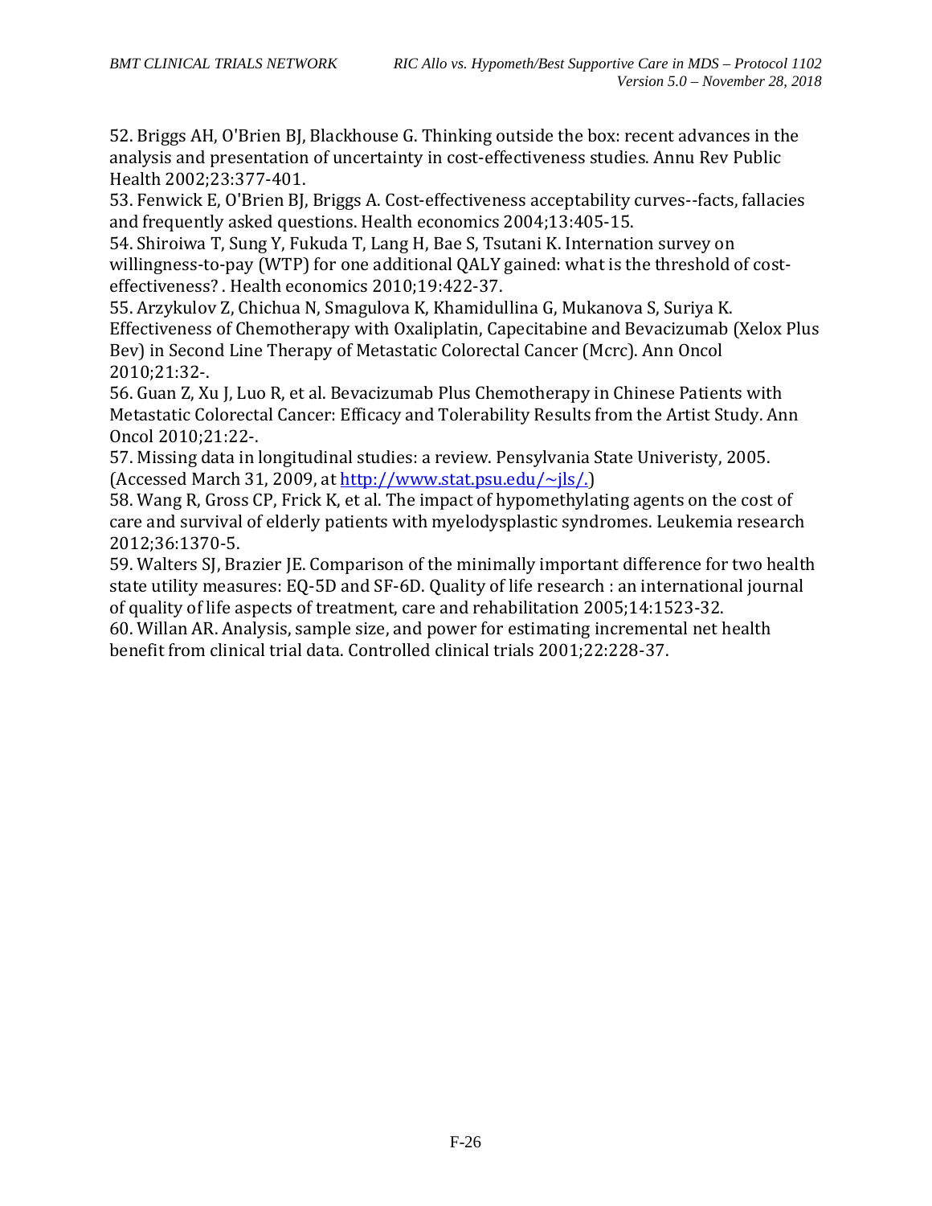52. Briggs AH, O'Brien BJ, Blackhouse G. Thinking outside the box: recent advances in the analysis and presentation of uncertainty in cost-effectiveness studies. Annu Rev Public Health 2002;23:377-401.
53. Fenwick E, O'Brien BJ, Briggs A. Cost-effectiveness acceptability curves--facts, fallacies and frequently asked questions. Health economics 2004;13:405-15.
54. Shiroiwa T, Sung Y, Fukuda T, Lang H, Bae S, Tsutani K. Internation survey on willingness-to-pay (WTP) for one additional QALY gained: what is the threshold of cost-effectiveness? . Health economics 2010;19:422-37.
55. Arzykulov Z, Chichua N, Smagulova K, Khamidullina G, Mukanova S, Suriya K. Effectiveness of Chemotherapy with Oxaliplatin, Capecitabine and Bevacizumab (Xelox Plus Bev) in Second Line Therapy of Metastatic Colorectal Cancer (Mcrc). Ann Oncol 2010;21:32-.
56. Guan Z, Xu J, Luo R, et al. Bevacizumab Plus Chemotherapy in Chinese Patients with Metastatic Colorectal Cancer: Efficacy and Tolerability Results from the Artist Study. Ann Oncol 2010;21:22-.
57. Missing data in longitudinal studies: a review. Pensylvania State Univeristy, 2005. (Accessed March 31, 2009, at http://www.stat.psu.edu/~jls/.)
58. Wang R, Gross CP, Frick K, et al. The impact of hypomethylating agents on the cost of care and survival of elderly patients with myelodysplastic syndromes. Leukemia research 2012;36:1370-5.
59. Walters SJ, Brazier JE. Comparison of the minimally important difference for two health state utility measures: EQ-5D and SF-6D. Quality of life research : an international journal of quality of life aspects of treatment, care and rehabilitation 2005;14:1523-32.
60. Willan AR. Analysis, sample size, and power for estimating incremental net health benefit from clinical trial data. Controlled clinical trials 2001;22:228-37.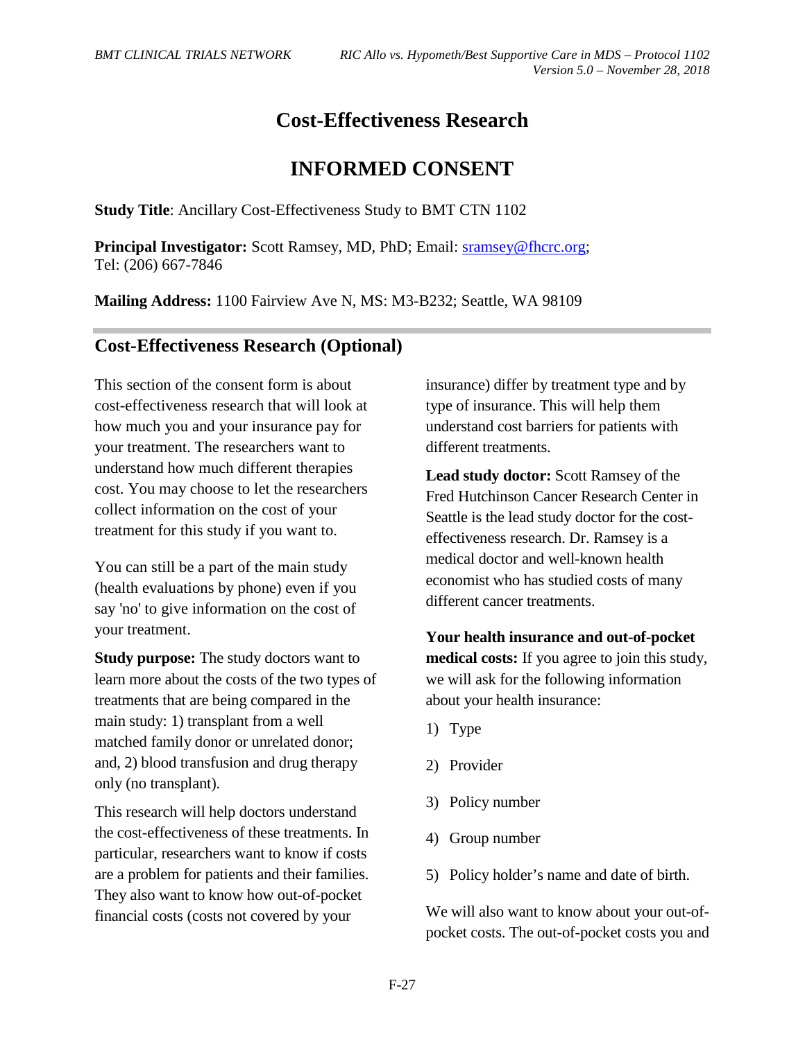# Cost-Effectiveness Research

# INFORMED CONSENT

**Study Title**: Ancillary Cost-Effectiveness Study to BMT CTN 1102

**Principal Investigator:** Scott Ramsey, MD, PhD; Email: sramsey@fhcrc.org; Tel: (206) 667-7846

**Mailing Address:** 1100 Fairview Ave N, MS: M3-B232; Seattle, WA 98109

## Cost-Effectiveness Research (Optional)

This section of the consent form is about cost-effectiveness research that will look at how much you and your insurance pay for your treatment. The researchers want to understand how much different therapies cost. You may choose to let the researchers collect information on the cost of your treatment for this study if you want to.

You can still be a part of the main study (health evaluations by phone) even if you say 'no' to give information on the cost of your treatment.

**Study purpose:** The study doctors want to learn more about the costs of the two types of treatments that are being compared in the main study: 1) transplant from a well matched family donor or unrelated donor; and, 2) blood transfusion and drug therapy only (no transplant).

This research will help doctors understand the cost-effectiveness of these treatments. In particular, researchers want to know if costs are a problem for patients and their families. They also want to know how out-of-pocket financial costs (costs not covered by your insurance) differ by treatment type and by type of insurance. This will help them understand cost barriers for patients with different treatments.

**Lead study doctor:** Scott Ramsey of the Fred Hutchinson Cancer Research Center in Seattle is the lead study doctor for the cost-effectiveness research. Dr. Ramsey is a medical doctor and well-known health economist who has studied costs of many different cancer treatments.

**Your health insurance and out-of-pocket medical costs:** If you agree to join this study, we will ask for the following information about your health insurance:

1) Type
2) Provider
3) Policy number
4) Group number
5) Policy holder's name and date of birth.

We will also want to know about your out-of-pocket costs. The out-of-pocket costs you and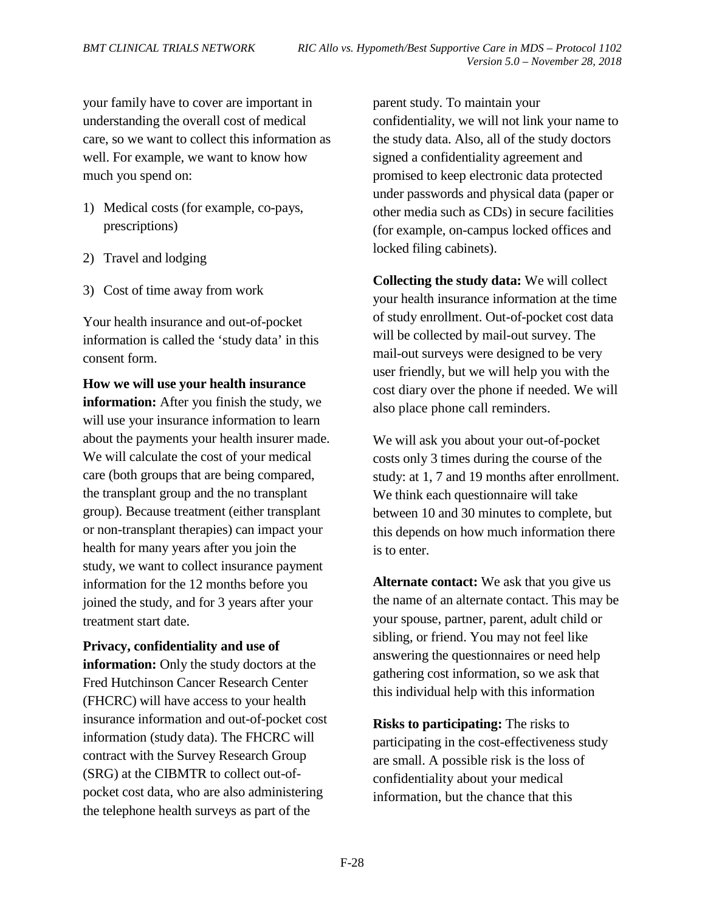your family have to cover are important in understanding the overall cost of medical care, so we want to collect this information as well. For example, we want to know how much you spend on:

1) Medical costs (for example, co-pays, prescriptions)
2) Travel and lodging
3) Cost of time away from work

Your health insurance and out-of-pocket information is called the 'study data' in this consent form.

**How we will use your health insurance information:** After you finish the study, we will use your insurance information to learn about the payments your health insurer made. We will calculate the cost of your medical care (both groups that are being compared, the transplant group and the no transplant group). Because treatment (either transplant or non-transplant therapies) can impact your health for many years after you join the study, we want to collect insurance payment information for the 12 months before you joined the study, and for 3 years after your treatment start date.

**Privacy, confidentiality and use of information:** Only the study doctors at the Fred Hutchinson Cancer Research Center (FHCRC) will have access to your health insurance information and out-of-pocket cost information (study data). The FHCRC will contract with the Survey Research Group (SRG) at the CIBMTR to collect out-of-pocket cost data, who are also administering the telephone health surveys as part of the parent study. To maintain your confidentiality, we will not link your name to the study data. Also, all of the study doctors signed a confidentiality agreement and promised to keep electronic data protected under passwords and physical data (paper or other media such as CDs) in secure facilities (for example, on-campus locked offices and locked filing cabinets).

**Collecting the study data:** We will collect your health insurance information at the time of study enrollment. Out-of-pocket cost data will be collected by mail-out survey. The mail-out surveys were designed to be very user friendly, but we will help you with the cost diary over the phone if needed. We will also place phone call reminders.

We will ask you about your out-of-pocket costs only 3 times during the course of the study: at 1, 7 and 19 months after enrollment. We think each questionnaire will take between 10 and 30 minutes to complete, but this depends on how much information there is to enter.

**Alternate contact:** We ask that you give us the name of an alternate contact. This may be your spouse, partner, parent, adult child or sibling, or friend. You may not feel like answering the questionnaires or need help gathering cost information, so we ask that this individual help with this information

**Risks to participating:** The risks to participating in the cost-effectiveness study are small. A possible risk is the loss of confidentiality about your medical information, but the chance that this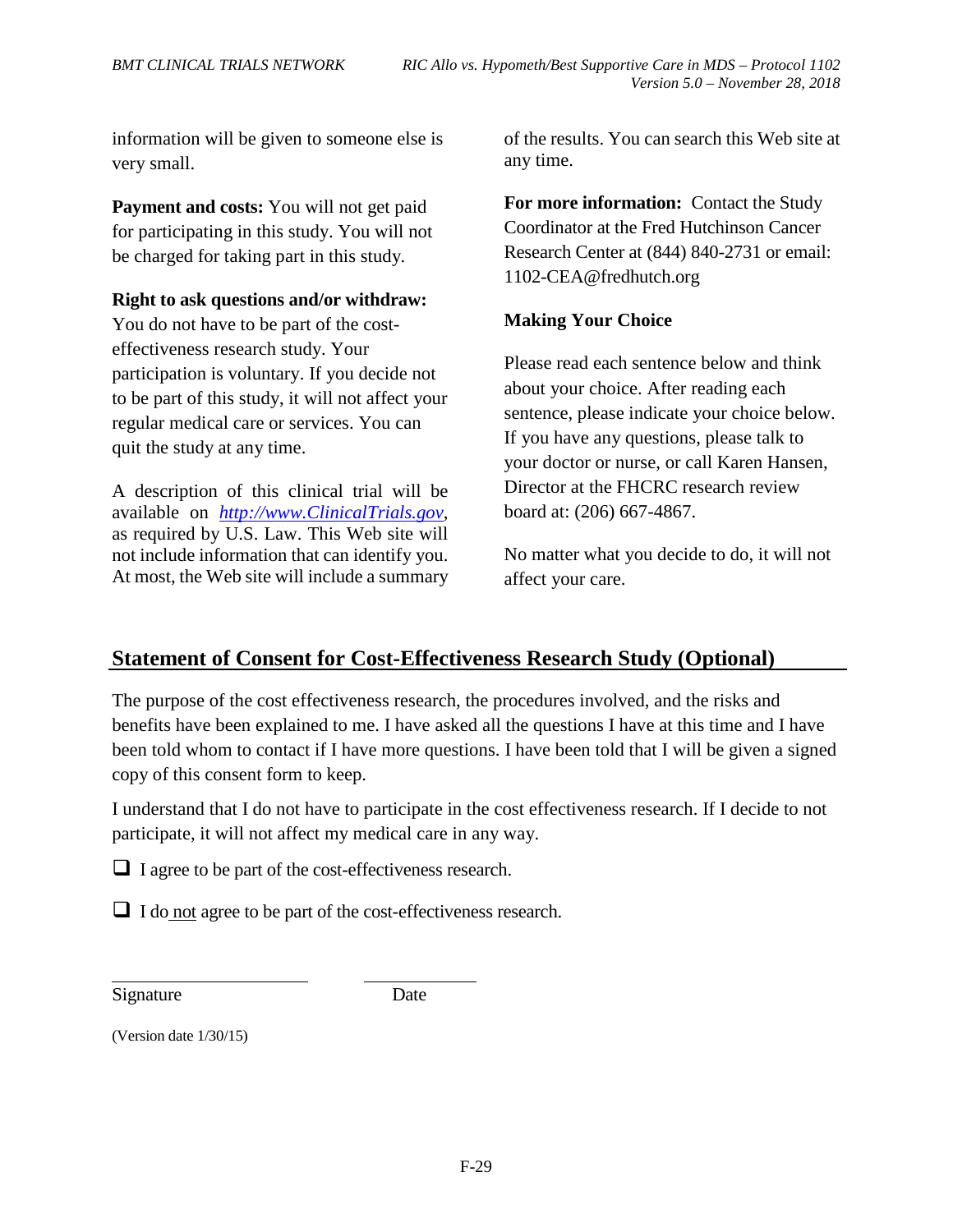information will be given to someone else is very small.

**Payment and costs:** You will not get paid for participating in this study. You will not be charged for taking part in this study.

**Right to ask questions and/or withdraw:** You do not have to be part of the cost-effectiveness research study. Your participation is voluntary. If you decide not to be part of this study, it will not affect your regular medical care or services. You can quit the study at any time.

A description of this clinical trial will be available on *http://www.ClinicalTrials.gov*, as required by U.S. Law. This Web site will not include information that can identify you. At most, the Web site will include a summary of the results. You can search this Web site at any time.

**For more information:** Contact the Study Coordinator at the Fred Hutchinson Cancer Research Center at (844) 840-2731 or email: 1102-CEA@fredhutch.org

**Making Your Choice**

Please read each sentence below and think about your choice. After reading each sentence, please indicate your choice below. If you have any questions, please talk to your doctor or nurse, or call Karen Hansen, Director at the FHCRC research review board at: (206) 667-4867.

No matter what you decide to do, it will not affect your care.

## Statement of Consent for Cost-Effectiveness Research Study (Optional)

The purpose of the cost effectiveness research, the procedures involved, and the risks and benefits have been explained to me. I have asked all the questions I have at this time and I have been told whom to contact if I have more questions. I have been told that I will be given a signed copy of this consent form to keep.

I understand that I do not have to participate in the cost effectiveness research. If I decide to not participate, it will not affect my medical care in any way.

❑ I agree to be part of the cost-effectiveness research.

❑ I do not agree to be part of the cost-effectiveness research.

______________________ ______________

Signature Date

(Version date 1/30/15)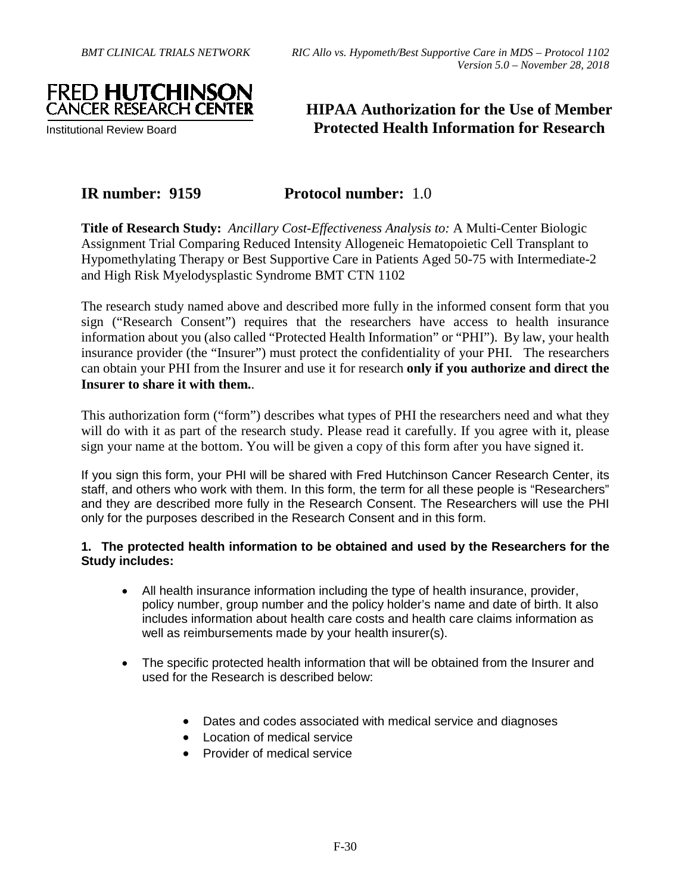FRED HUTCHINSON CANCER RESEARCH CENTER
Institutional Review Board

# HIPAA Authorization for the Use of Member Protected Health Information for Research

**IR number: 9159** **Protocol number:** 1.0

**Title of Research Study:** *Ancillary Cost-Effectiveness Analysis to:* A Multi-Center Biologic Assignment Trial Comparing Reduced Intensity Allogeneic Hematopoietic Cell Transplant to Hypomethylating Therapy or Best Supportive Care in Patients Aged 50-75 with Intermediate-2 and High Risk Myelodysplastic Syndrome BMT CTN 1102

The research study named above and described more fully in the informed consent form that you sign ("Research Consent") requires that the researchers have access to health insurance information about you (also called "Protected Health Information" or "PHI"). By law, your health insurance provider (the "Insurer") must protect the confidentiality of your PHI. The researchers can obtain your PHI from the Insurer and use it for research **only if you authorize and direct the Insurer to share it with them.**.

This authorization form ("form") describes what types of PHI the researchers need and what they will do with it as part of the research study. Please read it carefully. If you agree with it, please sign your name at the bottom. You will be given a copy of this form after you have signed it.

If you sign this form, your PHI will be shared with Fred Hutchinson Cancer Research Center, its staff, and others who work with them. In this form, the term for all these people is "Researchers" and they are described more fully in the Research Consent. The Researchers will use the PHI only for the purposes described in the Research Consent and in this form.

**1. The protected health information to be obtained and used by the Researchers for the Study includes:**

- All health insurance information including the type of health insurance, provider, policy number, group number and the policy holder's name and date of birth. It also includes information about health care costs and health care claims information as well as reimbursements made by your health insurer(s).
- The specific protected health information that will be obtained from the Insurer and used for the Research is described below:
  - Dates and codes associated with medical service and diagnoses
  - Location of medical service
  - Provider of medical service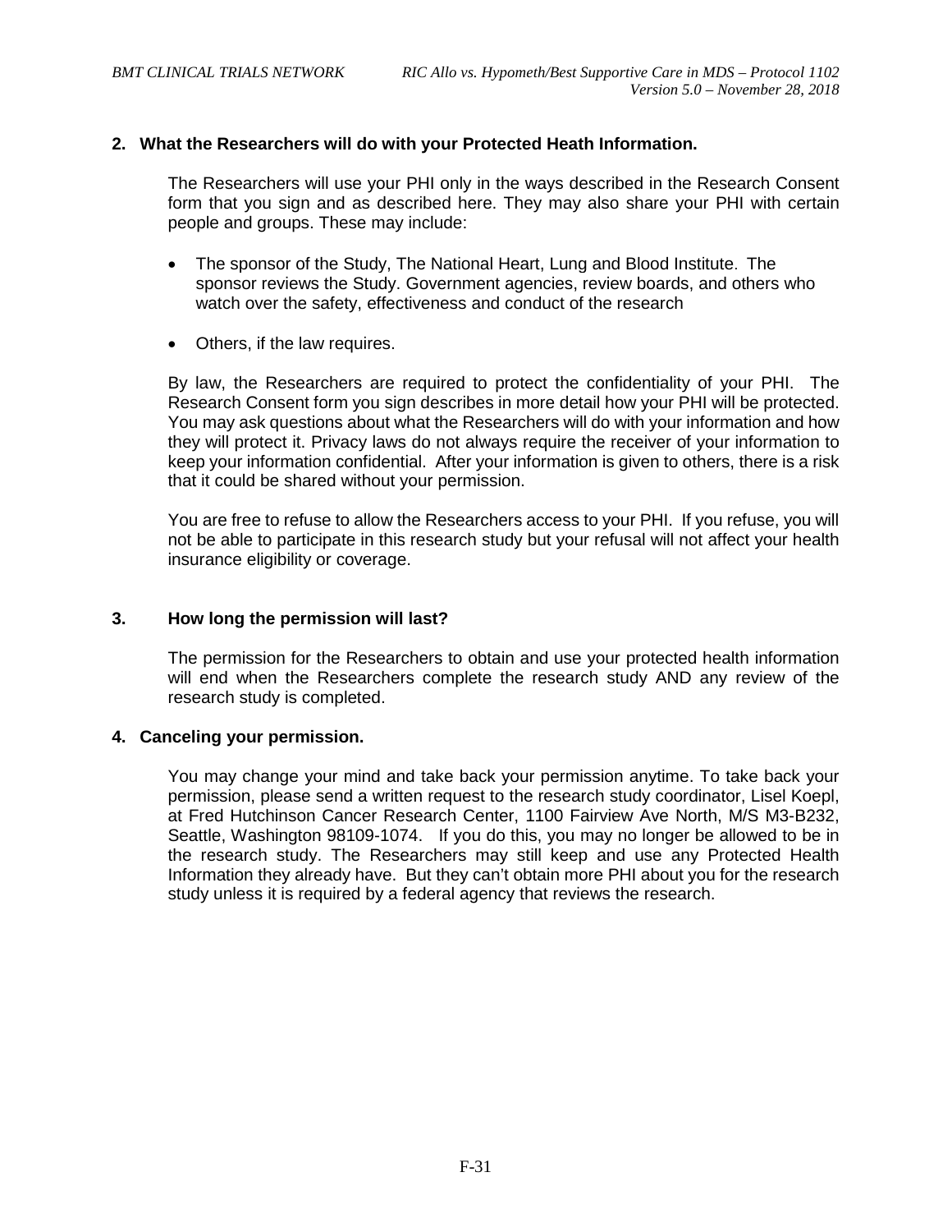### 2. What the Researchers will do with your Protected Heath Information.

The Researchers will use your PHI only in the ways described in the Research Consent form that you sign and as described here. They may also share your PHI with certain people and groups. These may include:

- The sponsor of the Study, The National Heart, Lung and Blood Institute. The sponsor reviews the Study. Government agencies, review boards, and others who watch over the safety, effectiveness and conduct of the research
- Others, if the law requires.

By law, the Researchers are required to protect the confidentiality of your PHI. The Research Consent form you sign describes in more detail how your PHI will be protected. You may ask questions about what the Researchers will do with your information and how they will protect it. Privacy laws do not always require the receiver of your information to keep your information confidential. After your information is given to others, there is a risk that it could be shared without your permission.

You are free to refuse to allow the Researchers access to your PHI. If you refuse, you will not be able to participate in this research study but your refusal will not affect your health insurance eligibility or coverage.

### 3. How long the permission will last?

The permission for the Researchers to obtain and use your protected health information will end when the Researchers complete the research study AND any review of the research study is completed.

### 4. Canceling your permission.

You may change your mind and take back your permission anytime. To take back your permission, please send a written request to the research study coordinator, Lisel Koepl, at Fred Hutchinson Cancer Research Center, 1100 Fairview Ave North, M/S M3-B232, Seattle, Washington 98109-1074. If you do this, you may no longer be allowed to be in the research study. The Researchers may still keep and use any Protected Health Information they already have. But they can't obtain more PHI about you for the research study unless it is required by a federal agency that reviews the research.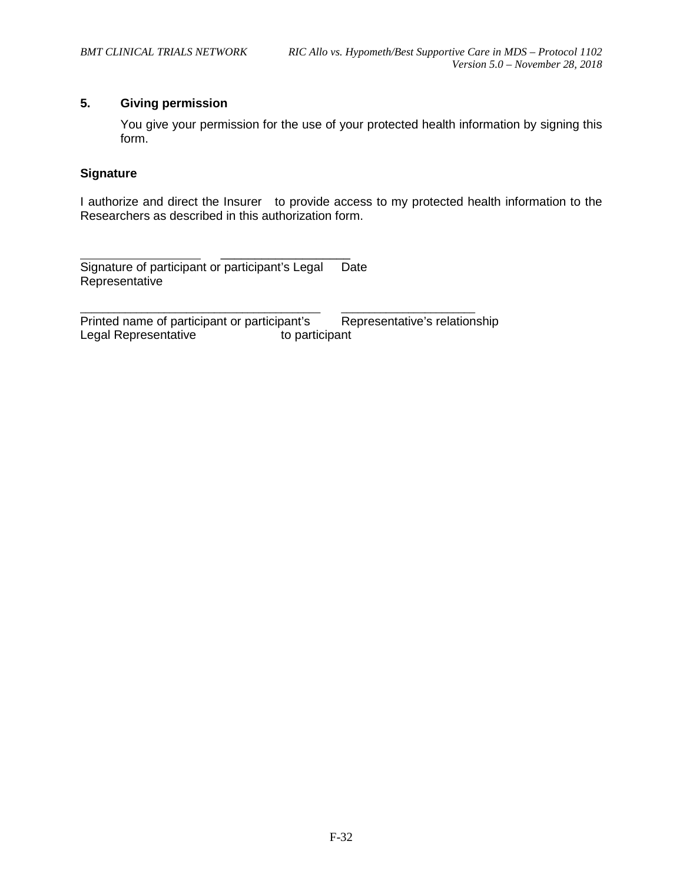## 5. Giving permission

You give your permission for the use of your protected health information by signing this form.

**Signature**

I authorize and direct the Insurer to provide access to my protected health information to the Researchers as described in this authorization form.

\_\_\_\_\_\_\_\_\_\_\_\_\_\_\_\_\_\_\_\_ \_\_\_\_\_\_\_\_\_\_\_\_\_\_\_\_\_\_\_\_

Signature of participant or participant's Legal Representative          Date

\_\_\_\_\_\_\_\_\_\_\_\_\_\_\_\_\_\_\_\_\_\_\_\_\_\_\_\_\_\_\_\_\_\_\_\_\_\_ \_\_\_\_\_\_\_\_\_\_\_\_\_\_\_\_\_\_\_\_\_

Printed name of participant or participant's Legal Representative          Representative's relationship to participant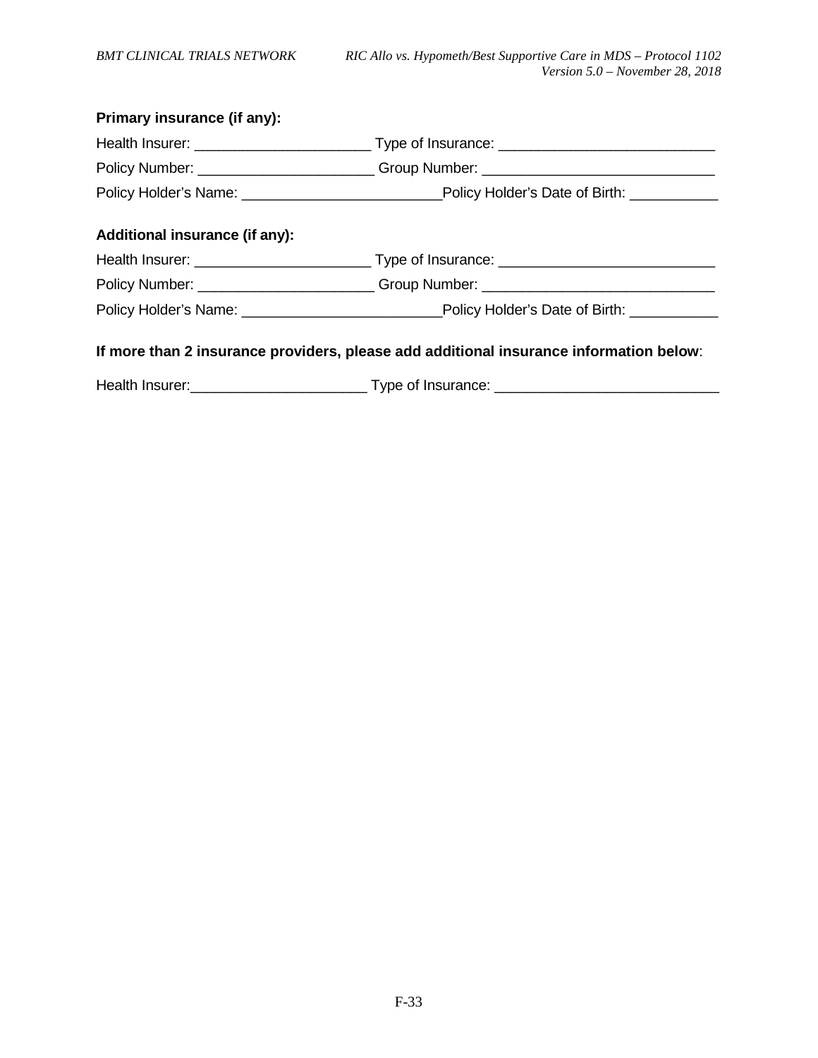**Primary insurance (if any):**

Health Insurer: ______________________ Type of Insurance: ___________________________

Policy Number: ______________________ Group Number: _____________________________

Policy Holder's Name: _________________________Policy Holder's Date of Birth: ___________

**Additional insurance (if any):**

Health Insurer: ______________________ Type of Insurance: ___________________________

Policy Number: ______________________ Group Number: _____________________________

Policy Holder's Name: _________________________Policy Holder's Date of Birth: ___________

**If more than 2 insurance providers, please add additional insurance information below**:

Health Insurer:______________________ Type of Insurance: ____________________________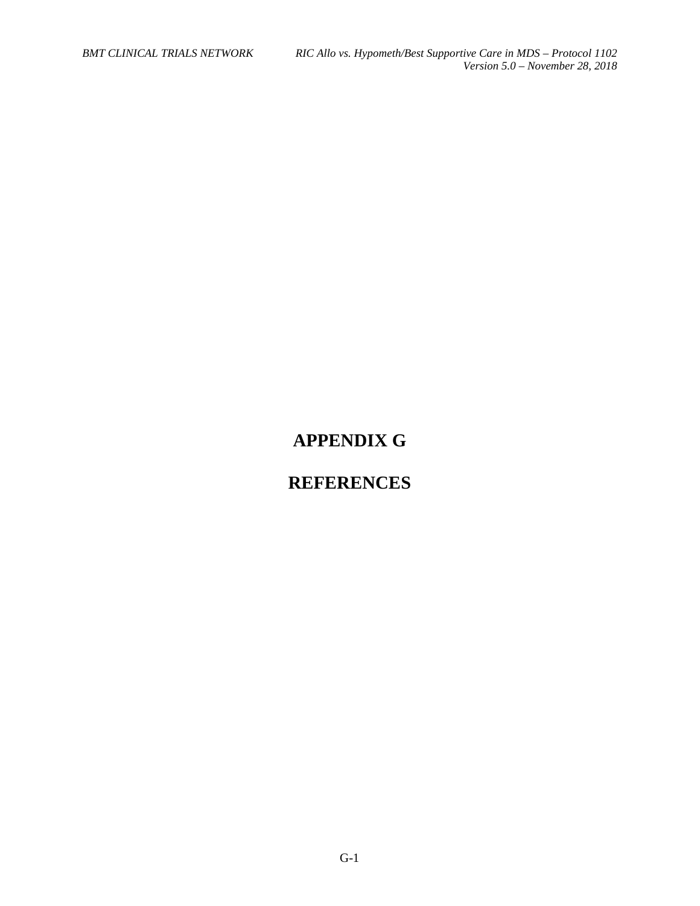# APPENDIX G

# REFERENCES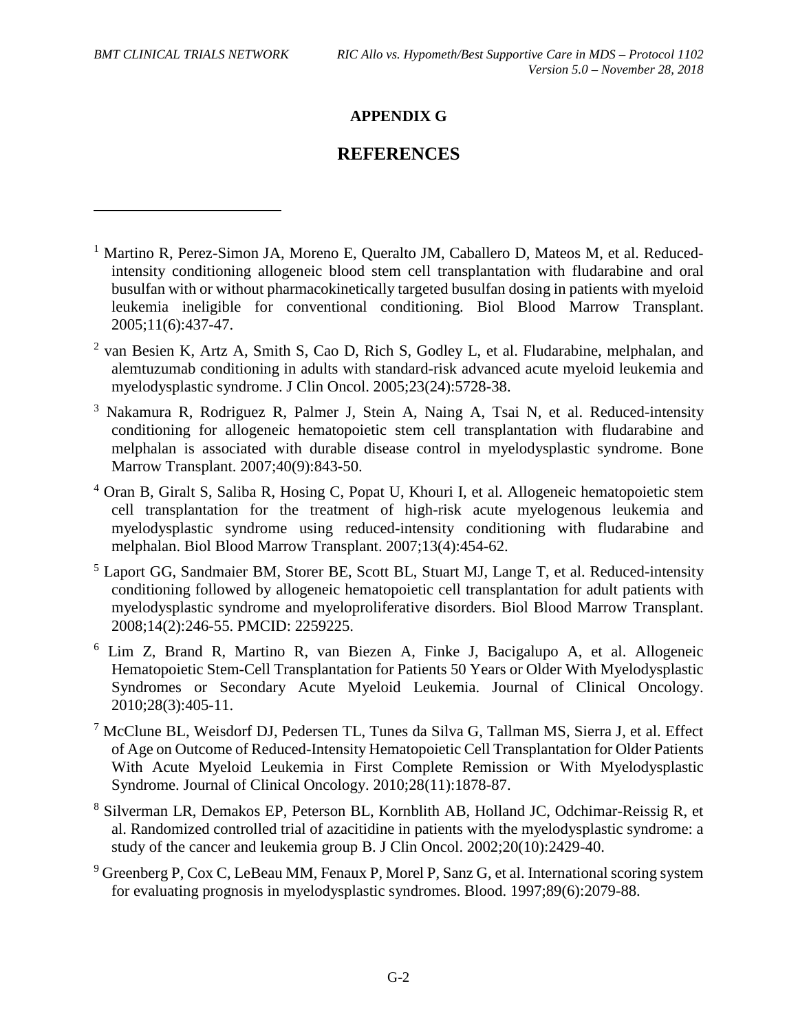# APPENDIX G

# REFERENCES

[1] Martino R, Perez-Simon JA, Moreno E, Queralto JM, Caballero D, Mateos M, et al. Reduced-intensity conditioning allogeneic blood stem cell transplantation with fludarabine and oral busulfan with or without pharmacokinetically targeted busulfan dosing in patients with myeloid leukemia ineligible for conventional conditioning. Biol Blood Marrow Transplant. 2005;11(6):437-47.

[2] van Besien K, Artz A, Smith S, Cao D, Rich S, Godley L, et al. Fludarabine, melphalan, and alemtuzumab conditioning in adults with standard-risk advanced acute myeloid leukemia and myelodysplastic syndrome. J Clin Oncol. 2005;23(24):5728-38.

[3] Nakamura R, Rodriguez R, Palmer J, Stein A, Naing A, Tsai N, et al. Reduced-intensity conditioning for allogeneic hematopoietic stem cell transplantation with fludarabine and melphalan is associated with durable disease control in myelodysplastic syndrome. Bone Marrow Transplant. 2007;40(9):843-50.

[4] Oran B, Giralt S, Saliba R, Hosing C, Popat U, Khouri I, et al. Allogeneic hematopoietic stem cell transplantation for the treatment of high-risk acute myelogenous leukemia and myelodysplastic syndrome using reduced-intensity conditioning with fludarabine and melphalan. Biol Blood Marrow Transplant. 2007;13(4):454-62.

[5] Laport GG, Sandmaier BM, Storer BE, Scott BL, Stuart MJ, Lange T, et al. Reduced-intensity conditioning followed by allogeneic hematopoietic cell transplantation for adult patients with myelodysplastic syndrome and myeloproliferative disorders. Biol Blood Marrow Transplant. 2008;14(2):246-55. PMCID: 2259225.

[6] Lim Z, Brand R, Martino R, van Biezen A, Finke J, Bacigalupo A, et al. Allogeneic Hematopoietic Stem-Cell Transplantation for Patients 50 Years or Older With Myelodysplastic Syndromes or Secondary Acute Myeloid Leukemia. Journal of Clinical Oncology. 2010;28(3):405-11.

[7] McClune BL, Weisdorf DJ, Pedersen TL, Tunes da Silva G, Tallman MS, Sierra J, et al. Effect of Age on Outcome of Reduced-Intensity Hematopoietic Cell Transplantation for Older Patients With Acute Myeloid Leukemia in First Complete Remission or With Myelodysplastic Syndrome. Journal of Clinical Oncology. 2010;28(11):1878-87.

[8] Silverman LR, Demakos EP, Peterson BL, Kornblith AB, Holland JC, Odchimar-Reissig R, et al. Randomized controlled trial of azacitidine in patients with the myelodysplastic syndrome: a study of the cancer and leukemia group B. J Clin Oncol. 2002;20(10):2429-40.

[9] Greenberg P, Cox C, LeBeau MM, Fenaux P, Morel P, Sanz G, et al. International scoring system for evaluating prognosis in myelodysplastic syndromes. Blood. 1997;89(6):2079-88.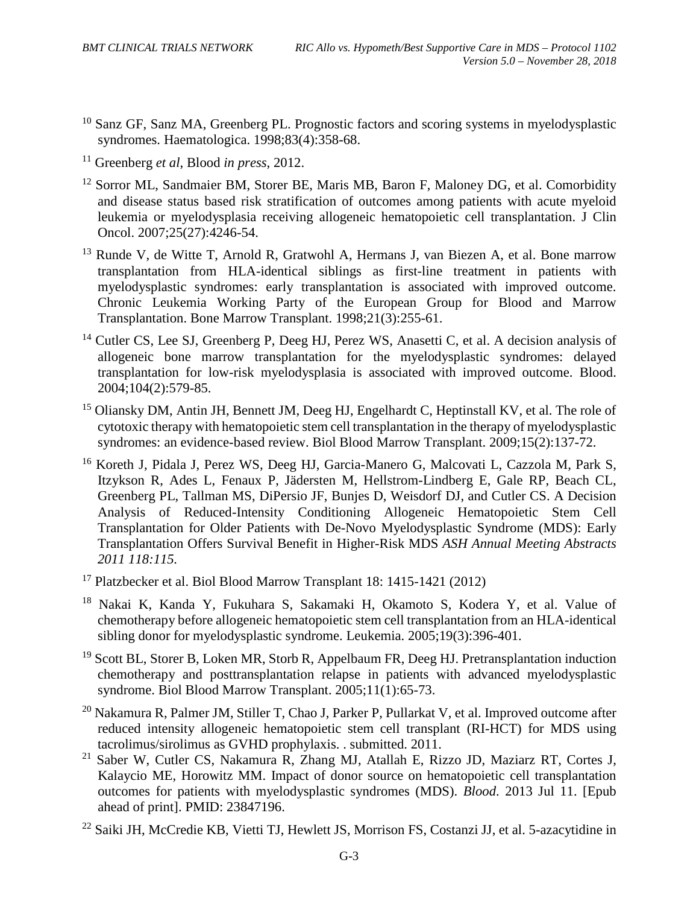[10] Sanz GF, Sanz MA, Greenberg PL. Prognostic factors and scoring systems in myelodysplastic syndromes. Haematologica. 1998;83(4):358-68.

[11] Greenberg *et al*, Blood *in press*, 2012.

[12] Sorror ML, Sandmaier BM, Storer BE, Maris MB, Baron F, Maloney DG, et al. Comorbidity and disease status based risk stratification of outcomes among patients with acute myeloid leukemia or myelodysplasia receiving allogeneic hematopoietic cell transplantation. J Clin Oncol. 2007;25(27):4246-54.

[13] Runde V, de Witte T, Arnold R, Gratwohl A, Hermans J, van Biezen A, et al. Bone marrow transplantation from HLA-identical siblings as first-line treatment in patients with myelodysplastic syndromes: early transplantation is associated with improved outcome. Chronic Leukemia Working Party of the European Group for Blood and Marrow Transplantation. Bone Marrow Transplant. 1998;21(3):255-61.

[14] Cutler CS, Lee SJ, Greenberg P, Deeg HJ, Perez WS, Anasetti C, et al. A decision analysis of allogeneic bone marrow transplantation for the myelodysplastic syndromes: delayed transplantation for low-risk myelodysplasia is associated with improved outcome. Blood. 2004;104(2):579-85.

[15] Oliansky DM, Antin JH, Bennett JM, Deeg HJ, Engelhardt C, Heptinstall KV, et al. The role of cytotoxic therapy with hematopoietic stem cell transplantation in the therapy of myelodysplastic syndromes: an evidence-based review. Biol Blood Marrow Transplant. 2009;15(2):137-72.

[16] Koreth J, Pidala J, Perez WS, Deeg HJ, Garcia-Manero G, Malcovati L, Cazzola M, Park S, Itzykson R, Ades L, Fenaux P, Jädersten M, Hellstrom-Lindberg E, Gale RP, Beach CL, Greenberg PL, Tallman MS, DiPersio JF, Bunjes D, Weisdorf DJ, and Cutler CS. A Decision Analysis of Reduced-Intensity Conditioning Allogeneic Hematopoietic Stem Cell Transplantation for Older Patients with De-Novo Myelodysplastic Syndrome (MDS): Early Transplantation Offers Survival Benefit in Higher-Risk MDS *ASH Annual Meeting Abstracts 2011 118:115.*

[17] Platzbecker et al. Biol Blood Marrow Transplant 18: 1415-1421 (2012)

[18] Nakai K, Kanda Y, Fukuhara S, Sakamaki H, Okamoto S, Kodera Y, et al. Value of chemotherapy before allogeneic hematopoietic stem cell transplantation from an HLA-identical sibling donor for myelodysplastic syndrome. Leukemia. 2005;19(3):396-401.

[19] Scott BL, Storer B, Loken MR, Storb R, Appelbaum FR, Deeg HJ. Pretransplantation induction chemotherapy and posttransplantation relapse in patients with advanced myelodysplastic syndrome. Biol Blood Marrow Transplant. 2005;11(1):65-73.

[20] Nakamura R, Palmer JM, Stiller T, Chao J, Parker P, Pullarkat V, et al. Improved outcome after reduced intensity allogeneic hematopoietic stem cell transplant (RI-HCT) for MDS using tacrolimus/sirolimus as GVHD prophylaxis. . submitted. 2011.

[21] Saber W, Cutler CS, Nakamura R, Zhang MJ, Atallah E, Rizzo JD, Maziarz RT, Cortes J, Kalaycio ME, Horowitz MM. Impact of donor source on hematopoietic cell transplantation outcomes for patients with myelodysplastic syndromes (MDS). *Blood*. 2013 Jul 11. [Epub ahead of print]. PMID: 23847196.

[22] Saiki JH, McCredie KB, Vietti TJ, Hewlett JS, Morrison FS, Costanzi JJ, et al. 5-azacytidine in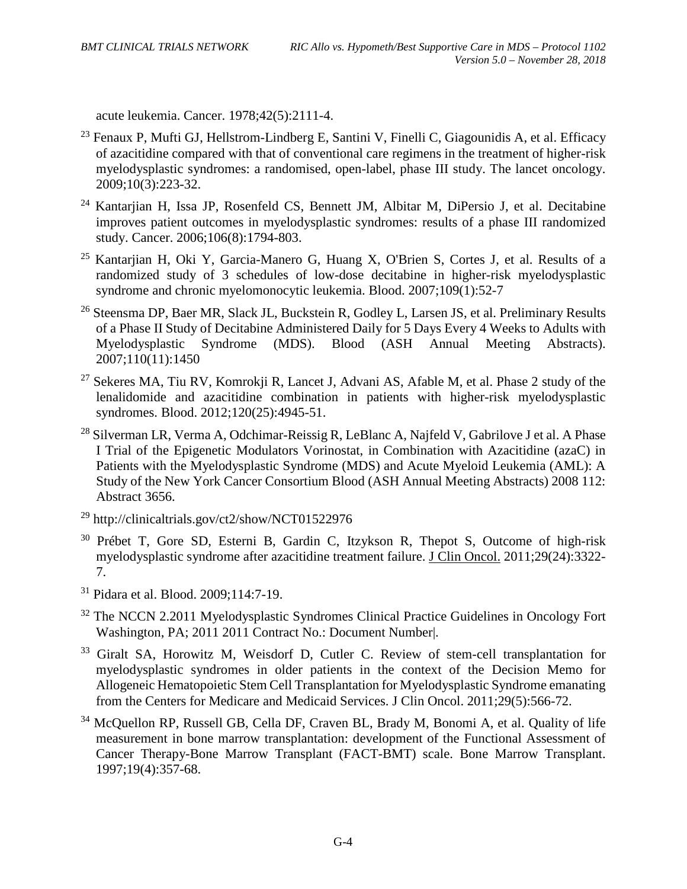acute leukemia. Cancer. 1978;42(5):2111-4.

[23] Fenaux P, Mufti GJ, Hellstrom-Lindberg E, Santini V, Finelli C, Giagounidis A, et al. Efficacy of azacitidine compared with that of conventional care regimens in the treatment of higher-risk myelodysplastic syndromes: a randomised, open-label, phase III study. The lancet oncology. 2009;10(3):223-32.

[24] Kantarjian H, Issa JP, Rosenfeld CS, Bennett JM, Albitar M, DiPersio J, et al. Decitabine improves patient outcomes in myelodysplastic syndromes: results of a phase III randomized study. Cancer. 2006;106(8):1794-803.

[25] Kantarjian H, Oki Y, Garcia-Manero G, Huang X, O'Brien S, Cortes J, et al. Results of a randomized study of 3 schedules of low-dose decitabine in higher-risk myelodysplastic syndrome and chronic myelomonocytic leukemia. Blood. 2007;109(1):52-7

[26] Steensma DP, Baer MR, Slack JL, Buckstein R, Godley L, Larsen JS, et al. Preliminary Results of a Phase II Study of Decitabine Administered Daily for 5 Days Every 4 Weeks to Adults with Myelodysplastic Syndrome (MDS). Blood (ASH Annual Meeting Abstracts). 2007;110(11):1450

[27] Sekeres MA, Tiu RV, Komrokji R, Lancet J, Advani AS, Afable M, et al. Phase 2 study of the lenalidomide and azacitidine combination in patients with higher-risk myelodysplastic syndromes. Blood. 2012;120(25):4945-51.

[28] Silverman LR, Verma A, Odchimar-Reissig R, LeBlanc A, Najfeld V, Gabrilove J et al. A Phase I Trial of the Epigenetic Modulators Vorinostat, in Combination with Azacitidine (azaC) in Patients with the Myelodysplastic Syndrome (MDS) and Acute Myeloid Leukemia (AML): A Study of the New York Cancer Consortium Blood (ASH Annual Meeting Abstracts) 2008 112: Abstract 3656.

[29] http://clinicaltrials.gov/ct2/show/NCT01522976

[30] Prébet T, Gore SD, Esterni B, Gardin C, Itzykson R, Thepot S, Outcome of high-risk myelodysplastic syndrome after azacitidine treatment failure. J Clin Oncol. 2011;29(24):3322-7.

[31] Pidara et al. Blood. 2009;114:7-19.

[32] The NCCN 2.2011 Myelodysplastic Syndromes Clinical Practice Guidelines in Oncology Fort Washington, PA; 2011 2011 Contract No.: Document Number|.

[33] Giralt SA, Horowitz M, Weisdorf D, Cutler C. Review of stem-cell transplantation for myelodysplastic syndromes in older patients in the context of the Decision Memo for Allogeneic Hematopoietic Stem Cell Transplantation for Myelodysplastic Syndrome emanating from the Centers for Medicare and Medicaid Services. J Clin Oncol. 2011;29(5):566-72.

[34] McQuellon RP, Russell GB, Cella DF, Craven BL, Brady M, Bonomi A, et al. Quality of life measurement in bone marrow transplantation: development of the Functional Assessment of Cancer Therapy-Bone Marrow Transplant (FACT-BMT) scale. Bone Marrow Transplant. 1997;19(4):357-68.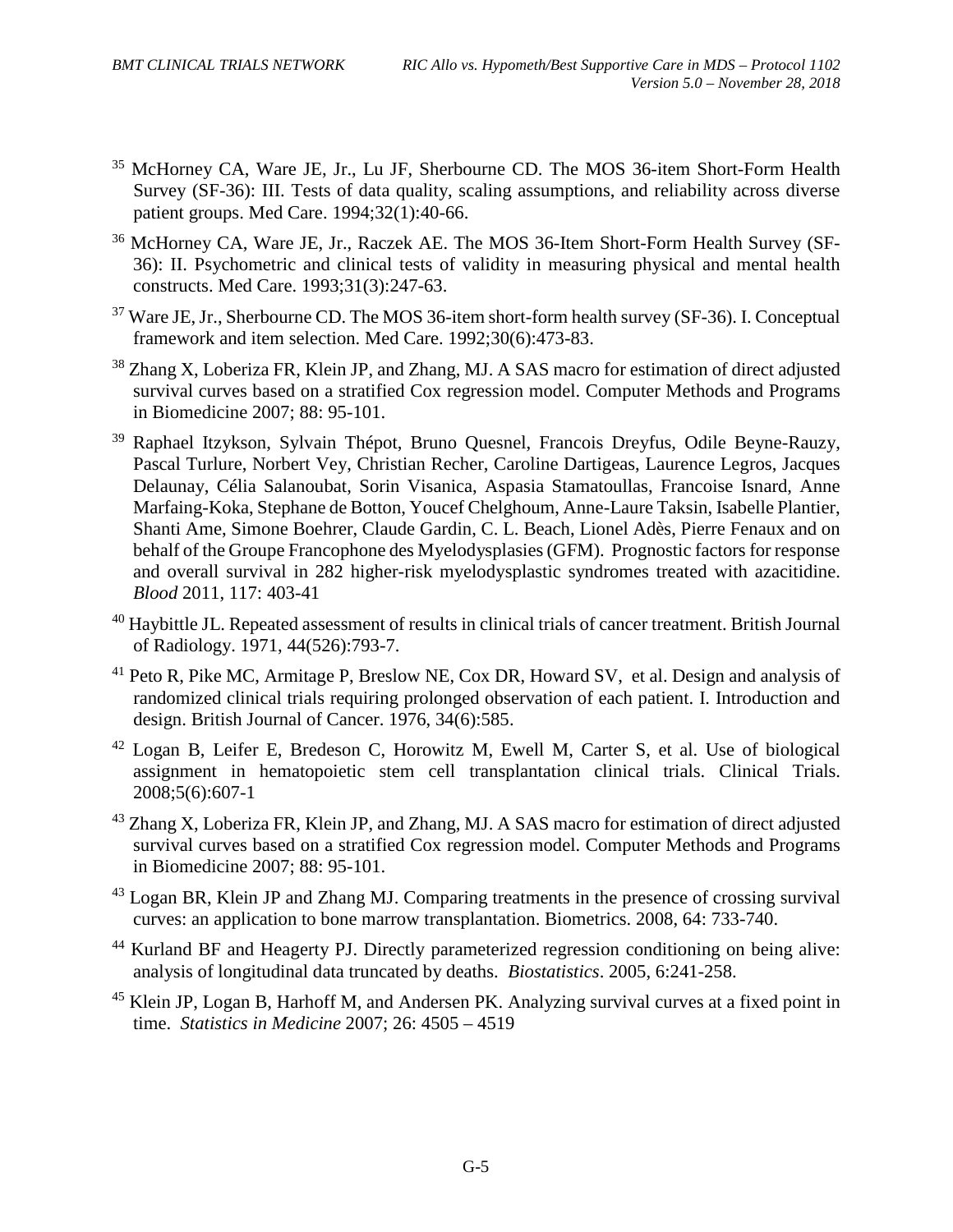[35] McHorney CA, Ware JE, Jr., Lu JF, Sherbourne CD. The MOS 36-item Short-Form Health Survey (SF-36): III. Tests of data quality, scaling assumptions, and reliability across diverse patient groups. Med Care. 1994;32(1):40-66.

[36] McHorney CA, Ware JE, Jr., Raczek AE. The MOS 36-Item Short-Form Health Survey (SF-36): II. Psychometric and clinical tests of validity in measuring physical and mental health constructs. Med Care. 1993;31(3):247-63.

[37] Ware JE, Jr., Sherbourne CD. The MOS 36-item short-form health survey (SF-36). I. Conceptual framework and item selection. Med Care. 1992;30(6):473-83.

[38] Zhang X, Loberiza FR, Klein JP, and Zhang, MJ. A SAS macro for estimation of direct adjusted survival curves based on a stratified Cox regression model. Computer Methods and Programs in Biomedicine 2007; 88: 95-101.

[39] Raphael Itzykson, Sylvain Thépot, Bruno Quesnel, Francois Dreyfus, Odile Beyne-Rauzy, Pascal Turlure, Norbert Vey, Christian Recher, Caroline Dartigeas, Laurence Legros, Jacques Delaunay, Célia Salanoubat, Sorin Visanica, Aspasia Stamatoullas, Francoise Isnard, Anne Marfaing-Koka, Stephane de Botton, Youcef Chelghoum, Anne-Laure Taksin, Isabelle Plantier, Shanti Ame, Simone Boehrer, Claude Gardin, C. L. Beach, Lionel Adès, Pierre Fenaux and on behalf of the Groupe Francophone des Myelodysplasies (GFM). Prognostic factors for response and overall survival in 282 higher-risk myelodysplastic syndromes treated with azacitidine. *Blood* 2011, 117: 403-41

[40] Haybittle JL. Repeated assessment of results in clinical trials of cancer treatment. British Journal of Radiology. 1971, 44(526):793-7.

[41] Peto R, Pike MC, Armitage P, Breslow NE, Cox DR, Howard SV, et al. Design and analysis of randomized clinical trials requiring prolonged observation of each patient. I. Introduction and design. British Journal of Cancer. 1976, 34(6):585.

[42] Logan B, Leifer E, Bredeson C, Horowitz M, Ewell M, Carter S, et al. Use of biological assignment in hematopoietic stem cell transplantation clinical trials. Clinical Trials. 2008;5(6):607-1

[43] Zhang X, Loberiza FR, Klein JP, and Zhang, MJ. A SAS macro for estimation of direct adjusted survival curves based on a stratified Cox regression model. Computer Methods and Programs in Biomedicine 2007; 88: 95-101.

[43] Logan BR, Klein JP and Zhang MJ. Comparing treatments in the presence of crossing survival curves: an application to bone marrow transplantation. Biometrics. 2008, 64: 733-740.

[44] Kurland BF and Heagerty PJ. Directly parameterized regression conditioning on being alive: analysis of longitudinal data truncated by deaths. *Biostatistics*. 2005, 6:241-258.

[45] Klein JP, Logan B, Harhoff M, and Andersen PK. Analyzing survival curves at a fixed point in time. *Statistics in Medicine* 2007; 26: 4505 – 4519